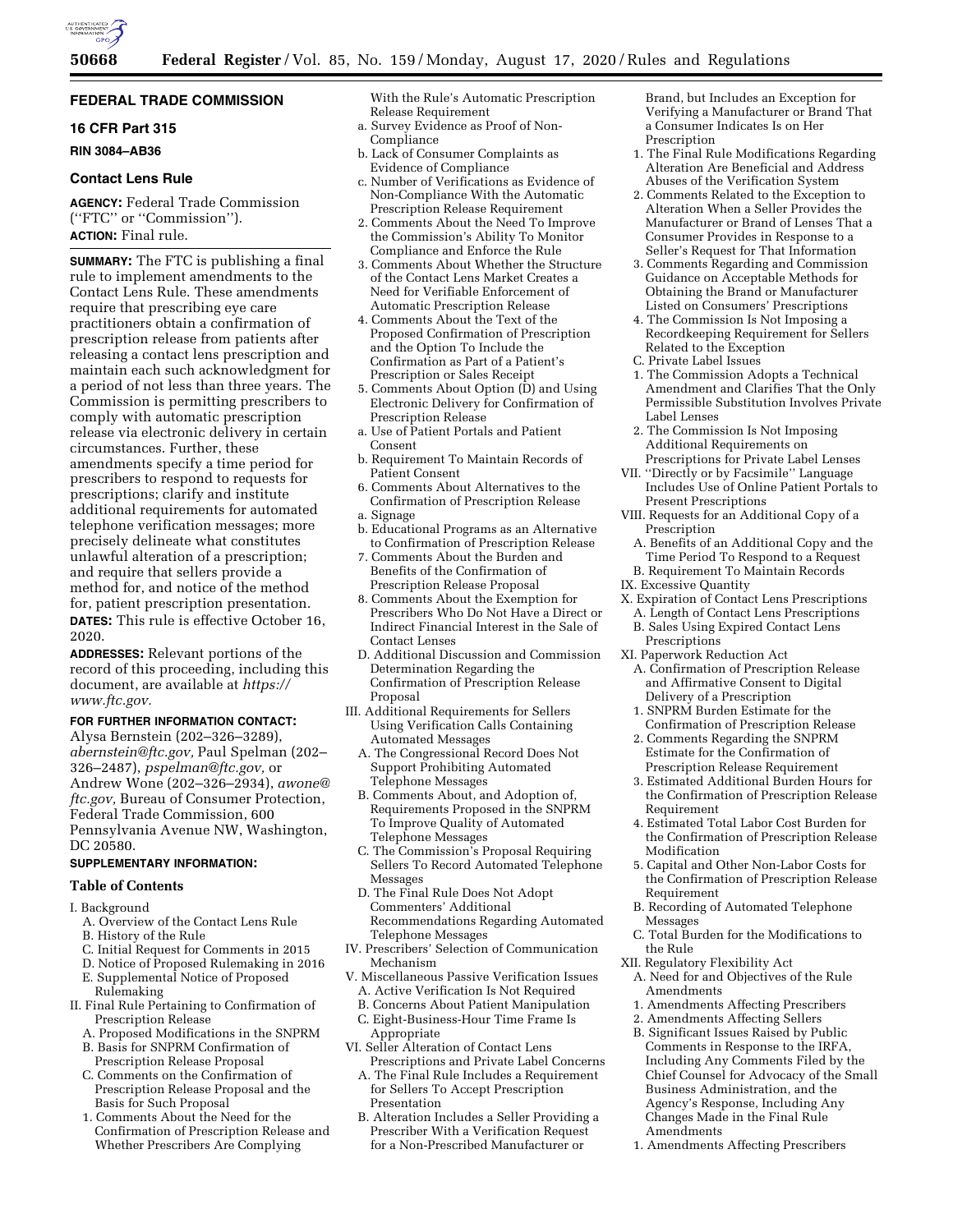## FEDERAL TRADE COMMISSION

### 16 CFR Part 315

**RIN 3084–AB36**

### Contact Lens Rule

**AGENCY:** Federal Trade Commission (''FTC'' or ''Commission'').

**ACTION:** Final rule.

**SUMMARY:** The FTC is publishing a final rule to implement amendments to the Contact Lens Rule. These amendments require that prescribing eye care practitioners obtain a confirmation of prescription release from patients after releasing a contact lens prescription and maintain each such acknowledgment for a period of not less than three years. The Commission is permitting prescribers to comply with automatic prescription release via electronic delivery in certain circumstances. Further, these amendments specify a time period for prescribers to respond to requests for prescriptions; clarify and institute additional requirements for automated telephone verification messages; more precisely delineate what constitutes unlawful alteration of a prescription; and require that sellers provide a method for, and notice of the method for, patient prescription presentation.

**DATES:** This rule is effective October 16, 2020.

**ADDRESSES:** Relevant portions of the record of this proceeding, including this document, are available at *https://www.ftc.gov.*

**FOR FURTHER INFORMATION CONTACT:** Alysa Bernstein (202–326–3289), *abernstein@ftc.gov,* Paul Spelman (202–326–2487), *pspelman@ftc.gov,* or Andrew Wone (202–326–2934), *awone@ftc.gov,* Bureau of Consumer Protection, Federal Trade Commission, 600 Pennsylvania Avenue NW, Washington, DC 20580.

**SUPPLEMENTARY INFORMATION:**

### Table of Contents

I. Background
  A. Overview of the Contact Lens Rule
  B. History of the Rule
  C. Initial Request for Comments in 2015
  D. Notice of Proposed Rulemaking in 2016
  E. Supplemental Notice of Proposed Rulemaking
II. Final Rule Pertaining to Confirmation of Prescription Release
  A. Proposed Modifications in the SNPRM
  B. Basis for SNPRM Confirmation of Prescription Release Proposal
  C. Comments on the Confirmation of Prescription Release Proposal and the Basis for Such Proposal
  1. Comments About the Need for the Confirmation of Prescription Release and Whether Prescribers Are Complying With the Rule's Automatic Prescription Release Requirement
  a. Survey Evidence as Proof of Non-Compliance
  b. Lack of Consumer Complaints as Evidence of Compliance
  c. Number of Verifications as Evidence of Non-Compliance With the Automatic Prescription Release Requirement
  2. Comments About the Need To Improve the Commission's Ability To Monitor Compliance and Enforce the Rule
  3. Comments About Whether the Structure of the Contact Lens Market Creates a Need for Verifiable Enforcement of Automatic Prescription Release
  4. Comments About the Text of the Proposed Confirmation of Prescription and the Option To Include the Confirmation as Part of a Patient's Prescription or Sales Receipt
  5. Comments About Option (D) and Using Electronic Delivery for Confirmation of Prescription Release
  a. Use of Patient Portals and Patient Consent
  b. Requirement To Maintain Records of Patient Consent
  6. Comments About Alternatives to the Confirmation of Prescription Release
  a. Signage
  b. Educational Programs as an Alternative to Confirmation of Prescription Release
  7. Comments About the Burden and Benefits of the Confirmation of Prescription Release Proposal
  8. Comments About the Exemption for Prescribers Who Do Not Have a Direct or Indirect Financial Interest in the Sale of Contact Lenses
  D. Additional Discussion and Commission Determination Regarding the Confirmation of Prescription Release Proposal
III. Additional Requirements for Sellers Using Verification Calls Containing Automated Messages
  A. The Congressional Record Does Not Support Prohibiting Automated Telephone Messages
  B. Comments About, and Adoption of, Requirements Proposed in the SNPRM To Improve Quality of Automated Telephone Messages
  C. The Commission's Proposal Requiring Sellers To Record Automated Telephone Messages
  D. The Final Rule Does Not Adopt Commenters' Additional Recommendations Regarding Automated Telephone Messages
IV. Prescribers' Selection of Communication Mechanism
V. Miscellaneous Passive Verification Issues
  A. Active Verification Is Not Required
  B. Concerns About Patient Manipulation
  C. Eight-Business-Hour Time Frame Is Appropriate
VI. Seller Alteration of Contact Lens Prescriptions and Private Label Concerns
  A. The Final Rule Includes a Requirement for Sellers To Accept Prescription Presentation
  B. Alteration Includes a Seller Providing a Prescriber With a Verification Request for a Non-Prescribed Manufacturer or Brand, but Includes an Exception for Verifying a Manufacturer or Brand That a Consumer Indicates Is on Her Prescription
  1. The Final Rule Modifications Regarding Alteration Are Beneficial and Address Abuses of the Verification System
  2. Comments Related to the Exception to Alteration When a Seller Provides the Manufacturer or Brand of Lenses That a Consumer Provides in Response to a Seller's Request for That Information
  3. Comments Regarding and Commission Guidance on Acceptable Methods for Obtaining the Brand or Manufacturer Listed on Consumers' Prescriptions
  4. The Commission Is Not Imposing a Recordkeeping Requirement for Sellers Related to the Exception
  C. Private Label Issues
  1. The Commission Adopts a Technical Amendment and Clarifies That the Only Permissible Substitution Involves Private Label Lenses
  2. The Commission Is Not Imposing Additional Requirements on Prescriptions for Private Label Lenses
VII. ''Directly or by Facsimile'' Language Includes Use of Online Patient Portals to Present Prescriptions
VIII. Requests for an Additional Copy of a Prescription
  A. Benefits of an Additional Copy and the Time Period To Respond to a Request
  B. Requirement To Maintain Records
IX. Excessive Quantity
X. Expiration of Contact Lens Prescriptions
  A. Length of Contact Lens Prescriptions
  B. Sales Using Expired Contact Lens Prescriptions
XI. Paperwork Reduction Act
  A. Confirmation of Prescription Release and Affirmative Consent to Digital Delivery of a Prescription
  1. SNPRM Burden Estimate for the Confirmation of Prescription Release
  2. Comments Regarding the SNPRM Estimate for the Confirmation of Prescription Release Requirement
  3. Estimated Additional Burden Hours for the Confirmation of Prescription Release Requirement
  4. Estimated Total Labor Cost Burden for the Confirmation of Prescription Release Modification
  5. Capital and Other Non-Labor Costs for the Confirmation of Prescription Release Requirement
  B. Recording of Automated Telephone Messages
  C. Total Burden for the Modifications to the Rule
XII. Regulatory Flexibility Act
  A. Need for and Objectives of the Rule Amendments
  1. Amendments Affecting Prescribers
  2. Amendments Affecting Sellers
  B. Significant Issues Raised by Public Comments in Response to the IRFA, Including Any Comments Filed by the Chief Counsel for Advocacy of the Small Business Administration, and the Agency's Response, Including Any Changes Made in the Final Rule Amendments
  1. Amendments Affecting Prescribers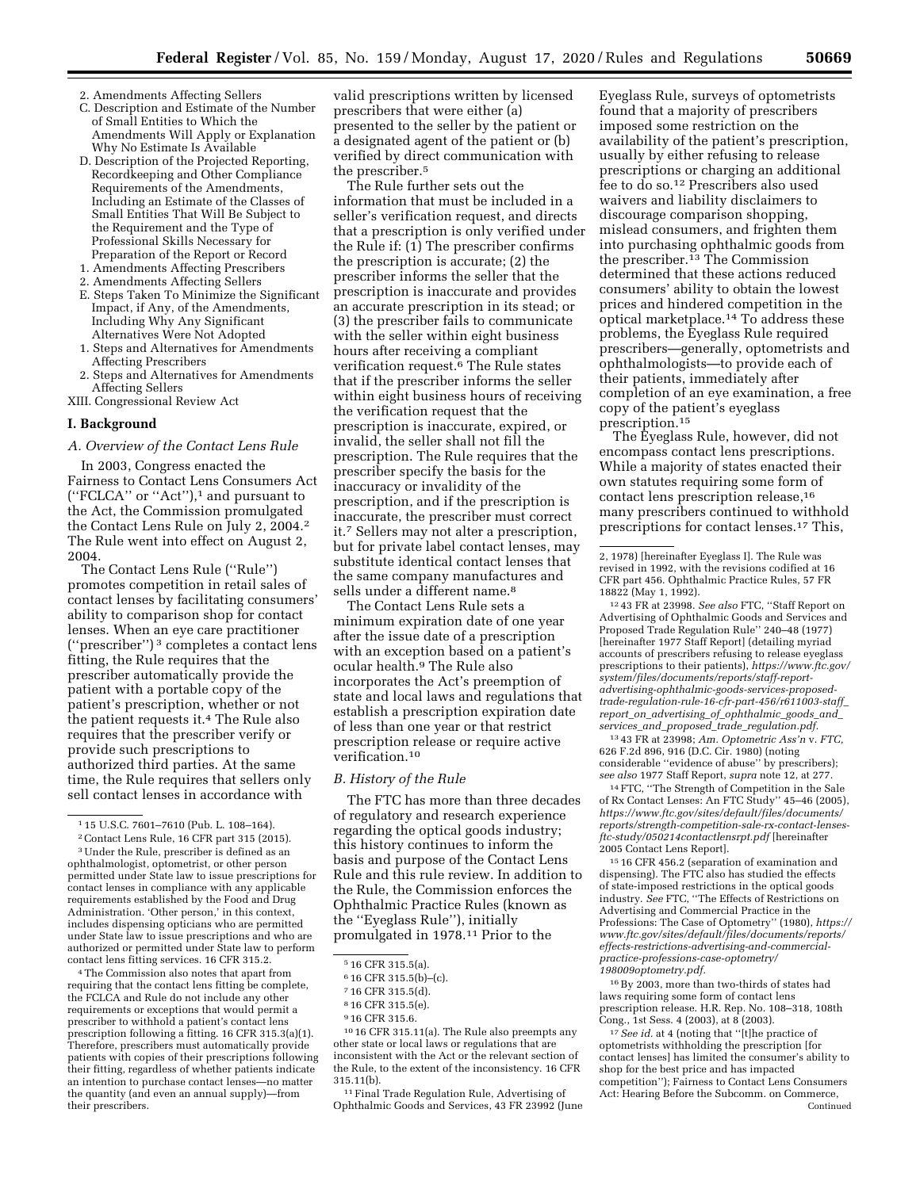2. Amendments Affecting Sellers
C. Description and Estimate of the Number of Small Entities to Which the Amendments Will Apply or Explanation Why No Estimate Is Available
D. Description of the Projected Reporting, Recordkeeping and Other Compliance Requirements of the Amendments, Including an Estimate of the Classes of Small Entities That Will Be Subject to the Requirement and the Type of Professional Skills Necessary for Preparation of the Report or Record
1. Amendments Affecting Prescribers
2. Amendments Affecting Sellers
E. Steps Taken To Minimize the Significant Impact, if Any, of the Amendments, Including Why Any Significant Alternatives Were Not Adopted
1. Steps and Alternatives for Amendments Affecting Prescribers
2. Steps and Alternatives for Amendments Affecting Sellers
XIII. Congressional Review Act

## I. Background

### A. Overview of the Contact Lens Rule

In 2003, Congress enacted the Fairness to Contact Lens Consumers Act (''FCLCA'' or ''Act''),[1] and pursuant to the Act, the Commission promulgated the Contact Lens Rule on July 2, 2004.[2] The Rule went into effect on August 2, 2004.

The Contact Lens Rule (''Rule'') promotes competition in retail sales of contact lenses by facilitating consumers' ability to comparison shop for contact lenses. When an eye care practitioner (''prescriber'')[3] completes a contact lens fitting, the Rule requires that the prescriber automatically provide the patient with a portable copy of the patient's prescription, whether or not the patient requests it.[4] The Rule also requires that the prescriber verify or provide such prescriptions to authorized third parties. At the same time, the Rule requires that sellers only sell contact lenses in accordance with valid prescriptions written by licensed prescribers that were either (a) presented to the seller by the patient or a designated agent of the patient or (b) verified by direct communication with the prescriber.[5]

The Rule further sets out the information that must be included in a seller's verification request, and directs that a prescription is only verified under the Rule if: (1) The prescriber confirms the prescription is accurate; (2) the prescriber informs the seller that the prescription is inaccurate and provides an accurate prescription in its stead; or (3) the prescriber fails to communicate with the seller within eight business hours after receiving a compliant verification request.[6] The Rule states that if the prescriber informs the seller within eight business hours of receiving the verification request that the prescription is inaccurate, expired, or invalid, the seller shall not fill the prescription. The Rule requires that the prescriber specify the basis for the inaccuracy or invalidity of the prescription, and if the prescription is inaccurate, the prescriber must correct it.[7] Sellers may not alter a prescription, but for private label contact lenses, may substitute identical contact lenses that the same company manufactures and sells under a different name.[8]

The Contact Lens Rule sets a minimum expiration date of one year after the issue date of a prescription with an exception based on a patient's ocular health.[9] The Rule also incorporates the Act's preemption of state and local laws and regulations that establish a prescription expiration date of less than one year or that restrict prescription release or require active verification.[10]

### B. History of the Rule

The FTC has more than three decades of regulatory and research experience regarding the optical goods industry; this history continues to inform the basis and purpose of the Contact Lens Rule and this rule review. In addition to the Rule, the Commission enforces the Ophthalmic Practice Rules (known as the ''Eyeglass Rule''), initially promulgated in 1978.[11] Prior to the Eyeglass Rule, surveys of optometrists found that a majority of prescribers imposed some restriction on the availability of the patient's prescription, usually by either refusing to release prescriptions or charging an additional fee to do so.[12] Prescribers also used waivers and liability disclaimers to discourage comparison shopping, mislead consumers, and frighten them into purchasing ophthalmic goods from the prescriber.[13] The Commission determined that these actions reduced consumers' ability to obtain the lowest prices and hindered competition in the optical marketplace.[14] To address these problems, the Eyeglass Rule required prescribers—generally, optometrists and ophthalmologists—to provide each of their patients, immediately after completion of an eye examination, a free copy of the patient's eyeglass prescription.[15]

The Eyeglass Rule, however, did not encompass contact lens prescriptions. While a majority of states enacted their own statutes requiring some form of contact lens prescription release,[16] many prescribers continued to withhold prescriptions for contact lenses.[17] This,

---

[1] 15 U.S.C. 7601–7610 (Pub. L. 108–164).

[2] Contact Lens Rule, 16 CFR part 315 (2015).

[3] Under the Rule, prescriber is defined as an ophthalmologist, optometrist, or other person permitted under State law to issue prescriptions for contact lenses in compliance with any applicable requirements established by the Food and Drug Administration. 'Other person,' in this context, includes dispensing opticians who are permitted under State law to issue prescriptions and who are authorized or permitted under State law to perform contact lens fitting services. 16 CFR 315.2.

[4] The Commission also notes that apart from requiring that the contact lens fitting be complete, the FCLCA and Rule do not include any other requirements or exceptions that would permit a prescriber to withhold a patient's contact lens prescription following a fitting. 16 CFR 315.3(a)(1). Therefore, prescribers must automatically provide patients with copies of their prescriptions following their fitting, regardless of whether patients indicate an intention to purchase contact lenses—no matter the quantity (and even an annual supply)—from their prescribers.

[5] 16 CFR 315.5(a).

[6] 16 CFR 315.5(b)–(c).

[7] 16 CFR 315.5(d).

[8] 16 CFR 315.5(e).

[9] 16 CFR 315.6.

[10] 16 CFR 315.11(a). The Rule also preempts any other state or local laws or regulations that are inconsistent with the Act or the relevant section of the Rule, to the extent of the inconsistency. 16 CFR 315.11(b).

[11] Final Trade Regulation Rule, Advertising of Ophthalmic Goods and Services, 43 FR 23992 (June 2, 1978) [hereinafter Eyeglass I]. The Rule was revised in 1992, with the revisions codified at 16 CFR part 456. Ophthalmic Practice Rules, 57 FR 18822 (May 1, 1992).

[12] 43 FR at 23998. *See also* FTC, ''Staff Report on Advertising of Ophthalmic Goods and Services and Proposed Trade Regulation Rule'' 240–48 (1977) [hereinafter 1977 Staff Report] (detailing myriad accounts of prescribers refusing to release eyeglass prescriptions to their patients), *https://www.ftc.gov/system/files/documents/reports/staff-report-advertising-ophthalmic-goods-services-proposed-trade-regulation-rule-16-cfr-part-456/r611003-staff_report_on_advertising_of_ophthalmic_goods_and_services_and_proposed_trade_regulation.pdf*.

[13] 43 FR at 23998; *Am. Optometric Ass'n* v. *FTC,* 626 F.2d 896, 916 (D.C. Cir. 1980) (noting considerable ''evidence of abuse'' by prescribers); *see also* 1977 Staff Report, *supra* note 12, at 277.

[14] FTC, ''The Strength of Competition in the Sale of Rx Contact Lenses: An FTC Study'' 45–46 (2005), *https://www.ftc.gov/sites/default/files/documents/reports/strength-competition-sale-rx-contact-lenses-ftc-study/050214contactlensrpt.pdf* [hereinafter 2005 Contact Lens Report].

[15] 16 CFR 456.2 (separation of examination and dispensing). The FTC also has studied the effects of state-imposed restrictions in the optical goods industry. *See* FTC, ''The Effects of Restrictions on Advertising and Commercial Practice in the Professions: The Case of Optometry'' (1980), *https://www.ftc.gov/sites/default/files/documents/reports/effects-restrictions-advertising-and-commercial-practice-professions-case-optometry/198009optometry.pdf*.

[16] By 2003, more than two-thirds of states had laws requiring some form of contact lens prescription release. H.R. Rep. No. 108–318, 108th Cong., 1st Sess. 4 (2003), at 8 (2003).

[17] *See id.* at 4 (noting that ''[t]he practice of optometrists withholding the prescription [for contact lenses] has limited the consumer's ability to shop for the best price and has impacted competition''); Fairness to Contact Lens Consumers Act: Hearing Before the Subcomm. on Commerce,
Continued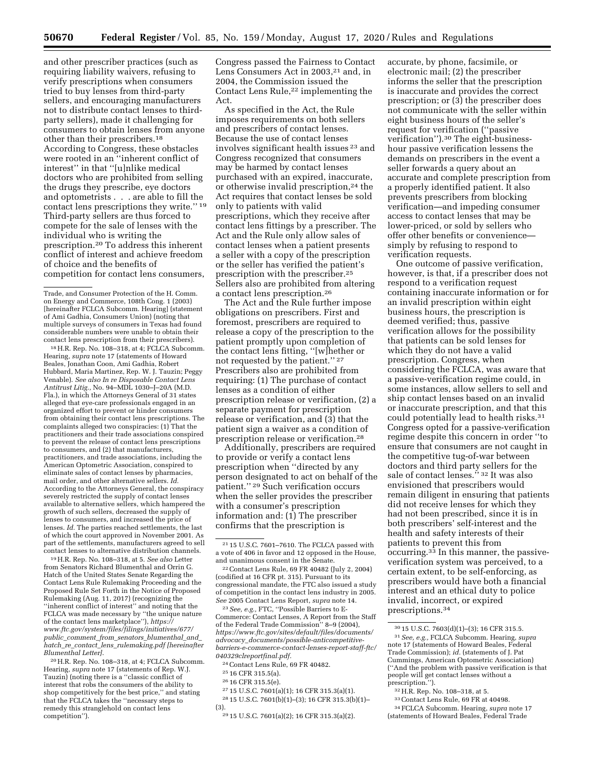and other prescriber practices (such as requiring liability waivers, refusing to verify prescriptions when consumers tried to buy lenses from third-party sellers, and encouraging manufacturers not to distribute contact lenses to third-party sellers), made it challenging for consumers to obtain lenses from anyone other than their prescribers.[18] According to Congress, these obstacles were rooted in an ''inherent conflict of interest'' in that ''[u]nlike medical doctors who are prohibited from selling the drugs they prescribe, eye doctors and optometrists . . . are able to fill the contact lens prescriptions they write.'' [19] Third-party sellers are thus forced to compete for the sale of lenses with the individual who is writing the prescription.[20] To address this inherent conflict of interest and achieve freedom of choice and the benefits of competition for contact lens consumers, Congress passed the Fairness to Contact Lens Consumers Act in 2003,[21] and, in 2004, the Commission issued the Contact Lens Rule,[22] implementing the Act.

As specified in the Act, the Rule imposes requirements on both sellers and prescribers of contact lenses. Because the use of contact lenses involves significant health issues [23] and Congress recognized that consumers may be harmed by contact lenses purchased with an expired, inaccurate, or otherwise invalid prescription,[24] the Act requires that contact lenses be sold only to patients with valid prescriptions, which they receive after contact lens fittings by a prescriber. The Act and the Rule only allow sales of contact lenses when a patient presents a seller with a copy of the prescription or the seller has verified the patient's prescription with the prescriber.[25] Sellers also are prohibited from altering a contact lens prescription.[26]

The Act and the Rule further impose obligations on prescribers. First and foremost, prescribers are required to release a copy of the prescription to the patient promptly upon completion of the contact lens fitting, ''[w]hether or not requested by the patient.'' [27] Prescribers also are prohibited from requiring: (1) The purchase of contact lenses as a condition of either prescription release or verification, (2) a separate payment for prescription release or verification, and (3) that the patient sign a waiver as a condition of prescription release or verification.[28]

Additionally, prescribers are required to provide or verify a contact lens prescription when ''directed by any person designated to act on behalf of the patient.'' [29] Such verification occurs when the seller provides the prescriber with a consumer's prescription information and: (1) The prescriber confirms that the prescription is accurate, by phone, facsimile, or electronic mail; (2) the prescriber informs the seller that the prescription is inaccurate and provides the correct prescription; or (3) the prescriber does not communicate with the seller within eight business hours of the seller's request for verification (''passive verification'').[30] The eight-business-hour passive verification lessens the demands on prescribers in the event a seller forwards a query about an accurate and complete prescription from a properly identified patient. It also prevents prescribers from blocking verification—and impeding consumer access to contact lenses that may be lower-priced, or sold by sellers who offer other benefits or convenience—simply by refusing to respond to verification requests.

One outcome of passive verification, however, is that, if a prescriber does not respond to a verification request containing inaccurate information or for an invalid prescription within eight business hours, the prescription is deemed verified; thus, passive verification allows for the possibility that patients can be sold lenses for which they do not have a valid prescription. Congress, when considering the FCLCA, was aware that a passive-verification regime could, in some instances, allow sellers to sell and ship contact lenses based on an invalid or inaccurate prescription, and that this could potentially lead to health risks.[31] Congress opted for a passive-verification regime despite this concern in order ''to ensure that consumers are not caught in the competitive tug-of-war between doctors and third party sellers for the sale of contact lenses.'' [32] It was also envisioned that prescribers would remain diligent in ensuring that patients did not receive lenses for which they had not been prescribed, since it is in both prescribers' self-interest and the health and safety interests of their patients to prevent this from occurring.[33] In this manner, the passive-verification system was perceived, to a certain extent, to be self-enforcing, as prescribers would have both a financial interest and an ethical duty to police invalid, incorrect, or expired prescriptions.[34]

---

Trade, and Consumer Protection of the H. Comm. on Energy and Commerce, 108th Cong. 1 (2003) [hereinafter FCLCA Subcomm. Hearing] (statement of Ami Gadhia, Consumers Union) (noting that multiple surveys of consumers in Texas had found considerable numbers were unable to obtain their contact lens prescription from their prescribers).

[18] H.R. Rep. No. 108–318, at 4; FCLCA Subcomm. Hearing, *supra* note 17 (statements of Howard Beales, Jonathan Coon, Ami Gadhia, Robert Hubbard, Maria Martinez, Rep. W. J. Tauzin; Peggy Venable). *See also In re Disposable Contact Lens Antitrust Litig.*, No. 94–MDL 1030–J–20A (M.D. Fla.), in which the Attorneys General of 31 states alleged that eye-care professionals engaged in an organized effort to prevent or hinder consumers from obtaining their contact lens prescriptions. The complaints alleged two conspiracies: (1) That the practitioners and their trade associations conspired to prevent the release of contact lens prescriptions to consumers, and (2) that manufacturers, practitioners, and trade associations, including the American Optometric Association, conspired to eliminate sales of contact lenses by pharmacies, mail order, and other alternative sellers. *Id.* According to the Attorneys General, the conspiracy severely restricted the supply of contact lenses available to alternative sellers, which hampered the growth of such sellers, decreased the supply of lenses to consumers, and increased the price of lenses. *Id.* The parties reached settlements, the last of which the court approved in November 2001. As part of the settlements, manufacturers agreed to sell contact lenses to alternative distribution channels.

[19] H.R. Rep. No. 108–318, at 5. *See also* Letter from Senators Richard Blumenthal and Orrin G. Hatch of the United States Senate Regarding the Contact Lens Rule Rulemaking Proceeding and the Proposed Rule Set Forth in the Notice of Proposed Rulemaking (Aug. 11, 2017) (recognizing the ''inherent conflict of interest'' and noting that the FCLCA was made necessary by ''the unique nature of the contact lens marketplace''), *https://www.ftc.gov/system/files/filings/initiatives/677/public_comment_from_senators_blumenthal_and_hatch_re_contact_lens_rulemaking.pdf [hereinafter Blumenthal Letter]*.

[20] H.R. Rep. No. 108–318, at 4; FCLCA Subcomm. Hearing, *supra* note 17 (statements of Rep. W.J. Tauzin) (noting there is a ''classic conflict of interest that robs the consumers of the ability to shop competitively for the best price,'' and stating that the FCLCA takes the ''necessary steps to remedy this stranglehold on contact lens competition'').

[21] 15 U.S.C. 7601–7610. The FCLCA passed with a vote of 406 in favor and 12 opposed in the House, and unanimous consent in the Senate.

[22] Contact Lens Rule, 69 FR 40482 (July 2, 2004) (codified at 16 CFR pt. 315). Pursuant to its congressional mandate, the FTC also issued a study of competition in the contact lens industry in 2005. *See* 2005 Contact Lens Report, *supra* note 14.

[23] *See, e.g.,* FTC, ''Possible Barriers to E-Commerce: Contact Lenses, A Report from the Staff of the Federal Trade Commission'' 8–9 (2004), *https://www.ftc.gov/sites/default/files/documents/advocacy_documents/possible-anticompetitive-barriers-e-commerce-contact-lenses-report-staff-ftc/040329clreportfinal.pdf*.

[24] Contact Lens Rule, 69 FR 40482.

[25] 16 CFR 315.5(a).

[26] 16 CFR 315.5(e).

[27] 15 U.S.C. 7601(a)(1); 16 CFR 315.3(a)(1).

[28] 15 U.S.C. 7601(b)(1)–(3); 16 CFR 315.3(b)(1)–(3).

[29] 15 U.S.C. 7601(a)(2); 16 CFR 315.3(a)(2).

[30] 15 U.S.C. 7603(d)(1)–(3); 16 CFR 315.5.

[31] *See, e.g.,* FCLCA Subcomm. Hearing, *supra* note 17 (statements of Howard Beales, Federal Trade Commission); *id.* (statements of J. Pat Cummings, American Optometric Association) (''And the problem with passive verification is that people will get contact lenses without a prescription.'').

[32] H.R. Rep. No. 108–318, at 5.

[33] Contact Lens Rule, 69 FR at 40498.

[34] FCLCA Subcomm. Hearing, *supra* note 17 (statements of Howard Beales, Federal Trade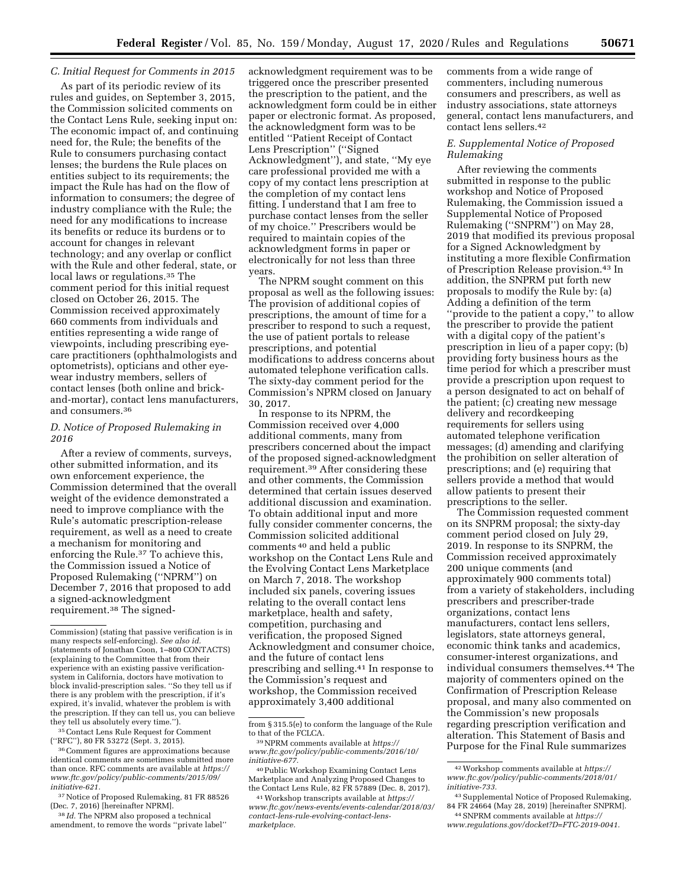### C. Initial Request for Comments in 2015

As part of its periodic review of its rules and guides, on September 3, 2015, the Commission solicited comments on the Contact Lens Rule, seeking input on: The economic impact of, and continuing need for, the Rule; the benefits of the Rule to consumers purchasing contact lenses; the burdens the Rule places on entities subject to its requirements; the impact the Rule has had on the flow of information to consumers; the degree of industry compliance with the Rule; the need for any modifications to increase its benefits or reduce its burdens or to account for changes in relevant technology; and any overlap or conflict with the Rule and other federal, state, or local laws or regulations.[35] The comment period for this initial request closed on October 26, 2015. The Commission received approximately 660 comments from individuals and entities representing a wide range of viewpoints, including prescribing eye-care practitioners (ophthalmologists and optometrists), opticians and other eye-wear industry members, sellers of contact lenses (both online and brick-and-mortar), contact lens manufacturers, and consumers.[36]

### D. Notice of Proposed Rulemaking in 2016

After a review of comments, surveys, other submitted information, and its own enforcement experience, the Commission determined that the overall weight of the evidence demonstrated a need to improve compliance with the Rule's automatic prescription-release requirement, as well as a need to create a mechanism for monitoring and enforcing the Rule.[37] To achieve this, the Commission issued a Notice of Proposed Rulemaking (''NPRM'') on December 7, 2016 that proposed to add a signed-acknowledgment requirement.[38] The signed-acknowledgment requirement was to be triggered once the prescriber presented the prescription to the patient, and the acknowledgment form could be in either paper or electronic format. As proposed, the acknowledgment form was to be entitled ''Patient Receipt of Contact Lens Prescription'' (''Signed Acknowledgment''), and state, ''My eye care professional provided me with a copy of my contact lens prescription at the completion of my contact lens fitting. I understand that I am free to purchase contact lenses from the seller of my choice.'' Prescribers would be required to maintain copies of the acknowledgment forms in paper or electronically for not less than three years.

The NPRM sought comment on this proposal as well as the following issues: The provision of additional copies of prescriptions, the amount of time for a prescriber to respond to such a request, the use of patient portals to release prescriptions, and potential modifications to address concerns about automated telephone verification calls. The sixty-day comment period for the Commission's NPRM closed on January 30, 2017.

In response to its NPRM, the Commission received over 4,000 additional comments, many from prescribers concerned about the impact of the proposed signed-acknowledgment requirement.[39] After considering these and other comments, the Commission determined that certain issues deserved additional discussion and examination. To obtain additional input and more fully consider commenter concerns, the Commission solicited additional comments[40] and held a public workshop on the Contact Lens Rule and the Evolving Contact Lens Marketplace on March 7, 2018. The workshop included six panels, covering issues relating to the overall contact lens marketplace, health and safety, competition, purchasing and verification, the proposed Signed Acknowledgment and consumer choice, and the future of contact lens prescribing and selling.[41] In response to the Commission's request and workshop, the Commission received approximately 3,400 additional comments from a wide range of commenters, including numerous consumers and prescribers, as well as industry associations, state attorneys general, contact lens manufacturers, and contact lens sellers.[42]

### E. Supplemental Notice of Proposed Rulemaking

After reviewing the comments submitted in response to the public workshop and Notice of Proposed Rulemaking, the Commission issued a Supplemental Notice of Proposed Rulemaking (''SNPRM'') on May 28, 2019 that modified its previous proposal for a Signed Acknowledgment by instituting a more flexible Confirmation of Prescription Release provision.[43] In addition, the SNPRM put forth new proposals to modify the Rule by: (a) Adding a definition of the term ''provide to the patient a copy,'' to allow the prescriber to provide the patient with a digital copy of the patient's prescription in lieu of a paper copy; (b) providing forty business hours as the time period for which a prescriber must provide a prescription upon request to a person designated to act on behalf of the patient; (c) creating new message delivery and recordkeeping requirements for sellers using automated telephone verification messages; (d) amending and clarifying the prohibition on seller alteration of prescriptions; and (e) requiring that sellers provide a method that would allow patients to present their prescriptions to the seller.

The Commission requested comment on its SNPRM proposal; the sixty-day comment period closed on July 29, 2019. In response to its SNPRM, the Commission received approximately 200 unique comments (and approximately 900 comments total) from a variety of stakeholders, including prescribers and prescriber-trade organizations, contact lens manufacturers, contact lens sellers, legislators, state attorneys general, economic think tanks and academics, consumer-interest organizations, and individual consumers themselves.[44] The majority of commenters opined on the Confirmation of Prescription Release proposal, and many also commented on the Commission's new proposals regarding prescription verification and alteration. This Statement of Basis and Purpose for the Final Rule summarizes

---

Commission) (stating that passive verification is in many respects self-enforcing). *See also id.* (statements of Jonathan Coon, 1–800 CONTACTS) (explaining to the Committee that from their experience with an existing passive verification-system in California, doctors have motivation to block invalid-prescription sales. ''So they tell us if there is any problem with the prescription, if it's expired, it's invalid, whatever the problem is with the prescription. If they can tell us, you can believe they tell us absolutely every time.'').

[35] Contact Lens Rule Request for Comment (''RFC''), 80 FR 53272 (Sept. 3, 2015).

[36] Comment figures are approximations because identical comments are sometimes submitted more than once. RFC comments are available at *https://www.ftc.gov/policy/public-comments/2015/09/initiative-621.*

[37] Notice of Proposed Rulemaking, 81 FR 88526 (Dec. 7, 2016) [hereinafter NPRM].

[38] *Id.* The NPRM also proposed a technical amendment, to remove the words ''private label'' from § 315.5(e) to conform the language of the Rule to that of the FCLCA.

[39] NPRM comments available at *https://www.ftc.gov/policy/public-comments/2016/10/initiative-677.*

[40] Public Workshop Examining Contact Lens Marketplace and Analyzing Proposed Changes to the Contact Lens Rule, 82 FR 57889 (Dec. 8, 2017).

[41] Workshop transcripts available at *https://www.ftc.gov/news-events/events-calendar/2018/03/contact-lens-rule-evolving-contact-lens-marketplace.*

[42] Workshop comments available at *https://www.ftc.gov/policy/public-comments/2018/01/initiative-733.*

[43] Supplemental Notice of Proposed Rulemaking, 84 FR 24664 (May 28, 2019) [hereinafter SNPRM].

[44] SNPRM comments available at *https://www.regulations.gov/docket?D=FTC-2019-0041.*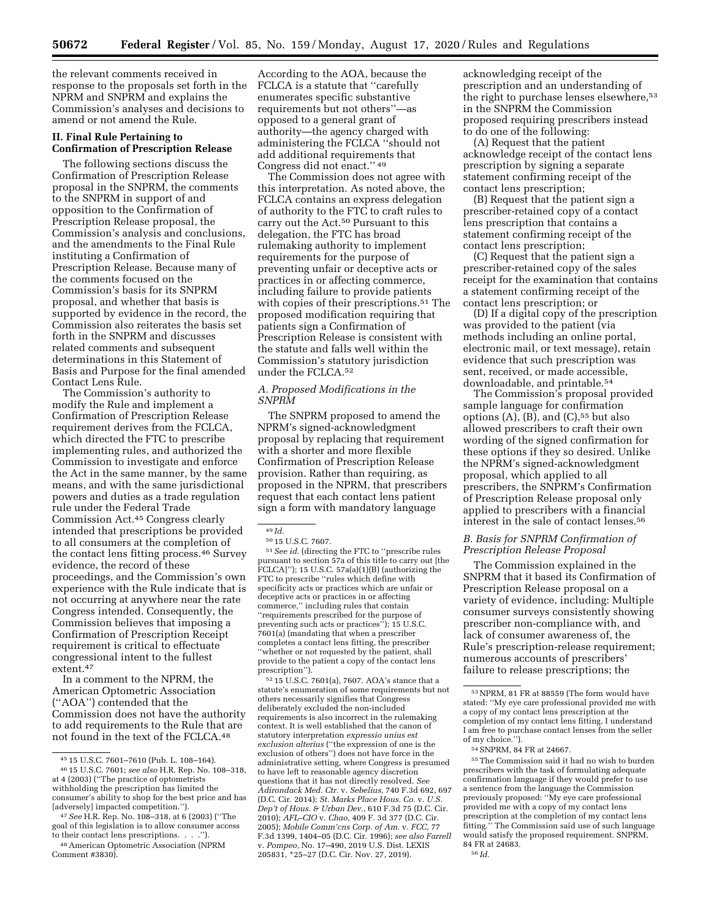the relevant comments received in response to the proposals set forth in the NPRM and SNPRM and explains the Commission's analyses and decisions to amend or not amend the Rule.

## II. Final Rule Pertaining to Confirmation of Prescription Release

The following sections discuss the Confirmation of Prescription Release proposal in the SNPRM, the comments to the SNPRM in support of and opposition to the Confirmation of Prescription Release proposal, the Commission's analysis and conclusions, and the amendments to the Final Rule instituting a Confirmation of Prescription Release. Because many of the comments focused on the Commission's basis for its SNPRM proposal, and whether that basis is supported by evidence in the record, the Commission also reiterates the basis set forth in the SNPRM and discusses related comments and subsequent determinations in this Statement of Basis and Purpose for the final amended Contact Lens Rule.

The Commission's authority to modify the Rule and implement a Confirmation of Prescription Release requirement derives from the FCLCA, which directed the FTC to prescribe implementing rules, and authorized the Commission to investigate and enforce the Act in the same manner, by the same means, and with the same jurisdictional powers and duties as a trade regulation rule under the Federal Trade Commission Act.[45] Congress clearly intended that prescriptions be provided to all consumers at the completion of the contact lens fitting process.[46] Survey evidence, the record of these proceedings, and the Commission's own experience with the Rule indicate that is not occurring at anywhere near the rate Congress intended. Consequently, the Commission believes that imposing a Confirmation of Prescription Receipt requirement is critical to effectuate congressional intent to the fullest extent.[47]

In a comment to the NPRM, the American Optometric Association (''AOA'') contended that the Commission does not have the authority to add requirements to the Rule that are not found in the text of the FCLCA.[48] According to the AOA, because the FCLCA is a statute that ''carefully enumerates specific substantive requirements but not others''—as opposed to a general grant of authority—the agency charged with administering the FCLCA ''should not add additional requirements that Congress did not enact.'' [49]

The Commission does not agree with this interpretation. As noted above, the FCLCA contains an express delegation of authority to the FTC to craft rules to carry out the Act.[50] Pursuant to this delegation, the FTC has broad rulemaking authority to implement requirements for the purpose of preventing unfair or deceptive acts or practices in or affecting commerce, including failure to provide patients with copies of their prescriptions.[51] The proposed modification requiring that patients sign a Confirmation of Prescription Release is consistent with the statute and falls well within the Commission's statutory jurisdiction under the FCLCA.[52]

### A. Proposed Modifications in the SNPRM

The SNPRM proposed to amend the NPRM's signed-acknowledgment proposal by replacing that requirement with a shorter and more flexible Confirmation of Prescription Release provision. Rather than requiring, as proposed in the NPRM, that prescribers request that each contact lens patient sign a form with mandatory language acknowledging receipt of the prescription and an understanding of the right to purchase lenses elsewhere,[53] in the SNPRM the Commission proposed requiring prescribers instead to do one of the following:

(A) Request that the patient acknowledge receipt of the contact lens prescription by signing a separate statement confirming receipt of the contact lens prescription;

(B) Request that the patient sign a prescriber-retained copy of a contact lens prescription that contains a statement confirming receipt of the contact lens prescription;

(C) Request that the patient sign a prescriber-retained copy of the sales receipt for the examination that contains a statement confirming receipt of the contact lens prescription; or

(D) If a digital copy of the prescription was provided to the patient (via methods including an online portal, electronic mail, or text message), retain evidence that such prescription was sent, received, or made accessible, downloadable, and printable.[54]

The Commission's proposal provided sample language for confirmation options (A), (B), and (C),[55] but also allowed prescribers to craft their own wording of the signed confirmation for these options if they so desired. Unlike the NPRM's signed-acknowledgment proposal, which applied to all prescribers, the SNPRM's Confirmation of Prescription Release proposal only applied to prescribers with a financial interest in the sale of contact lenses.[56]

### B. Basis for SNPRM Confirmation of Prescription Release Proposal

The Commission explained in the SNPRM that it based its Confirmation of Prescription Release proposal on a variety of evidence, including: Multiple consumer surveys consistently showing prescriber non-compliance with, and lack of consumer awareness of, the Rule's prescription-release requirement; numerous accounts of prescribers' failure to release prescriptions; the

---

[45] 15 U.S.C. 7601–7610 (Pub. L. 108–164).

[46] 15 U.S.C. 7601; *see also* H.R. Rep. No. 108–318, at 4 (2003) (''The practice of optometrists withholding the prescription has limited the consumer's ability to shop for the best price and has [adversely] impacted competition.'').

[47] *See* H.R. Rep. No. 108–318, at 6 (2003) (''The goal of this legislation is to allow consumer access to their contact lens prescriptions. . . .'').

[48] American Optometric Association (NPRM Comment #3830).

[49] *Id.*

[50] 15 U.S.C. 7607.

[51] *See id.* (directing the FTC to ''prescribe rules pursuant to section 57a of this title to carry out [the FCLCA]''); 15 U.S.C. 57a(a)(1)(B) (authorizing the FTC to prescribe ''rules which define with specificity acts or practices which are unfair or deceptive acts or practices in or affecting commerce,'' including rules that contain ''requirements prescribed for the purpose of preventing such acts or practices''); 15 U.S.C. 7601(a) (mandating that when a prescriber completes a contact lens fitting, the prescriber ''whether or not requested by the patient, shall provide to the patient a copy of the contact lens prescription'').

[52] 15 U.S.C. 7601(a), 7607. AOA's stance that a statute's enumeration of some requirements but not others necessarily signifies that Congress deliberately excluded the non-included requirements is also incorrect in the rulemaking context. It is well established that the canon of statutory interpretation *expressio unius est exclusion alterius* (''the expression of one is the exclusion of others'') does not have force in the administrative setting, where Congress is presumed to have left to reasonable agency discretion questions that it has not directly resolved. *See Adirondack Med. Ctr.* v. *Sebelius,* 740 F.3d 692, 697 (D.C. Cir. 2014); *St. Marks Place Hous. Co.* v. *U.S. Dep't of Hous. & Urban Dev.,* 610 F.3d 75 (D.C. Cir. 2010); *AFL–CIO* v. *Chao,* 409 F. 3d 377 (D.C. Cir. 2005); *Mobile Comm'cns Corp. of Am.* v. *FCC,* 77 F.3d 1399, 1404–05 (D.C. Cir. 1996); *see also Farrell* v. *Pompeo,* No. 17–490, 2019 U.S. Dist. LEXIS 205831, *25–27 (D.C. Cir. Nov. 27, 2019).

[53] NPRM, 81 FR at 88559 (The form would have stated: ''My eye care professional provided me with a copy of my contact lens prescription at the completion of my contact lens fitting. I understand I am free to purchase contact lenses from the seller of my choice.'').

[54] SNPRM, 84 FR at 24667.

[55] The Commission said it had no wish to burden prescribers with the task of formulating adequate confirmation language if they would prefer to use a sentence from the language the Commission previously proposed: ''My eye care professional provided me with a copy of my contact lens prescription at the completion of my contact lens fitting.'' The Commission said use of such language would satisfy the proposed requirement. SNPRM, 84 FR at 24683.

[56] *Id.*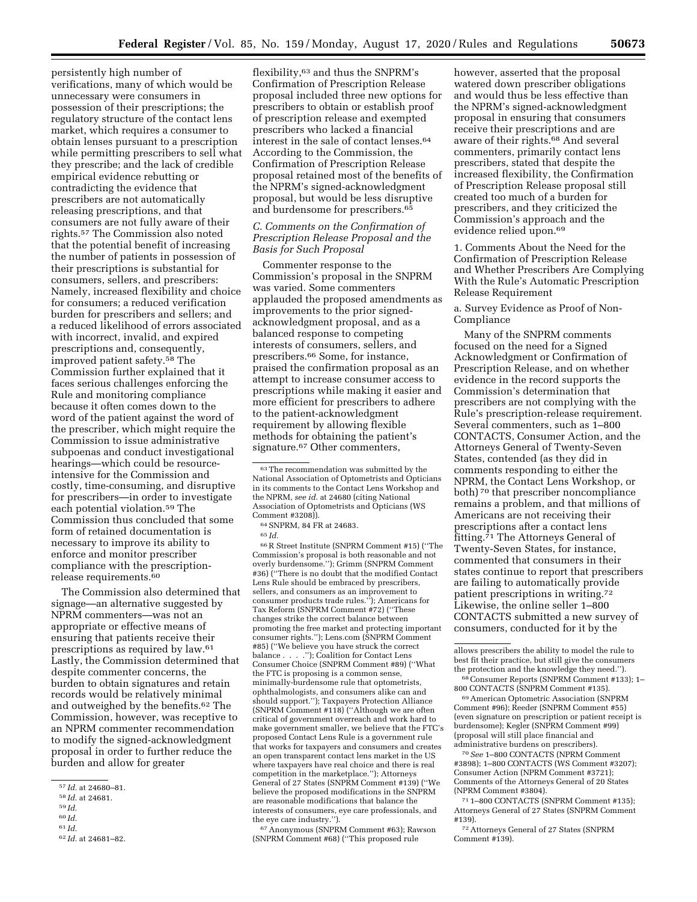persistently high number of verifications, many of which would be unnecessary were consumers in possession of their prescriptions; the regulatory structure of the contact lens market, which requires a consumer to obtain lenses pursuant to a prescription while permitting prescribers to sell what they prescribe; and the lack of credible empirical evidence rebutting or contradicting the evidence that prescribers are not automatically releasing prescriptions, and that consumers are not fully aware of their rights.[57] The Commission also noted that the potential benefit of increasing the number of patients in possession of their prescriptions is substantial for consumers, sellers, and prescribers: Namely, increased flexibility and choice for consumers; a reduced verification burden for prescribers and sellers; and a reduced likelihood of errors associated with incorrect, invalid, and expired prescriptions and, consequently, improved patient safety.[58] The Commission further explained that it faces serious challenges enforcing the Rule and monitoring compliance because it often comes down to the word of the patient against the word of the prescriber, which might require the Commission to issue administrative subpoenas and conduct investigational hearings—which could be resource-intensive for the Commission and costly, time-consuming, and disruptive for prescribers—in order to investigate each potential violation.[59] The Commission thus concluded that some form of retained documentation is necessary to improve its ability to enforce and monitor prescriber compliance with the prescription-release requirements.[60]

The Commission also determined that signage—an alternative suggested by NPRM commenters—was not an appropriate or effective means of ensuring that patients receive their prescriptions as required by law.[61] Lastly, the Commission determined that despite commenter concerns, the burden to obtain signatures and retain records would be relatively minimal and outweighed by the benefits.[62] The Commission, however, was receptive to an NPRM commenter recommendation to modify the signed-acknowledgment proposal in order to further reduce the burden and allow for greater flexibility,[63] and thus the SNPRM's Confirmation of Prescription Release proposal included three new options for prescribers to obtain or establish proof of prescription release and exempted prescribers who lacked a financial interest in the sale of contact lenses.[64] According to the Commission, the Confirmation of Prescription Release proposal retained most of the benefits of the NPRM's signed-acknowledgment proposal, but would be less disruptive and burdensome for prescribers.[65]

### *C. Comments on the Confirmation of Prescription Release Proposal and the Basis for Such Proposal*

Commenter response to the Commission's proposal in the SNPRM was varied. Some commenters applauded the proposed amendments as improvements to the prior signed-acknowledgment proposal, and as a balanced response to competing interests of consumers, sellers, and prescribers.[66] Some, for instance, praised the confirmation proposal as an attempt to increase consumer access to prescriptions while making it easier and more efficient for prescribers to adhere to the patient-acknowledgment requirement by allowing flexible methods for obtaining the patient's signature.[67] Other commenters, however, asserted that the proposal watered down prescriber obligations and would thus be less effective than the NPRM's signed-acknowledgment proposal in ensuring that consumers receive their prescriptions and are aware of their rights.[68] And several commenters, primarily contact lens prescribers, stated that despite the increased flexibility, the Confirmation of Prescription Release proposal still created too much of a burden for prescribers, and they criticized the Commission's approach and the evidence relied upon.[69]

#### 1. Comments About the Need for the Confirmation of Prescription Release and Whether Prescribers Are Complying With the Rule's Automatic Prescription Release Requirement

##### a. Survey Evidence as Proof of Non-Compliance

Many of the SNPRM comments focused on the need for a Signed Acknowledgment or Confirmation of Prescription Release, and on whether evidence in the record supports the Commission's determination that prescribers are not complying with the Rule's prescription-release requirement. Several commenters, such as 1–800 CONTACTS, Consumer Action, and the Attorneys General of Twenty-Seven States, contended (as they did in comments responding to either the NPRM, the Contact Lens Workshop, or both)[70] that prescriber noncompliance remains a problem, and that millions of Americans are not receiving their prescriptions after a contact lens fitting.[71] The Attorneys General of Twenty-Seven States, for instance, commented that consumers in their states continue to report that prescribers are failing to automatically provide patient prescriptions in writing.[72] Likewise, the online seller 1–800 CONTACTS submitted a new survey of consumers, conducted for it by the

---

[57] *Id.* at 24680–81.

[58] *Id.* at 24681.

[59] *Id.*

[60] *Id.*

[61] *Id.*

[62] *Id.* at 24681–82.

[63] The recommendation was submitted by the National Association of Optometrists and Opticians in its comments to the Contact Lens Workshop and the NPRM, *see id.* at 24680 (citing National Association of Optometrists and Opticians (WS Comment #3208)).

[64] SNPRM, 84 FR at 24683.

[65] *Id.*

[66] R Street Institute (SNPRM Comment #15) (''The Commission's proposal is both reasonable and not overly burdensome.''); Grimm (SNPRM Comment #36) (''There is no doubt that the modified Contact Lens Rule should be embraced by prescribers, sellers, and consumers as an improvement to consumer products trade rules.''); Americans for Tax Reform (SNPRM Comment #72) (''These changes strike the correct balance between promoting the free market and protecting important consumer rights.''); Lens.com (SNPRM Comment #85) (''We believe you have struck the correct balance . . . .''); Coalition for Contact Lens Consumer Choice (SNPRM Comment #89) (''What the FTC is proposing is a common sense, minimally-burdensome rule that optometrists, ophthalmologists, and consumers alike can and should support.''); Taxpayers Protection Alliance (SNPRM Comment #118) (''Although we are often critical of government overreach and work hard to make government smaller, we believe that the FTC's proposed Contact Lens Rule is a government rule that works for taxpayers and consumers and creates an open transparent contact lens market in the US where taxpayers have real choice and there is real competition in the marketplace.''); Attorneys General of 27 States (SNPRM Comment #139) (''We believe the proposed modifications in the SNPRM are reasonable modifications that balance the interests of consumers, eye care professionals, and the eye care industry.'').

[67] Anonymous (SNPRM Comment #63); Rawson (SNPRM Comment #68) (''This proposed rule allows prescribers the ability to model the rule to best fit their practice, but still give the consumers the protection and the knowledge they need.'').

[68] Consumer Reports (SNPRM Comment #133); 1–800 CONTACTS (SNPRM Comment #135).

[69] American Optometric Association (SNPRM Comment #96); Reeder (SNPRM Comment #55) (even signature on prescription or patient receipt is burdensome); Kegler (SNPRM Comment #99) (proposal will still place financial and administrative burdens on prescribers).

[70] *See* 1–800 CONTACTS (NPRM Comment #3898); 1–800 CONTACTS (WS Comment #3207); Consumer Action (NPRM Comment #3721); Comments of the Attorneys General of 20 States (NPRM Comment #3804).

[71] 1–800 CONTACTS (SNPRM Comment #135); Attorneys General of 27 States (SNPRM Comment #139).

[72] Attorneys General of 27 States (SNPRM Comment #139).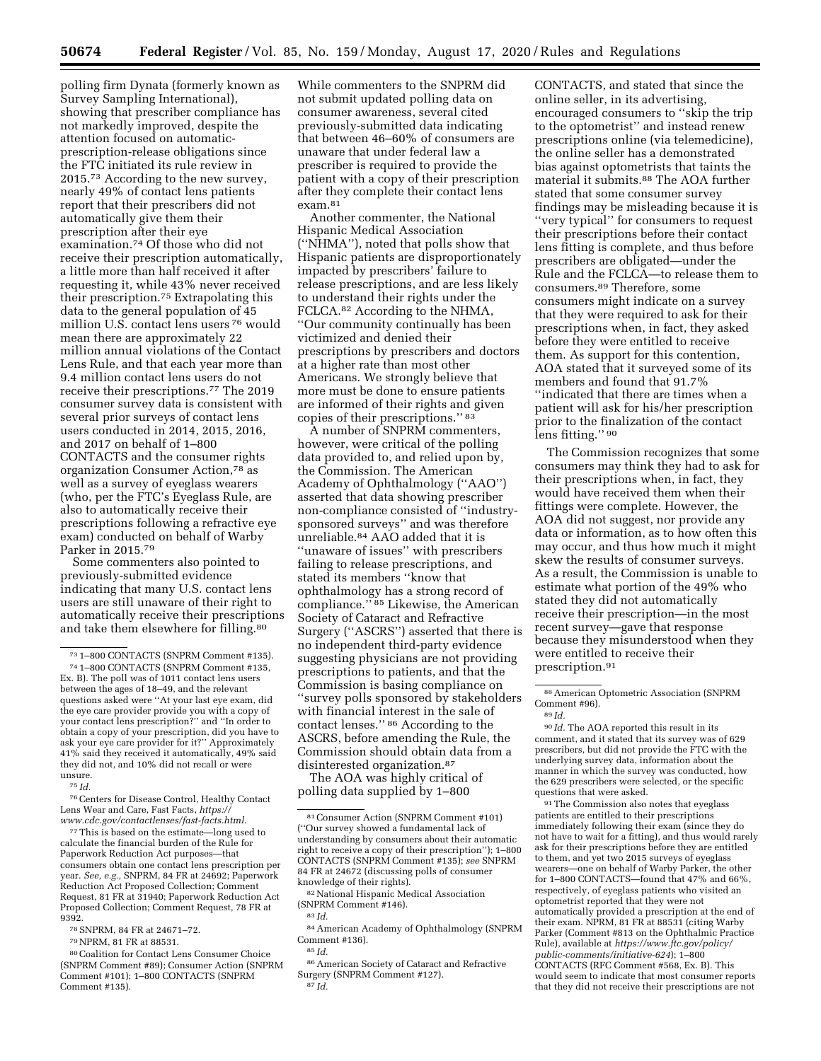polling firm Dynata (formerly known as Survey Sampling International), showing that prescriber compliance has not markedly improved, despite the attention focused on automatic-prescription-release obligations since the FTC initiated its rule review in 2015.[73] According to the new survey, nearly 49% of contact lens patients report that their prescribers did not automatically give them their prescription after their eye examination.[74] Of those who did not receive their prescription automatically, a little more than half received it after requesting it, while 43% never received their prescription.[75] Extrapolating this data to the general population of 45 million U.S. contact lens users[76] would mean there are approximately 22 million annual violations of the Contact Lens Rule, and that each year more than 9.4 million contact lens users do not receive their prescriptions.[77] The 2019 consumer survey data is consistent with several prior surveys of contact lens users conducted in 2014, 2015, 2016, and 2017 on behalf of 1–800 CONTACTS and the consumer rights organization Consumer Action,[78] as well as a survey of eyeglass wearers (who, per the FTC's Eyeglass Rule, are also to automatically receive their prescriptions following a refractive eye exam) conducted on behalf of Warby Parker in 2015.[79]

Some commenters also pointed to previously-submitted evidence indicating that many U.S. contact lens users are still unaware of their right to automatically receive their prescriptions and take them elsewhere for filling.[80]

While commenters to the SNPRM did not submit updated polling data on consumer awareness, several cited previously-submitted data indicating that between 46–60% of consumers are unaware that under federal law a prescriber is required to provide the patient with a copy of their prescription after they complete their contact lens exam.[81]

Another commenter, the National Hispanic Medical Association (''NHMA''), noted that polls show that Hispanic patients are disproportionately impacted by prescribers' failure to release prescriptions, and are less likely to understand their rights under the FCLCA.[82] According to the NHMA, ''Our community continually has been victimized and denied their prescriptions by prescribers and doctors at a higher rate than most other Americans. We strongly believe that more must be done to ensure patients are informed of their rights and given copies of their prescriptions.''[83]

A number of SNPRM commenters, however, were critical of the polling data provided to, and relied upon by, the Commission. The American Academy of Ophthalmology (''AAO'') asserted that data showing prescriber non-compliance consisted of ''industry-sponsored surveys'' and was therefore unreliable.[84] AAO added that it is ''unaware of issues'' with prescribers failing to release prescriptions, and stated its members ''know that ophthalmology has a strong record of compliance.''[85] Likewise, the American Society of Cataract and Refractive Surgery (''ASCRS'') asserted that there is no independent third-party evidence suggesting physicians are not providing prescriptions to patients, and that the Commission is basing compliance on ''survey polls sponsored by stakeholders with financial interest in the sale of contact lenses.''[86] According to the ASCRS, before amending the Rule, the Commission should obtain data from a disinterested organization.[87]

The AOA was highly critical of polling data supplied by 1–800 CONTACTS, and stated that since the online seller, in its advertising, encouraged consumers to ''skip the trip to the optometrist'' and instead renew prescriptions online (via telemedicine), the online seller has a demonstrated bias against optometrists that taints the material it submits.[88] The AOA further stated that some consumer survey findings may be misleading because it is ''very typical'' for consumers to request their prescriptions before their contact lens fitting is complete, and thus before prescribers are obligated—under the Rule and the FCLCA—to release them to consumers.[89] Therefore, some consumers might indicate on a survey that they were required to ask for their prescriptions when, in fact, they asked before they were entitled to receive them. As support for this contention, AOA stated that it surveyed some of its members and found that 91.7% ''indicated that there are times when a patient will ask for his/her prescription prior to the finalization of the contact lens fitting.''[90]

The Commission recognizes that some consumers may think they had to ask for their prescriptions when, in fact, they would have received them when their fittings were complete. However, the AOA did not suggest, or provide any data or information, as to how often this may occur, and thus how much it might skew the results of consumer surveys. As a result, the Commission is unable to estimate what portion of the 49% who stated they did not automatically receive their prescription—in the most recent survey—gave that response because they misunderstood when they were entitled to receive their prescription.[91]

---

[73] 1–800 CONTACTS (SNPRM Comment #135).

[74] 1–800 CONTACTS (SNPRM Comment #135, Ex. B). The poll was of 1011 contact lens users between the ages of 18–49, and the relevant questions asked were ''At your last eye exam, did the eye care provider provide you with a copy of your contact lens prescription?'' and ''In order to obtain a copy of your prescription, did you have to ask your eye care provider for it?'' Approximately 41% said they received it automatically, 49% said they did not, and 10% did not recall or were unsure.

[75] *Id.*

[76] Centers for Disease Control, Healthy Contact Lens Wear and Care, Fast Facts, *https://www.cdc.gov/contactlenses/fast-facts.html.*

[77] This is based on the estimate—long used to calculate the financial burden of the Rule for Paperwork Reduction Act purposes—that consumers obtain one contact lens prescription per year. *See, e.g.,* SNPRM, 84 FR at 24692; Paperwork Reduction Act Proposed Collection; Comment Request, 81 FR at 31940; Paperwork Reduction Act Proposed Collection; Comment Request, 78 FR at 9392.

[78] SNPRM, 84 FR at 24671–72.

[79] NPRM, 81 FR at 88531.

[80] Coalition for Contact Lens Consumer Choice (SNPRM Comment #89); Consumer Action (SNPRM Comment #101); 1–800 CONTACTS (SNPRM Comment #135).

[81] Consumer Action (SNPRM Comment #101) (''Our survey showed a fundamental lack of understanding by consumers about their automatic right to receive a copy of their prescription''); 1–800 CONTACTS (SNPRM Comment #135); *see* SNPRM 84 FR at 24672 (discussing polls of consumer knowledge of their rights).

[82] National Hispanic Medical Association (SNPRM Comment #146).

[83] *Id.*

[84] American Academy of Ophthalmology (SNPRM Comment #136).

[85] *Id.*

[86] American Society of Cataract and Refractive Surgery (SNPRM Comment #127).

[87] *Id.*

[88] American Optometric Association (SNPRM Comment #96).

[89] *Id.*

[90] *Id.* The AOA reported this result in its comment, and it stated that its survey was of 629 prescribers, but did not provide the FTC with the underlying survey data, information about the manner in which the survey was conducted, how the 629 prescribers were selected, or the specific questions that were asked.

[91] The Commission also notes that eyeglass patients are entitled to their prescriptions immediately following their exam (since they do not have to wait for a fitting), and thus would rarely ask for their prescriptions before they are entitled to them, and yet two 2015 surveys of eyeglass wearers—one on behalf of Warby Parker, the other for 1–800 CONTACTS—found that 47% and 66%, respectively, of eyeglass patients who visited an optometrist reported that they were not automatically provided a prescription at the end of their exam. NPRM, 81 FR at 88531 (citing Warby Parker (Comment #813 on the Ophthalmic Practice Rule), available at *https://www.ftc.gov/policy/public-comments/initiative-624*); 1–800 CONTACTS (RFC Comment #568, Ex. B). This would seem to indicate that most consumer reports that they did not receive their prescriptions are not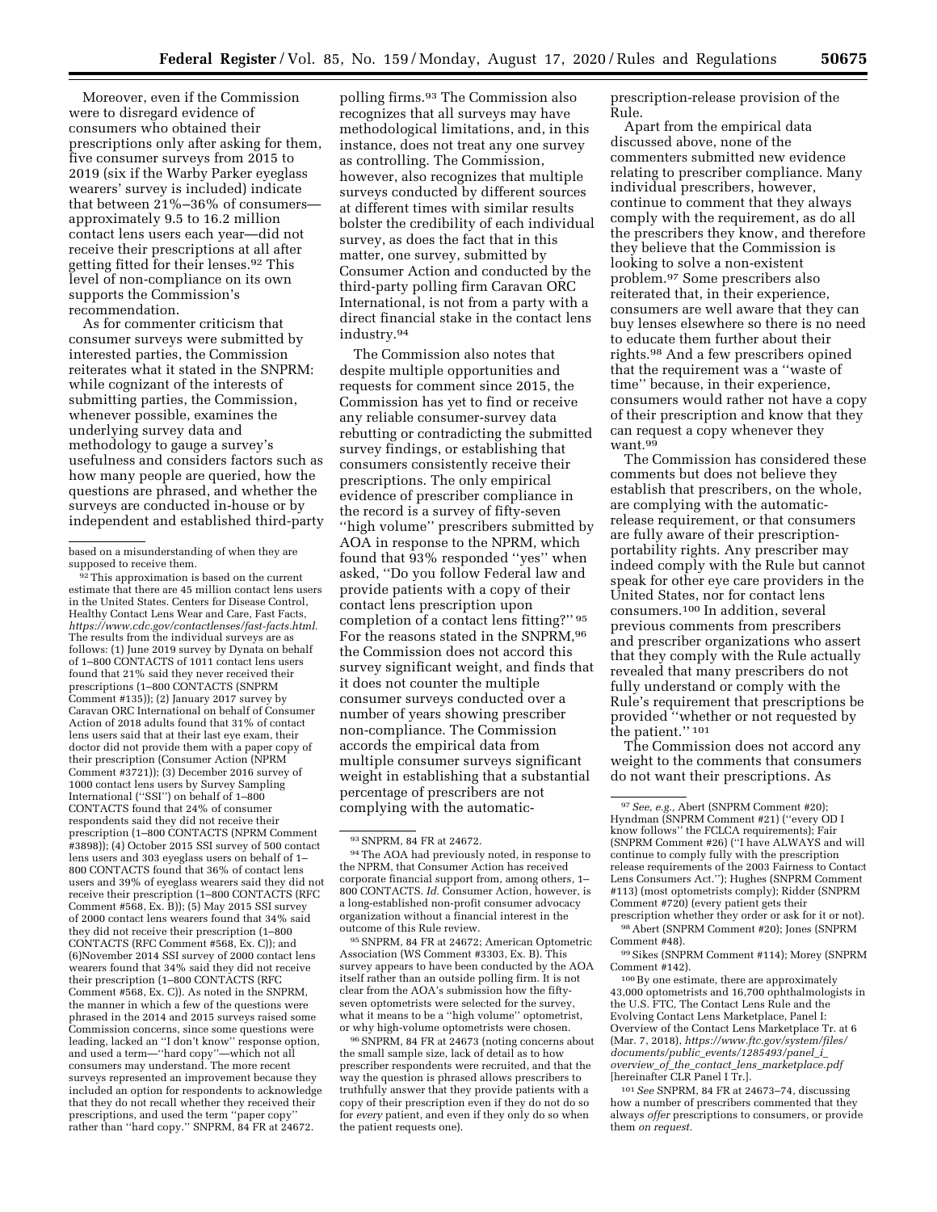Moreover, even if the Commission were to disregard evidence of consumers who obtained their prescriptions only after asking for them, five consumer surveys from 2015 to 2019 (six if the Warby Parker eyeglass wearers' survey is included) indicate that between 21%–36% of consumers—approximately 9.5 to 16.2 million contact lens users each year—did not receive their prescriptions at all after getting fitted for their lenses.[92] This level of non-compliance on its own supports the Commission's recommendation.

As for commenter criticism that consumer surveys were submitted by interested parties, the Commission reiterates what it stated in the SNPRM: while cognizant of the interests of submitting parties, the Commission, whenever possible, examines the underlying survey data and methodology to gauge a survey's usefulness and considers factors such as how many people are queried, how the questions are phrased, and whether the surveys are conducted in-house or by independent and established third-party polling firms.[93] The Commission also recognizes that all surveys may have methodological limitations, and, in this instance, does not treat any one survey as controlling. The Commission, however, also recognizes that multiple surveys conducted by different sources at different times with similar results bolster the credibility of each individual survey, as does the fact that in this matter, one survey, submitted by Consumer Action and conducted by the third-party polling firm Caravan ORC International, is not from a party with a direct financial stake in the contact lens industry.[94]

The Commission also notes that despite multiple opportunities and requests for comment since 2015, the Commission has yet to find or receive any reliable consumer-survey data rebutting or contradicting the submitted survey findings, or establishing that consumers consistently receive their prescriptions. The only empirical evidence of prescriber compliance in the record is a survey of fifty-seven "high volume" prescribers submitted by AOA in response to the NPRM, which found that 93% responded "yes" when asked, "Do you follow Federal law and provide patients with a copy of their contact lens prescription upon completion of a contact lens fitting?"[95] For the reasons stated in the SNPRM,[96] the Commission does not accord this survey significant weight, and finds that it does not counter the multiple consumer surveys conducted over a number of years showing prescriber non-compliance. The Commission accords the empirical data from multiple consumer surveys significant weight in establishing that a substantial percentage of prescribers are not complying with the automatic-prescription-release provision of the Rule.

Apart from the empirical data discussed above, none of the commenters submitted new evidence relating to prescriber compliance. Many individual prescribers, however, continue to comment that they always comply with the requirement, as do all the prescribers they know, and therefore they believe that the Commission is looking to solve a non-existent problem.[97] Some prescribers also reiterated that, in their experience, consumers are well aware that they can buy lenses elsewhere so there is no need to educate them further about their rights.[98] And a few prescribers opined that the requirement was a "waste of time" because, in their experience, consumers would rather not have a copy of their prescription and know that they can request a copy whenever they want.[99]

The Commission has considered these comments but does not believe they establish that prescribers, on the whole, are complying with the automatic-release requirement, or that consumers are fully aware of their prescription-portability rights. Any prescriber may indeed comply with the Rule but cannot speak for other eye care providers in the United States, nor for contact lens consumers.[100] In addition, several previous comments from prescribers and prescriber organizations who assert that they comply with the Rule actually revealed that many prescribers do not fully understand or comply with the Rule's requirement that prescriptions be provided "whether or not requested by the patient."[101]

The Commission does not accord any weight to the comments that consumers do not want their prescriptions. As

---

based on a misunderstanding of when they are supposed to receive them.

[92] This approximation is based on the current estimate that there are 45 million contact lens users in the United States. Centers for Disease Control, Healthy Contact Lens Wear and Care, Fast Facts, *https://www.cdc.gov/contactlenses/fast-facts.html.* The results from the individual surveys are as follows: (1) June 2019 survey by Dynata on behalf of 1–800 CONTACTS of 1011 contact lens users found that 21% said they never received their prescriptions (1–800 CONTACTS (SNPRM Comment #135)); (2) January 2017 survey by Caravan ORC International on behalf of Consumer Action of 2018 adults found that 31% of contact lens users said that at their last eye exam, their doctor did not provide them with a paper copy of their prescription (Consumer Action (NPRM Comment #3721)); (3) December 2016 survey of 1000 contact lens users by Survey Sampling International ("SSI") on behalf of 1–800 CONTACTS found that 24% of consumer respondents said they did not receive their prescription (1–800 CONTACTS (NPRM Comment #3898)); (4) October 2015 SSI survey of 500 contact lens users and 303 eyeglass users on behalf of 1–800 CONTACTS found that 36% of contact lens users and 39% of eyeglass wearers said they did not receive their prescription (1–800 CONTACTS (RFC Comment #568, Ex. B)); (5) May 2015 SSI survey of 2000 contact lens wearers found that 34% said they did not receive their prescription (1–800 CONTACTS (RFC Comment #568, Ex. C)); and (6)November 2014 SSI survey of 2000 contact lens wearers found that 34% said they did not receive their prescription (1–800 CONTACTS (RFC Comment #568, Ex. C)). As noted in the SNPRM, the manner in which a few of the questions were phrased in the 2014 and 2015 surveys raised some Commission concerns, since some questions were leading, lacked an "I don't know" response option, and used a term—"hard copy"—which not all consumers may understand. The more recent surveys represented an improvement because they included an option for respondents to acknowledge that they do not recall whether they received their prescriptions, and used the term "paper copy" rather than "hard copy." SNPRM, 84 FR at 24672.

[93] SNPRM, 84 FR at 24672.

[94] The AOA had previously noted, in response to the NPRM, that Consumer Action has received corporate financial support from, among others, 1–800 CONTACTS. *Id.* Consumer Action, however, is a long-established non-profit consumer advocacy organization without a financial interest in the outcome of this Rule review.

[95] SNPRM, 84 FR at 24672; American Optometric Association (WS Comment #3303, Ex. B). This survey appears to have been conducted by the AOA itself rather than an outside polling firm. It is not clear from the AOA's submission how the fifty-seven optometrists were selected for the survey, what it means to be a "high volume" optometrist, or why high-volume optometrists were chosen.

[96] SNPRM, 84 FR at 24673 (noting concerns about the small sample size, lack of detail as to how prescriber respondents were recruited, and that the way the question is phrased allows prescribers to truthfully answer that they provide patients with a copy of their prescription even if they do not do so for *every* patient, and even if they only do so when the patient requests one).

[97] *See, e.g.,* Abert (SNPRM Comment #20); Hyndman (SNPRM Comment #21) ("every OD I know follows" the FCLCA requirements); Fair (SNPRM Comment #26) ("I have ALWAYS and will continue to comply fully with the prescription release requirements of the 2003 Fairness to Contact Lens Consumers Act."); Hughes (SNPRM Comment #113) (most optometrists comply); Ridder (SNPRM Comment #720) (every patient gets their prescription whether they order or ask for it or not).

[98] Abert (SNPRM Comment #20); Jones (SNPRM Comment #48).

[99] Sikes (SNPRM Comment #114); Morey (SNPRM Comment #142).

[100] By one estimate, there are approximately 43,000 optometrists and 16,700 ophthalmologists in the U.S. FTC, The Contact Lens Rule and the Evolving Contact Lens Marketplace, Panel I: Overview of the Contact Lens Marketplace Tr. at 6 (Mar. 7, 2018), *https://www.ftc.gov/system/files/documents/public_events/1285493/panel_i_overview_of_the_contact_lens_marketplace.pdf* [hereinafter CLR Panel I Tr.].

[101] *See* SNPRM, 84 FR at 24673–74, discussing how a number of prescribers commented that they always *offer* prescriptions to consumers, or provide them *on request.*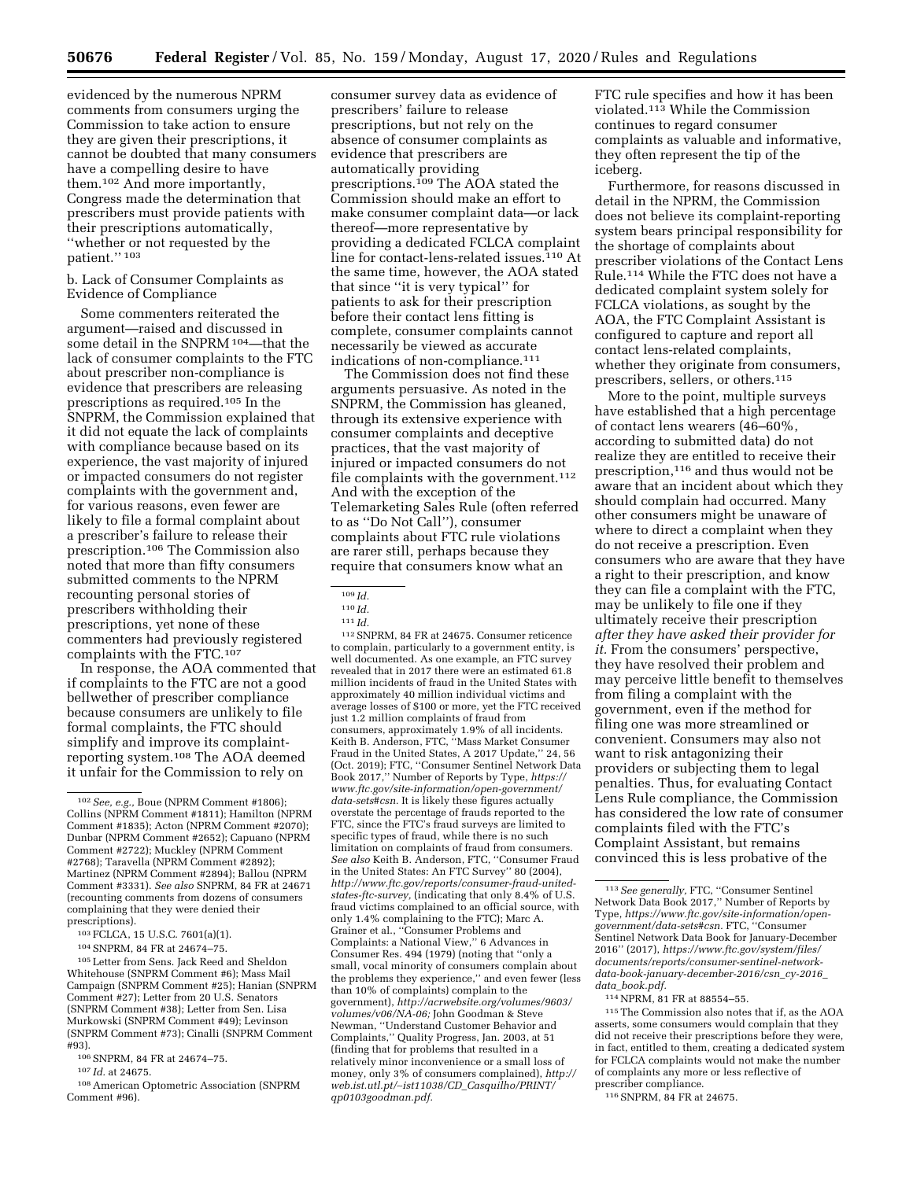evidenced by the numerous NPRM comments from consumers urging the Commission to take action to ensure they are given their prescriptions, it cannot be doubted that many consumers have a compelling desire to have them.[102] And more importantly, Congress made the determination that prescribers must provide patients with their prescriptions automatically, ''whether or not requested by the patient.'' [103]

b. Lack of Consumer Complaints as Evidence of Compliance

Some commenters reiterated the argument—raised and discussed in some detail in the SNPRM [104]—that the lack of consumer complaints to the FTC about prescriber non-compliance is evidence that prescribers are releasing prescriptions as required.[105] In the SNPRM, the Commission explained that it did not equate the lack of complaints with compliance because based on its experience, the vast majority of injured or impacted consumers do not register complaints with the government and, for various reasons, even fewer are likely to file a formal complaint about a prescriber's failure to release their prescription.[106] The Commission also noted that more than fifty consumers submitted comments to the NPRM recounting personal stories of prescribers withholding their prescriptions, yet none of these commenters had previously registered complaints with the FTC.[107]

In response, the AOA commented that if complaints to the FTC are not a good bellwether of prescriber compliance because consumers are unlikely to file formal complaints, the FTC should simplify and improve its complaint-reporting system.[108] The AOA deemed it unfair for the Commission to rely on consumer survey data as evidence of prescribers' failure to release prescriptions, but not rely on the absence of consumer complaints as evidence that prescribers are automatically providing prescriptions.[109] The AOA stated the Commission should make an effort to make consumer complaint data—or lack thereof—more representative by providing a dedicated FCLCA complaint line for contact-lens-related issues.[110] At the same time, however, the AOA stated that since ''it is very typical'' for patients to ask for their prescription before their contact lens fitting is complete, consumer complaints cannot necessarily be viewed as accurate indications of non-compliance.[111]

The Commission does not find these arguments persuasive. As noted in the SNPRM, the Commission has gleaned, through its extensive experience with consumer complaints and deceptive practices, that the vast majority of injured or impacted consumers do not file complaints with the government.[112] And with the exception of the Telemarketing Sales Rule (often referred to as ''Do Not Call''), consumer complaints about FTC rule violations are rarer still, perhaps because they require that consumers know what an FTC rule specifies and how it has been violated.[113] While the Commission continues to regard consumer complaints as valuable and informative, they often represent the tip of the iceberg.

Furthermore, for reasons discussed in detail in the NPRM, the Commission does not believe its complaint-reporting system bears principal responsibility for the shortage of complaints about prescriber violations of the Contact Lens Rule.[114] While the FTC does not have a dedicated complaint system solely for FCLCA violations, as sought by the AOA, the FTC Complaint Assistant is configured to capture and report all contact lens-related complaints, whether they originate from consumers, prescribers, sellers, or others.[115]

More to the point, multiple surveys have established that a high percentage of contact lens wearers (46–60%, according to submitted data) do not realize they are entitled to receive their prescription,[116] and thus would not be aware that an incident about which they should complain had occurred. Many other consumers might be unaware of where to direct a complaint when they do not receive a prescription. Even consumers who are aware that they have a right to their prescription, and know they can file a complaint with the FTC, may be unlikely to file one if they ultimately receive their prescription *after they have asked their provider for it.* From the consumers' perspective, they have resolved their problem and may perceive little benefit to themselves from filing a complaint with the government, even if the method for filing one was more streamlined or convenient. Consumers may also not want to risk antagonizing their providers or subjecting them to legal penalties. Thus, for evaluating Contact Lens Rule compliance, the Commission has considered the low rate of consumer complaints filed with the FTC's Complaint Assistant, but remains convinced this is less probative of the

---

[102] *See, e.g.,* Boue (NPRM Comment #1806); Collins (NPRM Comment #1811); Hamilton (NPRM Comment #1835); Acton (NPRM Comment #2070); Dunbar (NPRM Comment #2652); Capuano (NPRM Comment #2722); Muckley (NPRM Comment #2768); Taravella (NPRM Comment #2892); Martinez (NPRM Comment #2894); Ballou (NPRM Comment #3331). *See also* SNPRM, 84 FR at 24671 (recounting comments from dozens of consumers complaining that they were denied their prescriptions).

[103] FCLCA, 15 U.S.C. 7601(a)(1).

[104] SNPRM, 84 FR at 24674–75.

[105] Letter from Sens. Jack Reed and Sheldon Whitehouse (SNPRM Comment #6); Mass Mail Campaign (SNPRM Comment #25); Hanian (SNPRM Comment #27); Letter from 20 U.S. Senators (SNPRM Comment #38); Letter from Sen. Lisa Murkowski (SNPRM Comment #49); Levinson (SNPRM Comment #73); Cinalli (SNPRM Comment #93).

[106] SNPRM, 84 FR at 24674–75.

[107] *Id.* at 24675.

[108] American Optometric Association (SNPRM Comment #96).

[109] *Id.*

[110] *Id.*

[111] *Id.*

[112] SNPRM, 84 FR at 24675. Consumer reticence to complain, particularly to a government entity, is well documented. As one example, an FTC survey revealed that in 2017 there were an estimated 61.8 million incidents of fraud in the United States with approximately 40 million individual victims and average losses of $100 or more, yet the FTC received just 1.2 million complaints of fraud from consumers, approximately 1.9% of all incidents. Keith B. Anderson, FTC, ''Mass Market Consumer Fraud in the United States, A 2017 Update,'' 24, 56 (Oct. 2019); FTC, ''Consumer Sentinel Network Data Book 2017,'' Number of Reports by Type, *https://www.ftc.gov/site-information/open-government/data-sets#csn.* It is likely these figures actually overstate the percentage of frauds reported to the FTC, since the FTC's fraud surveys are limited to specific types of fraud, while there is no such limitation on complaints of fraud from consumers. *See also* Keith B. Anderson, FTC, ''Consumer Fraud in the United States: An FTC Survey'' 80 (2004), *http://www.ftc.gov/reports/consumer-fraud-united-states-ftc-survey,* (indicating that only 8.4% of U.S. fraud victims complained to an official source, with only 1.4% complaining to the FTC); Marc A. Grainer et al., ''Consumer Problems and Complaints: a National View,'' 6 Advances in Consumer Res. 494 (1979) (noting that ''only a small, vocal minority of consumers complain about the problems they experience,'' and even fewer (less than 10% of complaints) complain to the government), *http://acrwebsite.org/volumes/9603/volumes/v06/NA-06;* John Goodman & Steve Newman, ''Understand Customer Behavior and Complaints,'' Quality Progress, Jan. 2003, at 51 (finding that for problems that resulted in a relatively minor inconvenience or a small loss of money, only 3% of consumers complained), *http://web.ist.utl.pt/~ist11038/CD_Casquilho/PRINT/qp0103goodman.pdf.*

[113] *See generally,* FTC, ''Consumer Sentinel Network Data Book 2017,'' Number of Reports by Type, *https://www.ftc.gov/site-information/open-government/data-sets#csn.* FTC, ''Consumer Sentinel Network Data Book for January-December 2016'' (2017), *https://www.ftc.gov/system/files/documents/reports/consumer-sentinel-network-data-book-january-december-2016/csn_cy-2016_data_book.pdf.*

[114] NPRM, 81 FR at 88554–55.

[115] The Commission also notes that if, as the AOA asserts, some consumers would complain that they did not receive their prescriptions before they were, in fact, entitled to them, creating a dedicated system for FCLCA complaints would not make the number of complaints any more or less reflective of prescriber compliance.

[116] SNPRM, 84 FR at 24675.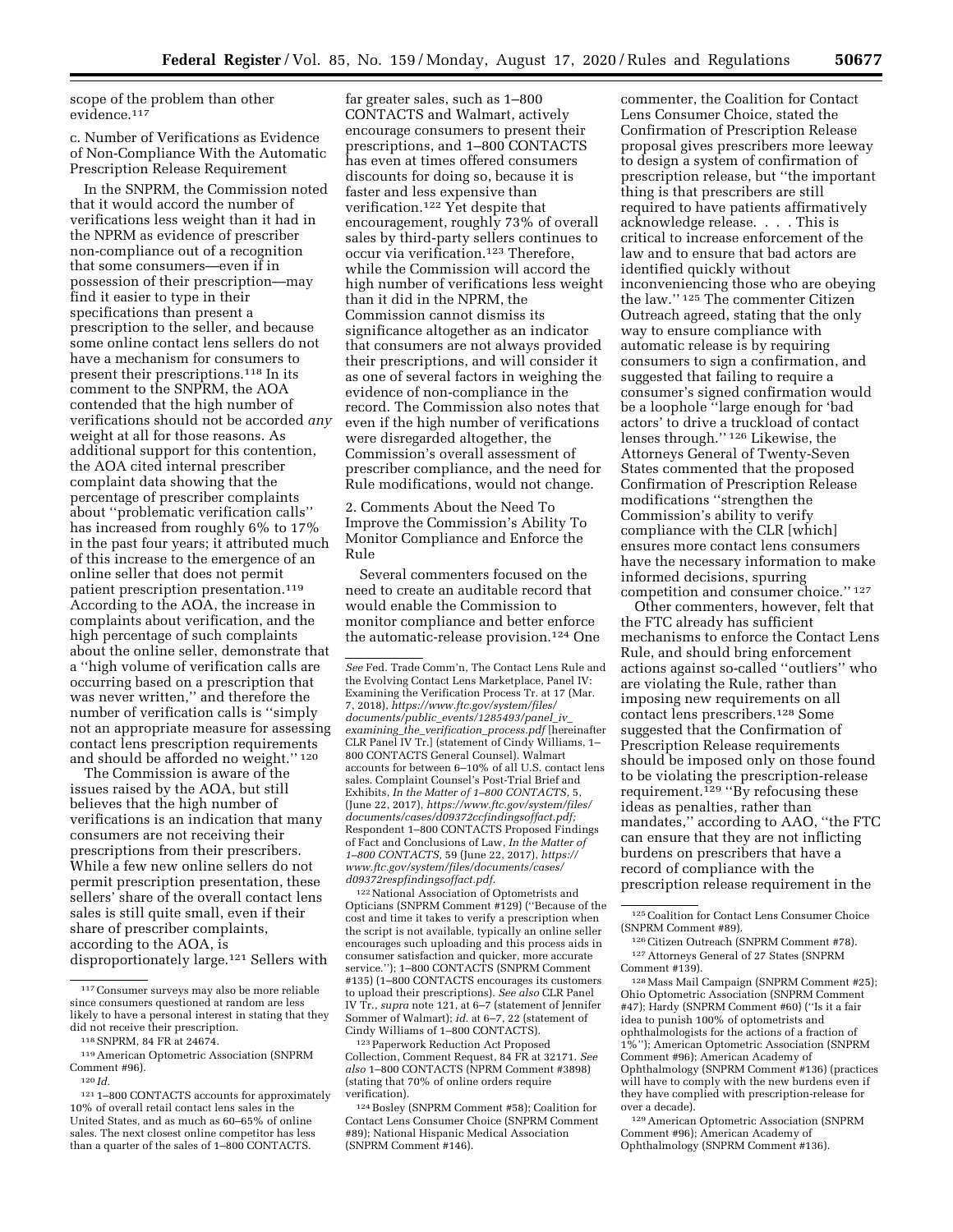scope of the problem than other evidence.[117]

c. Number of Verifications as Evidence of Non-Compliance With the Automatic Prescription Release Requirement

In the SNPRM, the Commission noted that it would accord the number of verifications less weight than it had in the NPRM as evidence of prescriber non-compliance out of a recognition that some consumers—even if in possession of their prescription—may find it easier to type in their specifications than present a prescription to the seller, and because some online contact lens sellers do not have a mechanism for consumers to present their prescriptions.[118] In its comment to the SNPRM, the AOA contended that the high number of verifications should not be accorded *any* weight at all for those reasons. As additional support for this contention, the AOA cited internal prescriber complaint data showing that the percentage of prescriber complaints about ''problematic verification calls'' has increased from roughly 6% to 17% in the past four years; it attributed much of this increase to the emergence of an online seller that does not permit patient prescription presentation.[119] According to the AOA, the increase in complaints about verification, and the high percentage of such complaints about the online seller, demonstrate that a ''high volume of verification calls are occurring based on a prescription that was never written,'' and therefore the number of verification calls is ''simply not an appropriate measure for assessing contact lens prescription requirements and should be afforded no weight.'' [120]

The Commission is aware of the issues raised by the AOA, but still believes that the high number of verifications is an indication that many consumers are not receiving their prescriptions from their prescribers. While a few new online sellers do not permit prescription presentation, these sellers' share of the overall contact lens sales is still quite small, even if their share of prescriber complaints, according to the AOA, is disproportionately large.[121] Sellers with far greater sales, such as 1–800 CONTACTS and Walmart, actively encourage consumers to present their prescriptions, and 1–800 CONTACTS has even at times offered consumers discounts for doing so, because it is faster and less expensive than verification.[122] Yet despite that encouragement, roughly 73% of overall sales by third-party sellers continues to occur via verification.[123] Therefore, while the Commission will accord the high number of verifications less weight than it did in the NPRM, the Commission cannot dismiss its significance altogether as an indicator that consumers are not always provided their prescriptions, and will consider it as one of several factors in weighing the evidence of non-compliance in the record. The Commission also notes that even if the high number of verifications were disregarded altogether, the Commission's overall assessment of prescriber compliance, and the need for Rule modifications, would not change.

2. Comments About the Need To Improve the Commission's Ability To Monitor Compliance and Enforce the Rule

Several commenters focused on the need to create an auditable record that would enable the Commission to monitor compliance and better enforce the automatic-release provision.[124] One commenter, the Coalition for Contact Lens Consumer Choice, stated the Confirmation of Prescription Release proposal gives prescribers more leeway to design a system of confirmation of prescription release, but ''the important thing is that prescribers are still required to have patients affirmatively acknowledge release. . . . This is critical to increase enforcement of the law and to ensure that bad actors are identified quickly without inconveniencing those who are obeying the law.'' [125] The commenter Citizen Outreach agreed, stating that the only way to ensure compliance with automatic release is by requiring consumers to sign a confirmation, and suggested that failing to require a consumer's signed confirmation would be a loophole ''large enough for 'bad actors' to drive a truckload of contact lenses through.'' [126] Likewise, the Attorneys General of Twenty-Seven States commented that the proposed Confirmation of Prescription Release modifications ''strengthen the Commission's ability to verify compliance with the CLR [which] ensures more contact lens consumers have the necessary information to make informed decisions, spurring competition and consumer choice.'' [127]

Other commenters, however, felt that the FTC already has sufficient mechanisms to enforce the Contact Lens Rule, and should bring enforcement actions against so-called ''outliers'' who are violating the Rule, rather than imposing new requirements on all contact lens prescribers.[128] Some suggested that the Confirmation of Prescription Release requirements should be imposed only on those found to be violating the prescription-release requirement.[129] ''By refocusing these ideas as penalties, rather than mandates,'' according to AAO, ''the FTC can ensure that they are not inflicting burdens on prescribers that have a record of compliance with the prescription release requirement in the

---

[117] Consumer surveys may also be more reliable since consumers questioned at random are less likely to have a personal interest in stating that they did not receive their prescription.

[118] SNPRM, 84 FR at 24674.

[119] American Optometric Association (SNPRM Comment #96).

[120] *Id.*

[121] 1–800 CONTACTS accounts for approximately 10% of overall retail contact lens sales in the United States, and as much as 60–65% of online sales. The next closest online competitor has less than a quarter of the sales of 1–800 CONTACTS. *See* Fed. Trade Comm'n, The Contact Lens Rule and the Evolving Contact Lens Marketplace, Panel IV: Examining the Verification Process Tr. at 17 (Mar. 7, 2018), *https://www.ftc.gov/system/files/documents/public_events/1285493/panel_iv_examining_the_verification_process.pdf* [hereinafter CLR Panel IV Tr.] (statement of Cindy Williams, 1–800 CONTACTS General Counsel). Walmart accounts for between 6–10% of all U.S. contact lens sales. Complaint Counsel's Post-Trial Brief and Exhibits, *In the Matter of 1–800 CONTACTS,* 5, (June 22, 2017), *https://www.ftc.gov/system/files/documents/cases/d09372ccfindingsoffact.pdf;* Respondent 1–800 CONTACTS Proposed Findings of Fact and Conclusions of Law, *In the Matter of 1–800 CONTACTS,* 59 (June 22, 2017), *https://www.ftc.gov/system/files/documents/cases/d09372respfindingsoffact.pdf.*

[122] National Association of Optometrists and Opticians (SNPRM Comment #129) (''Because of the cost and time it takes to verify a prescription when the script is not available, typically an online seller encourages such uploading and this process aids in consumer satisfaction and quicker, more accurate service.''); 1–800 CONTACTS (SNPRM Comment #135) (1–800 CONTACTS encourages its customers to upload their prescriptions). *See also* CLR Panel IV Tr., *supra* note 121, at 6–7 (statement of Jennifer Sommer of Walmart); *id.* at 6–7, 22 (statement of Cindy Williams of 1–800 CONTACTS).

[123] Paperwork Reduction Act Proposed Collection, Comment Request, 84 FR at 32171. *See also* 1–800 CONTACTS (NPRM Comment #3898) (stating that 70% of online orders require verification).

[124] Bosley (SNPRM Comment #58); Coalition for Contact Lens Consumer Choice (SNPRM Comment #89); National Hispanic Medical Association (SNPRM Comment #146).

[125] Coalition for Contact Lens Consumer Choice (SNPRM Comment #89).

[126] Citizen Outreach (SNPRM Comment #78).

[127] Attorneys General of 27 States (SNPRM Comment #139).

[128] Mass Mail Campaign (SNPRM Comment #25); Ohio Optometric Association (SNPRM Comment #47); Hardy (SNPRM Comment #60) (''Is it a fair idea to punish 100% of optometrists and ophthalmologists for the actions of a fraction of 1%''); American Optometric Association (SNPRM Comment #96); American Academy of Ophthalmology (SNPRM Comment #136) (practices will have to comply with the new burdens even if they have complied with prescription-release for over a decade).

[129] American Optometric Association (SNPRM Comment #96); American Academy of Ophthalmology (SNPRM Comment #136).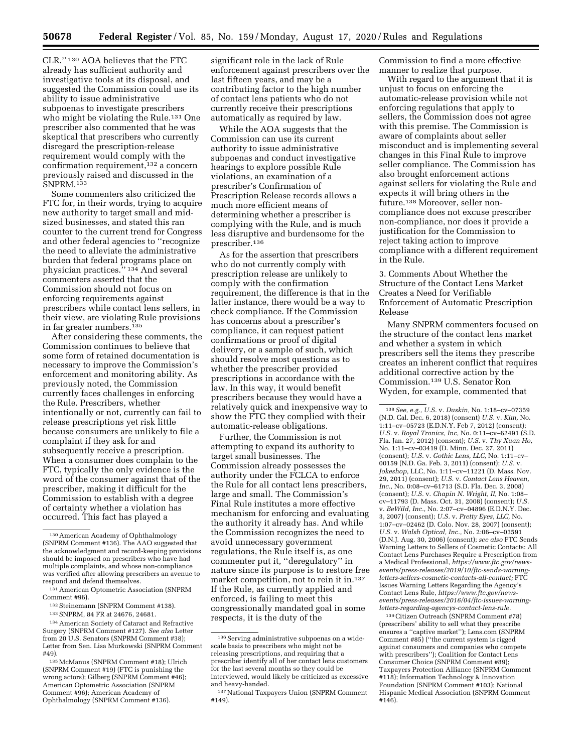CLR.'' [130] AOA believes that the FTC already has sufficient authority and investigative tools at its disposal, and suggested the Commission could use its ability to issue administrative subpoenas to investigate prescribers who might be violating the Rule.[131] One prescriber also commented that he was skeptical that prescribers who currently disregard the prescription-release requirement would comply with the confirmation requirement,[132] a concern previously raised and discussed in the SNPRM.[133]

Some commenters also criticized the FTC for, in their words, trying to acquire new authority to target small and mid-sized businesses, and stated this ran counter to the current trend for Congress and other federal agencies to ''recognize the need to alleviate the administrative burden that federal programs place on physician practices.'' [134] And several commenters asserted that the Commission should not focus on enforcing requirements against prescribers while contact lens sellers, in their view, are violating Rule provisions in far greater numbers.[135]

After considering these comments, the Commission continues to believe that some form of retained documentation is necessary to improve the Commission's enforcement and monitoring ability. As previously noted, the Commission currently faces challenges in enforcing the Rule. Prescribers, whether intentionally or not, currently can fail to release prescriptions yet risk little because consumers are unlikely to file a complaint if they ask for and subsequently receive a prescription. When a consumer does complain to the FTC, typically the only evidence is the word of the consumer against that of the prescriber, making it difficult for the Commission to establish with a degree of certainty whether a violation has occurred. This fact has played a significant role in the lack of Rule enforcement against prescribers over the last fifteen years, and may be a contributing factor to the high number of contact lens patients who do not currently receive their prescriptions automatically as required by law.

While the AOA suggests that the Commission can use its current authority to issue administrative subpoenas and conduct investigative hearings to explore possible Rule violations, an examination of a prescriber's Confirmation of Prescription Release records allows a much more efficient means of determining whether a prescriber is complying with the Rule, and is much less disruptive and burdensome for the prescriber.[136]

As for the assertion that prescribers who do not currently comply with prescription release are unlikely to comply with the confirmation requirement, the difference is that in the latter instance, there would be a way to check compliance. If the Commission has concerns about a prescriber's compliance, it can request patient confirmations or proof of digital delivery, or a sample of such, which should resolve most questions as to whether the prescriber provided prescriptions in accordance with the law. In this way, it would benefit prescribers because they would have a relatively quick and inexpensive way to show the FTC they complied with their automatic-release obligations.

Further, the Commission is not attempting to expand its authority to target small businesses. The Commission already possesses the authority under the FCLCA to enforce the Rule for all contact lens prescribers, large and small. The Commission's Final Rule institutes a more effective mechanism for enforcing and evaluating the authority it already has. And while the Commission recognizes the need to avoid unnecessary government regulations, the Rule itself is, as one commenter put it, ''deregulatory'' in nature since its purpose is to restore free market competition, not to rein it in.[137] If the Rule, as currently applied and enforced, is failing to meet this congressionally mandated goal in some respects, it is the duty of the Commission to find a more effective manner to realize that purpose.

With regard to the argument that it is unjust to focus on enforcing the automatic-release provision while not enforcing regulations that apply to sellers, the Commission does not agree with this premise. The Commission is aware of complaints about seller misconduct and is implementing several changes in this Final Rule to improve seller compliance. The Commission has also brought enforcement actions against sellers for violating the Rule and expects it will bring others in the future.[138] Moreover, seller non-compliance does not excuse prescriber non-compliance, nor does it provide a justification for the Commission to reject taking action to improve compliance with a different requirement in the Rule.

3. Comments About Whether the Structure of the Contact Lens Market Creates a Need for Verifiable Enforcement of Automatic Prescription Release

Many SNPRM commenters focused on the structure of the contact lens market and whether a system in which prescribers sell the items they prescribe creates an inherent conflict that requires additional corrective action by the Commission.[139] U.S. Senator Ron Wyden, for example, commented that

---

[130] American Academy of Ophthalmology (SNPRM Comment #136). The AAO suggested that the acknowledgment and record-keeping provisions should be imposed on prescribers who have had multiple complaints, and whose non-compliance was verified after allowing prescribers an avenue to respond and defend themselves.

[131] American Optometric Association (SNPRM Comment #96).

[132] Steinemann (SNPRM Comment #138).

[133] SNPRM, 84 FR at 24676, 24681.

[134] American Society of Cataract and Refractive Surgery (SNPRM Comment #127). *See also* Letter from 20 U.S. Senators (SNPRM Comment #38); Letter from Sen. Lisa Murkowski (SNPRM Comment #49).

[135] McManus (SNPRM Comment #18); Ulrich (SNPRM Comment #19) (FTC is punishing the wrong actors); Gilberg (SNPRM Comment #46); American Optometric Association (SNPRM Comment #96); American Academy of Ophthalmology (SNPRM Comment #136).

[136] Serving administrative subpoenas on a wide-scale basis to prescribers who might not be releasing prescriptions, and requiring that a prescriber identify all of her contact lens customers for the last several months so they could be interviewed, would likely be criticized as excessive and heavy-handed.

[137] National Taxpayers Union (SNPRM Comment #149).

[138] *See, e.g., U.S.* v. *Duskin,* No. 1:18–cv–07359 (N.D. Cal. Dec. 6, 2018) (consent) *U.S.* v. *Kim,* No. 1:11–cv–05723 (E.D.N.Y. Feb 7, 2012) (consent); *U.S.* v. *Royal Tronics, Inc,* No. 0:11–cv–62491 (S.D. Fla. Jan. 27, 2012) (consent); *U.S.* v. *Thy Xuan Ho,* No. 1:11–cv–03419 (D. Minn. Dec. 27, 2011) (consent); *U.S.* v. *Gothic Lens, LLC,* No. 1:11–cv–00159 (N.D. Ga. Feb. 3, 2011) (consent); *U.S.* v. *Jokeshop,* LLC, No. 1:11–cv–11221 (D. Mass. Nov. 29, 2011) (consent); *U.S.* v. *Contact Lens Heaven, Inc.,* No. 0:08–cv–61713 (S.D. Fla. Dec. 3, 2008) (consent); *U.S.* v. *Chapin N. Wright, II,* No. 1:08–cv–11793 (D. Mass. Oct. 31, 2008) (consent); *U.S.* v. *BeWild, Inc.,* No. 2:07–cv–04896 (E.D.N.Y. Dec. 3, 2007) (consent); *U.S.* v. *Pretty Eyes, LLC,* No. 1:07–cv–02462 (D. Colo. Nov. 28, 2007) (consent); *U.S.* v. *Walsh Optical, Inc.,* No. 2:06–cv–03591 (D.N.J. Aug. 30, 2006) (consent); *see also* FTC Sends Warning Letters to Sellers of Cosmetic Contacts: All Contact Lens Purchases Require a Prescription from a Medical Professional, *https://www.ftc.gov/news-events/press-releases/2019/10/ftc-sends-warning-letters-sellers-cosmetic-contacts-all-contact;* FTC Issues Warning Letters Regarding the Agency's Contact Lens Rule, *https://www.ftc.gov/news-events/press-releases/2016/04/ftc-issues-warning-letters-regarding-agencys-contact-lens-rule.*

[139] Citizen Outreach (SNPRM Comment #78) (prescribers' ability to sell what they prescribe ensures a ''captive market''); Lens.com (SNPRM Comment #85) (''the current system is rigged against consumers and companies who compete with prescribers''); Coalition for Contact Lens Consumer Choice (SNPRM Comment #89); Taxpayers Protection Alliance (SNPRM Comment #118); Information Technology & Innovation Foundation (SNPRM Comment #103); National Hispanic Medical Association (SNPRM Comment #146).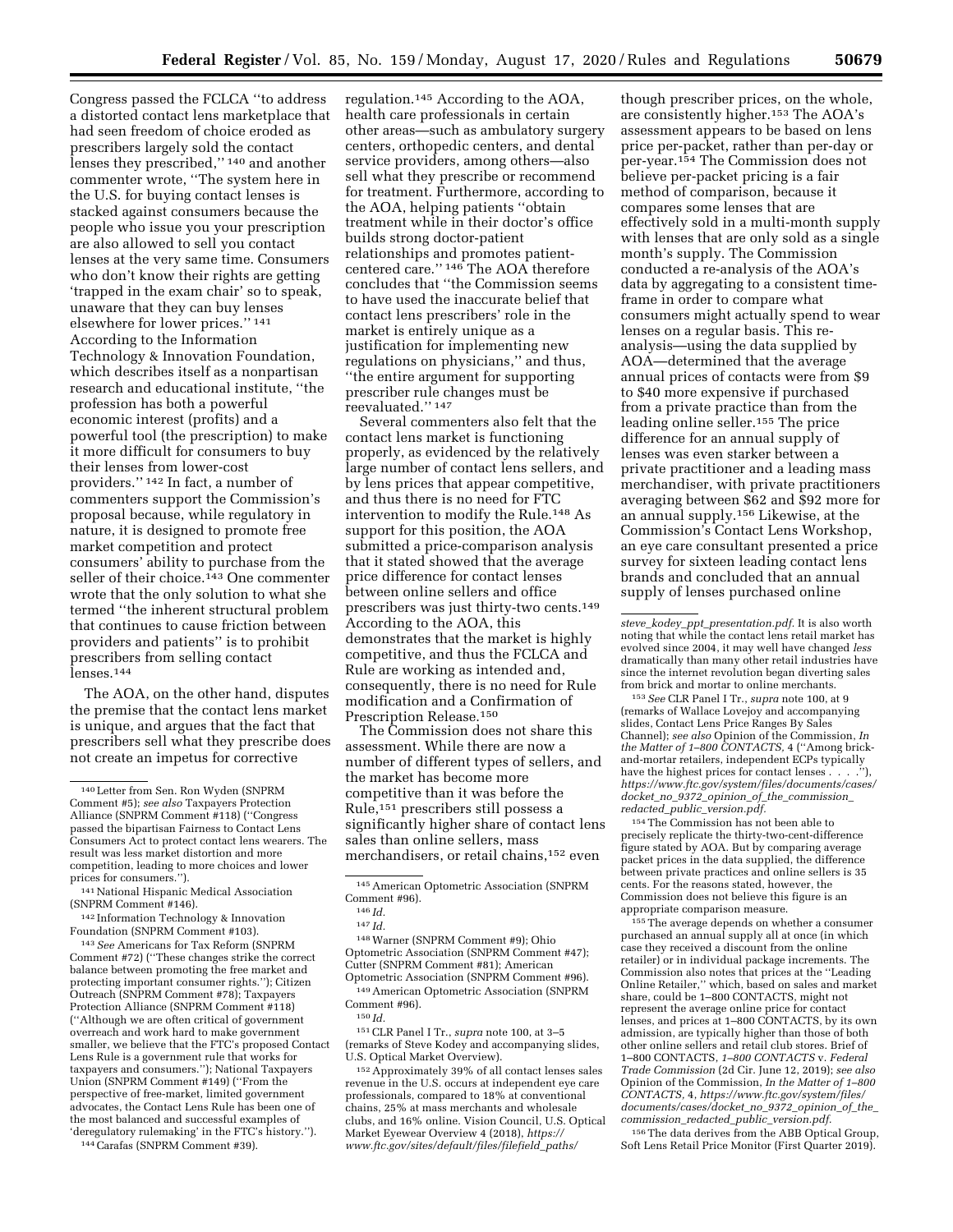Congress passed the FCLCA ''to address a distorted contact lens marketplace that had seen freedom of choice eroded as prescribers largely sold the contact lenses they prescribed,'' [140] and another commenter wrote, ''The system here in the U.S. for buying contact lenses is stacked against consumers because the people who issue you your prescription are also allowed to sell you contact lenses at the very same time. Consumers who don't know their rights are getting 'trapped in the exam chair' so to speak, unaware that they can buy lenses elsewhere for lower prices.'' [141] According to the Information Technology & Innovation Foundation, which describes itself as a nonpartisan research and educational institute, ''the profession has both a powerful economic interest (profits) and a powerful tool (the prescription) to make it more difficult for consumers to buy their lenses from lower-cost providers.'' [142] In fact, a number of commenters support the Commission's proposal because, while regulatory in nature, it is designed to promote free market competition and protect consumers' ability to purchase from the seller of their choice.[143] One commenter wrote that the only solution to what she termed ''the inherent structural problem that continues to cause friction between providers and patients'' is to prohibit prescribers from selling contact lenses.[144]

The AOA, on the other hand, disputes the premise that the contact lens market is unique, and argues that the fact that prescribers sell what they prescribe does not create an impetus for corrective regulation.[145] According to the AOA, health care professionals in certain other areas—such as ambulatory surgery centers, orthopedic centers, and dental service providers, among others—also sell what they prescribe or recommend for treatment. Furthermore, according to the AOA, helping patients ''obtain treatment while in their doctor's office builds strong doctor-patient relationships and promotes patient-centered care.'' [146] The AOA therefore concludes that ''the Commission seems to have used the inaccurate belief that contact lens prescribers' role in the market is entirely unique as a justification for implementing new regulations on physicians,'' and thus, ''the entire argument for supporting prescriber rule changes must be reevaluated.'' [147]

Several commenters also felt that the contact lens market is functioning properly, as evidenced by the relatively large number of contact lens sellers, and by lens prices that appear competitive, and thus there is no need for FTC intervention to modify the Rule.[148] As support for this position, the AOA submitted a price-comparison analysis that it stated showed that the average price difference for contact lenses between online sellers and office prescribers was just thirty-two cents.[149] According to the AOA, this demonstrates that the market is highly competitive, and thus the FCLCA and Rule are working as intended and, consequently, there is no need for Rule modification and a Confirmation of Prescription Release.[150]

The Commission does not share this assessment. While there are now a number of different types of sellers, and the market has become more competitive than it was before the Rule,[151] prescribers still possess a significantly higher share of contact lens sales than online sellers, mass merchandisers, or retail chains,[152] even though prescriber prices, on the whole, are consistently higher.[153] The AOA's assessment appears to be based on lens price per-packet, rather than per-day or per-year.[154] The Commission does not believe per-packet pricing is a fair method of comparison, because it compares some lenses that are effectively sold in a multi-month supply with lenses that are only sold as a single month's supply. The Commission conducted a re-analysis of the AOA's data by aggregating to a consistent time-frame in order to compare what consumers might actually spend to wear lenses on a regular basis. This re-analysis—using the data supplied by AOA—determined that the average annual prices of contacts were from $9 to $40 more expensive if purchased from a private practice than from the leading online seller.[155] The price difference for an annual supply of lenses was even starker between a private practitioner and a leading mass merchandiser, with private practitioners averaging between $62 and $92 more for an annual supply.[156] Likewise, at the Commission's Contact Lens Workshop, an eye care consultant presented a price survey for sixteen leading contact lens brands and concluded that an annual supply of lenses purchased online

---

[140] Letter from Sen. Ron Wyden (SNPRM Comment #5); *see also* Taxpayers Protection Alliance (SNPRM Comment #118) (''Congress passed the bipartisan Fairness to Contact Lens Consumers Act to protect contact lens wearers. The result was less market distortion and more competition, leading to more choices and lower prices for consumers.'').

[141] National Hispanic Medical Association (SNPRM Comment #146).

[142] Information Technology & Innovation Foundation (SNPRM Comment #103).

[143] *See* Americans for Tax Reform (SNPRM Comment #72) (''These changes strike the correct balance between promoting the free market and protecting important consumer rights.''); Citizen Outreach (SNPRM Comment #78); Taxpayers Protection Alliance (SNPRM Comment #118) (''Although we are often critical of government overreach and work hard to make government smaller, we believe that the FTC's proposed Contact Lens Rule is a government rule that works for taxpayers and consumers.''); National Taxpayers Union (SNPRM Comment #149) (''From the perspective of free-market, limited government advocates, the Contact Lens Rule has been one of the most balanced and successful examples of 'deregulatory rulemaking' in the FTC's history.'').

[144] Carafas (SNPRM Comment #39).

[145] American Optometric Association (SNPRM Comment #96).

[146] *Id.*

[147] *Id.*

[148] Warner (SNPRM Comment #9); Ohio Optometric Association (SNPRM Comment #47); Cutter (SNPRM Comment #81); American Optometric Association (SNPRM Comment #96).

[149] American Optometric Association (SNPRM Comment #96).

[150] *Id.*

[151] CLR Panel I Tr., *supra* note 100, at 3–5 (remarks of Steve Kodey and accompanying slides, U.S. Optical Market Overview).

[152] Approximately 39% of all contact lenses sales revenue in the U.S. occurs at independent eye care professionals, compared to 18% at conventional chains, 25% at mass merchants and wholesale clubs, and 16% online. Vision Council, U.S. Optical Market Eyewear Overview 4 (2018), *https://www.ftc.gov/sites/default/files/filefield_paths/steve_kodey_ppt_presentation.pdf*. It is also worth noting that while the contact lens retail market has evolved since 2004, it may well have changed *less* dramatically than many other retail industries have since the internet revolution began diverting sales from brick and mortar to online merchants.

[153] *See* CLR Panel I Tr., *supra* note 100, at 9 (remarks of Wallace Lovejoy and accompanying slides, Contact Lens Price Ranges By Sales Channel); *see also* Opinion of the Commission, *In the Matter of 1–800 CONTACTS*, 4 (''Among brick-and-mortar retailers, independent ECPs typically have the highest prices for contact lenses . . . .''), *https://www.ftc.gov/system/files/documents/cases/docket_no_9372_opinion_of_the_commission_redacted_public_version.pdf*.

[154] The Commission has not been able to precisely replicate the thirty-two-cent-difference figure stated by AOA. But by comparing average packet prices in the data supplied, the difference between private practices and online sellers is 35 cents. For the reasons stated, however, the Commission does not believe this figure is an appropriate comparison measure.

[155] The average depends on whether a consumer purchased an annual supply all at once (in which case they received a discount from the online retailer) or in individual package increments. The Commission also notes that prices at the ''Leading Online Retailer,'' which, based on sales and market share, could be 1–800 CONTACTS, might not represent the average online price for contact lenses, and prices at 1–800 CONTACTS, by its own admission, are typically higher than those of both other online sellers and retail club stores. Brief of 1–800 CONTACTS, *1–800 CONTACTS* v. *Federal Trade Commission* (2d Cir. June 12, 2019); *see also* Opinion of the Commission, *In the Matter of 1–800 CONTACTS*, 4, *https://www.ftc.gov/system/files/documents/cases/docket_no_9372_opinion_of_the_commission_redacted_public_version.pdf*.

[156] The data derives from the ABB Optical Group, Soft Lens Retail Price Monitor (First Quarter 2019).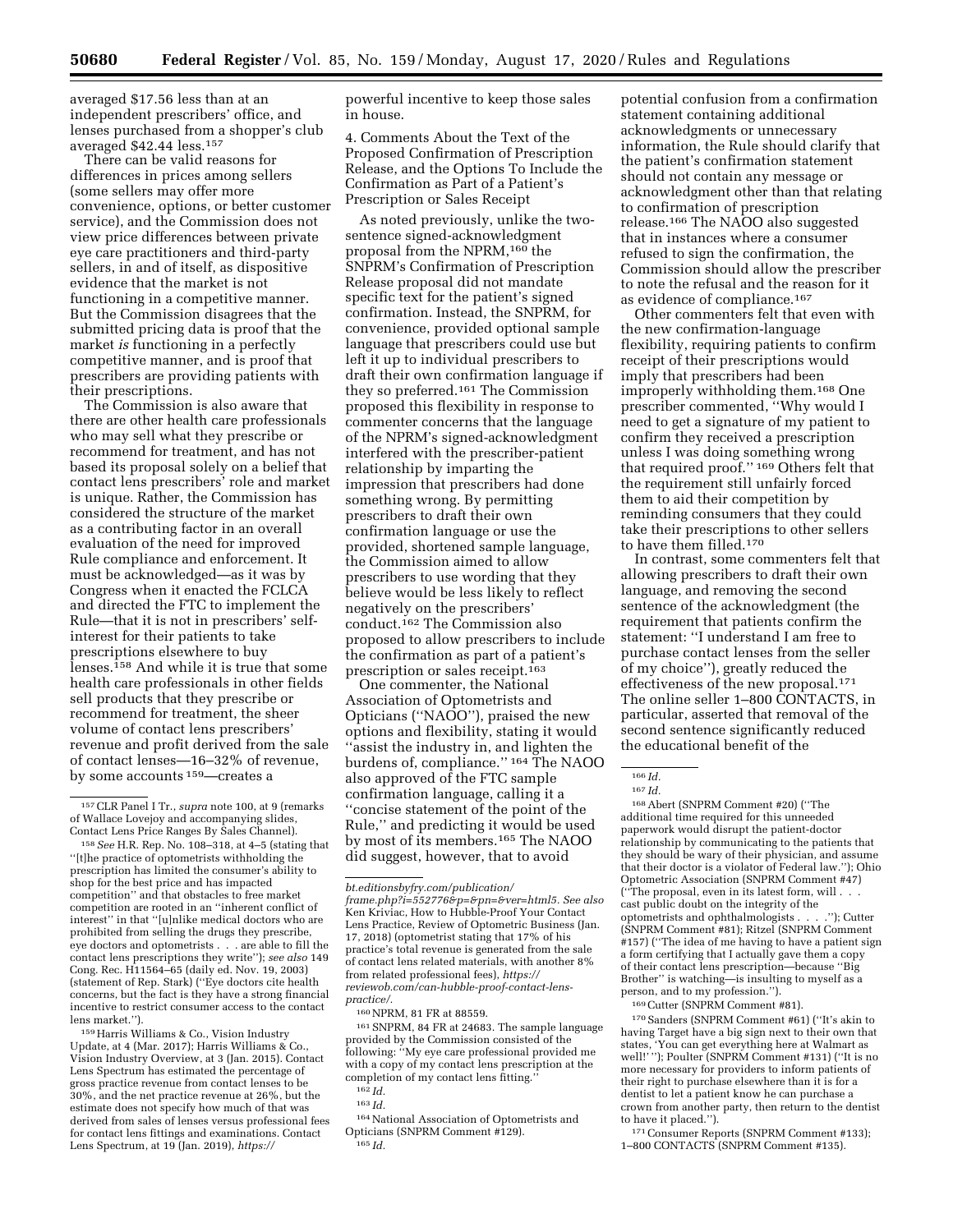averaged $17.56 less than at an independent prescribers' office, and lenses purchased from a shopper's club averaged $42.44 less.[157]

There can be valid reasons for differences in prices among sellers (some sellers may offer more convenience, options, or better customer service), and the Commission does not view price differences between private eye care practitioners and third-party sellers, in and of itself, as dispositive evidence that the market is not functioning in a competitive manner. But the Commission disagrees that the submitted pricing data is proof that the market *is* functioning in a perfectly competitive manner, and is proof that prescribers are providing patients with their prescriptions.

The Commission is also aware that there are other health care professionals who may sell what they prescribe or recommend for treatment, and has not based its proposal solely on a belief that contact lens prescribers' role and market is unique. Rather, the Commission has considered the structure of the market as a contributing factor in an overall evaluation of the need for improved Rule compliance and enforcement. It must be acknowledged—as it was by Congress when it enacted the FCLCA and directed the FTC to implement the Rule—that it is not in prescribers' self-interest for their patients to take prescriptions elsewhere to buy lenses.[158] And while it is true that some health care professionals in other fields sell products that they prescribe or recommend for treatment, the sheer volume of contact lens prescribers' revenue and profit derived from the sale of contact lenses—16–32% of revenue, by some accounts[159]—creates a powerful incentive to keep those sales in house.

4. Comments About the Text of the Proposed Confirmation of Prescription Release, and the Options To Include the Confirmation as Part of a Patient's Prescription or Sales Receipt

As noted previously, unlike the two-sentence signed-acknowledgment proposal from the NPRM,[160] the SNPRM's Confirmation of Prescription Release proposal did not mandate specific text for the patient's signed confirmation. Instead, the SNPRM, for convenience, provided optional sample language that prescribers could use but left it up to individual prescribers to draft their own confirmation language if they so preferred.[161] The Commission proposed this flexibility in response to commenter concerns that the language of the NPRM's signed-acknowledgment interfered with the prescriber-patient relationship by imparting the impression that prescribers had done something wrong. By permitting prescribers to draft their own confirmation language or use the provided, shortened sample language, the Commission aimed to allow prescribers to use wording that they believe would be less likely to reflect negatively on the prescribers' conduct.[162] The Commission also proposed to allow prescribers to include the confirmation as part of a patient's prescription or sales receipt.[163]

One commenter, the National Association of Optometrists and Opticians (''NAOO''), praised the new options and flexibility, stating it would ''assist the industry in, and lighten the burdens of, compliance.''[164] The NAOO also approved of the FTC sample confirmation language, calling it a ''concise statement of the point of the Rule,'' and predicting it would be used by most of its members.[165] The NAOO did suggest, however, that to avoid potential confusion from a confirmation statement containing additional acknowledgments or unnecessary information, the Rule should clarify that the patient's confirmation statement should not contain any message or acknowledgment other than that relating to confirmation of prescription release.[166] The NAOO also suggested that in instances where a consumer refused to sign the confirmation, the Commission should allow the prescriber to note the refusal and the reason for it as evidence of compliance.[167]

Other commenters felt that even with the new confirmation-language flexibility, requiring patients to confirm receipt of their prescriptions would imply that prescribers had been improperly withholding them.[168] One prescriber commented, ''Why would I need to get a signature of my patient to confirm they received a prescription unless I was doing something wrong that required proof.''[169] Others felt that the requirement still unfairly forced them to aid their competition by reminding consumers that they could take their prescriptions to other sellers to have them filled.[170]

In contrast, some commenters felt that allowing prescribers to draft their own language, and removing the second sentence of the acknowledgment (the requirement that patients confirm the statement: ''I understand I am free to purchase contact lenses from the seller of my choice''), greatly reduced the effectiveness of the new proposal.[171] The online seller 1–800 CONTACTS, in particular, asserted that removal of the second sentence significantly reduced the educational benefit of the

---

[157] CLR Panel I Tr., *supra* note 100, at 9 (remarks of Wallace Lovejoy and accompanying slides, Contact Lens Price Ranges By Sales Channel).

[158] *See* H.R. Rep. No. 108–318, at 4–5 (stating that ''[t]he practice of optometrists withholding the prescription has limited the consumer's ability to shop for the best price and has impacted competition'' and that obstacles to free market competition are rooted in an ''inherent conflict of interest'' in that ''[u]nlike medical doctors who are prohibited from selling the drugs they prescribe, eye doctors and optometrists . . . are able to fill the contact lens prescriptions they write''); *see also* 149 Cong. Rec. H11564–65 (daily ed. Nov. 19, 2003) (statement of Rep. Stark) (''Eye doctors cite health concerns, but the fact is they have a strong financial incentive to restrict consumer access to the contact lens market.'').

[159] Harris Williams & Co., Vision Industry Update, at 4 (Mar. 2017); Harris Williams & Co., Vision Industry Overview, at 3 (Jan. 2015). Contact Lens Spectrum has estimated the percentage of gross practice revenue from contact lenses to be 30%, and the net practice revenue at 26%, but the estimate does not specify how much of that was derived from sales of lenses versus professional fees for contact lens fittings and examinations. Contact Lens Spectrum, at 19 (Jan. 2019), *https://bt.editionsbyfry.com/publication/frame.php?i=552776&p=&pn=&ver=html5. See also* Ken Kriviac, How to Hubble-Proof Your Contact Lens Practice, Review of Optometric Business (Jan. 17, 2018) (optometrist stating that 17% of his practice's total revenue is generated from the sale of contact lens related materials, with another 8% from related professional fees), *https://reviewob.com/can-hubble-proof-contact-lens-practice/*.

[160] NPRM, 81 FR at 88559.

[161] SNPRM, 84 FR at 24683. The sample language provided by the Commission consisted of the following: ''My eye care professional provided me with a copy of my contact lens prescription at the completion of my contact lens fitting.''

[162] *Id.*

[163] *Id.*

[164] National Association of Optometrists and Opticians (SNPRM Comment #129).

[165] *Id.*

[166] *Id.*

[167] *Id.*

[168] Abert (SNPRM Comment #20) (''The additional time required for this unneeded paperwork would disrupt the patient-doctor relationship by communicating to the patients that they should be wary of their physician, and assume that their doctor is a violator of Federal law.''); Ohio Optometric Association (SNPRM Comment #47) (''The proposal, even in its latest form, will . . . cast public doubt on the integrity of the optometrists and ophthalmologists . . . .''); Cutter (SNPRM Comment #81); Ritzel (SNPRM Comment #157) (''The idea of me having to have a patient sign a form certifying that I actually gave them a copy of their contact lens prescription—because ''Big Brother'' is watching—is insulting to myself as a person, and to my profession.'').

[169] Cutter (SNPRM Comment #81).

[170] Sanders (SNPRM Comment #61) (''It's akin to having Target have a big sign next to their own that states, 'You can get everything here at Walmart as well!' ''); Poulter (SNPRM Comment #131) (''It is no more necessary for providers to inform patients of their right to purchase elsewhere than it is for a dentist to let a patient know he can purchase a crown from another party, then return to the dentist to have it placed.'').

[171] Consumer Reports (SNPRM Comment #133); 1–800 CONTACTS (SNPRM Comment #135).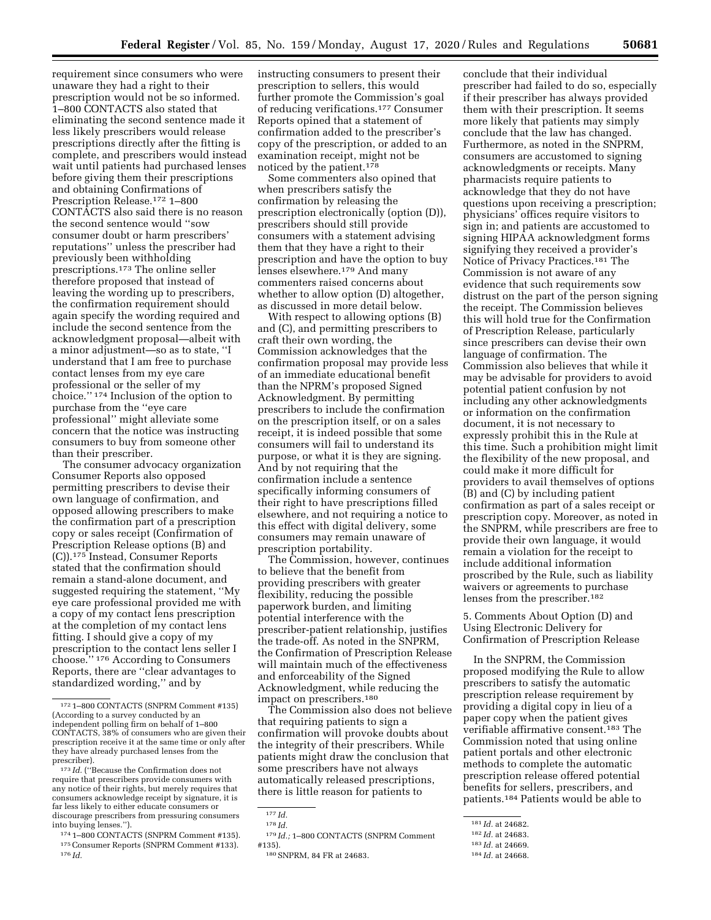requirement since consumers who were unaware they had a right to their prescription would not be so informed. 1–800 CONTACTS also stated that eliminating the second sentence made it less likely prescribers would release prescriptions directly after the fitting is complete, and prescribers would instead wait until patients had purchased lenses before giving them their prescriptions and obtaining Confirmations of Prescription Release.[172] 1–800 CONTACTS also said there is no reason the second sentence would ''sow consumer doubt or harm prescribers' reputations'' unless the prescriber had previously been withholding prescriptions.[173] The online seller therefore proposed that instead of leaving the wording up to prescribers, the confirmation requirement should again specify the wording required and include the second sentence from the acknowledgment proposal—albeit with a minor adjustment—so as to state, ''I understand that I am free to purchase contact lenses from my eye care professional or the seller of my choice.'' [174] Inclusion of the option to purchase from the ''eye care professional'' might alleviate some concern that the notice was instructing consumers to buy from someone other than their prescriber.

The consumer advocacy organization Consumer Reports also opposed permitting prescribers to devise their own language of confirmation, and opposed allowing prescribers to make the confirmation part of a prescription copy or sales receipt (Confirmation of Prescription Release options (B) and (C)).[175] Instead, Consumer Reports stated that the confirmation should remain a stand-alone document, and suggested requiring the statement, ''My eye care professional provided me with a copy of my contact lens prescription at the completion of my contact lens fitting. I should give a copy of my prescription to the contact lens seller I choose.'' [176] According to Consumers Reports, there are ''clear advantages to standardized wording,'' and by instructing consumers to present their prescription to sellers, this would further promote the Commission's goal of reducing verifications.[177] Consumer Reports opined that a statement of confirmation added to the prescriber's copy of the prescription, or added to an examination receipt, might not be noticed by the patient.[178]

Some commenters also opined that when prescribers satisfy the confirmation by releasing the prescription electronically (option (D)), prescribers should still provide consumers with a statement advising them that they have a right to their prescription and have the option to buy lenses elsewhere.[179] And many commenters raised concerns about whether to allow option (D) altogether, as discussed in more detail below.

With respect to allowing options (B) and (C), and permitting prescribers to craft their own wording, the Commission acknowledges that the confirmation proposal may provide less of an immediate educational benefit than the NPRM's proposed Signed Acknowledgment. By permitting prescribers to include the confirmation on the prescription itself, or on a sales receipt, it is indeed possible that some consumers will fail to understand its purpose, or what it is they are signing. And by not requiring that the confirmation include a sentence specifically informing consumers of their right to have prescriptions filled elsewhere, and not requiring a notice to this effect with digital delivery, some consumers may remain unaware of prescription portability.

The Commission, however, continues to believe that the benefit from providing prescribers with greater flexibility, reducing the possible paperwork burden, and limiting potential interference with the prescriber-patient relationship, justifies the trade-off. As noted in the SNPRM, the Confirmation of Prescription Release will maintain much of the effectiveness and enforceability of the Signed Acknowledgment, while reducing the impact on prescribers.[180]

The Commission also does not believe that requiring patients to sign a confirmation will provoke doubts about the integrity of their prescribers. While patients might draw the conclusion that some prescribers have not always automatically released prescriptions, there is little reason for patients to conclude that their individual prescriber had failed to do so, especially if their prescriber has always provided them with their prescription. It seems more likely that patients may simply conclude that the law has changed. Furthermore, as noted in the SNPRM, consumers are accustomed to signing acknowledgments or receipts. Many pharmacists require patients to acknowledge that they do not have questions upon receiving a prescription; physicians' offices require visitors to sign in; and patients are accustomed to signing HIPAA acknowledgment forms signifying they received a provider's Notice of Privacy Practices.[181] The Commission is not aware of any evidence that such requirements sow distrust on the part of the person signing the receipt. The Commission believes this will hold true for the Confirmation of Prescription Release, particularly since prescribers can devise their own language of confirmation. The Commission also believes that while it may be advisable for providers to avoid potential patient confusion by not including any other acknowledgments or information on the confirmation document, it is not necessary to expressly prohibit this in the Rule at this time. Such a prohibition might limit the flexibility of the new proposal, and could make it more difficult for providers to avail themselves of options (B) and (C) by including patient confirmation as part of a sales receipt or prescription copy. Moreover, as noted in the SNPRM, while prescribers are free to provide their own language, it would remain a violation for the receipt to include additional information proscribed by the Rule, such as liability waivers or agreements to purchase lenses from the prescriber.[182]

5. Comments About Option (D) and Using Electronic Delivery for Confirmation of Prescription Release

In the SNPRM, the Commission proposed modifying the Rule to allow prescribers to satisfy the automatic prescription release requirement by providing a digital copy in lieu of a paper copy when the patient gives verifiable affirmative consent.[183] The Commission noted that using online patient portals and other electronic methods to complete the automatic prescription release offered potential benefits for sellers, prescribers, and patients.[184] Patients would be able to

---

[172] 1–800 CONTACTS (SNPRM Comment #135) (According to a survey conducted by an independent polling firm on behalf of 1–800 CONTACTS, 38% of consumers who are given their prescription receive it at the same time or only after they have already purchased lenses from the prescriber).

[173] *Id.* (''Because the Confirmation does not require that prescribers provide consumers with any notice of their rights, but merely requires that consumers acknowledge receipt by signature, it is far less likely to either educate consumers or discourage prescribers from pressuring consumers into buying lenses.'').

[174] 1–800 CONTACTS (SNPRM Comment #135).

[175] Consumer Reports (SNPRM Comment #133).

[176] *Id.*

[177] *Id.*

[178] *Id.*

[179] *Id.;* 1–800 CONTACTS (SNPRM Comment #135).

[180] SNPRM, 84 FR at 24683.

[181] *Id.* at 24682.

[182] *Id.* at 24683.

[183] *Id.* at 24669.

[184] *Id.* at 24668.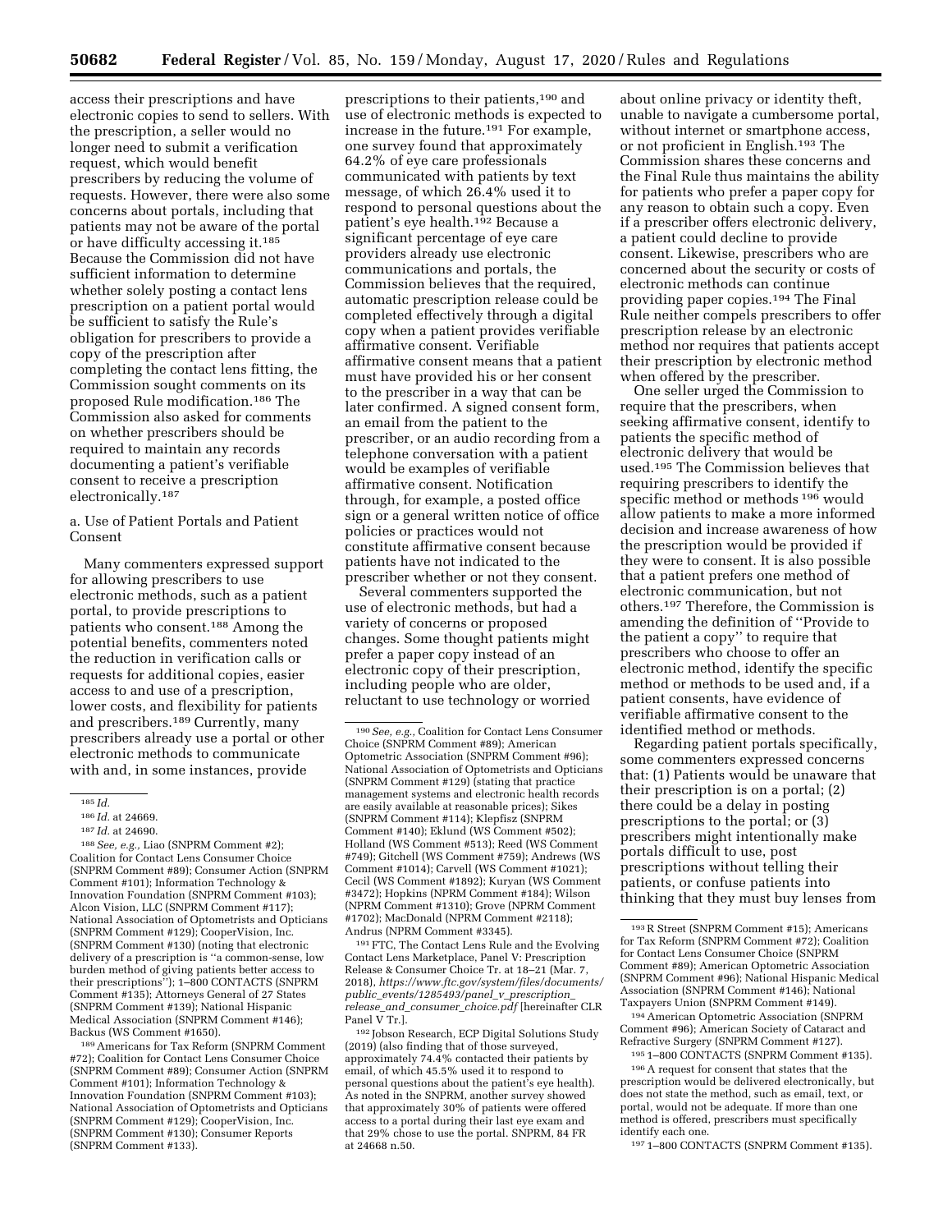access their prescriptions and have electronic copies to send to sellers. With the prescription, a seller would no longer need to submit a verification request, which would benefit prescribers by reducing the volume of requests. However, there were also some concerns about portals, including that patients may not be aware of the portal or have difficulty accessing it.[185] Because the Commission did not have sufficient information to determine whether solely posting a contact lens prescription on a patient portal would be sufficient to satisfy the Rule's obligation for prescribers to provide a copy of the prescription after completing the contact lens fitting, the Commission sought comments on its proposed Rule modification.[186] The Commission also asked for comments on whether prescribers should be required to maintain any records documenting a patient's verifiable consent to receive a prescription electronically.[187]

a. Use of Patient Portals and Patient Consent

Many commenters expressed support for allowing prescribers to use electronic methods, such as a patient portal, to provide prescriptions to patients who consent.[188] Among the potential benefits, commenters noted the reduction in verification calls or requests for additional copies, easier access to and use of a prescription, lower costs, and flexibility for patients and prescribers.[189] Currently, many prescribers already use a portal or other electronic methods to communicate with and, in some instances, provide prescriptions to their patients,[190] and use of electronic methods is expected to increase in the future.[191] For example, one survey found that approximately 64.2% of eye care professionals communicated with patients by text message, of which 26.4% used it to respond to personal questions about the patient's eye health.[192] Because a significant percentage of eye care providers already use electronic communications and portals, the Commission believes that the required, automatic prescription release could be completed effectively through a digital copy when a patient provides verifiable affirmative consent. Verifiable affirmative consent means that a patient must have provided his or her consent to the prescriber in a way that can be later confirmed. A signed consent form, an email from the patient to the prescriber, or an audio recording from a telephone conversation with a patient would be examples of verifiable affirmative consent. Notification through, for example, a posted office sign or a general written notice of office policies or practices would not constitute affirmative consent because patients have not indicated to the prescriber whether or not they consent.

Several commenters supported the use of electronic methods, but had a variety of concerns or proposed changes. Some thought patients might prefer a paper copy instead of an electronic copy of their prescription, including people who are older, reluctant to use technology or worried about online privacy or identity theft, unable to navigate a cumbersome portal, without internet or smartphone access, or not proficient in English.[193] The Commission shares these concerns and the Final Rule thus maintains the ability for patients who prefer a paper copy for any reason to obtain such a copy. Even if a prescriber offers electronic delivery, a patient could decline to provide consent. Likewise, prescribers who are concerned about the security or costs of electronic methods can continue providing paper copies.[194] The Final Rule neither compels prescribers to offer prescription release by an electronic method nor requires that patients accept their prescription by electronic method when offered by the prescriber.

One seller urged the Commission to require that the prescribers, when seeking affirmative consent, identify to patients the specific method of electronic delivery that would be used.[195] The Commission believes that requiring prescribers to identify the specific method or methods[196] would allow patients to make a more informed decision and increase awareness of how the prescription would be provided if they were to consent. It is also possible that a patient prefers one method of electronic communication, but not others.[197] Therefore, the Commission is amending the definition of "Provide to the patient a copy" to require that prescribers who choose to offer an electronic method, identify the specific method or methods to be used and, if a patient consents, have evidence of verifiable affirmative consent to the identified method or methods.

Regarding patient portals specifically, some commenters expressed concerns that: (1) Patients would be unaware that their prescription is on a portal; (2) there could be a delay in posting prescriptions to the portal; or (3) prescribers might intentionally make portals difficult to use, post prescriptions without telling their patients, or confuse patients into thinking that they must buy lenses from

---

[185] *Id.*

[186] *Id.* at 24669.

[187] *Id.* at 24690.

[188] *See, e.g.,* Liao (SNPRM Comment #2); Coalition for Contact Lens Consumer Choice (SNPRM Comment #89); Consumer Action (SNPRM Comment #101); Information Technology & Innovation Foundation (SNPRM Comment #103); Alcon Vision, LLC (SNPRM Comment #117); National Association of Optometrists and Opticians (SNPRM Comment #129); CooperVision, Inc. (SNPRM Comment #130) (noting that electronic delivery of a prescription is "a common-sense, low burden method of giving patients better access to their prescriptions"); 1–800 CONTACTS (SNPRM Comment #135); Attorneys General of 27 States (SNPRM Comment #139); National Hispanic Medical Association (SNPRM Comment #146); Backus (WS Comment #1650).

[189] Americans for Tax Reform (SNPRM Comment #72); Coalition for Contact Lens Consumer Choice (SNPRM Comment #89); Consumer Action (SNPRM Comment #101); Information Technology & Innovation Foundation (SNPRM Comment #103); National Association of Optometrists and Opticians (SNPRM Comment #129); CooperVision, Inc. (SNPRM Comment #130); Consumer Reports (SNPRM Comment #133).

[190] *See, e.g.,* Coalition for Contact Lens Consumer Choice (SNPRM Comment #89); American Optometric Association (SNPRM Comment #96); National Association of Optometrists and Opticians (SNPRM Comment #129) (stating that practice management systems and electronic health records are easily available at reasonable prices); Sikes (SNPRM Comment #114); Klepfisz (SNPRM Comment #140); Eklund (WS Comment #502); Holland (WS Comment #513); Reed (WS Comment #749); Gitchell (WS Comment #759); Andrews (WS Comment #1014); Carvell (WS Comment #1021); Cecil (WS Comment #1892); Kuryan (WS Comment #3472); Hopkins (NPRM Comment #184); Wilson (NPRM Comment #1310); Grove (NPRM Comment #1702); MacDonald (NPRM Comment #2118); Andrus (NPRM Comment #3345).

[191] FTC, The Contact Lens Rule and the Evolving Contact Lens Marketplace, Panel V: Prescription Release & Consumer Choice Tr. at 18–21 (Mar. 7, 2018), *https://www.ftc.gov/system/files/documents/public_events/1285493/panel_v_prescription_release_and_consumer_choice.pdf* [hereinafter CLR Panel V Tr.].

[192] Jobson Research, ECP Digital Solutions Study (2019) (also finding that of those surveyed, approximately 74.4% contacted their patients by email, of which 45.5% used it to respond to personal questions about the patient's eye health). As noted in the SNPRM, another survey showed that approximately 30% of patients were offered access to a portal during their last eye exam and that 29% chose to use the portal. SNPRM, 84 FR at 24668 n.50.

[193] R Street (SNPRM Comment #15); Americans for Tax Reform (SNPRM Comment #72); Coalition for Contact Lens Consumer Choice (SNPRM Comment #89); American Optometric Association (SNPRM Comment #96); National Hispanic Medical Association (SNPRM Comment #146); National Taxpayers Union (SNPRM Comment #149).

[194] American Optometric Association (SNPRM Comment #96); American Society of Cataract and Refractive Surgery (SNPRM Comment #127).

[195] 1–800 CONTACTS (SNPRM Comment #135).

[196] A request for consent that states that the prescription would be delivered electronically, but does not state the method, such as email, text, or portal, would not be adequate. If more than one method is offered, prescribers must specifically identify each one.

[197] 1–800 CONTACTS (SNPRM Comment #135).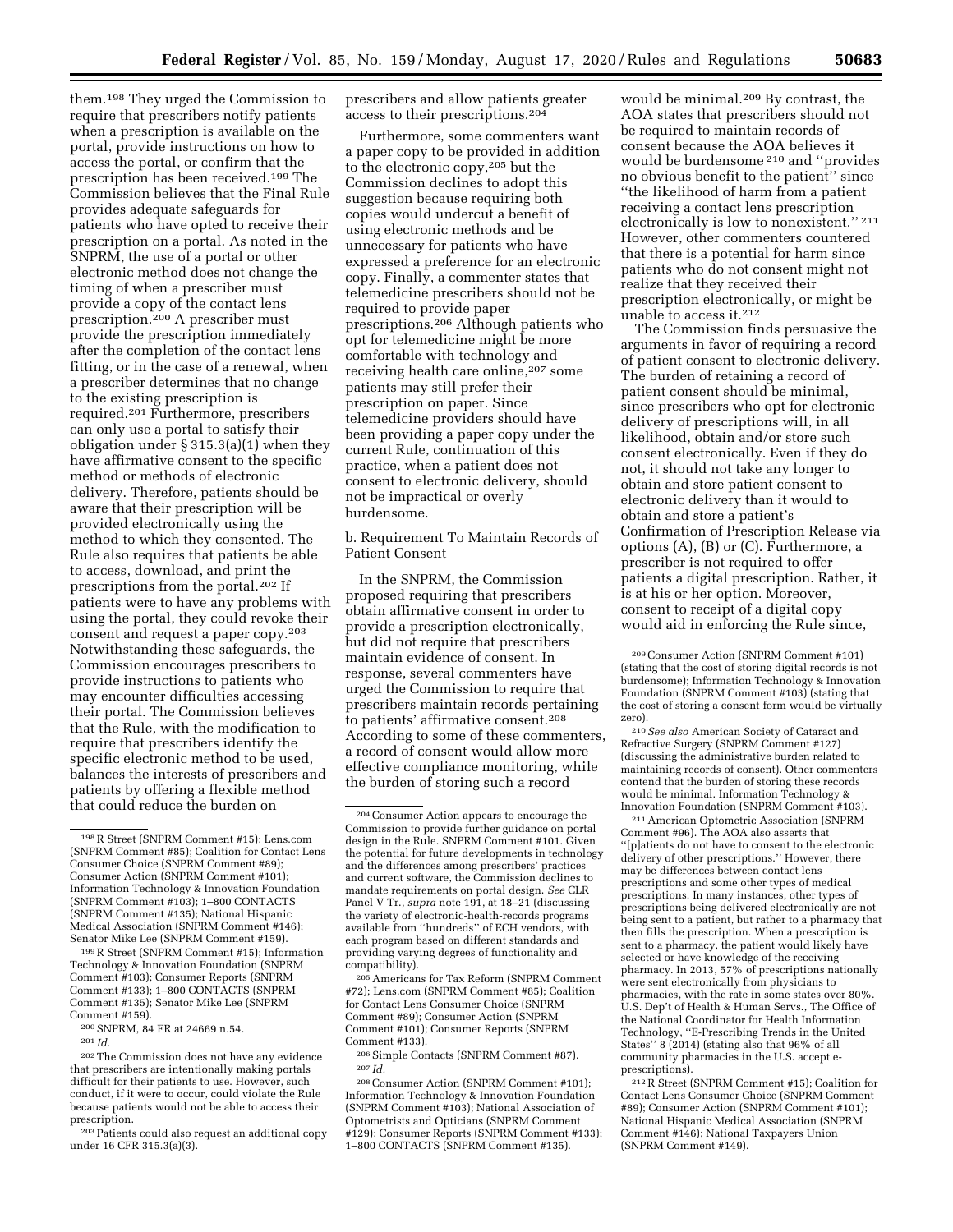them.[198] They urged the Commission to require that prescribers notify patients when a prescription is available on the portal, provide instructions on how to access the portal, or confirm that the prescription has been received.[199] The Commission believes that the Final Rule provides adequate safeguards for patients who have opted to receive their prescription on a portal. As noted in the SNPRM, the use of a portal or other electronic method does not change the timing of when a prescriber must provide a copy of the contact lens prescription.[200] A prescriber must provide the prescription immediately after the completion of the contact lens fitting, or in the case of a renewal, when a prescriber determines that no change to the existing prescription is required.[201] Furthermore, prescribers can only use a portal to satisfy their obligation under § 315.3(a)(1) when they have affirmative consent to the specific method or methods of electronic delivery. Therefore, patients should be aware that their prescription will be provided electronically using the method to which they consented. The Rule also requires that patients be able to access, download, and print the prescriptions from the portal.[202] If patients were to have any problems with using the portal, they could revoke their consent and request a paper copy.[203] Notwithstanding these safeguards, the Commission encourages prescribers to provide instructions to patients who may encounter difficulties accessing their portal. The Commission believes that the Rule, with the modification to require that prescribers identify the specific electronic method to be used, balances the interests of prescribers and patients by offering a flexible method that could reduce the burden on prescribers and allow patients greater access to their prescriptions.[204]

Furthermore, some commenters want a paper copy to be provided in addition to the electronic copy,[205] but the Commission declines to adopt this suggestion because requiring both copies would undercut a benefit of using electronic methods and be unnecessary for patients who have expressed a preference for an electronic copy. Finally, a commenter states that telemedicine prescribers should not be required to provide paper prescriptions.[206] Although patients who opt for telemedicine might be more comfortable with technology and receiving health care online,[207] some patients may still prefer their prescription on paper. Since telemedicine providers should have been providing a paper copy under the current Rule, continuation of this practice, when a patient does not consent to electronic delivery, should not be impractical or overly burdensome.

b. Requirement To Maintain Records of Patient Consent

In the SNPRM, the Commission proposed requiring that prescribers obtain affirmative consent in order to provide a prescription electronically, but did not require that prescribers maintain evidence of consent. In response, several commenters have urged the Commission to require that prescribers maintain records pertaining to patients' affirmative consent.[208] According to some of these commenters, a record of consent would allow more effective compliance monitoring, while the burden of storing such a record would be minimal.[209] By contrast, the AOA states that prescribers should not be required to maintain records of consent because the AOA believes it would be burdensome[210] and ''provides no obvious benefit to the patient'' since ''the likelihood of harm from a patient receiving a contact lens prescription electronically is low to nonexistent.''[211] However, other commenters countered that there is a potential for harm since patients who do not consent might not realize that they received their prescription electronically, or might be unable to access it.[212]

The Commission finds persuasive the arguments in favor of requiring a record of patient consent to electronic delivery. The burden of retaining a record of patient consent should be minimal, since prescribers who opt for electronic delivery of prescriptions will, in all likelihood, obtain and/or store such consent electronically. Even if they do not, it should not take any longer to obtain and store patient consent to electronic delivery than it would to obtain and store a patient's Confirmation of Prescription Release via options (A), (B) or (C). Furthermore, a prescriber is not required to offer patients a digital prescription. Rather, it is at his or her option. Moreover, consent to receipt of a digital copy would aid in enforcing the Rule since,

---

[198] R Street (SNPRM Comment #15); Lens.com (SNPRM Comment #85); Coalition for Contact Lens Consumer Choice (SNPRM Comment #89); Consumer Action (SNPRM Comment #101); Information Technology & Innovation Foundation (SNPRM Comment #103); 1–800 CONTACTS (SNPRM Comment #135); National Hispanic Medical Association (SNPRM Comment #146); Senator Mike Lee (SNPRM Comment #159).

[199] R Street (SNPRM Comment #15); Information Technology & Innovation Foundation (SNPRM Comment #103); Consumer Reports (SNPRM Comment #133); 1–800 CONTACTS (SNPRM Comment #135); Senator Mike Lee (SNPRM Comment #159).

[200] SNPRM, 84 FR at 24669 n.54.

[201] *Id.*

[202] The Commission does not have any evidence that prescribers are intentionally making portals difficult for their patients to use. However, such conduct, if it were to occur, could violate the Rule because patients would not be able to access their prescription.

[203] Patients could also request an additional copy under 16 CFR 315.3(a)(3).

[204] Consumer Action appears to encourage the Commission to provide further guidance on portal design in the Rule. SNPRM Comment #101. Given the potential for future developments in technology and the differences among prescribers' practices and current software, the Commission declines to mandate requirements on portal design. *See* CLR Panel V Tr., *supra* note 191, at 18–21 (discussing the variety of electronic-health-records programs available from ''hundreds'' of ECH vendors, with each program based on different standards and providing varying degrees of functionality and compatibility).

[205] Americans for Tax Reform (SNPRM Comment #72); Lens.com (SNPRM Comment #85); Coalition for Contact Lens Consumer Choice (SNPRM Comment #89); Consumer Action (SNPRM Comment #101); Consumer Reports (SNPRM Comment #133).

[206] Simple Contacts (SNPRM Comment #87).

[207] *Id.*

[208] Consumer Action (SNPRM Comment #101); Information Technology & Innovation Foundation (SNPRM Comment #103); National Association of Optometrists and Opticians (SNPRM Comment #129); Consumer Reports (SNPRM Comment #133); 1–800 CONTACTS (SNPRM Comment #135).

[209] Consumer Action (SNPRM Comment #101) (stating that the cost of storing digital records is not burdensome); Information Technology & Innovation Foundation (SNPRM Comment #103) (stating that the cost of storing a consent form would be virtually zero).

[210] *See also* American Society of Cataract and Refractive Surgery (SNPRM Comment #127) (discussing the administrative burden related to maintaining records of consent). Other commenters contend that the burden of storing these records would be minimal. Information Technology & Innovation Foundation (SNPRM Comment #103).

[211] American Optometric Association (SNPRM Comment #96). The AOA also asserts that ''[p]atients do not have to consent to the electronic delivery of other prescriptions.'' However, there may be differences between contact lens prescriptions and some other types of medical prescriptions. In many instances, other types of prescriptions being delivered electronically are not being sent to a patient, but rather to a pharmacy that then fills the prescription. When a prescription is sent to a pharmacy, the patient would likely have selected or have knowledge of the receiving pharmacy. In 2013, 57% of prescriptions nationally were sent electronically from physicians to pharmacies, with the rate in some states over 80%. U.S. Dep't of Health & Human Servs., The Office of the National Coordinator for Health Information Technology, ''E-Prescribing Trends in the United States'' 8 (2014) (stating also that 96% of all community pharmacies in the U.S. accept e-prescriptions).

[212] R Street (SNPRM Comment #15); Coalition for Contact Lens Consumer Choice (SNPRM Comment #89); Consumer Action (SNPRM Comment #101); National Hispanic Medical Association (SNPRM Comment #146); National Taxpayers Union (SNPRM Comment #149).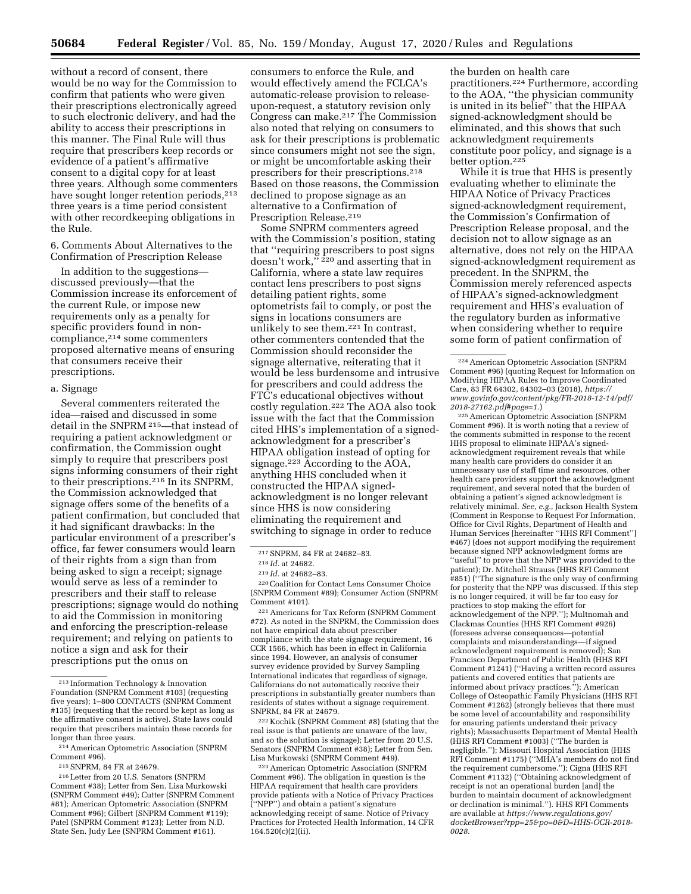without a record of consent, there would be no way for the Commission to confirm that patients who were given their prescriptions electronically agreed to such electronic delivery, and had the ability to access their prescriptions in this manner. The Final Rule will thus require that prescribers keep records or evidence of a patient's affirmative consent to a digital copy for at least three years. Although some commenters have sought longer retention periods,[213] three years is a time period consistent with other recordkeeping obligations in the Rule.

6. Comments About Alternatives to the Confirmation of Prescription Release

In addition to the suggestions—discussed previously—that the Commission increase its enforcement of the current Rule, or impose new requirements only as a penalty for specific providers found in non-compliance,[214] some commenters proposed alternative means of ensuring that consumers receive their prescriptions.

a. Signage

Several commenters reiterated the idea—raised and discussed in some detail in the SNPRM[215]—that instead of requiring a patient acknowledgment or confirmation, the Commission ought simply to require that prescribers post signs informing consumers of their right to their prescriptions.[216] In its SNPRM, the Commission acknowledged that signage offers some of the benefits of a patient confirmation, but concluded that it had significant drawbacks: In the particular environment of a prescriber's office, far fewer consumers would learn of their rights from a sign than from being asked to sign a receipt; signage would serve as less of a reminder to prescribers and their staff to release prescriptions; signage would do nothing to aid the Commission in monitoring and enforcing the prescription-release requirement; and relying on patients to notice a sign and ask for their prescriptions put the onus on consumers to enforce the Rule, and would effectively amend the FCLCA's automatic-release provision to release-upon-request, a statutory revision only Congress can make.[217] The Commission also noted that relying on consumers to ask for their prescriptions is problematic since consumers might not see the sign, or might be uncomfortable asking their prescribers for their prescriptions.[218] Based on those reasons, the Commission declined to propose signage as an alternative to a Confirmation of Prescription Release.[219]

Some SNPRM commenters agreed with the Commission's position, stating that "requiring prescribers to post signs doesn't work,"[220] and asserting that in California, where a state law requires contact lens prescribers to post signs detailing patient rights, some optometrists fail to comply, or post the signs in locations consumers are unlikely to see them.[221] In contrast, other commenters contended that the Commission should reconsider the signage alternative, reiterating that it would be less burdensome and intrusive for prescribers and could address the FTC's educational objectives without costly regulation.[222] The AOA also took issue with the fact that the Commission cited HHS's implementation of a signed-acknowledgment for a prescriber's HIPAA obligation instead of opting for signage.[223] According to the AOA, anything HHS concluded when it constructed the HIPAA signed-acknowledgment is no longer relevant since HHS is now considering eliminating the requirement and switching to signage in order to reduce the burden on health care practitioners.[224] Furthermore, according to the AOA, "the physician community is united in its belief" that the HIPAA signed-acknowledgment should be eliminated, and this shows that such acknowledgment requirements constitute poor policy, and signage is a better option.[225]

While it is true that HHS is presently evaluating whether to eliminate the HIPAA Notice of Privacy Practices signed-acknowledgment requirement, the Commission's Confirmation of Prescription Release proposal, and the decision not to allow signage as an alternative, does not rely on the HIPAA signed-acknowledgment requirement as precedent. In the SNPRM, the Commission merely referenced aspects of HIPAA's signed-acknowledgment requirement and HHS's evaluation of the regulatory burden as informative when considering whether to require some form of patient confirmation of

---

[213] Information Technology & Innovation Foundation (SNPRM Comment #103) (requesting five years); 1–800 CONTACTS (SNPRM Comment #135) (requesting that the record be kept as long as the affirmative consent is active). State laws could require that prescribers maintain these records for longer than three years.

[214] American Optometric Association (SNPRM Comment #96).

[215] SNPRM, 84 FR at 24679.

[216] Letter from 20 U.S. Senators (SNPRM Comment #38); Letter from Sen. Lisa Murkowski (SNPRM Comment #49); Cutter (SNPRM Comment #81); American Optometric Association (SNPRM Comment #96); Gilbert (SNPRM Comment #119); Patel (SNPRM Comment #123); Letter from N.D. State Sen. Judy Lee (SNPRM Comment #161).

[217] SNPRM, 84 FR at 24682–83.

[218] *Id.* at 24682.

[219] *Id.* at 24682–83.

[220] Coalition for Contact Lens Consumer Choice (SNPRM Comment #89); Consumer Action (SNPRM Comment #101).

[221] Americans for Tax Reform (SNPRM Comment #72). As noted in the SNPRM, the Commission does not have empirical data about prescriber compliance with the state signage requirement, 16 CCR 1566, which has been in effect in California since 1994. However, an analysis of consumer survey evidence provided by Survey Sampling International indicates that regardless of signage, Californians do not automatically receive their prescriptions in substantially greater numbers than residents of states without a signage requirement. SNPRM, 84 FR at 24679.

[222] Kochik (SNPRM Comment #8) (stating that the real issue is that patients are unaware of the law, and so the solution is signage); Letter from 20 U.S. Senators (SNPRM Comment #38); Letter from Sen. Lisa Murkowski (SNPRM Comment #49).

[223] American Optometric Association (SNPRM Comment #96). The obligation in question is the HIPAA requirement that health care providers provide patients with a Notice of Privacy Practices ("NPP") and obtain a patient's signature acknowledging receipt of same. Notice of Privacy Practices for Protected Health Information, 14 CFR 164.520(c)(2)(ii).

[224] American Optometric Association (SNPRM Comment #96) (quoting Request for Information on Modifying HIPAA Rules to Improve Coordinated Care, 83 FR 64302, 64302–03 (2018), *https://www.govinfo.gov/content/pkg/FR-2018-12-14/pdf/2018-27162.pdf#page=1.*)

[225] American Optometric Association (SNPRM Comment #96). It is worth noting that a review of the comments submitted in response to the recent HHS proposal to eliminate HIPAA's signed-acknowledgment requirement reveals that while many health care providers do consider it an unnecessary use of staff time and resources, other health care providers support the acknowledgment requirement, and several noted that the burden of obtaining a patient's signed acknowledgment is relatively minimal. *See, e.g.,* Jackson Health System (Comment in Response to Request For Information, Office for Civil Rights, Department of Health and Human Services [hereinafter "HHS RFI Comment"] #467) (does not support modifying the requirement because signed NPP acknowledgment forms are "useful" to prove that the NPP was provided to the patient); Dr. Mitchell Strauss (HHS RFI Comment #851) ("The signature is the only way of confirming for posterity that the NPP was discussed. If this step is no longer required, it will be far too easy for practices to stop making the effort for acknowledgement of the NPP."); Multnomah and Clackmas Counties (HHS RFI Comment #926) (foresees adverse consequences—potential complaints and misunderstandings—if signed acknowledgment requirement is removed); San Francisco Department of Public Health (HHS RFI Comment #1241) ("Having a written record assures patients and covered entities that patients are informed about privacy practices."); American College of Osteopathic Family Physicians (HHS RFI Comment #1262) (strongly believes that there must be some level of accountability and responsibility for ensuring patients understand their privacy rights); Massachusetts Department of Mental Health (HHS RFI Comment #1003) ("The burden is negligible."); Missouri Hospital Association (HHS RFI Comment #1175) ("MHA's members do not find the requirement cumbersome."); Cigna (HHS RFI Comment #1132) ("Obtaining acknowledgment of receipt is not an operational burden [and] the burden to maintain document of acknowledgment or declination is minimal."). HHS RFI Comments are available at *https://www.regulations.gov/docketBrowser?rpp=25&po=0&D=HHS-OCR-2018-0028.*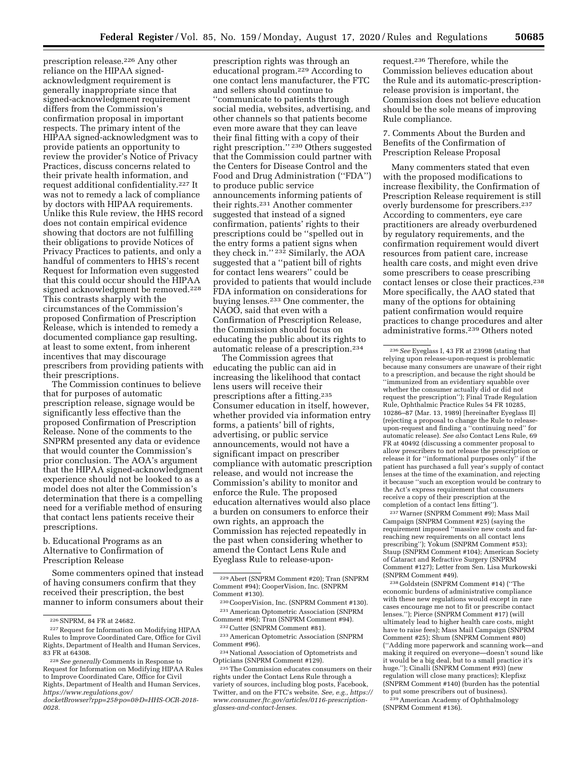prescription release.[226] Any other reliance on the HIPAA signed-acknowledgment requirement is generally inappropriate since that signed-acknowledgment requirement differs from the Commission's confirmation proposal in important respects. The primary intent of the HIPAA signed-acknowledgment was to provide patients an opportunity to review the provider's Notice of Privacy Practices, discuss concerns related to their private health information, and request additional confidentiality.[227] It was not to remedy a lack of compliance by doctors with HIPAA requirements. Unlike this Rule review, the HHS record does not contain empirical evidence showing that doctors are not fulfilling their obligations to provide Notices of Privacy Practices to patients, and only a handful of commenters to HHS's recent Request for Information even suggested that this could occur should the HIPAA signed acknowledgment be removed.[228] This contrasts sharply with the circumstances of the Commission's proposed Confirmation of Prescription Release, which is intended to remedy a documented compliance gap resulting, at least to some extent, from inherent incentives that may discourage prescribers from providing patients with their prescriptions.

The Commission continues to believe that for purposes of automatic prescription release, signage would be significantly less effective than the proposed Confirmation of Prescription Release. None of the comments to the SNPRM presented any data or evidence that would counter the Commission's prior conclusion. The AOA's argument that the HIPAA signed-acknowledgment experience should not be looked to as a model does not alter the Commission's determination that there is a compelling need for a verifiable method of ensuring that contact lens patients receive their prescriptions.

b. Educational Programs as an Alternative to Confirmation of Prescription Release

Some commenters opined that instead of having consumers confirm that they received their prescription, the best manner to inform consumers about their prescription rights was through an educational program.[229] According to one contact lens manufacturer, the FTC and sellers should continue to "communicate to patients through social media, websites, advertising, and other channels so that patients become even more aware that they can leave their final fitting with a copy of their right prescription."[230] Others suggested that the Commission could partner with the Centers for Disease Control and the Food and Drug Administration ("FDA") to produce public service announcements informing patients of their rights.[231] Another commenter suggested that instead of a signed confirmation, patients' rights to their prescriptions could be "spelled out in the entry forms a patient signs when they check in."[232] Similarly, the AOA suggested that a "patient bill of rights for contact lens wearers" could be provided to patients that would include FDA information on considerations for buying lenses.[233] One commenter, the NAOO, said that even with a Confirmation of Prescription Release, the Commission should focus on educating the public about its rights to automatic release of a prescription.[234]

The Commission agrees that educating the public can aid in increasing the likelihood that contact lens users will receive their prescriptions after a fitting.[235] Consumer education in itself, however, whether provided via information entry forms, a patients' bill of rights, advertising, or public service announcements, would not have a significant impact on prescriber compliance with automatic prescription release, and would not increase the Commission's ability to monitor and enforce the Rule. The proposed education alternatives would also place a burden on consumers to enforce their own rights, an approach the Commission has rejected repeatedly in the past when considering whether to amend the Contact Lens Rule and Eyeglass Rule to release-upon-request.[236] Therefore, while the Commission believes education about the Rule and its automatic-prescription-release provision is important, the Commission does not believe education should be the sole means of improving Rule compliance.

7. Comments About the Burden and Benefits of the Confirmation of Prescription Release Proposal

Many commenters stated that even with the proposed modifications to increase flexibility, the Confirmation of Prescription Release requirement is still overly burdensome for prescribers.[237] According to commenters, eye care practitioners are already overburdened by regulatory requirements, and the confirmation requirement would divert resources from patient care, increase health care costs, and might even drive some prescribers to cease prescribing contact lenses or close their practices.[238] More specifically, the AAO stated that many of the options for obtaining patient confirmation would require practices to change procedures and alter administrative forms.[239] Others noted

---

[226] SNPRM, 84 FR at 24682.

[227] Request for Information on Modifying HIPAA Rules to Improve Coordinated Care, Office for Civil Rights, Department of Health and Human Services, 83 FR at 64308.

[228] *See generally* Comments in Response to Request for Information on Modifying HIPAA Rules to Improve Coordinated Care, Office for Civil Rights, Department of Health and Human Services, *https://www.regulations.gov/docketBrowser?rpp=25&po=0&D=HHS-OCR-2018-0028.*

[229] Abert (SNPRM Comment #20); Tran (SNPRM Comment #94); CooperVision, Inc. (SNPRM Comment #130).

[230] CooperVision, Inc. (SNPRM Comment #130).

[231] American Optometric Association (SNPRM Comment #96); Tran (SNPRM Comment #94).

[232] Cutter (SNPRM Comment #81).

[233] American Optometric Association (SNPRM Comment #96).

[234] National Association of Optometrists and Opticians (SNPRM Comment #129).

[235] The Commission educates consumers on their rights under the Contact Lens Rule through a variety of sources, including blog posts, Facebook, Twitter, and on the FTC's website. *See, e.g., https://www.consumer.ftc.gov/articles/0116-prescription-glasses-and-contact-lenses.*

[236] *See* Eyeglass I, 43 FR at 23998 (stating that relying upon release-upon-request is problematic because many consumers are unaware of their right to a prescription, and because the right should be "immunized from an evidentiary squabble over whether the consumer actually did or did not request the prescription"); Final Trade Regulation Rule, Ophthalmic Practice Rules 54 FR 10285, 10286–87 (Mar. 13, 1989) [hereinafter Eyeglass II] (rejecting a proposal to change the Rule to release-upon-request and finding a "continuing need" for automatic release). *See also* Contact Lens Rule, 69 FR at 40492 (discussing a commenter proposal to allow prescribers to not release the prescription or release it for "informational purposes only" if the patient has purchased a full year's supply of contact lenses at the time of the examination, and rejecting it because "such an exception would be contrary to the Act's express requirement that consumers receive a copy of their prescription at the completion of a contact lens fitting").

[237] Warner (SNPRM Comment #9); Mass Mail Campaign (SNPRM Comment #25) (saying the requirement imposed "massive new costs and far-reaching new requirements on all contact lens prescribing"); Yokum (SNPRM Comment #53); Staup (SNPRM Comment #104); American Society of Cataract and Refractive Surgery (SNPRM Comment #127); Letter from Sen. Lisa Murkowski (SNPRM Comment #49).

[238] Goldstein (SNPRM Comment #14) ("The economic burdens of administrative compliance with these new regulations would except in rare cases encourage me not to fit or prescribe contact lenses."); Pierce (SNPRM Comment #17) (will ultimately lead to higher health care costs, might have to raise fees); Mass Mail Campaign (SNPRM Comment #25); Shum (SNPRM Comment #80) ("Adding more paperwork and scanning work—and making it required on everyone—doesn't sound like it would be a big deal, but to a small practice it's huge."); Cinalli (SNPRM Comment #93) (new regulation will close many practices); Klepfisz (SNPRM Comment #140) (burden has the potential to put some prescribers out of business).

[239] American Academy of Ophthalmology (SNPRM Comment #136).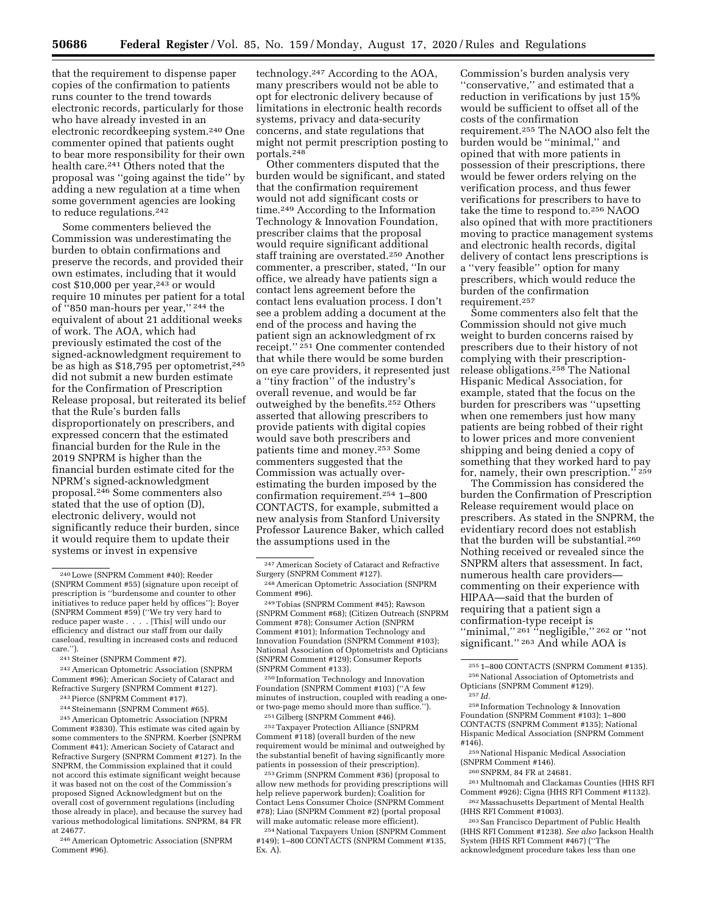that the requirement to dispense paper copies of the confirmation to patients runs counter to the trend towards electronic records, particularly for those who have already invested in an electronic recordkeeping system.[240] One commenter opined that patients ought to bear more responsibility for their own health care.[241] Others noted that the proposal was ''going against the tide'' by adding a new regulation at a time when some government agencies are looking to reduce regulations.[242]

Some commenters believed the Commission was underestimating the burden to obtain confirmations and preserve the records, and provided their own estimates, including that it would cost $10,000 per year,[243] or would require 10 minutes per patient for a total of ''850 man-hours per year,'' [244] the equivalent of about 21 additional weeks of work. The AOA, which had previously estimated the cost of the signed-acknowledgment requirement to be as high as $18,795 per optometrist,[245] did not submit a new burden estimate for the Confirmation of Prescription Release proposal, but reiterated its belief that the Rule's burden falls disproportionately on prescribers, and expressed concern that the estimated financial burden for the Rule in the 2019 SNPRM is higher than the financial burden estimate cited for the NPRM's signed-acknowledgment proposal.[246] Some commenters also stated that the use of option (D), electronic delivery, would not significantly reduce their burden, since it would require them to update their systems or invest in expensive technology.[247] According to the AOA, many prescribers would not be able to opt for electronic delivery because of limitations in electronic health records systems, privacy and data-security concerns, and state regulations that might not permit prescription posting to portals.[248]

Other commenters disputed that the burden would be significant, and stated that the confirmation requirement would not add significant costs or time.[249] According to the Information Technology & Innovation Foundation, prescriber claims that the proposal would require significant additional staff training are overstated.[250] Another commenter, a prescriber, stated, ''In our office, we already have patients sign a contact lens agreement before the contact lens evaluation process. I don't see a problem adding a document at the end of the process and having the patient sign an acknowledgment of rx receipt.'' [251] One commenter contended that while there would be some burden on eye care providers, it represented just a ''tiny fraction'' of the industry's overall revenue, and would be far outweighed by the benefits.[252] Others asserted that allowing prescribers to provide patients with digital copies would save both prescribers and patients time and money.[253] Some commenters suggested that the Commission was actually over-estimating the burden imposed by the confirmation requirement.[254] 1–800 CONTACTS, for example, submitted a new analysis from Stanford University Professor Laurence Baker, which called the assumptions used in the Commission's burden analysis very ''conservative,'' and estimated that a reduction in verifications by just 15% would be sufficient to offset all of the costs of the confirmation requirement.[255] The NAOO also felt the burden would be ''minimal,'' and opined that with more patients in possession of their prescriptions, there would be fewer orders relying on the verification process, and thus fewer verifications for prescribers to have to take the time to respond to.[256] NAOO also opined that with more practitioners moving to practice management systems and electronic health records, digital delivery of contact lens prescriptions is a ''very feasible'' option for many prescribers, which would reduce the burden of the confirmation requirement.[257]

Some commenters also felt that the Commission should not give much weight to burden concerns raised by prescribers due to their history of not complying with their prescription-release obligations.[258] The National Hispanic Medical Association, for example, stated that the focus on the burden for prescribers was ''upsetting when one remembers just how many patients are being robbed of their right to lower prices and more convenient shipping and being denied a copy of something that they worked hard to pay for, namely, their own prescription.'' [259]

The Commission has considered the burden the Confirmation of Prescription Release requirement would place on prescribers. As stated in the SNPRM, the evidentiary record does not establish that the burden will be substantial.[260] Nothing received or revealed since the SNPRM alters that assessment. In fact, numerous health care providers—commenting on their experience with HIPAA—said that the burden of requiring that a patient sign a confirmation-type receipt is ''minimal,'' [261] ''negligible,'' [262] or ''not significant.'' [263] And while AOA is

---

[240] Lowe (SNPRM Comment #40); Reeder (SNPRM Comment #55) (signature upon receipt of prescription is ''burdensome and counter to other initiatives to reduce paper held by offices''); Boyer (SNPRM Comment #59) (''We try very hard to reduce paper waste . . . . [This] will undo our efficiency and distract our staff from our daily caseload, resulting in increased costs and reduced care.'').

[241] Steiner (SNPRM Comment #7).

[242] American Optometric Association (SNPRM Comment #96); American Society of Cataract and Refractive Surgery (SNPRM Comment #127).

[243] Pierce (SNPRM Comment #17).

[244] Steinemann (SNPRM Comment #65).

[245] American Optometric Association (NPRM Comment #3830). This estimate was cited again by some commenters to the SNPRM. Koerber (SNPRM Comment #41); American Society of Cataract and Refractive Surgery (SNPRM Comment #127). In the SNPRM, the Commission explained that it could not accord this estimate significant weight because it was based not on the cost of the Commission's proposed Signed Acknowledgment but on the overall cost of government regulations (including those already in place), and because the survey had various methodological limitations. SNPRM, 84 FR at 24677.

[246] American Optometric Association (SNPRM Comment #96).

[247] American Society of Cataract and Refractive Surgery (SNPRM Comment #127).

[248] American Optometric Association (SNPRM Comment #96).

[249] Tobias (SNPRM Comment #45); Rawson (SNPRM Comment #68); (Citizen Outreach (SNPRM Comment #78); Consumer Action (SNPRM Comment #101); Information Technology and Innovation Foundation (SNPRM Comment #103); National Association of Optometrists and Opticians (SNPRM Comment #129); Consumer Reports (SNPRM Comment #133).

[250] Information Technology and Innovation Foundation (SNPRM Comment #103) (''A few minutes of instruction, coupled with reading a one- or two-page memo should more than suffice.'').

[251] Gilberg (SNPRM Comment #46).

[252] Taxpayer Protection Alliance (SNPRM Comment #118) (overall burden of the new requirement would be minimal and outweighed by the substantial benefit of having significantly more patients in possession of their prescription).

[253] Grimm (SNPRM Comment #36) (proposal to allow new methods for providing prescriptions will help relieve paperwork burden); Coalition for Contact Lens Consumer Choice (SNPRM Comment #78); Liao (SNPRM Comment #2) (portal proposal will make automatic release more efficient).

[254] National Taxpayers Union (SNPRM Comment #149); 1–800 CONTACTS (SNPRM Comment #135, Ex. A).

[255] 1–800 CONTACTS (SNPRM Comment #135).

[256] National Association of Optometrists and Opticians (SNPRM Comment #129).

[257] *Id.*

[258] Information Technology & Innovation Foundation (SNPRM Comment #103); 1–800 CONTACTS (SNPRM Comment #135); National Hispanic Medical Association (SNPRM Comment #146).

[259] National Hispanic Medical Association (SNPRM Comment #146).

[260] SNPRM, 84 FR at 24681.

[261] Multnomah and Clackamas Counties (HHS RFI Comment #926); Cigna (HHS RFI Comment #1132).

[262] Massachusetts Department of Mental Health (HHS RFI Comment #1003).

[263] San Francisco Department of Public Health (HHS RFI Comment #1238). *See also* Jackson Health System (HHS RFI Comment #467) (''The acknowledgment procedure takes less than one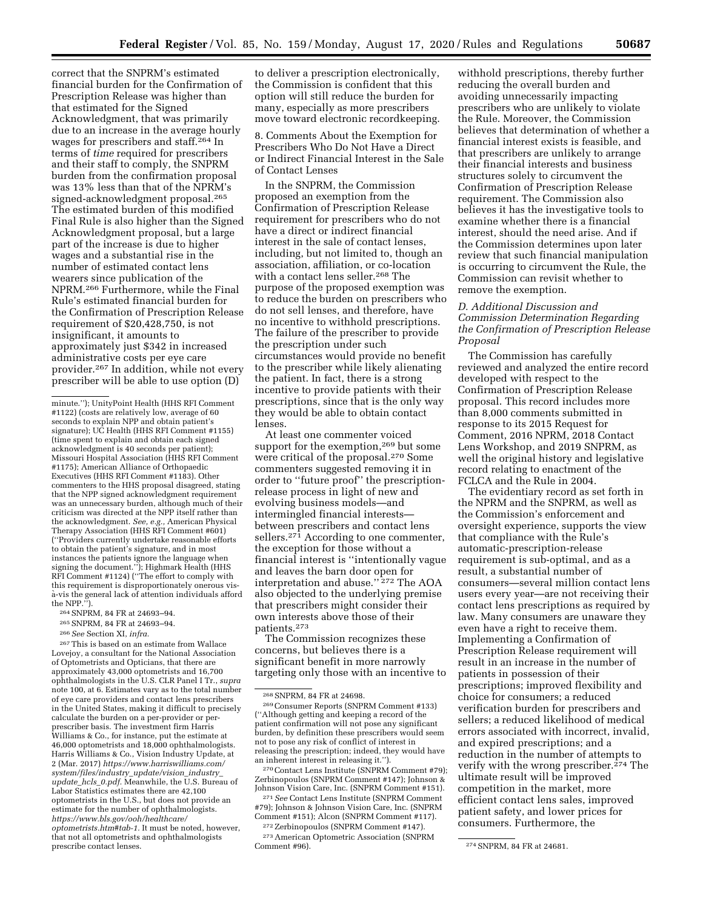correct that the SNPRM's estimated financial burden for the Confirmation of Prescription Release was higher than that estimated for the Signed Acknowledgment, that was primarily due to an increase in the average hourly wages for prescribers and staff.[264] In terms of *time* required for prescribers and their staff to comply, the SNPRM burden from the confirmation proposal was 13% less than that of the NPRM's signed-acknowledgment proposal.[265] The estimated burden of this modified Final Rule is also higher than the Signed Acknowledgment proposal, but a large part of the increase is due to higher wages and a substantial rise in the number of estimated contact lens wearers since publication of the NPRM.[266] Furthermore, while the Final Rule's estimated financial burden for the Confirmation of Prescription Release requirement of $20,428,750, is not insignificant, it amounts to approximately just $342 in increased administrative costs per eye care provider.[267] In addition, while not every prescriber will be able to use option (D) to deliver a prescription electronically, the Commission is confident that this option will still reduce the burden for many, especially as more prescribers move toward electronic recordkeeping.

8. Comments About the Exemption for Prescribers Who Do Not Have a Direct or Indirect Financial Interest in the Sale of Contact Lenses

In the SNPRM, the Commission proposed an exemption from the Confirmation of Prescription Release requirement for prescribers who do not have a direct or indirect financial interest in the sale of contact lenses, including, but not limited to, though an association, affiliation, or co-location with a contact lens seller.[268] The purpose of the proposed exemption was to reduce the burden on prescribers who do not sell lenses, and therefore, have no incentive to withhold prescriptions. The failure of the prescriber to provide the prescription under such circumstances would provide no benefit to the prescriber while likely alienating the patient. In fact, there is a strong incentive to provide patients with their prescriptions, since that is the only way they would be able to obtain contact lenses.

At least one commenter voiced support for the exemption,[269] but some were critical of the proposal.[270] Some commenters suggested removing it in order to ''future proof'' the prescription-release process in light of new and evolving business models—and intermingled financial interests—between prescribers and contact lens sellers.[271] According to one commenter, the exception for those without a financial interest is ''intentionally vague and leaves the barn door open for interpretation and abuse.'' [272] The AOA also objected to the underlying premise that prescribers might consider their own interests above those of their patients.[273]

The Commission recognizes these concerns, but believes there is a significant benefit in more narrowly targeting only those with an incentive to withhold prescriptions, thereby further reducing the overall burden and avoiding unnecessarily impacting prescribers who are unlikely to violate the Rule. Moreover, the Commission believes that determination of whether a financial interest exists is feasible, and that prescribers are unlikely to arrange their financial interests and business structures solely to circumvent the Confirmation of Prescription Release requirement. The Commission also believes it has the investigative tools to examine whether there is a financial interest, should the need arise. And if the Commission determines upon later review that such financial manipulation is occurring to circumvent the Rule, the Commission can revisit whether to remove the exemption.

### *D. Additional Discussion and Commission Determination Regarding the Confirmation of Prescription Release Proposal*

The Commission has carefully reviewed and analyzed the entire record developed with respect to the Confirmation of Prescription Release proposal. This record includes more than 8,000 comments submitted in response to its 2015 Request for Comment, 2016 NPRM, 2018 Contact Lens Workshop, and 2019 SNPRM, as well the original history and legislative record relating to enactment of the FCLCA and the Rule in 2004.

The evidentiary record as set forth in the NPRM and the SNPRM, as well as the Commission's enforcement and oversight experience, supports the view that compliance with the Rule's automatic-prescription-release requirement is sub-optimal, and as a result, a substantial number of consumers—several million contact lens users every year—are not receiving their contact lens prescriptions as required by law. Many consumers are unaware they even have a right to receive them. Implementing a Confirmation of Prescription Release requirement will result in an increase in the number of patients in possession of their prescriptions; improved flexibility and choice for consumers; a reduced verification burden for prescribers and sellers; a reduced likelihood of medical errors associated with incorrect, invalid, and expired prescriptions; and a reduction in the number of attempts to verify with the wrong prescriber.[274] The ultimate result will be improved competition in the market, more efficient contact lens sales, improved patient safety, and lower prices for consumers. Furthermore, the

---

minute.''); UnityPoint Health (HHS RFI Comment #1122) (costs are relatively low, average of 60 seconds to explain NPP and obtain patient's signature); UC Health (HHS RFI Comment #1155) (time spent to explain and obtain each signed acknowledgment is 40 seconds per patient); Missouri Hospital Association (HHS RFI Comment #1175); American Alliance of Orthopaedic Executives (HHS RFI Comment #1183). Other commenters to the HHS proposal disagreed, stating that the NPP signed acknowledgment requirement was an unnecessary burden, although much of their criticism was directed at the NPP itself rather than the acknowledgment. *See, e.g.,* American Physical Therapy Association (HHS RFI Comment #601) (''Providers currently undertake reasonable efforts to obtain the patient's signature, and in most instances the patients ignore the language when signing the document.''); Highmark Health (HHS RFI Comment #1124) (''The effort to comply with this requirement is disproportionately onerous vis-à-vis the general lack of attention individuals afford the NPP.'').

[264] SNPRM, 84 FR at 24693–94.

[265] SNPRM, 84 FR at 24693–94.

[266] *See* Section XI, *infra.*

[267] This is based on an estimate from Wallace Lovejoy, a consultant for the National Association of Optometrists and Opticians, that there are approximately 43,000 optometrists and 16,700 ophthalmologists in the U.S. CLR Panel I Tr., *supra* note 100, at 6. Estimates vary as to the total number of eye care providers and contact lens prescribers in the United States, making it difficult to precisely calculate the burden on a per-provider or per-prescriber basis. The investment firm Harris Williams & Co., for instance, put the estimate at 46,000 optometrists and 18,000 ophthalmologists. Harris Williams & Co., Vision Industry Update, at 2 (Mar. 2017) *https://www.harriswilliams.com/system/files/industry_update/vision_industry_update_hcls_0.pdf.* Meanwhile, the U.S. Bureau of Labor Statistics estimates there are 42,100 optometrists in the U.S., but does not provide an estimate for the number of ophthalmologists. *https://www.bls.gov/ooh/healthcare/optometrists.htm#tab-1.* It must be noted, however, that not all optometrists and ophthalmologists prescribe contact lenses.

[268] SNPRM, 84 FR at 24698.

[269] Consumer Reports (SNPRM Comment #133) (''Although getting and keeping a record of the patient confirmation will not pose any significant burden, by definition these prescribers would seem not to pose any risk of conflict of interest in releasing the prescription; indeed, they would have an inherent interest in releasing it.'').

[270] Contact Lens Institute (SNPRM Comment #79); Zerbinopoulos (SNPRM Comment #147); Johnson & Johnson Vision Care, Inc. (SNPRM Comment #151).

[271] *See* Contact Lens Institute (SNPRM Comment #79); Johnson & Johnson Vision Care, Inc. (SNPRM Comment #151); Alcon (SNPRM Comment #117).

[272] Zerbinopoulos (SNPRM Comment #147).

[273] American Optometric Association (SNPRM Comment #96).

[274] SNPRM, 84 FR at 24681.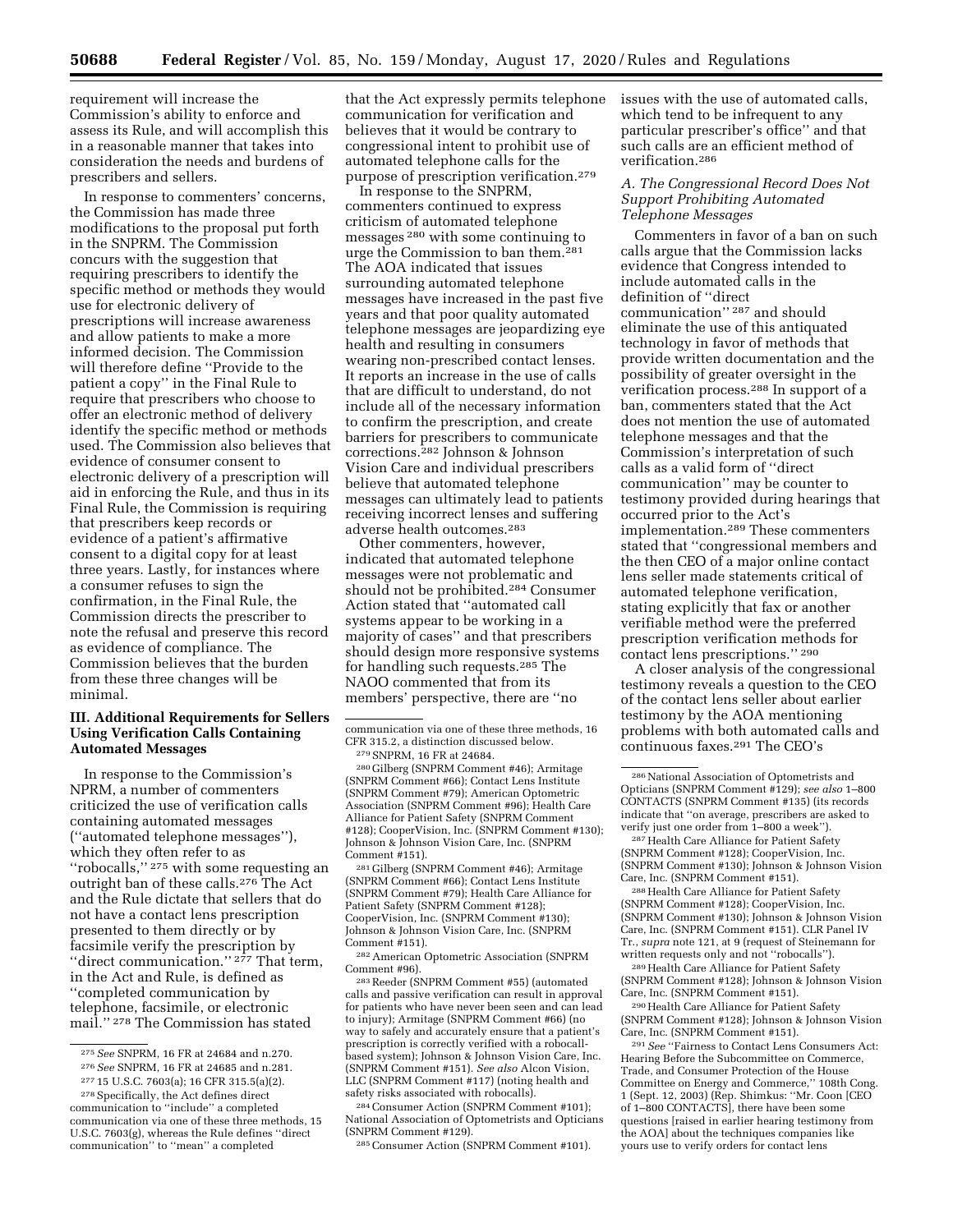requirement will increase the Commission's ability to enforce and assess its Rule, and will accomplish this in a reasonable manner that takes into consideration the needs and burdens of prescribers and sellers.

In response to commenters' concerns, the Commission has made three modifications to the proposal put forth in the SNPRM. The Commission concurs with the suggestion that requiring prescribers to identify the specific method or methods they would use for electronic delivery of prescriptions will increase awareness and allow patients to make a more informed decision. The Commission will therefore define ''Provide to the patient a copy'' in the Final Rule to require that prescribers who choose to offer an electronic method of delivery identify the specific method or methods used. The Commission also believes that evidence of consumer consent to electronic delivery of a prescription will aid in enforcing the Rule, and thus in its Final Rule, the Commission is requiring that prescribers keep records or evidence of a patient's affirmative consent to a digital copy for at least three years. Lastly, for instances where a consumer refuses to sign the confirmation, in the Final Rule, the Commission directs the prescriber to note the refusal and preserve this record as evidence of compliance. The Commission believes that the burden from these three changes will be minimal.

## III. Additional Requirements for Sellers Using Verification Calls Containing Automated Messages

In response to the Commission's NPRM, a number of commenters criticized the use of verification calls containing automated messages (''automated telephone messages''), which they often refer to as ''robocalls,'' [275] with some requesting an outright ban of these calls.[276] The Act and the Rule dictate that sellers that do not have a contact lens prescription presented to them directly or by facsimile verify the prescription by ''direct communication.'' [277] That term, in the Act and Rule, is defined as ''completed communication by telephone, facsimile, or electronic mail.'' [278] The Commission has stated that the Act expressly permits telephone communication for verification and believes that it would be contrary to congressional intent to prohibit use of automated telephone calls for the purpose of prescription verification.[279]

In response to the SNPRM, commenters continued to express criticism of automated telephone messages [280] with some continuing to urge the Commission to ban them.[281] The AOA indicated that issues surrounding automated telephone messages have increased in the past five years and that poor quality automated telephone messages are jeopardizing eye health and resulting in consumers wearing non-prescribed contact lenses. It reports an increase in the use of calls that are difficult to understand, do not include all of the necessary information to confirm the prescription, and create barriers for prescribers to communicate corrections.[282] Johnson & Johnson Vision Care and individual prescribers believe that automated telephone messages can ultimately lead to patients receiving incorrect lenses and suffering adverse health outcomes.[283]

Other commenters, however, indicated that automated telephone messages were not problematic and should not be prohibited.[284] Consumer Action stated that ''automated call systems appear to be working in a majority of cases'' and that prescribers should design more responsive systems for handling such requests.[285] The NAOO commented that from its members' perspective, there are ''no issues with the use of automated calls, which tend to be infrequent to any particular prescriber's office'' and that such calls are an efficient method of verification.[286]

### A. The Congressional Record Does Not Support Prohibiting Automated Telephone Messages

Commenters in favor of a ban on such calls argue that the Commission lacks evidence that Congress intended to include automated calls in the definition of ''direct communication'' [287] and should eliminate the use of this antiquated technology in favor of methods that provide written documentation and the possibility of greater oversight in the verification process.[288] In support of a ban, commenters stated that the Act does not mention the use of automated telephone messages and that the Commission's interpretation of such calls as a valid form of ''direct communication'' may be counter to testimony provided during hearings that occurred prior to the Act's implementation.[289] These commenters stated that ''congressional members and the then CEO of a major online contact lens seller made statements critical of automated telephone verification, stating explicitly that fax or another verifiable method were the preferred prescription verification methods for contact lens prescriptions.'' [290]

A closer analysis of the congressional testimony reveals a question to the CEO of the contact lens seller about earlier testimony by the AOA mentioning problems with both automated calls and continuous faxes.[291] The CEO's

---

[275] *See* SNPRM, 16 FR at 24684 and n.270.

[276] *See* SNPRM, 16 FR at 24685 and n.281.

[277] 15 U.S.C. 7603(a); 16 CFR 315.5(a)(2).

[278] Specifically, the Act defines direct communication to ''include'' a completed communication via one of these three methods, 15 U.S.C. 7603(g), whereas the Rule defines ''direct communication'' to ''mean'' a completed communication via one of these three methods, 16 CFR 315.2, a distinction discussed below.

[279] SNPRM, 16 FR at 24684.

[280] Gilberg (SNPRM Comment #46); Armitage (SNPRM Comment #66); Contact Lens Institute (SNPRM Comment #79); American Optometric Association (SNPRM Comment #96); Health Care Alliance for Patient Safety (SNPRM Comment #128); CooperVision, Inc. (SNPRM Comment #130); Johnson & Johnson Vision Care, Inc. (SNPRM Comment #151).

[281] Gilberg (SNPRM Comment #46); Armitage (SNPRM Comment #66); Contact Lens Institute (SNPRM Comment #79); Health Care Alliance for Patient Safety (SNPRM Comment #128); CooperVision, Inc. (SNPRM Comment #130); Johnson & Johnson Vision Care, Inc. (SNPRM Comment #151).

[282] American Optometric Association (SNPRM Comment #96).

[283] Reeder (SNPRM Comment #55) (automated calls and passive verification can result in approval for patients who have never been seen and can lead to injury); Armitage (SNPRM Comment #66) (no way to safely and accurately ensure that a patient's prescription is correctly verified with a robocall-based system); Johnson & Johnson Vision Care, Inc. (SNPRM Comment #151). *See also* Alcon Vision, LLC (SNPRM Comment #117) (noting health and safety risks associated with robocalls).

[284] Consumer Action (SNPRM Comment #101); National Association of Optometrists and Opticians (SNPRM Comment #129).

[285] Consumer Action (SNPRM Comment #101).

[286] National Association of Optometrists and Opticians (SNPRM Comment #129); *see also* 1–800 CONTACTS (SNPRM Comment #135) (its records indicate that ''on average, prescribers are asked to verify just one order from 1–800 a week'').

[287] Health Care Alliance for Patient Safety (SNPRM Comment #128); CooperVision, Inc. (SNPRM Comment #130); Johnson & Johnson Vision Care, Inc. (SNPRM Comment #151).

[288] Health Care Alliance for Patient Safety (SNPRM Comment #128); CooperVision, Inc. (SNPRM Comment #130); Johnson & Johnson Vision Care, Inc. (SNPRM Comment #151). CLR Panel IV Tr., *supra* note 121, at 9 (request of Steinemann for written requests only and not ''robocalls'').

[289] Health Care Alliance for Patient Safety (SNPRM Comment #128); Johnson & Johnson Vision Care, Inc. (SNPRM Comment #151).

[290] Health Care Alliance for Patient Safety (SNPRM Comment #128); Johnson & Johnson Vision Care, Inc. (SNPRM Comment #151).

[291] *See* ''Fairness to Contact Lens Consumers Act: Hearing Before the Subcommittee on Commerce, Trade, and Consumer Protection of the House Committee on Energy and Commerce,'' 108th Cong. 1 (Sept. 12, 2003) (Rep. Shimkus: ''Mr. Coon [CEO of 1–800 CONTACTS], there have been some questions [raised in earlier hearing testimony from the AOA] about the techniques companies like yours use to verify orders for contact lens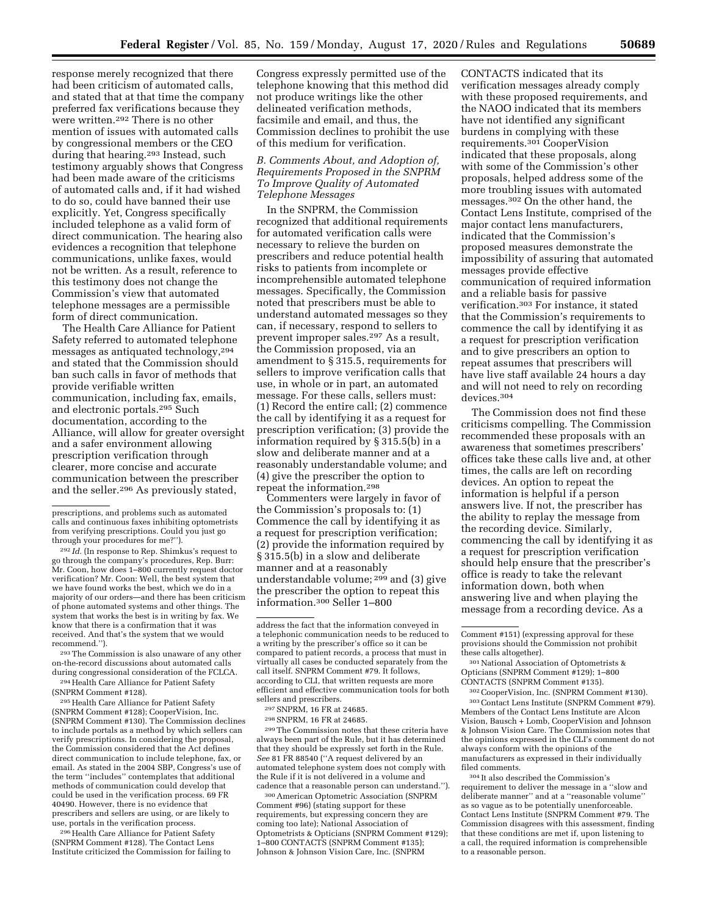response merely recognized that there had been criticism of automated calls, and stated that at that time the company preferred fax verifications because they were written.[292] There is no other mention of issues with automated calls by congressional members or the CEO during that hearing.[293] Instead, such testimony arguably shows that Congress had been made aware of the criticisms of automated calls and, if it had wished to do so, could have banned their use explicitly. Yet, Congress specifically included telephone as a valid form of direct communication. The hearing also evidences a recognition that telephone communications, unlike faxes, would not be written. As a result, reference to this testimony does not change the Commission's view that automated telephone messages are a permissible form of direct communication.

The Health Care Alliance for Patient Safety referred to automated telephone messages as antiquated technology,[294] and stated that the Commission should ban such calls in favor of methods that provide verifiable written communication, including fax, emails, and electronic portals.[295] Such documentation, according to the Alliance, will allow for greater oversight and a safer environment allowing prescription verification through clearer, more concise and accurate communication between the prescriber and the seller.[296] As previously stated, Congress expressly permitted use of the telephone knowing that this method did not produce writings like the other delineated verification methods, facsimile and email, and thus, the Commission declines to prohibit the use of this medium for verification.

### B. Comments About, and Adoption of, Requirements Proposed in the SNPRM To Improve Quality of Automated Telephone Messages

In the SNPRM, the Commission recognized that additional requirements for automated verification calls were necessary to relieve the burden on prescribers and reduce potential health risks to patients from incomplete or incomprehensible automated telephone messages. Specifically, the Commission noted that prescribers must be able to understand automated messages so they can, if necessary, respond to sellers to prevent improper sales.[297] As a result, the Commission proposed, via an amendment to § 315.5, requirements for sellers to improve verification calls that use, in whole or in part, an automated message. For these calls, sellers must: (1) Record the entire call; (2) commence the call by identifying it as a request for prescription verification; (3) provide the information required by § 315.5(b) in a slow and deliberate manner and at a reasonably understandable volume; and (4) give the prescriber the option to repeat the information.[298]

Commenters were largely in favor of the Commission's proposals to: (1) Commence the call by identifying it as a request for prescription verification; (2) provide the information required by § 315.5(b) in a slow and deliberate manner and at a reasonably understandable volume;[299] and (3) give the prescriber the option to repeat this information.[300] Seller 1–800 CONTACTS indicated that its verification messages already comply with these proposed requirements, and the NAOO indicated that its members have not identified any significant burdens in complying with these requirements.[301] CooperVision indicated that these proposals, along with some of the Commission's other proposals, helped address some of the more troubling issues with automated messages.[302] On the other hand, the Contact Lens Institute, comprised of the major contact lens manufacturers, indicated that the Commission's proposed measures demonstrate the impossibility of assuring that automated messages provide effective communication of required information and a reliable basis for passive verification.[303] For instance, it stated that the Commission's requirements to commence the call by identifying it as a request for prescription verification and to give prescribers an option to repeat assumes that prescribers will have live staff available 24 hours a day and will not need to rely on recording devices.[304]

The Commission does not find these criticisms compelling. The Commission recommended these proposals with an awareness that sometimes prescribers' offices take these calls live and, at other times, the calls are left on recording devices. An option to repeat the information is helpful if a person answers live. If not, the prescriber has the ability to replay the message from the recording device. Similarly, commencing the call by identifying it as a request for prescription verification should help ensure that the prescriber's office is ready to take the relevant information down, both when answering live and when playing the message from a recording device. As a

---

prescriptions, and problems such as automated calls and continuous faxes inhibiting optometrists from verifying prescriptions. Could you just go through your procedures for me?'').

[292] *Id.* (In response to Rep. Shimkus's request to go through the company's procedures, Rep. Burr: Mr. Coon, how does 1–800 currently request doctor verification? Mr. Coon: Well, the best system that we have found works the best, which we do in a majority of our orders—and there has been criticism of phone automated systems and other things. The system that works the best is in writing by fax. We know that there is a confirmation that it was received. And that's the system that we would recommend.'').

[293] The Commission is also unaware of any other on-the-record discussions about automated calls during congressional consideration of the FCLCA.

[294] Health Care Alliance for Patient Safety (SNPRM Comment #128).

[295] Health Care Alliance for Patient Safety (SNPRM Comment #128); CooperVision, Inc. (SNPRM Comment #130). The Commission declines to include portals as a method by which sellers can verify prescriptions. In considering the proposal, the Commission considered that the Act defines direct communication to include telephone, fax, or email. As stated in the 2004 SBP, Congress's use of the term ''includes'' contemplates that additional methods of communication could develop that could be used in the verification process. 69 FR 40490. However, there is no evidence that prescribers and sellers are using, or are likely to use, portals in the verification process.

[296] Health Care Alliance for Patient Safety (SNPRM Comment #128). The Contact Lens Institute criticized the Commission for failing to address the fact that the information conveyed in a telephonic communication needs to be reduced to a writing by the prescriber's office so it can be compared to patient records, a process that must in virtually all cases be conducted separately from the call itself. SNPRM Comment #79. It follows, according to CLI, that written requests are more efficient and effective communication tools for both sellers and prescribers.

[297] SNPRM, 16 FR at 24685.

[298] SNPRM, 16 FR at 24685.

[299] The Commission notes that these criteria have always been part of the Rule, but it has determined that they should be expressly set forth in the Rule. *See* 81 FR 88540 (''A request delivered by an automated telephone system does not comply with the Rule if it is not delivered in a volume and cadence that a reasonable person can understand.'').

[300] American Optometric Association (SNPRM Comment #96) (stating support for these requirements, but expressing concern they are coming too late); National Association of Optometrists & Opticians (SNPRM Comment #129); 1–800 CONTACTS (SNPRM Comment #135); Johnson & Johnson Vision Care, Inc. (SNPRM Comment #151) (expressing approval for these provisions should the Commission not prohibit these calls altogether).

[301] National Association of Optometrists & Opticians (SNPRM Comment #129); 1–800 CONTACTS (SNPRM Comment #135).

[302] CooperVision, Inc. (SNPRM Comment #130).

[303] Contact Lens Institute (SNPRM Comment #79). Members of the Contact Lens Institute are Alcon Vision, Bausch + Lomb, CooperVision and Johnson & Johnson Vision Care. The Commission notes that the opinions expressed in the CLI's comment do not always conform with the opinions of the manufacturers as expressed in their individually filed comments.

[304] It also described the Commission's requirement to deliver the message in a ''slow and deliberate manner'' and at a ''reasonable volume'' as so vague as to be potentially unenforceable. Contact Lens Institute (SNPRM Comment #79. The Commission disagrees with this assessment, finding that these conditions are met if, upon listening to a call, the required information is comprehensible to a reasonable person.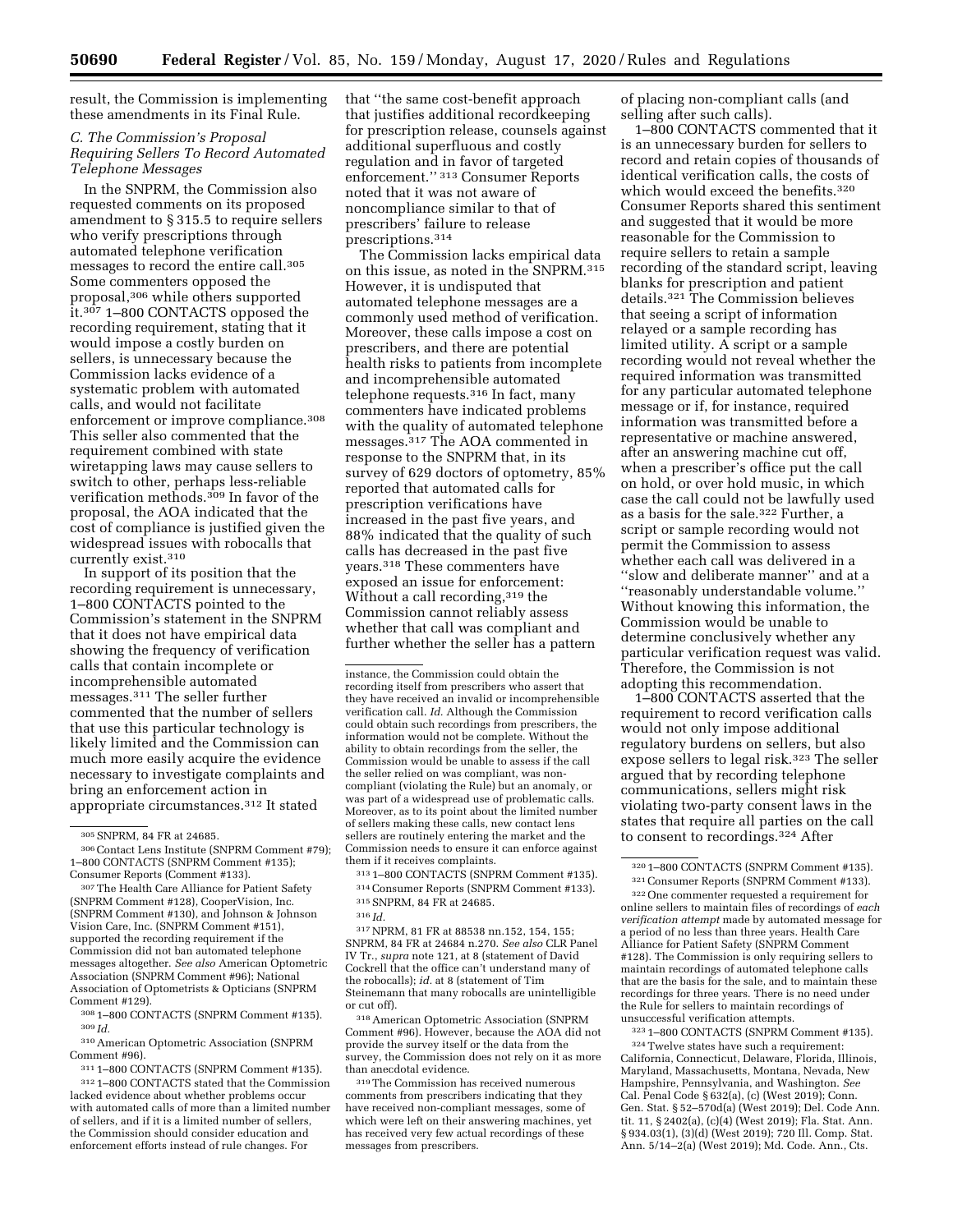result, the Commission is implementing these amendments in its Final Rule.

### C. The Commission's Proposal Requiring Sellers To Record Automated Telephone Messages

In the SNPRM, the Commission also requested comments on its proposed amendment to § 315.5 to require sellers who verify prescriptions through automated telephone verification messages to record the entire call.[305] Some commenters opposed the proposal,[306] while others supported it.[307] 1–800 CONTACTS opposed the recording requirement, stating that it would impose a costly burden on sellers, is unnecessary because the Commission lacks evidence of a systematic problem with automated calls, and would not facilitate enforcement or improve compliance.[308] This seller also commented that the requirement combined with state wiretapping laws may cause sellers to switch to other, perhaps less-reliable verification methods.[309] In favor of the proposal, the AOA indicated that the cost of compliance is justified given the widespread issues with robocalls that currently exist.[310]

In support of its position that the recording requirement is unnecessary, 1–800 CONTACTS pointed to the Commission's statement in the SNPRM that it does not have empirical data showing the frequency of verification calls that contain incomplete or incomprehensible automated messages.[311] The seller further commented that the number of sellers that use this particular technology is likely limited and the Commission can much more easily acquire the evidence necessary to investigate complaints and bring an enforcement action in appropriate circumstances.[312] It stated that ''the same cost-benefit approach that justifies additional recordkeeping for prescription release, counsels against additional superfluous and costly regulation and in favor of targeted enforcement.'' [313] Consumer Reports noted that it was not aware of noncompliance similar to that of prescribers' failure to release prescriptions.[314]

The Commission lacks empirical data on this issue, as noted in the SNPRM.[315] However, it is undisputed that automated telephone messages are a commonly used method of verification. Moreover, these calls impose a cost on prescribers, and there are potential health risks to patients from incomplete and incomprehensible automated telephone requests.[316] In fact, many commenters have indicated problems with the quality of automated telephone messages.[317] The AOA commented in response to the SNPRM that, in its survey of 629 doctors of optometry, 85% reported that automated calls for prescription verifications have increased in the past five years, and 88% indicated that the quality of such calls has decreased in the past five years.[318] These commenters have exposed an issue for enforcement: Without a call recording,[319] the Commission cannot reliably assess whether that call was compliant and further whether the seller has a pattern of placing non-compliant calls (and selling after such calls).

1–800 CONTACTS commented that it is an unnecessary burden for sellers to record and retain copies of thousands of identical verification calls, the costs of which would exceed the benefits.[320] Consumer Reports shared this sentiment and suggested that it would be more reasonable for the Commission to require sellers to retain a sample recording of the standard script, leaving blanks for prescription and patient details.[321] The Commission believes that seeing a script of information relayed or a sample recording has limited utility. A script or a sample recording would not reveal whether the required information was transmitted for any particular automated telephone message or if, for instance, required information was transmitted before a representative or machine answered, after an answering machine cut off, when a prescriber's office put the call on hold, or over hold music, in which case the call could not be lawfully used as a basis for the sale.[322] Further, a script or sample recording would not permit the Commission to assess whether each call was delivered in a ''slow and deliberate manner'' and at a ''reasonably understandable volume.'' Without knowing this information, the Commission would be unable to determine conclusively whether any particular verification request was valid. Therefore, the Commission is not adopting this recommendation.

1–800 CONTACTS asserted that the requirement to record verification calls would not only impose additional regulatory burdens on sellers, but also expose sellers to legal risk.[323] The seller argued that by recording telephone communications, sellers might risk violating two-party consent laws in the states that require all parties on the call to consent to recordings.[324] After

---

[305] SNPRM, 84 FR at 24685.

[306] Contact Lens Institute (SNPRM Comment #79); 1–800 CONTACTS (SNPRM Comment #135); Consumer Reports (Comment #133).

[307] The Health Care Alliance for Patient Safety (SNPRM Comment #128), CooperVision, Inc. (SNPRM Comment #130), and Johnson & Johnson Vision Care, Inc. (SNPRM Comment #151), supported the recording requirement if the Commission did not ban automated telephone messages altogether. *See also* American Optometric Association (SNPRM Comment #96); National Association of Optometrists & Opticians (SNPRM Comment #129).

[308] 1–800 CONTACTS (SNPRM Comment #135).

[309] *Id.*

[310] American Optometric Association (SNPRM Comment #96).

[311] 1–800 CONTACTS (SNPRM Comment #135).

[312] 1–800 CONTACTS stated that the Commission lacked evidence about whether problems occur with automated calls of more than a limited number of sellers, and if it is a limited number of sellers, the Commission should consider education and enforcement efforts instead of rule changes. For instance, the Commission could obtain the recording itself from prescribers who assert that they have received an invalid or incomprehensible verification call. *Id.* Although the Commission could obtain such recordings from prescribers, the information would not be complete. Without the ability to obtain recordings from the seller, the Commission would be unable to assess if the call the seller relied on was compliant, was non-compliant (violating the Rule) but an anomaly, or was part of a widespread use of problematic calls. Moreover, as to its point about the limited number of sellers making these calls, new contact lens sellers are routinely entering the market and the Commission needs to ensure it can enforce against them if it receives complaints.

[313] 1–800 CONTACTS (SNPRM Comment #135).

[314] Consumer Reports (SNPRM Comment #133).

[315] SNPRM, 84 FR at 24685.

[316] *Id.*

[317] NPRM, 81 FR at 88538 nn.152, 154, 155; SNPRM, 84 FR at 24684 n.270. *See also* CLR Panel IV Tr., *supra* note 121, at 8 (statement of David Cockrell that the office can't understand many of the robocalls); *id.* at 8 (statement of Tim Steinemann that many robocalls are unintelligible or cut off).

[318] American Optometric Association (SNPRM Comment #96). However, because the AOA did not provide the survey itself or the data from the survey, the Commission does not rely on it as more than anecdotal evidence.

[319] The Commission has received numerous comments from prescribers indicating that they have received non-compliant messages, some of which were left on their answering machines, yet has received very few actual recordings of these messages from prescribers.

[320] 1–800 CONTACTS (SNPRM Comment #135).

[321] Consumer Reports (SNPRM Comment #133).

[322] One commenter requested a requirement for online sellers to maintain files of recordings of *each verification attempt* made by automated message for a period of no less than three years. Health Care Alliance for Patient Safety (SNPRM Comment #128). The Commission is only requiring sellers to maintain recordings of automated telephone calls that are the basis for the sale, and to maintain these recordings for three years. There is no need under the Rule for sellers to maintain recordings of unsuccessful verification attempts.

[323] 1–800 CONTACTS (SNPRM Comment #135).

[324] Twelve states have such a requirement: California, Connecticut, Delaware, Florida, Illinois, Maryland, Massachusetts, Montana, Nevada, New Hampshire, Pennsylvania, and Washington. *See* Cal. Penal Code § 632(a), (c) (West 2019); Conn. Gen. Stat. § 52–570d(a) (West 2019); Del. Code Ann. tit. 11, § 2402(a), (c)(4) (West 2019); Fla. Stat. Ann. § 934.03(1), (3)(d) (West 2019); 720 Ill. Comp. Stat. Ann. 5/14–2(a) (West 2019); Md. Code. Ann., Cts.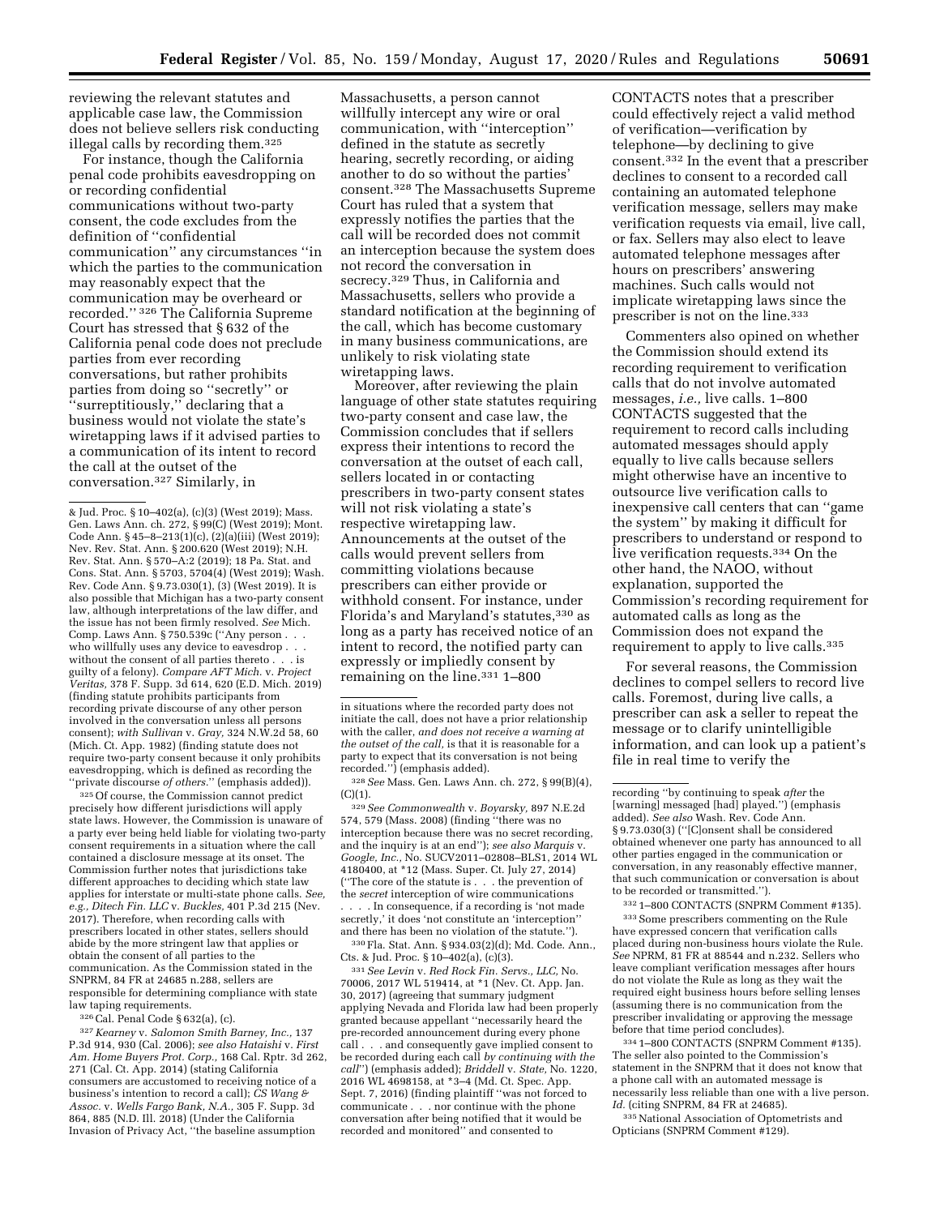reviewing the relevant statutes and applicable case law, the Commission does not believe sellers risk conducting illegal calls by recording them.[325]

For instance, though the California penal code prohibits eavesdropping on or recording confidential communications without two-party consent, the code excludes from the definition of ''confidential communication'' any circumstances ''in which the parties to the communication may reasonably expect that the communication may be overheard or recorded.'' [326] The California Supreme Court has stressed that § 632 of the California penal code does not preclude parties from ever recording conversations, but rather prohibits parties from doing so ''secretly'' or ''surreptitiously,'' declaring that a business would not violate the state's wiretapping laws if it advised parties to a communication of its intent to record the call at the outset of the conversation.[327] Similarly, in Massachusetts, a person cannot willfully intercept any wire or oral communication, with ''interception'' defined in the statute as secretly hearing, secretly recording, or aiding another to do so without the parties' consent.[328] The Massachusetts Supreme Court has ruled that a system that expressly notifies the parties that the call will be recorded does not commit an interception because the system does not record the conversation in secrecy.[329] Thus, in California and Massachusetts, sellers who provide a standard notification at the beginning of the call, which has become customary in many business communications, are unlikely to risk violating state wiretapping laws.

Moreover, after reviewing the plain language of other state statutes requiring two-party consent and case law, the Commission concludes that if sellers express their intentions to record the conversation at the outset of each call, sellers located in or contacting prescribers in two-party consent states will not risk violating a state's respective wiretapping law. Announcements at the outset of the calls would prevent sellers from committing violations because prescribers can either provide or withhold consent. For instance, under Florida's and Maryland's statutes,[330] as long as a party has received notice of an intent to record, the notified party can expressly or impliedly consent by remaining on the line.[331] 1–800 CONTACTS notes that a prescriber could effectively reject a valid method of verification—verification by telephone—by declining to give consent.[332] In the event that a prescriber declines to consent to a recorded call containing an automated telephone verification message, sellers may make verification requests via email, live call, or fax. Sellers may also elect to leave automated telephone messages after hours on prescribers' answering machines. Such calls would not implicate wiretapping laws since the prescriber is not on the line.[333]

Commenters also opined on whether the Commission should extend its recording requirement to verification calls that do not involve automated messages, *i.e.,* live calls. 1–800 CONTACTS suggested that the requirement to record calls including automated messages should apply equally to live calls because sellers might otherwise have an incentive to outsource live verification calls to inexpensive call centers that can ''game the system'' by making it difficult for prescribers to understand or respond to live verification requests.[334] On the other hand, the NAOO, without explanation, supported the Commission's recording requirement for automated calls as long as the Commission does not expand the requirement to apply to live calls.[335]

For several reasons, the Commission declines to compel sellers to record live calls. Foremost, during live calls, a prescriber can ask a seller to repeat the message or to clarify unintelligible information, and can look up a patient's file in real time to verify the

---

& Jud. Proc. § 10–402(a), (c)(3) (West 2019); Mass. Gen. Laws Ann. ch. 272, § 99(C) (West 2019); Mont. Code Ann. § 45–8–213(1)(c), (2)(a)(iii) (West 2019); Nev. Rev. Stat. Ann. § 200.620 (West 2019); N.H. Rev. Stat. Ann. § 570–A:2 (2019); 18 Pa. Stat. and Cons. Stat. Ann. § 5703, 5704(4) (West 2019); Wash. Rev. Code Ann. § 9.73.030(1), (3) (West 2019). It is also possible that Michigan has a two-party consent law, although interpretations of the law differ, and the issue has not been firmly resolved. *See* Mich. Comp. Laws Ann. § 750.539c (''Any person . . . who willfully uses any device to eavesdrop . . . without the consent of all parties thereto . . . is guilty of a felony). *Compare AFT Mich.* v. *Project Veritas,* 378 F. Supp. 3d 614, 620 (E.D. Mich. 2019) (finding statute prohibits participants from recording private discourse of any other person involved in the conversation unless all persons consent); *with Sullivan* v. *Gray,* 324 N.W.2d 58, 60 (Mich. Ct. App. 1982) (finding statute does not require two-party consent because it only prohibits eavesdropping, which is defined as recording the ''private discourse *of others.*'' (emphasis added)).

[325] Of course, the Commission cannot predict precisely how different jurisdictions will apply state laws. However, the Commission is unaware of a party ever being held liable for violating two-party consent requirements in a situation where the call contained a disclosure message at its onset. The Commission further notes that jurisdictions take different approaches to deciding which state law applies for interstate or multi-state phone calls. *See, e.g., Ditech Fin. LLC* v. *Buckles,* 401 P.3d 215 (Nev. 2017). Therefore, when recording calls with prescribers located in other states, sellers should abide by the more stringent law that applies or obtain the consent of all parties to the communication. As the Commission stated in the SNPRM, 84 FR at 24685 n.288, sellers are responsible for determining compliance with state law taping requirements.

[326] Cal. Penal Code § 632(a), (c).

[327] *Kearney* v. *Salomon Smith Barney, Inc.,* 137 P.3d 914, 930 (Cal. 2006); *see also Hataishi* v. *First Am. Home Buyers Prot. Corp.,* 168 Cal. Rptr. 3d 262, 271 (Cal. Ct. App. 2014) (stating California consumers are accustomed to receiving notice of a business's intention to record a call); *CS Wang & Assoc.* v. *Wells Fargo Bank, N.A.,* 305 F. Supp. 3d 864, 885 (N.D. Ill. 2018) (Under the California Invasion of Privacy Act, ''the baseline assumption in situations where the recorded party does not initiate the call, does not have a prior relationship with the caller, *and does not receive a warning at the outset of the call,* is that it is reasonable for a party to expect that its conversation is not being recorded.'') (emphasis added).

[328] *See* Mass. Gen. Laws Ann. ch. 272, § 99(B)(4), (C)(1).

[329] *See Commonwealth* v. *Boyarsky,* 897 N.E.2d 574, 579 (Mass. 2008) (finding ''there was no interception because there was no secret recording, and the inquiry is at an end''); *see also Marquis* v. *Google, Inc.,* No. SUCV2011–02808–BLS1, 2014 WL 4180400, at *12 (Mass. Super. Ct. July 27, 2014) (''The core of the statute is . . . the prevention of the *secret* interception of wire communications . . . . In consequence, if a recording is 'not made secretly,' it does 'not constitute an 'interception'' and there has been no violation of the statute.'').

[330] Fla. Stat. Ann. § 934.03(2)(d); Md. Code. Ann., Cts. & Jud. Proc. § 10–402(a), (c)(3).

[331] *See Levin* v. *Red Rock Fin. Servs., LLC,* No. 70006, 2017 WL 519414, at *1 (Nev. Ct. App. Jan. 30, 2017) (agreeing that summary judgment applying Nevada and Florida law had been properly granted because appellant ''necessarily heard the pre-recorded announcement during every phone call . . . and consequently gave implied consent to be recorded during each call *by continuing with the call*'') (emphasis added); *Briddell* v. *State,* No. 1220, 2016 WL 4698158, at *3–4 (Md. Ct. Spec. App. Sept. 7, 2016) (finding plaintiff ''was not forced to communicate . . . nor continue with the phone conversation after being notified that it would be recorded and monitored'' and consented to recording ''by continuing to speak *after* the [warning] messaged [had] played.'') (emphasis added). *See also* Wash. Rev. Code Ann. § 9.73.030(3) (''[C]onsent shall be considered obtained whenever one party has announced to all other parties engaged in the communication or conversation, in any reasonably effective manner, that such communication or conversation is about to be recorded or transmitted.'').

[332] 1–800 CONTACTS (SNPRM Comment #135).

[333] Some prescribers commenting on the Rule have expressed concern that verification calls placed during non-business hours violate the Rule. *See* NPRM, 81 FR at 88544 and n.232. Sellers who leave compliant verification messages after hours do not violate the Rule as long as they wait the required eight business hours before selling lenses (assuming there is no communication from the prescriber invalidating or approving the message before that time period concludes).

[334] 1–800 CONTACTS (SNPRM Comment #135). The seller also pointed to the Commission's statement in the SNPRM that it does not know that a phone call with an automated message is necessarily less reliable than one with a live person. *Id.* (citing SNPRM, 84 FR at 24685).

[335] National Association of Optometrists and Opticians (SNPRM Comment #129).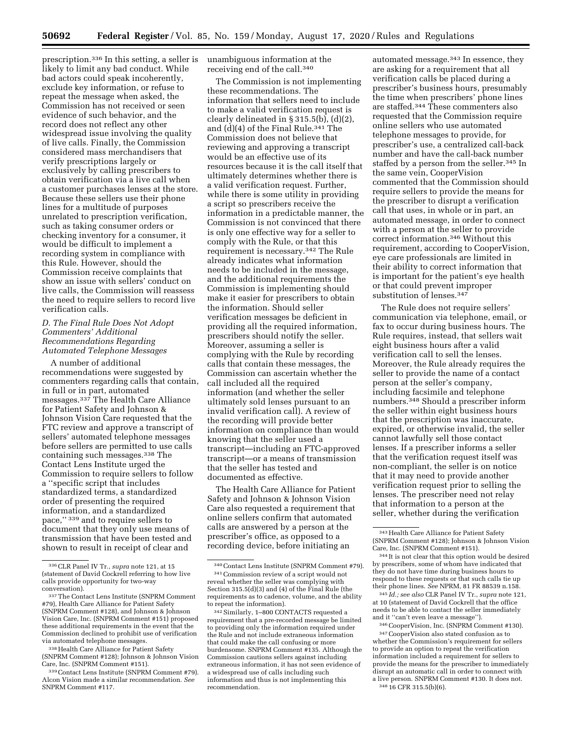prescription.[336] In this setting, a seller is likely to limit any bad conduct. While bad actors could speak incoherently, exclude key information, or refuse to repeat the message when asked, the Commission has not received or seen evidence of such behavior, and the record does not reflect any other widespread issue involving the quality of live calls. Finally, the Commission considered mass merchandisers that verify prescriptions largely or exclusively by calling prescribers to obtain verification via a live call when a customer purchases lenses at the store. Because these sellers use their phone lines for a multitude of purposes unrelated to prescription verification, such as taking consumer orders or checking inventory for a consumer, it would be difficult to implement a recording system in compliance with this Rule. However, should the Commission receive complaints that show an issue with sellers' conduct on live calls, the Commission will reassess the need to require sellers to record live verification calls.

### D. The Final Rule Does Not Adopt Commenters' Additional Recommendations Regarding Automated Telephone Messages

A number of additional recommendations were suggested by commenters regarding calls that contain, in full or in part, automated messages.[337] The Health Care Alliance for Patient Safety and Johnson & Johnson Vision Care requested that the FTC review and approve a transcript of sellers' automated telephone messages before sellers are permitted to use calls containing such messages.[338] The Contact Lens Institute urged the Commission to require sellers to follow a ''specific script that includes standardized terms, a standardized order of presenting the required information, and a standardized pace,'' [339] and to require sellers to document that they only use means of transmission that have been tested and shown to result in receipt of clear and unambiguous information at the receiving end of the call.[340]

The Commission is not implementing these recommendations. The information that sellers need to include to make a valid verification request is clearly delineated in § 315.5(b), (d)(2), and (d)(4) of the Final Rule.[341] The Commission does not believe that reviewing and approving a transcript would be an effective use of its resources because it is the call itself that ultimately determines whether there is a valid verification request. Further, while there is some utility in providing a script so prescribers receive the information in a predictable manner, the Commission is not convinced that there is only one effective way for a seller to comply with the Rule, or that this requirement is necessary.[342] The Rule already indicates what information needs to be included in the message, and the additional requirements the Commission is implementing should make it easier for prescribers to obtain the information. Should seller verification messages be deficient in providing all the required information, prescribers should notify the seller. Moreover, assuming a seller is complying with the Rule by recording calls that contain these messages, the Commission can ascertain whether the call included all the required information (and whether the seller ultimately sold lenses pursuant to an invalid verification call). A review of the recording will provide better information on compliance than would knowing that the seller used a transcript—including an FTC-approved transcript—or a means of transmission that the seller has tested and documented as effective.

The Health Care Alliance for Patient Safety and Johnson & Johnson Vision Care also requested a requirement that online sellers confirm that automated calls are answered by a person at the prescriber's office, as opposed to a recording device, before initiating an automated message.[343] In essence, they are asking for a requirement that all verification calls be placed during a prescriber's business hours, presumably the time when prescribers' phone lines are staffed.[344] These commenters also requested that the Commission require online sellers who use automated telephone messages to provide, for prescriber's use, a centralized call-back number and have the call-back number staffed by a person from the seller.[345] In the same vein, CooperVision commented that the Commission should require sellers to provide the means for the prescriber to disrupt a verification call that uses, in whole or in part, an automated message, in order to connect with a person at the seller to provide correct information.[346] Without this requirement, according to CooperVision, eye care professionals are limited in their ability to correct information that is important for the patient's eye health or that could prevent improper substitution of lenses.[347]

The Rule does not require sellers' communication via telephone, email, or fax to occur during business hours. The Rule requires, instead, that sellers wait eight business hours after a valid verification call to sell the lenses. Moreover, the Rule already requires the seller to provide the name of a contact person at the seller's company, including facsimile and telephone numbers.[348] Should a prescriber inform the seller within eight business hours that the prescription was inaccurate, expired, or otherwise invalid, the seller cannot lawfully sell those contact lenses. If a prescriber informs a seller that the verification request itself was non-compliant, the seller is on notice that it may need to provide another verification request prior to selling the lenses. The prescriber need not relay that information to a person at the seller, whether during the verification

---

[336] CLR Panel IV Tr., *supra* note 121, at 15 (statement of David Cockrell referring to how live calls provide opportunity for two-way conversation).

[337] The Contact Lens Institute (SNPRM Comment #79), Health Care Alliance for Patient Safety (SNPRM Comment #128), and Johnson & Johnson Vision Care, Inc. (SNPRM Comment #151) proposed these additional requirements in the event that the Commission declined to prohibit use of verification via automated telephone messages.

[338] Health Care Alliance for Patient Safety (SNPRM Comment #128); Johnson & Johnson Vision Care, Inc. (SNPRM Comment #151).

[339] Contact Lens Institute (SNPRM Comment #79). Alcon Vision made a similar recommendation. *See* SNPRM Comment #117.

[340] Contact Lens Institute (SNPRM Comment #79).

[341] Commission review of a script would not reveal whether the seller was complying with Section 315.5(d)(3) and (4) of the Final Rule (the requirements as to cadence, volume, and the ability to repeat the information).

[342] Similarly, 1–800 CONTACTS requested a requirement that a pre-recorded message be limited to providing only the information required under the Rule and not include extraneous information that could make the call confusing or more burdensome. SNPRM Comment #135. Although the Commission cautions sellers against including extraneous information, it has not seen evidence of a widespread use of calls including such information and thus is not implementing this recommendation.

[343] Health Care Alliance for Patient Safety (SNPRM Comment #128); Johnson & Johnson Vision Care, Inc. (SNPRM Comment #151).

[344] It is not clear that this option would be desired by prescribers, some of whom have indicated that they do not have time during business hours to respond to these requests or that such calls tie up their phone lines. *See* NPRM, 81 FR 88539 n.158.

[345] *Id.; see also* CLR Panel IV Tr., *supra* note 121, at 10 (statement of David Cockrell that the office needs to be able to contact the seller immediately and it ''can't even leave a message'').

[346] CooperVision, Inc. (SNPRM Comment #130).

[347] CooperVision also stated confusion as to whether the Commission's requirement for sellers to provide an option to repeat the verification information included a requirement for sellers to provide the means for the prescriber to immediately disrupt an automatic call in order to connect with a live person. SNPRM Comment #130. It does not.

[348] 16 CFR 315.5(b)(6).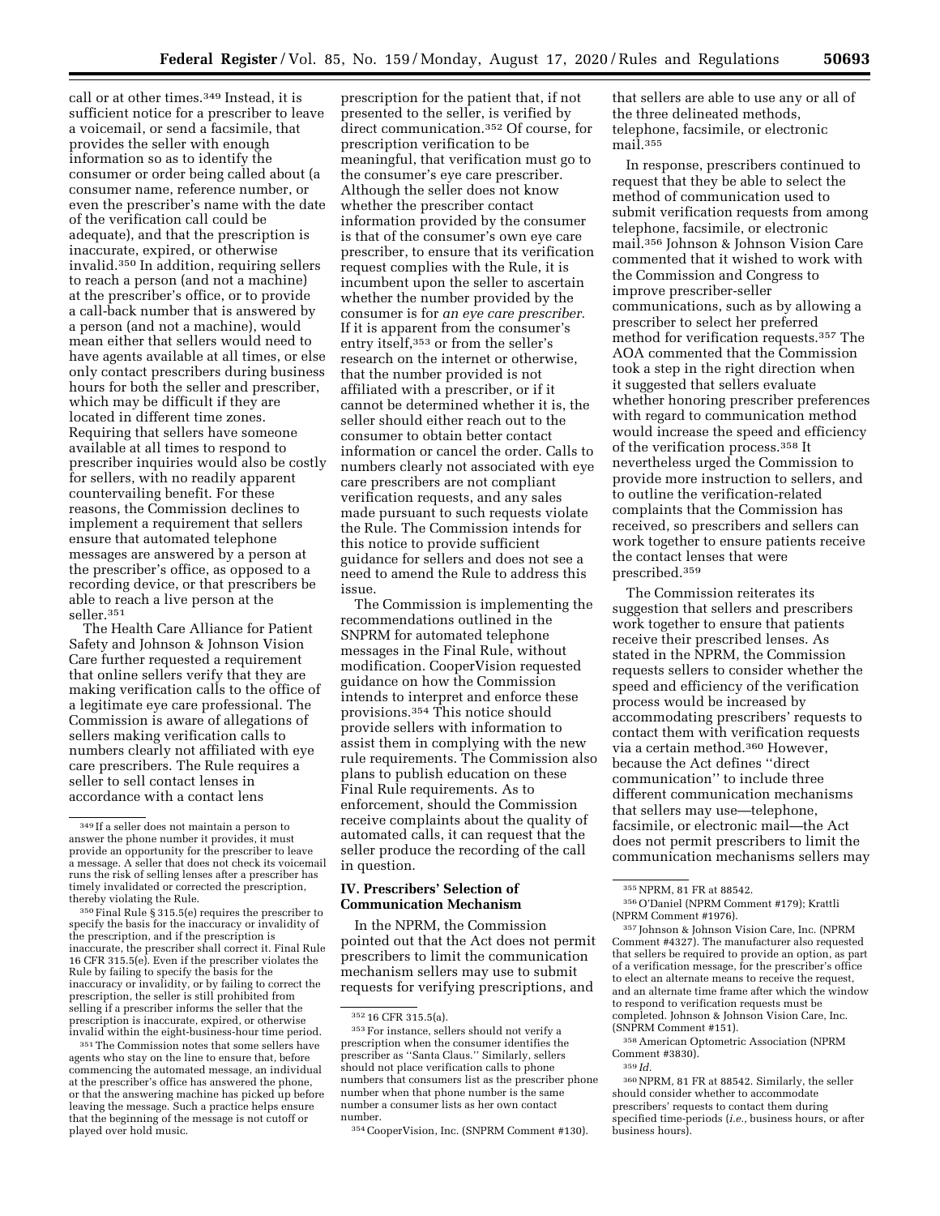call or at other times.[349] Instead, it is sufficient notice for a prescriber to leave a voicemail, or send a facsimile, that provides the seller with enough information so as to identify the consumer or order being called about (a consumer name, reference number, or even the prescriber's name with the date of the verification call could be adequate), and that the prescription is inaccurate, expired, or otherwise invalid.[350] In addition, requiring sellers to reach a person (and not a machine) at the prescriber's office, or to provide a call-back number that is answered by a person (and not a machine), would mean either that sellers would need to have agents available at all times, or else only contact prescribers during business hours for both the seller and prescriber, which may be difficult if they are located in different time zones. Requiring that sellers have someone available at all times to respond to prescriber inquiries would also be costly for sellers, with no readily apparent countervailing benefit. For these reasons, the Commission declines to implement a requirement that sellers ensure that automated telephone messages are answered by a person at the prescriber's office, as opposed to a recording device, or that prescribers be able to reach a live person at the seller.[351]

The Health Care Alliance for Patient Safety and Johnson & Johnson Vision Care further requested a requirement that online sellers verify that they are making verification calls to the office of a legitimate eye care professional. The Commission is aware of allegations of sellers making verification calls to numbers clearly not affiliated with eye care prescribers. The Rule requires a seller to sell contact lenses in accordance with a contact lens prescription for the patient that, if not presented to the seller, is verified by direct communication.[352] Of course, for prescription verification to be meaningful, that verification must go to the consumer's eye care prescriber. Although the seller does not know whether the prescriber contact information provided by the consumer is that of the consumer's own eye care prescriber, to ensure that its verification request complies with the Rule, it is incumbent upon the seller to ascertain whether the number provided by the consumer is for *an eye care prescriber.* If it is apparent from the consumer's entry itself,[353] or from the seller's research on the internet or otherwise, that the number provided is not affiliated with a prescriber, or if it cannot be determined whether it is, the seller should either reach out to the consumer to obtain better contact information or cancel the order. Calls to numbers clearly not associated with eye care prescribers are not compliant verification requests, and any sales made pursuant to such requests violate the Rule. The Commission intends for this notice to provide sufficient guidance for sellers and does not see a need to amend the Rule to address this issue.

The Commission is implementing the recommendations outlined in the SNPRM for automated telephone messages in the Final Rule, without modification. CooperVision requested guidance on how the Commission intends to interpret and enforce these provisions.[354] This notice should provide sellers with information to assist them in complying with the new rule requirements. The Commission also plans to publish education on these Final Rule requirements. As to enforcement, should the Commission receive complaints about the quality of automated calls, it can request that the seller produce the recording of the call in question.

## IV. Prescribers' Selection of Communication Mechanism

In the NPRM, the Commission pointed out that the Act does not permit prescribers to limit the communication mechanism sellers may use to submit requests for verifying prescriptions, and that sellers are able to use any or all of the three delineated methods, telephone, facsimile, or electronic mail.[355]

In response, prescribers continued to request that they be able to select the method of communication used to submit verification requests from among telephone, facsimile, or electronic mail.[356] Johnson & Johnson Vision Care commented that it wished to work with the Commission and Congress to improve prescriber-seller communications, such as by allowing a prescriber to select her preferred method for verification requests.[357] The AOA commented that the Commission took a step in the right direction when it suggested that sellers evaluate whether honoring prescriber preferences with regard to communication method would increase the speed and efficiency of the verification process.[358] It nevertheless urged the Commission to provide more instruction to sellers, and to outline the verification-related complaints that the Commission has received, so prescribers and sellers can work together to ensure patients receive the contact lenses that were prescribed.[359]

The Commission reiterates its suggestion that sellers and prescribers work together to ensure that patients receive their prescribed lenses. As stated in the NPRM, the Commission requests sellers to consider whether the speed and efficiency of the verification process would be increased by accommodating prescribers' requests to contact them with verification requests via a certain method.[360] However, because the Act defines "direct communication" to include three different communication mechanisms that sellers may use—telephone, facsimile, or electronic mail—the Act does not permit prescribers to limit the communication mechanisms sellers may

---

[349] If a seller does not maintain a person to answer the phone number it provides, it must provide an opportunity for the prescriber to leave a message. A seller that does not check its voicemail runs the risk of selling lenses after a prescriber has timely invalidated or corrected the prescription, thereby violating the Rule.

[350] Final Rule § 315.5(e) requires the prescriber to specify the basis for the inaccuracy or invalidity of the prescription, and if the prescription is inaccurate, the prescriber shall correct it. Final Rule 16 CFR 315.5(e). Even if the prescriber violates the Rule by failing to specify the basis for the inaccuracy or invalidity, or by failing to correct the prescription, the seller is still prohibited from selling if a prescriber informs the seller that the prescription is inaccurate, expired, or otherwise invalid within the eight-business-hour time period.

[351] The Commission notes that some sellers have agents who stay on the line to ensure that, before commencing the automated message, an individual at the prescriber's office has answered the phone, or that the answering machine has picked up before leaving the message. Such a practice helps ensure that the beginning of the message is not cutoff or played over hold music.

[352] 16 CFR 315.5(a).

[353] For instance, sellers should not verify a prescription when the consumer identifies the prescriber as "Santa Claus." Similarly, sellers should not place verification calls to phone numbers that consumers list as the prescriber phone number when that phone number is the same number a consumer lists as her own contact number.

[354] CooperVision, Inc. (SNPRM Comment #130).

[355] NPRM, 81 FR at 88542.

[356] O'Daniel (NPRM Comment #179); Krattli (NPRM Comment #1976).

[357] Johnson & Johnson Vision Care, Inc. (NPRM Comment #4327). The manufacturer also requested that sellers be required to provide an option, as part of a verification message, for the prescriber's office to elect an alternate means to receive the request, and an alternate time frame after which the window to respond to verification requests must be completed. Johnson & Johnson Vision Care, Inc. (SNPRM Comment #151).

[358] American Optometric Association (NPRM Comment #3830).

[359] *Id.*

[360] NPRM, 81 FR at 88542. Similarly, the seller should consider whether to accommodate prescribers' requests to contact them during specified time-periods (*i.e.,* business hours, or after business hours).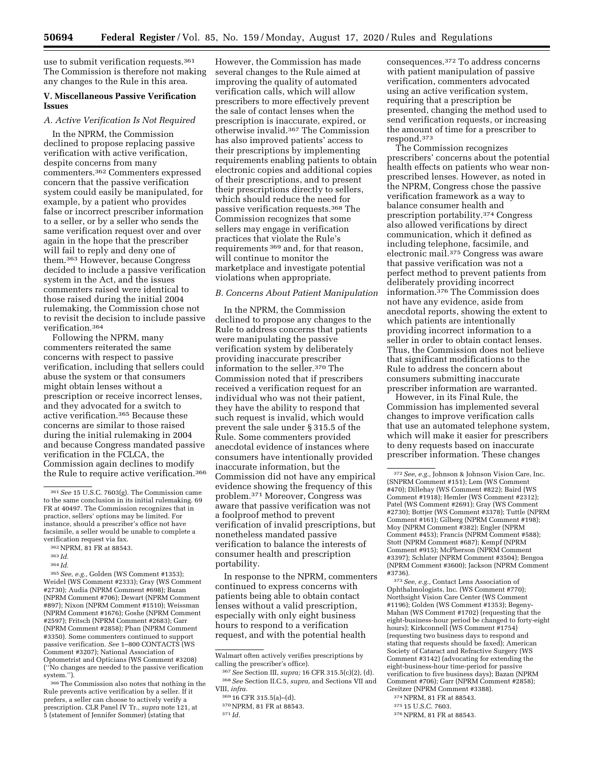use to submit verification requests.[361] The Commission is therefore not making any changes to the Rule in this area.

## V. Miscellaneous Passive Verification Issues

### A. Active Verification Is Not Required

In the NPRM, the Commission declined to propose replacing passive verification with active verification, despite concerns from many commenters.[362] Commenters expressed concern that the passive verification system could easily be manipulated, for example, by a patient who provides false or incorrect prescriber information to a seller, or by a seller who sends the same verification request over and over again in the hope that the prescriber will fail to reply and deny one of them.[363] However, because Congress decided to include a passive verification system in the Act, and the issues commenters raised were identical to those raised during the initial 2004 rulemaking, the Commission chose not to revisit the decision to include passive verification.[364]

Following the NPRM, many commenters reiterated the same concerns with respect to passive verification, including that sellers could abuse the system or that consumers might obtain lenses without a prescription or receive incorrect lenses, and they advocated for a switch to active verification.[365] Because these concerns are similar to those raised during the initial rulemaking in 2004 and because Congress mandated passive verification in the FCLCA, the Commission again declines to modify the Rule to require active verification.[366] However, the Commission has made several changes to the Rule aimed at improving the quality of automated verification calls, which will allow prescribers to more effectively prevent the sale of contact lenses when the prescription is inaccurate, expired, or otherwise invalid.[367] The Commission has also improved patients' access to their prescriptions by implementing requirements enabling patients to obtain electronic copies and additional copies of their prescriptions, and to present their prescriptions directly to sellers, which should reduce the need for passive verification requests.[368] The Commission recognizes that some sellers may engage in verification practices that violate the Rule's requirements[369] and, for that reason, will continue to monitor the marketplace and investigate potential violations when appropriate.

### B. Concerns About Patient Manipulation

In the NPRM, the Commission declined to propose any changes to the Rule to address concerns that patients were manipulating the passive verification system by deliberately providing inaccurate prescriber information to the seller.[370] The Commission noted that if prescribers received a verification request for an individual who was not their patient, they have the ability to respond that such request is invalid, which would prevent the sale under § 315.5 of the Rule. Some commenters provided anecdotal evidence of instances where consumers have intentionally provided inaccurate information, but the Commission did not have any empirical evidence showing the frequency of this problem.[371] Moreover, Congress was aware that passive verification was not a foolproof method to prevent verification of invalid prescriptions, but nonetheless mandated passive verification to balance the interests of consumer health and prescription portability.

In response to the NPRM, commenters continued to express concerns with patients being able to obtain contact lenses without a valid prescription, especially with only eight business hours to respond to a verification request, and with the potential health consequences.[372] To address concerns with patient manipulation of passive verification, commenters advocated using an active verification system, requiring that a prescription be presented, changing the method used to send verification requests, or increasing the amount of time for a prescriber to respond.[373]

The Commission recognizes prescribers' concerns about the potential health effects on patients who wear non-prescribed lenses. However, as noted in the NPRM, Congress chose the passive verification framework as a way to balance consumer health and prescription portability.[374] Congress also allowed verifications by direct communication, which it defined as including telephone, facsimile, and electronic mail.[375] Congress was aware that passive verification was not a perfect method to prevent patients from deliberately providing incorrect information.[376] The Commission does not have any evidence, aside from anecdotal reports, showing the extent to which patients are intentionally providing incorrect information to a seller in order to obtain contact lenses. Thus, the Commission does not believe that significant modifications to the Rule to address the concern about consumers submitting inaccurate prescriber information are warranted.

However, in its Final Rule, the Commission has implemented several changes to improve verification calls that use an automated telephone system, which will make it easier for prescribers to deny requests based on inaccurate prescriber information. These changes

---

[361] *See* 15 U.S.C. 7603(g). The Commission came to the same conclusion in its initial rulemaking. 69 FR at 40497. The Commission recognizes that in practice, sellers' options may be limited. For instance, should a prescriber's office not have facsimile, a seller would be unable to complete a verification request via fax.

[362] NPRM, 81 FR at 88543.

[363] *Id.*

[364] *Id.*

[365] *See, e.g.,* Golden (WS Comment #1353); Weidel (WS Comment #2333); Gray (WS Comment #2730); Audia (NPRM Comment #698); Bazan (NPRM Comment #706); Dewart (NPRM Comment #897); Nixon (NPRM Comment #1510); Weissman (NPRM Comment #1676); Goshe (NPRM Comment #2597); Fritsch (NPRM Comment #2683); Garr (NPRM Comment #2858); Phan (NPRM Comment #3350). Some commenters continued to support passive verification. *See* 1–800 CONTACTS (WS Comment #3207); National Association of Optometrist and Opticians (WS Comment #3208) (''No changes are needed to the passive verification system.'').

[366] The Commission also notes that nothing in the Rule prevents active verification by a seller. If it prefers, a seller can choose to actively verify a prescription. CLR Panel IV Tr., *supra* note 121, at 5 (statement of Jennifer Sommer) (stating that Walmart often actively verifies prescriptions by calling the prescriber's office).

[367] *See* Section III, *supra;* 16 CFR 315.5(c)(2), (d).

[368] *See* Section II.C.5, *supra,* and Sections VII and VIII, *infra.*

[369] 16 CFR 315.5(a)–(d).

[370] NPRM, 81 FR at 88543.

[371] *Id.*

[372] *See, e.g.,* Johnson & Johnson Vision Care, Inc. (SNPRM Comment #151); Lem (WS Comment #470); Dillehay (WS Comment #822); Baird (WS Comment #1918); Hemler (WS Comment #2312); Patel (WS Comment #2691); Gray (WS Comment #2730); Bottjer (WS Comment #3378); Tuttle (NPRM Comment #161); Gilberg (NPRM Comment #198); Moy (NPRM Comment #382); Engler (NPRM Comment #453); Francis (NPRM Comment #588); Stott (NPRM Comment #687); Kempf (NPRM Comment #915); McPherson (NPRM Comment #3397); Schlater (NPRM Comment #3504); Bengoa (NPRM Comment #3600); Jackson (NPRM Comment #3736).

[373] *See, e.g.,* Contact Lens Association of Ophthalmologists, Inc. (WS Comment #770); Northsight Vision Care Center (WS Comment #1196); Golden (WS Comment #1353); Begeny-Mahan (WS Comment #1702) (requesting that the eight-business-hour period be changed to forty-eight hours); Kirkconnell (WS Comment #1754) (requesting two business days to respond and stating that requests should be faxed); American Society of Cataract and Refractive Surgery (WS Comment #3142) (advocating for extending the eight-business-hour time-period for passive verification to five business days); Bazan (NPRM Comment #706); Garr (NPRM Comment #2858); Greitzer (NPRM Comment #3388).

[374] NPRM, 81 FR at 88543.

[375] 15 U.S.C. 7603.

[376] NPRM, 81 FR at 88543.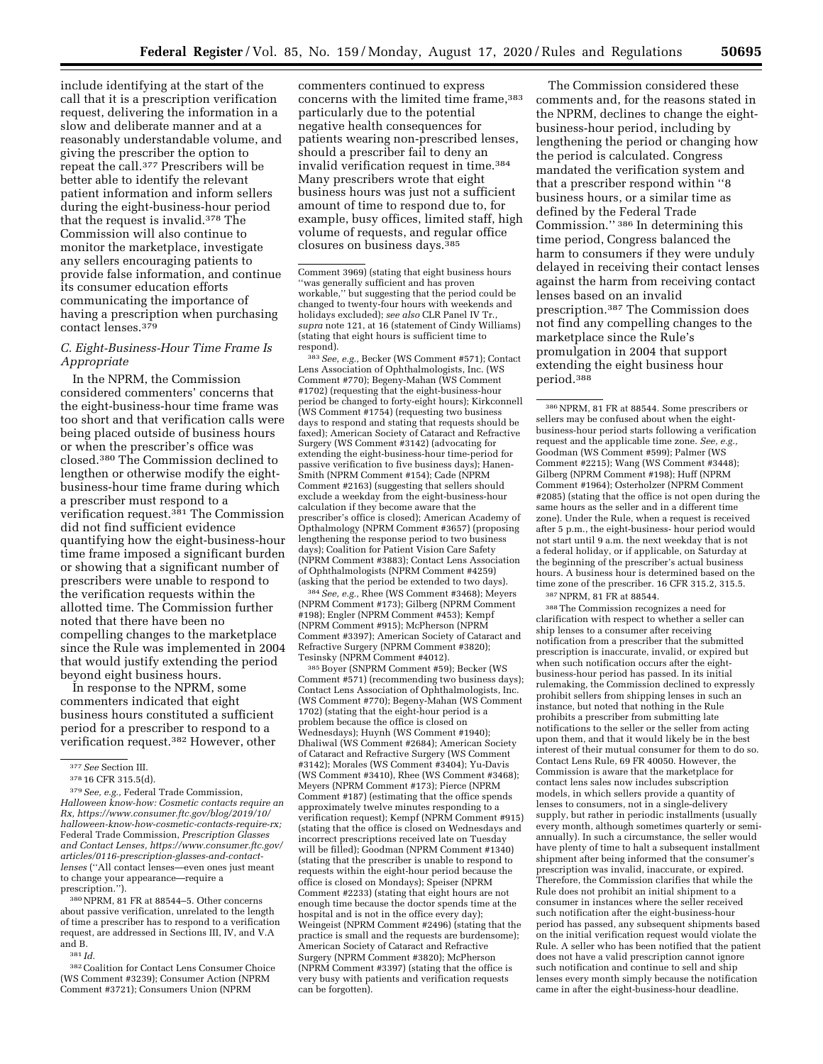include identifying at the start of the call that it is a prescription verification request, delivering the information in a slow and deliberate manner and at a reasonably understandable volume, and giving the prescriber the option to repeat the call.[377] Prescribers will be better able to identify the relevant patient information and inform sellers during the eight-business-hour period that the request is invalid.[378] The Commission will also continue to monitor the marketplace, investigate any sellers encouraging patients to provide false information, and continue its consumer education efforts communicating the importance of having a prescription when purchasing contact lenses.[379]

### C. Eight-Business-Hour Time Frame Is Appropriate

In the NPRM, the Commission considered commenters' concerns that the eight-business-hour time frame was too short and that verification calls were being placed outside of business hours or when the prescriber's office was closed.[380] The Commission declined to lengthen or otherwise modify the eight-business-hour time frame during which a prescriber must respond to a verification request.[381] The Commission did not find sufficient evidence quantifying how the eight-business-hour time frame imposed a significant burden or showing that a significant number of prescribers were unable to respond to the verification requests within the allotted time. The Commission further noted that there have been no compelling changes to the marketplace since the Rule was implemented in 2004 that would justify extending the period beyond eight business hours.

In response to the NPRM, some commenters indicated that eight business hours constituted a sufficient period for a prescriber to respond to a verification request.[382] However, other commenters continued to express concerns with the limited time frame,[383] particularly due to the potential negative health consequences for patients wearing non-prescribed lenses, should a prescriber fail to deny an invalid verification request in time.[384] Many prescribers wrote that eight business hours was just not a sufficient amount of time to respond due to, for example, busy offices, limited staff, high volume of requests, and regular office closures on business days.[385]

The Commission considered these comments and, for the reasons stated in the NPRM, declines to change the eight-business-hour period, including by lengthening the period or changing how the period is calculated. Congress mandated the verification system and that a prescriber respond within ''8 business hours, or a similar time as defined by the Federal Trade Commission.'' [386] In determining this time period, Congress balanced the harm to consumers if they were unduly delayed in receiving their contact lenses against the harm from receiving contact lenses based on an invalid prescription.[387] The Commission does not find any compelling changes to the marketplace since the Rule's promulgation in 2004 that support extending the eight business hour period.[388]

---

[377] *See* Section III.

[378] 16 CFR 315.5(d).

[379] *See, e.g.,* Federal Trade Commission, *Halloween know-how: Cosmetic contacts require an Rx, https://www.consumer.ftc.gov/blog/2019/10/halloween-know-how-cosmetic-contacts-require-rx;* Federal Trade Commission, *Prescription Glasses and Contact Lenses, https://www.consumer.ftc.gov/articles/0116-prescription-glasses-and-contact-lenses* (''All contact lenses—even ones just meant to change your appearance—require a prescription.'').

[380] NPRM, 81 FR at 88544–5. Other concerns about passive verification, unrelated to the length of time a prescriber has to respond to a verification request, are addressed in Sections III, IV, and V.A and B.

[381] *Id.*

[382] Coalition for Contact Lens Consumer Choice (WS Comment #3239); Consumer Action (NPRM Comment #3721); Consumers Union (NPRM Comment 3969) (stating that eight business hours ''was generally sufficient and has proven workable,'' but suggesting that the period could be changed to twenty-four hours with weekends and holidays excluded); *see also* CLR Panel IV Tr., *supra* note 121, at 16 (statement of Cindy Williams) (stating that eight hours is sufficient time to respond).

[383] *See, e.g.,* Becker (WS Comment #571); Contact Lens Association of Ophthalmologists, Inc. (WS Comment #770); Begeny-Mahan (WS Comment #1702) (requesting that the eight-business-hour period be changed to forty-eight hours); Kirkconnell (WS Comment #1754) (requesting two business days to respond and stating that requests should be faxed); American Society of Cataract and Refractive Surgery (WS Comment #3142) (advocating for extending the eight-business-hour time-period for passive verification to five business days); Hanen-Smith (NPRM Comment #154); Cade (NPRM Comment #2163) (suggesting that sellers should exclude a weekday from the eight-business-hour calculation if they become aware that the prescriber's office is closed); American Academy of Opthalmology (NPRM Comment #3657) (proposing lengthening the response period to two business days); Coalition for Patient Vision Care Safety (NPRM Comment #3883); Contact Lens Association of Ophthalmologists (NPRM Comment #4259) (asking that the period be extended to two days).

[384] *See, e.g.,* Rhee (WS Comment #3468); Meyers (NPRM Comment #173); Gilberg (NPRM Comment #198); Engler (NPRM Comment #453); Kempf (NPRM Comment #915); McPherson (NPRM Comment #3397); American Society of Cataract and Refractive Surgery (NPRM Comment #3820); Tesinsky (NPRM Comment #4012).

[385] Boyer (SNPRM Comment #59); Becker (WS Comment #571) (recommending two business days); Contact Lens Association of Ophthalmologists, Inc. (WS Comment #770); Begeny-Mahan (WS Comment 1702) (stating that the eight-hour period is a problem because the office is closed on Wednesdays); Huynh (WS Comment #1940); Dhaliwal (WS Comment #2684); American Society of Cataract and Refractive Surgery (WS Comment #3142); Morales (WS Comment #3404); Yu-Davis (WS Comment #3410), Rhee (WS Comment #3468); Meyers (NPRM Comment #173); Pierce (NPRM Comment #187) (estimating that the office spends approximately twelve minutes responding to a verification request); Kempf (NPRM Comment #915) (stating that the office is closed on Wednesdays and incorrect prescriptions received late on Tuesday will be filled); Goodman (NPRM Comment #1340) (stating that the prescriber is unable to respond to requests within the eight-hour period because the office is closed on Mondays); Speiser (NPRM Comment #2233) (stating that eight hours are not enough time because the doctor spends time at the hospital and is not in the office every day); Weingeist (NPRM Comment #2496) (stating that the practice is small and the requests are burdensome); American Society of Cataract and Refractive Surgery (NPRM Comment #3820); McPherson (NPRM Comment #3397) (stating that the office is very busy with patients and verification requests can be forgotten).

[386] NPRM, 81 FR at 88544. Some prescribers or sellers may be confused about when the eight-business-hour period starts following a verification request and the applicable time zone. *See, e.g.,* Goodman (WS Comment #599); Palmer (WS Comment #2215); Wang (WS Comment #3448); Gilberg (NPRM Comment #198); Huff (NPRM Comment #1964); Osterholzer (NPRM Comment #2085) (stating that the office is not open during the same hours as the seller and in a different time zone). Under the Rule, when a request is received after 5 p.m., the eight-business- hour period would not start until 9 a.m. the next weekday that is not a federal holiday, or if applicable, on Saturday at the beginning of the prescriber's actual business hours. A business hour is determined based on the time zone of the prescriber. 16 CFR 315.2, 315.5.

[387] NPRM, 81 FR at 88544.

[388] The Commission recognizes a need for clarification with respect to whether a seller can ship lenses to a consumer after receiving notification from a prescriber that the submitted prescription is inaccurate, invalid, or expired but when such notification occurs after the eight-business-hour period has passed. In its initial rulemaking, the Commission declined to expressly prohibit sellers from shipping lenses in such an instance, but noted that nothing in the Rule prohibits a prescriber from submitting late notifications to the seller or the seller from acting upon them, and that it would likely be in the best interest of their mutual consumer for them to do so. Contact Lens Rule, 69 FR 40050. However, the Commission is aware that the marketplace for contact lens sales now includes subscription models, in which sellers provide a quantity of lenses to consumers, not in a single-delivery supply, but rather in periodic installments (usually every month, although sometimes quarterly or semi-annually). In such a circumstance, the seller would have plenty of time to halt a subsequent installment shipment after being informed that the consumer's prescription was invalid, inaccurate, or expired. Therefore, the Commission clarifies that while the Rule does not prohibit an initial shipment to a consumer in instances where the seller received such notification after the eight-business-hour period has passed, any subsequent shipments based on the initial verification request would violate the Rule. A seller who has been notified that the patient does not have a valid prescription cannot ignore such notification and continue to sell and ship lenses every month simply because the notification came in after the eight-business-hour deadline.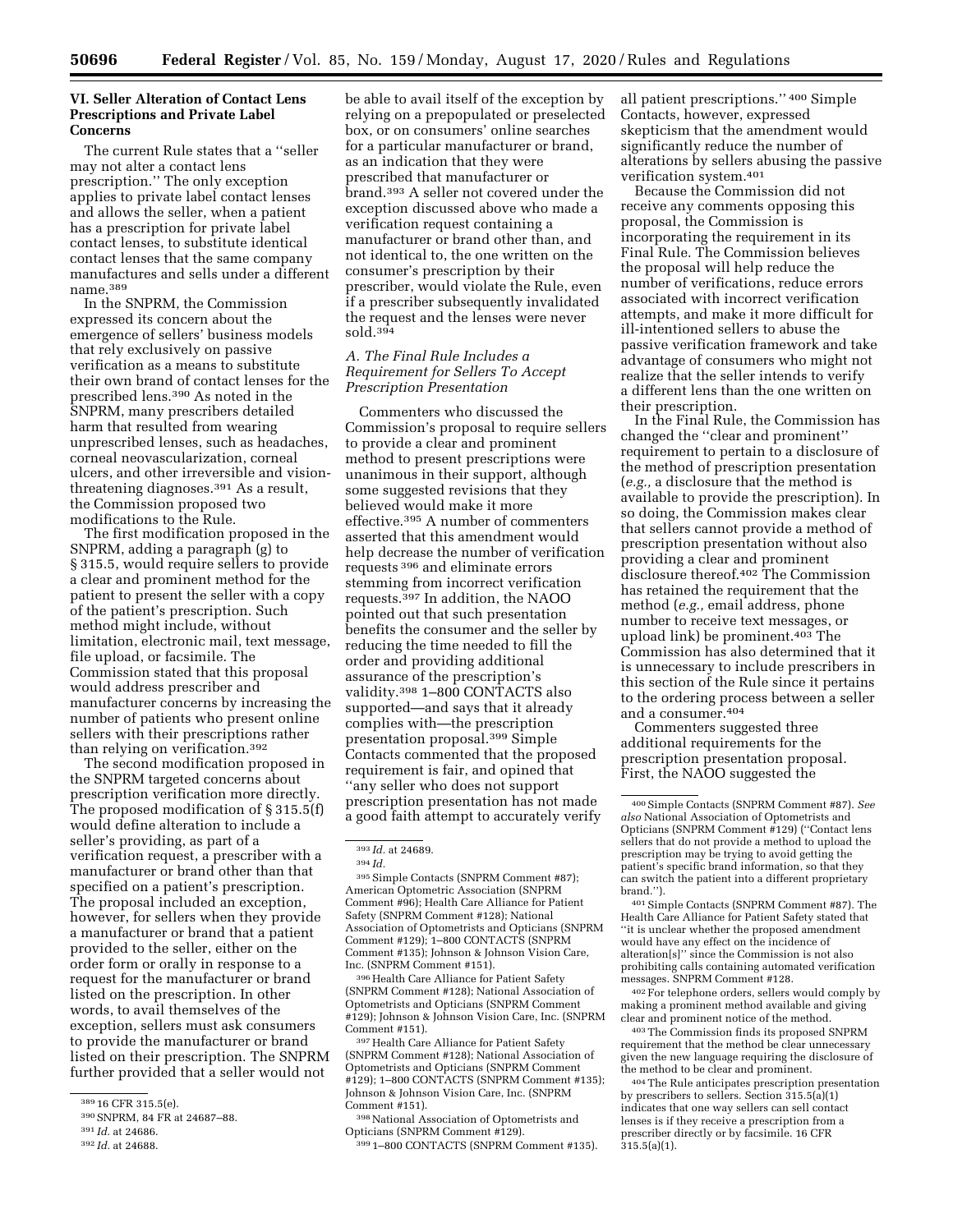## VI. Seller Alteration of Contact Lens Prescriptions and Private Label Concerns

The current Rule states that a "seller may not alter a contact lens prescription." The only exception applies to private label contact lenses and allows the seller, when a patient has a prescription for private label contact lenses, to substitute identical contact lenses that the same company manufactures and sells under a different name.[389]

In the SNPRM, the Commission expressed its concern about the emergence of sellers' business models that rely exclusively on passive verification as a means to substitute their own brand of contact lenses for the prescribed lens.[390] As noted in the SNPRM, many prescribers detailed harm that resulted from wearing unprescribed lenses, such as headaches, corneal neovascularization, corneal ulcers, and other irreversible and vision-threatening diagnoses.[391] As a result, the Commission proposed two modifications to the Rule.

The first modification proposed in the SNPRM, adding a paragraph (g) to § 315.5, would require sellers to provide a clear and prominent method for the patient to present the seller with a copy of the patient's prescription. Such method might include, without limitation, electronic mail, text message, file upload, or facsimile. The Commission stated that this proposal would address prescriber and manufacturer concerns by increasing the number of patients who present online sellers with their prescriptions rather than relying on verification.[392]

The second modification proposed in the SNPRM targeted concerns about prescription verification more directly. The proposed modification of § 315.5(f) would define alteration to include a seller's providing, as part of a verification request, a prescriber with a manufacturer or brand other than that specified on a patient's prescription. The proposal included an exception, however, for sellers when they provide a manufacturer or brand that a patient provided to the seller, either on the order form or orally in response to a request for the manufacturer or brand listed on the prescription. In other words, to avail themselves of the exception, sellers must ask consumers to provide the manufacturer or brand listed on their prescription. The SNPRM further provided that a seller would not be able to avail itself of the exception by relying on a prepopulated or preselected box, or on consumers' online searches for a particular manufacturer or brand, as an indication that they were prescribed that manufacturer or brand.[393] A seller not covered under the exception discussed above who made a verification request containing a manufacturer or brand other than, and not identical to, the one written on the consumer's prescription by their prescriber, would violate the Rule, even if a prescriber subsequently invalidated the request and the lenses were never sold.[394]

### A. The Final Rule Includes a Requirement for Sellers To Accept Prescription Presentation

Commenters who discussed the Commission's proposal to require sellers to provide a clear and prominent method to present prescriptions were unanimous in their support, although some suggested revisions that they believed would make it more effective.[395] A number of commenters asserted that this amendment would help decrease the number of verification requests[396] and eliminate errors stemming from incorrect verification requests.[397] In addition, the NAOO pointed out that such presentation benefits the consumer and the seller by reducing the time needed to fill the order and providing additional assurance of the prescription's validity.[398] 1–800 CONTACTS also supported—and says that it already complies with—the prescription presentation proposal.[399] Simple Contacts commented that the proposed requirement is fair, and opined that "any seller who does not support prescription presentation has not made a good faith attempt to accurately verify all patient prescriptions."[400] Simple Contacts, however, expressed skepticism that the amendment would significantly reduce the number of alterations by sellers abusing the passive verification system.[401]

Because the Commission did not receive any comments opposing this proposal, the Commission is incorporating the requirement in its Final Rule. The Commission believes the proposal will help reduce the number of verifications, reduce errors associated with incorrect verification attempts, and make it more difficult for ill-intentioned sellers to abuse the passive verification framework and take advantage of consumers who might not realize that the seller intends to verify a different lens than the one written on their prescription.

In the Final Rule, the Commission has changed the "clear and prominent" requirement to pertain to a disclosure of the method of prescription presentation (*e.g.,* a disclosure that the method is available to provide the prescription). In so doing, the Commission makes clear that sellers cannot provide a method of prescription presentation without also providing a clear and prominent disclosure thereof.[402] The Commission has retained the requirement that the method (*e.g.,* email address, phone number to receive text messages, or upload link) be prominent.[403] The Commission has also determined that it is unnecessary to include prescribers in this section of the Rule since it pertains to the ordering process between a seller and a consumer.[404]

Commenters suggested three additional requirements for the prescription presentation proposal. First, the NAOO suggested the

---

[389] 16 CFR 315.5(e).

[390] SNPRM, 84 FR at 24687–88.

[391] *Id.* at 24686.

[392] *Id.* at 24688.

[393] *Id.* at 24689.

[394] *Id.*

[395] Simple Contacts (SNPRM Comment #87); American Optometric Association (SNPRM Comment #96); Health Care Alliance for Patient Safety (SNPRM Comment #128); National Association of Optometrists and Opticians (SNPRM Comment #129); 1–800 CONTACTS (SNPRM Comment #135); Johnson & Johnson Vision Care, Inc. (SNPRM Comment #151).

[396] Health Care Alliance for Patient Safety (SNPRM Comment #128); National Association of Optometrists and Opticians (SNPRM Comment #129); Johnson & Johnson Vision Care, Inc. (SNPRM Comment #151).

[397] Health Care Alliance for Patient Safety (SNPRM Comment #128); National Association of Optometrists and Opticians (SNPRM Comment #129); 1–800 CONTACTS (SNPRM Comment #135); Johnson & Johnson Vision Care, Inc. (SNPRM Comment #151).

[398] National Association of Optometrists and Opticians (SNPRM Comment #129).

[399] 1–800 CONTACTS (SNPRM Comment #135).

[400] Simple Contacts (SNPRM Comment #87). *See also* National Association of Optometrists and Opticians (SNPRM Comment #129) ("Contact lens sellers that do not provide a method to upload the prescription may be trying to avoid getting the patient's specific brand information, so that they can switch the patient into a different proprietary brand.").

[401] Simple Contacts (SNPRM Comment #87). The Health Care Alliance for Patient Safety stated that "it is unclear whether the proposed amendment would have any effect on the incidence of alteration[s]" since the Commission is not also prohibiting calls containing automated verification messages. SNPRM Comment #128.

[402] For telephone orders, sellers would comply by making a prominent method available and giving clear and prominent notice of the method.

[403] The Commission finds its proposed SNPRM requirement that the method be clear unnecessary given the new language requiring the disclosure of the method to be clear and prominent.

[404] The Rule anticipates prescription presentation by prescribers to sellers. Section 315.5(a)(1) indicates that one way sellers can sell contact lenses is if they receive a prescription from a prescriber directly or by facsimile. 16 CFR 315.5(a)(1).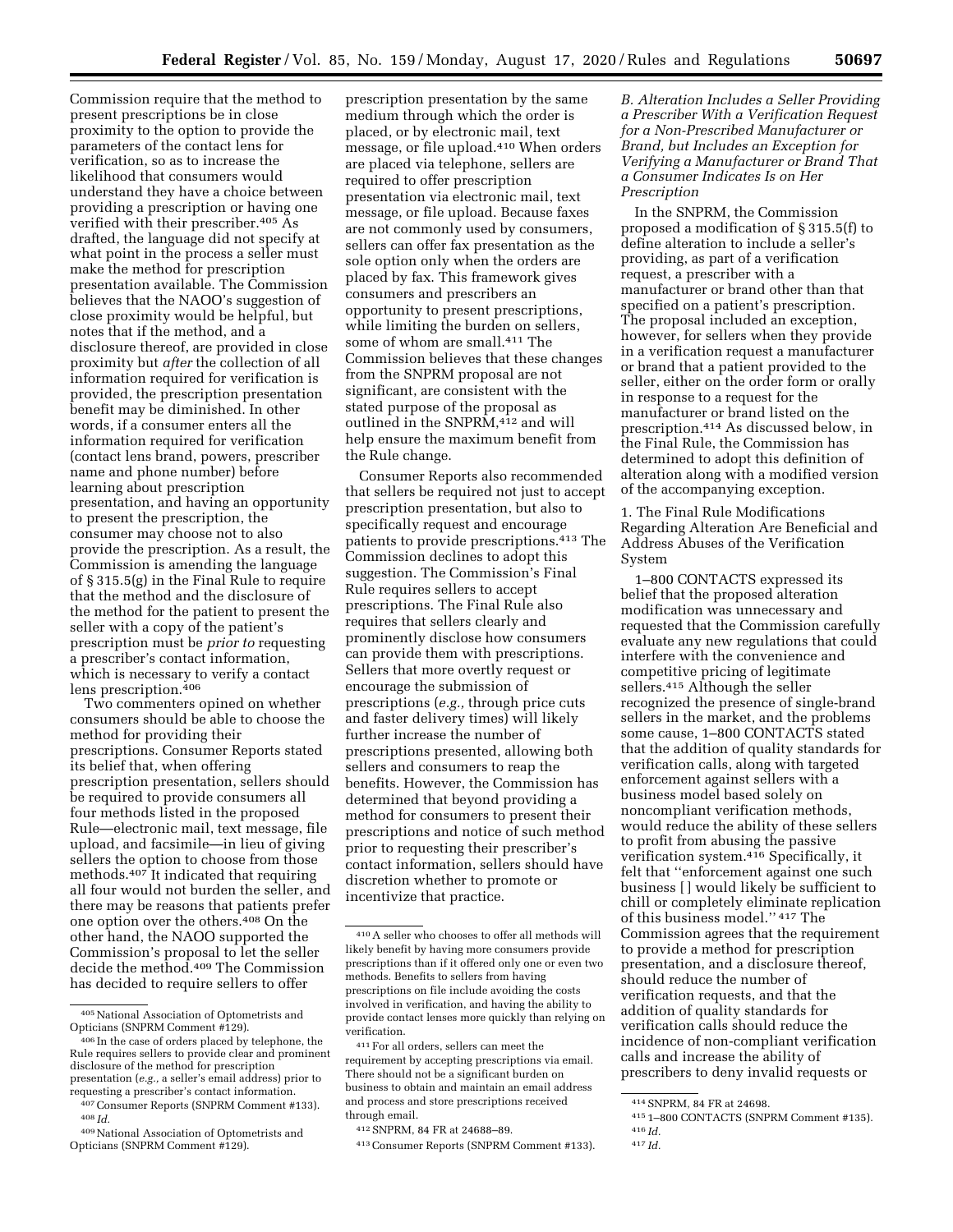Commission require that the method to present prescriptions be in close proximity to the option to provide the parameters of the contact lens for verification, so as to increase the likelihood that consumers would understand they have a choice between providing a prescription or having one verified with their prescriber.[405] As drafted, the language did not specify at what point in the process a seller must make the method for prescription presentation available. The Commission believes that the NAOO's suggestion of close proximity would be helpful, but notes that if the method, and a disclosure thereof, are provided in close proximity but *after* the collection of all information required for verification is provided, the prescription presentation benefit may be diminished. In other words, if a consumer enters all the information required for verification (contact lens brand, powers, prescriber name and phone number) before learning about prescription presentation, and having an opportunity to present the prescription, the consumer may choose not to also provide the prescription. As a result, the Commission is amending the language of § 315.5(g) in the Final Rule to require that the method and the disclosure of the method for the patient to present the seller with a copy of the patient's prescription must be *prior to* requesting a prescriber's contact information, which is necessary to verify a contact lens prescription.[406]

Two commenters opined on whether consumers should be able to choose the method for providing their prescriptions. Consumer Reports stated its belief that, when offering prescription presentation, sellers should be required to provide consumers all four methods listed in the proposed Rule—electronic mail, text message, file upload, and facsimile—in lieu of giving sellers the option to choose from those methods.[407] It indicated that requiring all four would not burden the seller, and there may be reasons that patients prefer one option over the others.[408] On the other hand, the NAOO supported the Commission's proposal to let the seller decide the method.[409] The Commission has decided to require sellers to offer prescription presentation by the same medium through which the order is placed, or by electronic mail, text message, or file upload.[410] When orders are placed via telephone, sellers are required to offer prescription presentation via electronic mail, text message, or file upload. Because faxes are not commonly used by consumers, sellers can offer fax presentation as the sole option only when the orders are placed by fax. This framework gives consumers and prescribers an opportunity to present prescriptions, while limiting the burden on sellers, some of whom are small.[411] The Commission believes that these changes from the SNPRM proposal are not significant, are consistent with the stated purpose of the proposal as outlined in the SNPRM,[412] and will help ensure the maximum benefit from the Rule change.

Consumer Reports also recommended that sellers be required not just to accept prescription presentation, but also to specifically request and encourage patients to provide prescriptions.[413] The Commission declines to adopt this suggestion. The Commission's Final Rule requires sellers to accept prescriptions. The Final Rule also requires that sellers clearly and prominently disclose how consumers can provide them with prescriptions. Sellers that more overtly request or encourage the submission of prescriptions (*e.g.,* through price cuts and faster delivery times) will likely further increase the number of prescriptions presented, allowing both sellers and consumers to reap the benefits. However, the Commission has determined that beyond providing a method for consumers to present their prescriptions and notice of such method prior to requesting their prescriber's contact information, sellers should have discretion whether to promote or incentivize that practice.

### *B. Alteration Includes a Seller Providing a Prescriber With a Verification Request for a Non-Prescribed Manufacturer or Brand, but Includes an Exception for Verifying a Manufacturer or Brand That a Consumer Indicates Is on Her Prescription*

In the SNPRM, the Commission proposed a modification of § 315.5(f) to define alteration to include a seller's providing, as part of a verification request, a prescriber with a manufacturer or brand other than that specified on a patient's prescription. The proposal included an exception, however, for sellers when they provide in a verification request a manufacturer or brand that a patient provided to the seller, either on the order form or orally in response to a request for the manufacturer or brand listed on the prescription.[414] As discussed below, in the Final Rule, the Commission has determined to adopt this definition of alteration along with a modified version of the accompanying exception.

#### 1. The Final Rule Modifications Regarding Alteration Are Beneficial and Address Abuses of the Verification System

1–800 CONTACTS expressed its belief that the proposed alteration modification was unnecessary and requested that the Commission carefully evaluate any new regulations that could interfere with the convenience and competitive pricing of legitimate sellers.[415] Although the seller recognized the presence of single-brand sellers in the market, and the problems some cause, 1–800 CONTACTS stated that the addition of quality standards for verification calls, along with targeted enforcement against sellers with a business model based solely on noncompliant verification methods, would reduce the ability of these sellers to profit from abusing the passive verification system.[416] Specifically, it felt that "enforcement against one such business [ ] would likely be sufficient to chill or completely eliminate replication of this business model." [417] The Commission agrees that the requirement to provide a method for prescription presentation, and a disclosure thereof, should reduce the number of verification requests, and that the addition of quality standards for verification calls should reduce the incidence of non-compliant verification calls and increase the ability of prescribers to deny invalid requests or

---

[405] National Association of Optometrists and Opticians (SNPRM Comment #129).

[406] In the case of orders placed by telephone, the Rule requires sellers to provide clear and prominent disclosure of the method for prescription presentation (*e.g.,* a seller's email address) prior to requesting a prescriber's contact information.

[407] Consumer Reports (SNPRM Comment #133).

[408] *Id.*

[409] National Association of Optometrists and Opticians (SNPRM Comment #129).

[410] A seller who chooses to offer all methods will likely benefit by having more consumers provide prescriptions than if it offered only one or even two methods. Benefits to sellers from having prescriptions on file include avoiding the costs involved in verification, and having the ability to provide contact lenses more quickly than relying on verification.

[411] For all orders, sellers can meet the requirement by accepting prescriptions via email. There should not be a significant burden on business to obtain and maintain an email address and process and store prescriptions received through email.

[412] SNPRM, 84 FR at 24688–89.

[413] Consumer Reports (SNPRM Comment #133).

[414] SNPRM, 84 FR at 24698.

[415] 1–800 CONTACTS (SNPRM Comment #135).

[416] *Id.*

[417] *Id.*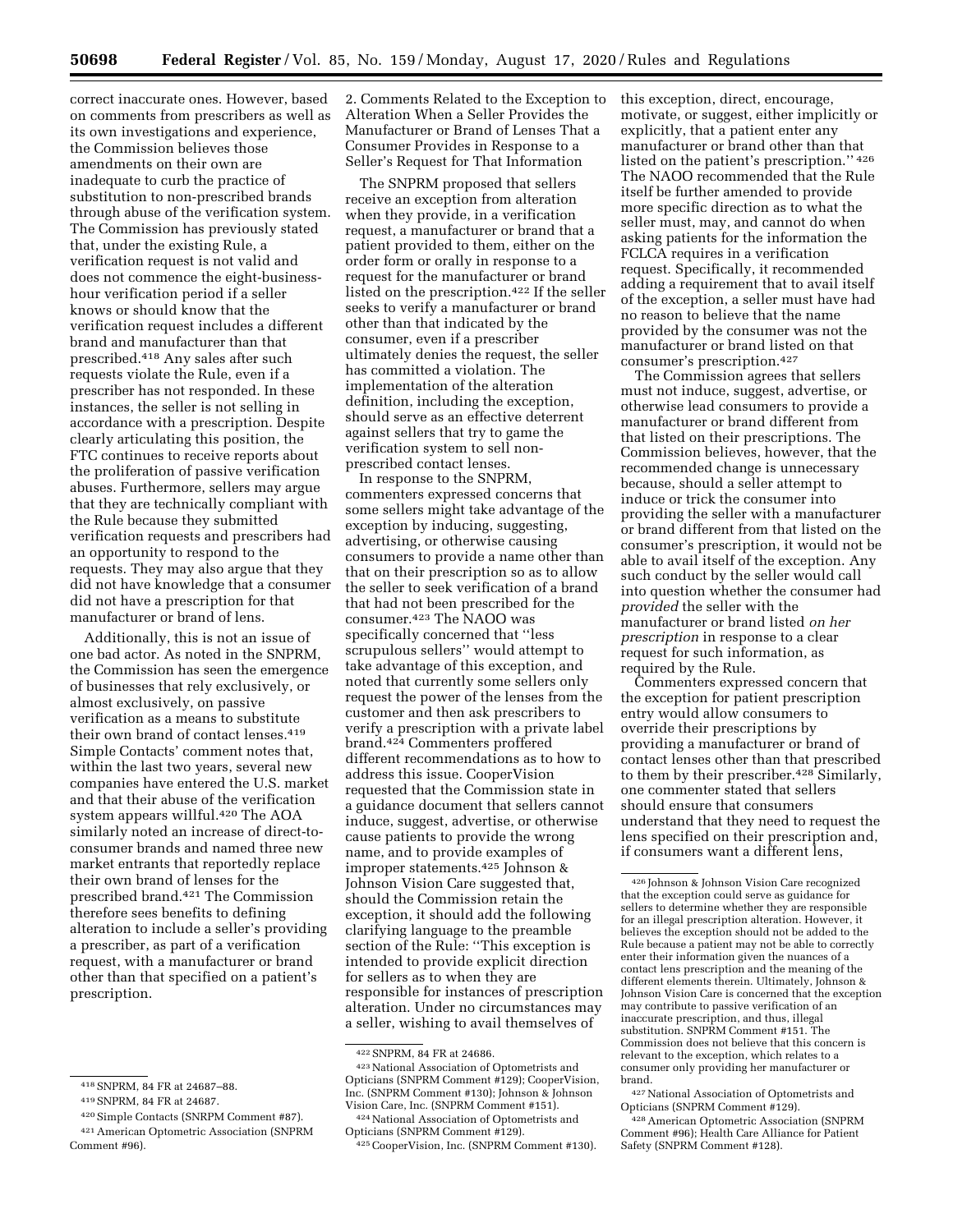correct inaccurate ones. However, based on comments from prescribers as well as its own investigations and experience, the Commission believes those amendments on their own are inadequate to curb the practice of substitution to non-prescribed brands through abuse of the verification system. The Commission has previously stated that, under the existing Rule, a verification request is not valid and does not commence the eight-business-hour verification period if a seller knows or should know that the verification request includes a different brand and manufacturer than that prescribed.[418] Any sales after such requests violate the Rule, even if a prescriber has not responded. In these instances, the seller is not selling in accordance with a prescription. Despite clearly articulating this position, the FTC continues to receive reports about the proliferation of passive verification abuses. Furthermore, sellers may argue that they are technically compliant with the Rule because they submitted verification requests and prescribers had an opportunity to respond to the requests. They may also argue that they did not have knowledge that a consumer did not have a prescription for that manufacturer or brand of lens.

Additionally, this is not an issue of one bad actor. As noted in the SNPRM, the Commission has seen the emergence of businesses that rely exclusively, or almost exclusively, on passive verification as a means to substitute their own brand of contact lenses.[419] Simple Contacts' comment notes that, within the last two years, several new companies have entered the U.S. market and that their abuse of the verification system appears willful.[420] The AOA similarly noted an increase of direct-to-consumer brands and named three new market entrants that reportedly replace their own brand of lenses for the prescribed brand.[421] The Commission therefore sees benefits to defining alteration to include a seller's providing a prescriber, as part of a verification request, with a manufacturer or brand other than that specified on a patient's prescription.

2. Comments Related to the Exception to Alteration When a Seller Provides the Manufacturer or Brand of Lenses That a Consumer Provides in Response to a Seller's Request for That Information

The SNPRM proposed that sellers receive an exception from alteration when they provide, in a verification request, a manufacturer or brand that a patient provided to them, either on the order form or orally in response to a request for the manufacturer or brand listed on the prescription.[422] If the seller seeks to verify a manufacturer or brand other than that indicated by the consumer, even if a prescriber ultimately denies the request, the seller has committed a violation. The implementation of the alteration definition, including the exception, should serve as an effective deterrent against sellers that try to game the verification system to sell non-prescribed contact lenses.

In response to the SNPRM, commenters expressed concerns that some sellers might take advantage of the exception by inducing, suggesting, advertising, or otherwise causing consumers to provide a name other than that on their prescription so as to allow the seller to seek verification of a brand that had not been prescribed for the consumer.[423] The NAOO was specifically concerned that ''less scrupulous sellers'' would attempt to take advantage of this exception, and noted that currently some sellers only request the power of the lenses from the customer and then ask prescribers to verify a prescription with a private label brand.[424] Commenters proffered different recommendations as to how to address this issue. CooperVision requested that the Commission state in a guidance document that sellers cannot induce, suggest, advertise, or otherwise cause patients to provide the wrong name, and to provide examples of improper statements.[425] Johnson & Johnson Vision Care suggested that, should the Commission retain the exception, it should add the following clarifying language to the preamble section of the Rule: ''This exception is intended to provide explicit direction for sellers as to when they are responsible for instances of prescription alteration. Under no circumstances may a seller, wishing to avail themselves of this exception, direct, encourage, motivate, or suggest, either implicitly or explicitly, that a patient enter any manufacturer or brand other than that listed on the patient's prescription.''[426] The NAOO recommended that the Rule itself be further amended to provide more specific direction as to what the seller must, may, and cannot do when asking patients for the information the FCLCA requires in a verification request. Specifically, it recommended adding a requirement that to avail itself of the exception, a seller must have had no reason to believe that the name provided by the consumer was not the manufacturer or brand listed on that consumer's prescription.[427]

The Commission agrees that sellers must not induce, suggest, advertise, or otherwise lead consumers to provide a manufacturer or brand different from that listed on their prescriptions. The Commission believes, however, that the recommended change is unnecessary because, should a seller attempt to induce or trick the consumer into providing the seller with a manufacturer or brand different from that listed on the consumer's prescription, it would not be able to avail itself of the exception. Any such conduct by the seller would call into question whether the consumer had *provided* the seller with the manufacturer or brand listed *on her prescription* in response to a clear request for such information, as required by the Rule.

Commenters expressed concern that the exception for patient prescription entry would allow consumers to override their prescriptions by providing a manufacturer or brand of contact lenses other than that prescribed to them by their prescriber.[428] Similarly, one commenter stated that sellers should ensure that consumers understand that they need to request the lens specified on their prescription and, if consumers want a different lens,

---

[418] SNPRM, 84 FR at 24687–88.

[419] SNPRM, 84 FR at 24687.

[420] Simple Contacts (SNPRM Comment #87).

[421] American Optometric Association (SNPRM Comment #96).

[422] SNPRM, 84 FR at 24686.

[423] National Association of Optometrists and Opticians (SNPRM Comment #129); CooperVision, Inc. (SNPRM Comment #130); Johnson & Johnson Vision Care, Inc. (SNPRM Comment #151).

[424] National Association of Optometrists and Opticians (SNPRM Comment #129).

[425] CooperVision, Inc. (SNPRM Comment #130).

[426] Johnson & Johnson Vision Care recognized that the exception could serve as guidance for sellers to determine whether they are responsible for an illegal prescription alteration. However, it believes the exception should not be added to the Rule because a patient may not be able to correctly enter their information given the nuances of a contact lens prescription and the meaning of the different elements therein. Ultimately, Johnson & Johnson Vision Care is concerned that the exception may contribute to passive verification of an inaccurate prescription, and thus, illegal substitution. SNPRM Comment #151. The Commission does not believe that this concern is relevant to the exception, which relates to a consumer only providing her manufacturer or brand.

[427] National Association of Optometrists and Opticians (SNPRM Comment #129).

[428] American Optometric Association (SNPRM Comment #96); Health Care Alliance for Patient Safety (SNPRM Comment #128).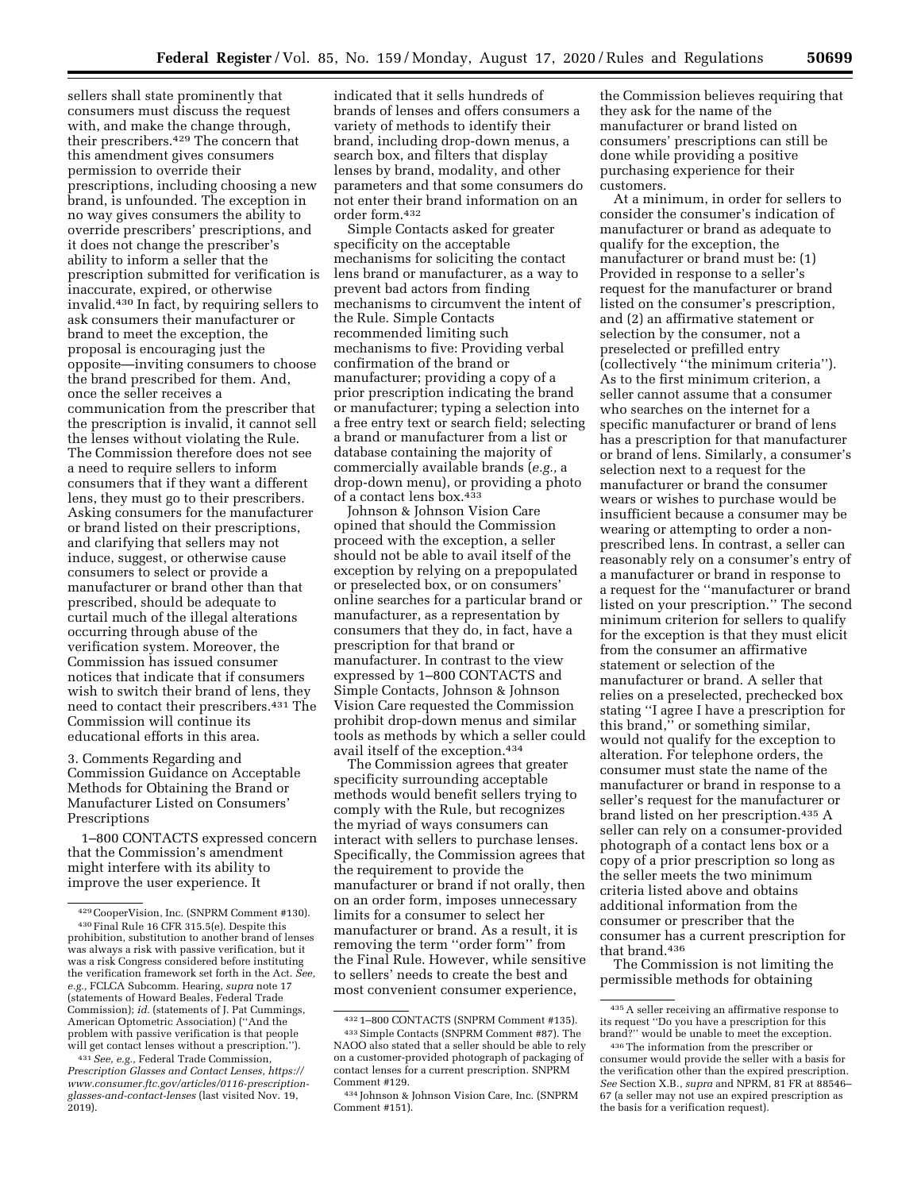sellers shall state prominently that consumers must discuss the request with, and make the change through, their prescribers.[429] The concern that this amendment gives consumers permission to override their prescriptions, including choosing a new brand, is unfounded. The exception in no way gives consumers the ability to override prescribers' prescriptions, and it does not change the prescriber's ability to inform a seller that the prescription submitted for verification is inaccurate, expired, or otherwise invalid.[430] In fact, by requiring sellers to ask consumers their manufacturer or brand to meet the exception, the proposal is encouraging just the opposite—inviting consumers to choose the brand prescribed for them. And, once the seller receives a communication from the prescriber that the prescription is invalid, it cannot sell the lenses without violating the Rule. The Commission therefore does not see a need to require sellers to inform consumers that if they want a different lens, they must go to their prescribers. Asking consumers for the manufacturer or brand listed on their prescriptions, and clarifying that sellers may not induce, suggest, or otherwise cause consumers to select or provide a manufacturer or brand other than that prescribed, should be adequate to curtail much of the illegal alterations occurring through abuse of the verification system. Moreover, the Commission has issued consumer notices that indicate that if consumers wish to switch their brand of lens, they need to contact their prescribers.[431] The Commission will continue its educational efforts in this area.

### 3. Comments Regarding and Commission Guidance on Acceptable Methods for Obtaining the Brand or Manufacturer Listed on Consumers' Prescriptions

1–800 CONTACTS expressed concern that the Commission's amendment might interfere with its ability to improve the user experience. It indicated that it sells hundreds of brands of lenses and offers consumers a variety of methods to identify their brand, including drop-down menus, a search box, and filters that display lenses by brand, modality, and other parameters and that some consumers do not enter their brand information on an order form.[432]

Simple Contacts asked for greater specificity on the acceptable mechanisms for soliciting the contact lens brand or manufacturer, as a way to prevent bad actors from finding mechanisms to circumvent the intent of the Rule. Simple Contacts recommended limiting such mechanisms to five: Providing verbal confirmation of the brand or manufacturer; providing a copy of a prior prescription indicating the brand or manufacturer; typing a selection into a free entry text or search field; selecting a brand or manufacturer from a list or database containing the majority of commercially available brands (*e.g.,* a drop-down menu), or providing a photo of a contact lens box.[433]

Johnson & Johnson Vision Care opined that should the Commission proceed with the exception, a seller should not be able to avail itself of the exception by relying on a prepopulated or preselected box, or on consumers' online searches for a particular brand or manufacturer, as a representation by consumers that they do, in fact, have a prescription for that brand or manufacturer. In contrast to the view expressed by 1–800 CONTACTS and Simple Contacts, Johnson & Johnson Vision Care requested the Commission prohibit drop-down menus and similar tools as methods by which a seller could avail itself of the exception.[434]

The Commission agrees that greater specificity surrounding acceptable methods would benefit sellers trying to comply with the Rule, but recognizes the myriad of ways consumers can interact with sellers to purchase lenses. Specifically, the Commission agrees that the requirement to provide the manufacturer or brand if not orally, then on an order form, imposes unnecessary limits for a consumer to select her manufacturer or brand. As a result, it is removing the term "order form" from the Final Rule. However, while sensitive to sellers' needs to create the best and most convenient consumer experience, the Commission believes requiring that they ask for the name of the manufacturer or brand listed on consumers' prescriptions can still be done while providing a positive purchasing experience for their customers.

At a minimum, in order for sellers to consider the consumer's indication of manufacturer or brand as adequate to qualify for the exception, the manufacturer or brand must be: (1) Provided in response to a seller's request for the manufacturer or brand listed on the consumer's prescription, and (2) an affirmative statement or selection by the consumer, not a preselected or prefilled entry (collectively "the minimum criteria"). As to the first minimum criterion, a seller cannot assume that a consumer who searches on the internet for a specific manufacturer or brand of lens has a prescription for that manufacturer or brand of lens. Similarly, a consumer's selection next to a request for the manufacturer or brand the consumer wears or wishes to purchase would be insufficient because a consumer may be wearing or attempting to order a non-prescribed lens. In contrast, a seller can reasonably rely on a consumer's entry of a manufacturer or brand in response to a request for the "manufacturer or brand listed on your prescription." The second minimum criterion for sellers to qualify for the exception is that they must elicit from the consumer an affirmative statement or selection of the manufacturer or brand. A seller that relies on a preselected, prechecked box stating "I agree I have a prescription for this brand," or something similar, would not qualify for the exception to alteration. For telephone orders, the consumer must state the name of the manufacturer or brand in response to a seller's request for the manufacturer or brand listed on her prescription.[435] A seller can rely on a consumer-provided photograph of a contact lens box or a copy of a prior prescription so long as the seller meets the two minimum criteria listed above and obtains additional information from the consumer or prescriber that the consumer has a current prescription for that brand.[436]

The Commission is not limiting the permissible methods for obtaining

---

[429] CooperVision, Inc. (SNPRM Comment #130).

[430] Final Rule 16 CFR 315.5(e). Despite this prohibition, substitution to another brand of lenses was always a risk with passive verification, but it was a risk Congress considered before instituting the verification framework set forth in the Act. *See, e.g.,* FCLCA Subcomm. Hearing, *supra* note 17 (statements of Howard Beales, Federal Trade Commission); *id.* (statements of J. Pat Cummings, American Optometric Association) ("And the problem with passive verification is that people will get contact lenses without a prescription.").

[431] *See, e.g.,* Federal Trade Commission, *Prescription Glasses and Contact Lenses, https://www.consumer.ftc.gov/articles/0116-prescription-glasses-and-contact-lenses* (last visited Nov. 19, 2019).

[432] 1–800 CONTACTS (SNPRM Comment #135).

[433] Simple Contacts (SNPRM Comment #87). The NAOO also stated that a seller should be able to rely on a customer-provided photograph of packaging of contact lenses for a current prescription. SNPRM Comment #129.

[434] Johnson & Johnson Vision Care, Inc. (SNPRM Comment #151).

[435] A seller receiving an affirmative response to its request "Do you have a prescription for this brand?" would be unable to meet the exception.

[436] The information from the prescriber or consumer would provide the seller with a basis for the verification other than the expired prescription. *See* Section X.B., *supra* and NPRM, 81 FR at 88546–67 (a seller may not use an expired prescription as the basis for a verification request).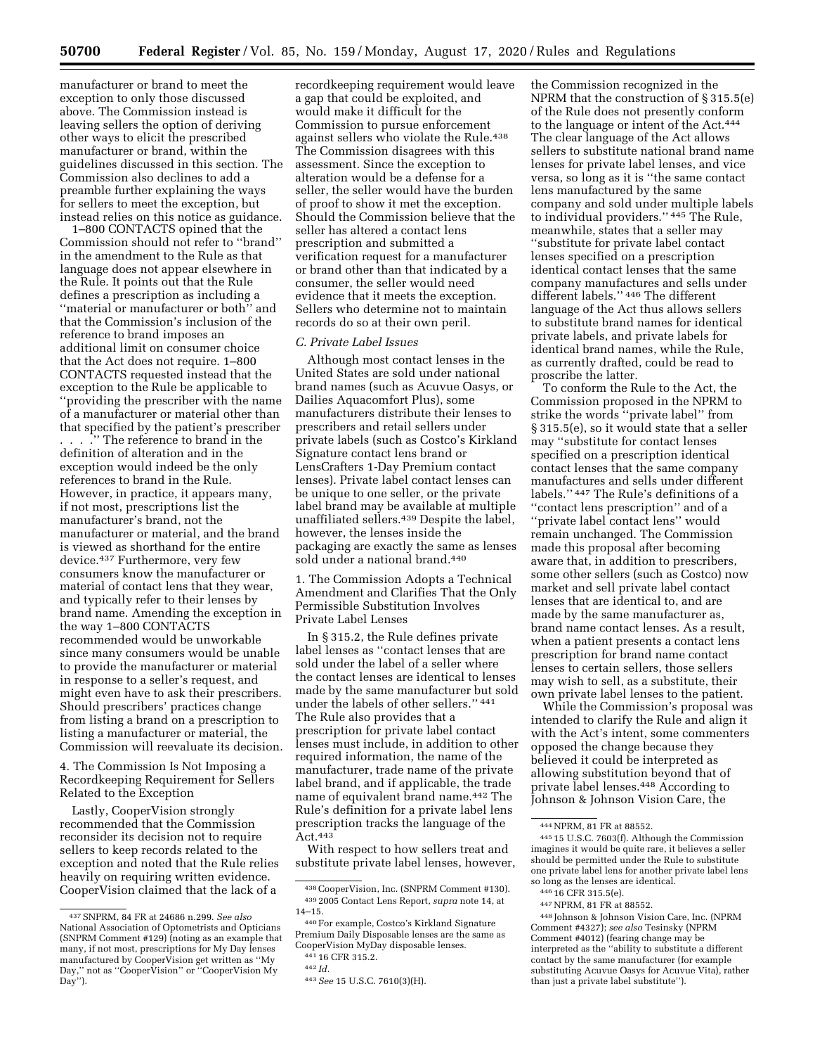manufacturer or brand to meet the exception to only those discussed above. The Commission instead is leaving sellers the option of deriving other ways to elicit the prescribed manufacturer or brand, within the guidelines discussed in this section. The Commission also declines to add a preamble further explaining the ways for sellers to meet the exception, but instead relies on this notice as guidance.

1–800 CONTACTS opined that the Commission should not refer to "brand" in the amendment to the Rule as that language does not appear elsewhere in the Rule. It points out that the Rule defines a prescription as including a "material or manufacturer or both" and that the Commission's inclusion of the reference to brand imposes an additional limit on consumer choice that the Act does not require. 1–800 CONTACTS requested instead that the exception to the Rule be applicable to "providing the prescriber with the name of a manufacturer or material other than that specified by the patient's prescriber . . . ." The reference to brand in the definition of alteration and in the exception would indeed be the only references to brand in the Rule. However, in practice, it appears many, if not most, prescriptions list the manufacturer's brand, not the manufacturer or material, and the brand is viewed as shorthand for the entire device.[437] Furthermore, very few consumers know the manufacturer or material of contact lens that they wear, and typically refer to their lenses by brand name. Amending the exception in the way 1–800 CONTACTS recommended would be unworkable since many consumers would be unable to provide the manufacturer or material in response to a seller's request, and might even have to ask their prescribers. Should prescribers' practices change from listing a brand on a prescription to listing a manufacturer or material, the Commission will reevaluate its decision.

### 4. The Commission Is Not Imposing a Recordkeeping Requirement for Sellers Related to the Exception

Lastly, CooperVision strongly recommended that the Commission reconsider its decision not to require sellers to keep records related to the exception and noted that the Rule relies heavily on requiring written evidence. CooperVision claimed that the lack of a recordkeeping requirement would leave a gap that could be exploited, and would make it difficult for the Commission to pursue enforcement against sellers who violate the Rule.[438] The Commission disagrees with this assessment. Since the exception to alteration would be a defense for a seller, the seller would have the burden of proof to show it met the exception. Should the Commission believe that the seller has altered a contact lens prescription and submitted a verification request for a manufacturer or brand other than that indicated by a consumer, the seller would need evidence that it meets the exception. Sellers who determine not to maintain records do so at their own peril.

## *C. Private Label Issues*

Although most contact lenses in the United States are sold under national brand names (such as Acuvue Oasys, or Dailies Aquacomfort Plus), some manufacturers distribute their lenses to prescribers and retail sellers under private labels (such as Costco's Kirkland Signature contact lens brand or LensCrafters 1-Day Premium contact lenses). Private label contact lenses can be unique to one seller, or the private label brand may be available at multiple unaffiliated sellers.[439] Despite the label, however, the lenses inside the packaging are exactly the same as lenses sold under a national brand.[440]

### 1. The Commission Adopts a Technical Amendment and Clarifies That the Only Permissible Substitution Involves Private Label Lenses

In § 315.2, the Rule defines private label lenses as "contact lenses that are sold under the label of a seller where the contact lenses are identical to lenses made by the same manufacturer but sold under the labels of other sellers." [441] The Rule also provides that a prescription for private label contact lenses must include, in addition to other required information, the name of the manufacturer, trade name of the private label brand, and if applicable, the trade name of equivalent brand name.[442] The Rule's definition for a private label lens prescription tracks the language of the Act.[443]

With respect to how sellers treat and substitute private label lenses, however, the Commission recognized in the NPRM that the construction of § 315.5(e) of the Rule does not presently conform to the language or intent of the Act.[444] The clear language of the Act allows sellers to substitute national brand name lenses for private label lenses, and vice versa, so long as it is "the same contact lens manufactured by the same company and sold under multiple labels to individual providers." [445] The Rule, meanwhile, states that a seller may "substitute for private label contact lenses specified on a prescription identical contact lenses that the same company manufactures and sells under different labels." [446] The different language of the Act thus allows sellers to substitute brand names for identical private labels, and private labels for identical brand names, while the Rule, as currently drafted, could be read to proscribe the latter.

To conform the Rule to the Act, the Commission proposed in the NPRM to strike the words "private label" from § 315.5(e), so it would state that a seller may "substitute for contact lenses specified on a prescription identical contact lenses that the same company manufactures and sells under different labels." [447] The Rule's definitions of a "contact lens prescription" and of a "private label contact lens" would remain unchanged. The Commission made this proposal after becoming aware that, in addition to prescribers, some other sellers (such as Costco) now market and sell private label contact lenses that are identical to, and are made by the same manufacturer as, brand name contact lenses. As a result, when a patient presents a contact lens prescription for brand name contact lenses to certain sellers, those sellers may wish to sell, as a substitute, their own private label lenses to the patient.

While the Commission's proposal was intended to clarify the Rule and align it with the Act's intent, some commenters opposed the change because they believed it could be interpreted as allowing substitution beyond that of private label lenses.[448] According to Johnson & Johnson Vision Care, the

---

[437] SNPRM, 84 FR at 24686 n.299. *See also* National Association of Optometrists and Opticians (SNPRM Comment #129) (noting as an example that many, if not most, prescriptions for My Day lenses manufactured by CooperVision get written as "My Day," not as "CooperVision" or "CooperVision My Day").

[438] CooperVision, Inc. (SNPRM Comment #130).

[439] 2005 Contact Lens Report, *supra* note 14, at 14–15.

[440] For example, Costco's Kirkland Signature Premium Daily Disposable lenses are the same as CooperVision MyDay disposable lenses.

[441] 16 CFR 315.2.

[442] *Id.*

[443] *See* 15 U.S.C. 7610(3)(H).

[444] NPRM, 81 FR at 88552.

[445] 15 U.S.C. 7603(f). Although the Commission imagines it would be quite rare, it believes a seller should be permitted under the Rule to substitute one private label lens for another private label lens so long as the lenses are identical.

[446] 16 CFR 315.5(e).

[447] NPRM, 81 FR at 88552.

[448] Johnson & Johnson Vision Care, Inc. (NPRM Comment #4327); *see also* Tesinsky (NPRM Comment #4012) (fearing change may be interpreted as the "ability to substitute a different contact by the same manufacturer (for example substituting Acuvue Oasys for Acuvue Vita), rather than just a private label substitute").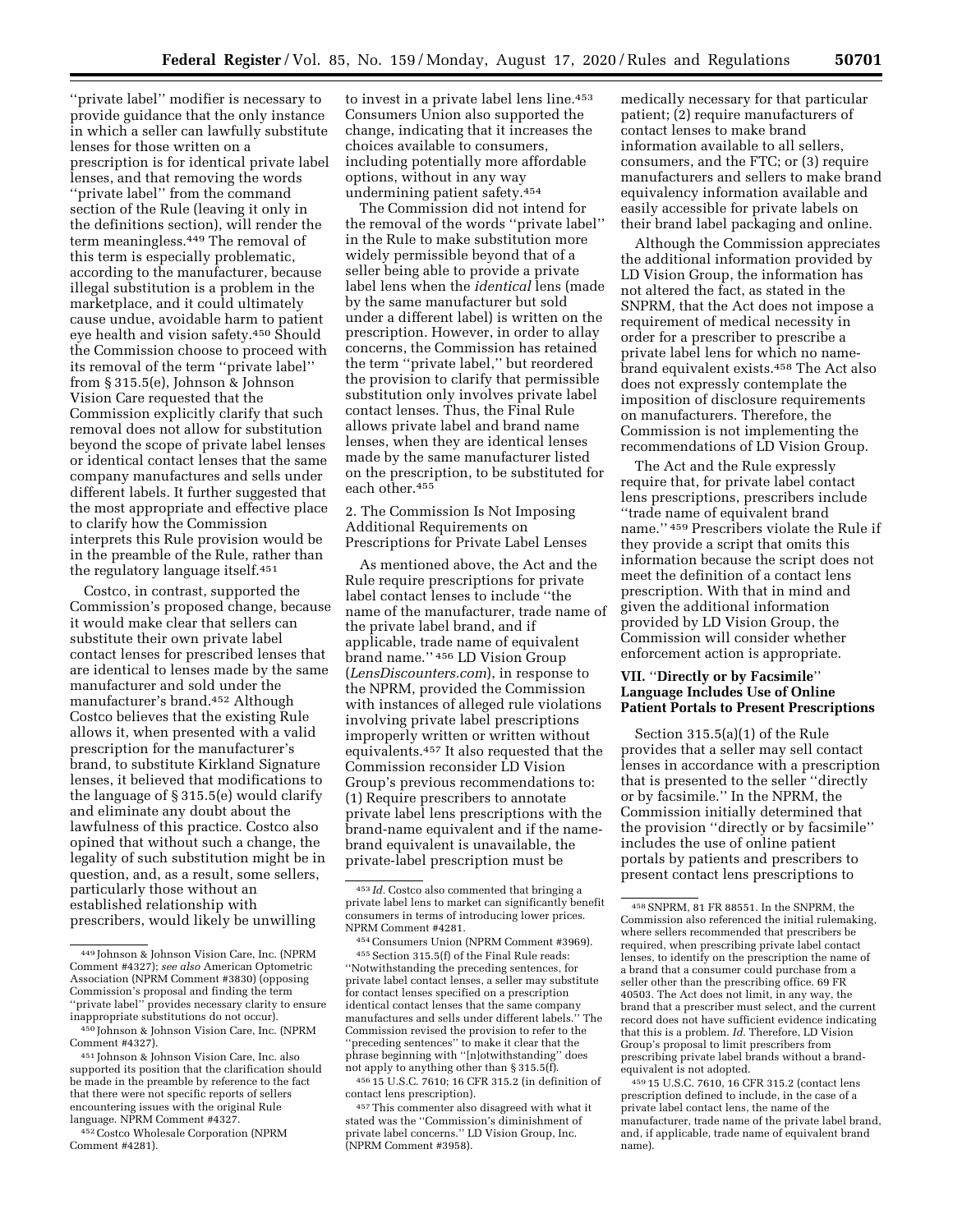"private label" modifier is necessary to provide guidance that the only instance in which a seller can lawfully substitute lenses for those written on a prescription is for identical private label lenses, and that removing the words "private label" from the command section of the Rule (leaving it only in the definitions section), will render the term meaningless.[449] The removal of this term is especially problematic, according to the manufacturer, because illegal substitution is a problem in the marketplace, and it could ultimately cause undue, avoidable harm to patient eye health and vision safety.[450] Should the Commission choose to proceed with its removal of the term "private label" from § 315.5(e), Johnson & Johnson Vision Care requested that the Commission explicitly clarify that such removal does not allow for substitution beyond the scope of private label lenses or identical contact lenses that the same company manufactures and sells under different labels. It further suggested that the most appropriate and effective place to clarify how the Commission interprets this Rule provision would be in the preamble of the Rule, rather than the regulatory language itself.[451]

Costco, in contrast, supported the Commission's proposed change, because it would make clear that sellers can substitute their own private label contact lenses for prescribed lenses that are identical to lenses made by the same manufacturer and sold under the manufacturer's brand.[452] Although Costco believes that the existing Rule allows it, when presented with a valid prescription for the manufacturer's brand, to substitute Kirkland Signature lenses, it believed that modifications to the language of § 315.5(e) would clarify and eliminate any doubt about the lawfulness of this practice. Costco also opined that without such a change, the legality of such substitution might be in question, and, as a result, some sellers, particularly those without an established relationship with prescribers, would likely be unwilling to invest in a private label lens line.[453] Consumers Union also supported the change, indicating that it increases the choices available to consumers, including potentially more affordable options, without in any way undermining patient safety.[454]

The Commission did not intend for the removal of the words "private label" in the Rule to make substitution more widely permissible beyond that of a seller being able to provide a private label lens when the *identical* lens (made by the same manufacturer but sold under a different label) is written on the prescription. However, in order to allay concerns, the Commission has retained the term "private label," but reordered the provision to clarify that permissible substitution only involves private label contact lenses. Thus, the Final Rule allows private label and brand name lenses, when they are identical lenses made by the same manufacturer listed on the prescription, to be substituted for each other.[455]

### 2. The Commission Is Not Imposing Additional Requirements on Prescriptions for Private Label Lenses

As mentioned above, the Act and the Rule require prescriptions for private label contact lenses to include "the name of the manufacturer, trade name of the private label brand, and if applicable, trade name of equivalent brand name." [456] LD Vision Group (*LensDiscounters.com*), in response to the NPRM, provided the Commission with instances of alleged rule violations involving private label prescriptions improperly written or written without equivalents.[457] It also requested that the Commission reconsider LD Vision Group's previous recommendations to: (1) Require prescribers to annotate private label lens prescriptions with the brand-name equivalent and if the name-brand equivalent is unavailable, the private-label prescription must be medically necessary for that particular patient; (2) require manufacturers of contact lenses to make brand information available to all sellers, consumers, and the FTC; or (3) require manufacturers and sellers to make brand equivalency information available and easily accessible for private labels on their brand label packaging and online.

Although the Commission appreciates the additional information provided by LD Vision Group, the information has not altered the fact, as stated in the SNPRM, that the Act does not impose a requirement of medical necessity in order for a prescriber to prescribe a private label lens for which no name-brand equivalent exists.[458] The Act also does not expressly contemplate the imposition of disclosure requirements on manufacturers. Therefore, the Commission is not implementing the recommendations of LD Vision Group.

The Act and the Rule expressly require that, for private label contact lens prescriptions, prescribers include "trade name of equivalent brand name." [459] Prescribers violate the Rule if they provide a script that omits this information because the script does not meet the definition of a contact lens prescription. With that in mind and given the additional information provided by LD Vision Group, the Commission will consider whether enforcement action is appropriate.

## VII. "Directly or by Facsimile" Language Includes Use of Online Patient Portals to Present Prescriptions

Section 315.5(a)(1) of the Rule provides that a seller may sell contact lenses in accordance with a prescription that is presented to the seller "directly or by facsimile." In the NPRM, the Commission initially determined that the provision "directly or by facsimile" includes the use of online patient portals by patients and prescribers to present contact lens prescriptions to

---

[449] Johnson & Johnson Vision Care, Inc. (NPRM Comment #4327); *see also* American Optometric Association (NPRM Comment #3830) (opposing Commission's proposal and finding the term "private label" provides necessary clarity to ensure inappropriate substitutions do not occur).

[450] Johnson & Johnson Vision Care, Inc. (NPRM Comment #4327).

[451] Johnson & Johnson Vision Care, Inc. also supported its position that the clarification should be made in the preamble by reference to the fact that there were not specific reports of sellers encountering issues with the original Rule language. NPRM Comment #4327.

[452] Costco Wholesale Corporation (NPRM Comment #4281).

[453] *Id.* Costco also commented that bringing a private label lens to market can significantly benefit consumers in terms of introducing lower prices. NPRM Comment #4281.

[454] Consumers Union (NPRM Comment #3969).

[455] Section 315.5(f) of the Final Rule reads: "Notwithstanding the preceding sentences, for private label contact lenses, a seller may substitute for contact lenses specified on a prescription identical contact lenses that the same company manufactures and sells under different labels." The Commission revised the provision to refer to the "preceding sentences" to make it clear that the phrase beginning with "[n]otwithstanding" does not apply to anything other than § 315.5(f).

[456] 15 U.S.C. 7610; 16 CFR 315.2 (in definition of contact lens prescription).

[457] This commenter also disagreed with what it stated was the "Commission's diminishment of private label concerns." LD Vision Group, Inc. (NPRM Comment #3958).

[458] SNPRM, 81 FR 88551. In the SNPRM, the Commission also referenced the initial rulemaking, where sellers recommended that prescribers be required, when prescribing private label contact lenses, to identify on the prescription the name of a brand that a consumer could purchase from a seller other than the prescribing office. 69 FR 40503. The Act does not limit, in any way, the brand that a prescriber must select, and the current record does not have sufficient evidence indicating that this is a problem. *Id.* Therefore, LD Vision Group's proposal to limit prescribers from prescribing private label brands without a brand-equivalent is not adopted.

[459] 15 U.S.C. 7610, 16 CFR 315.2 (contact lens prescription defined to include, in the case of a private label contact lens, the name of the manufacturer, trade name of the private label brand, and, if applicable, trade name of equivalent brand name).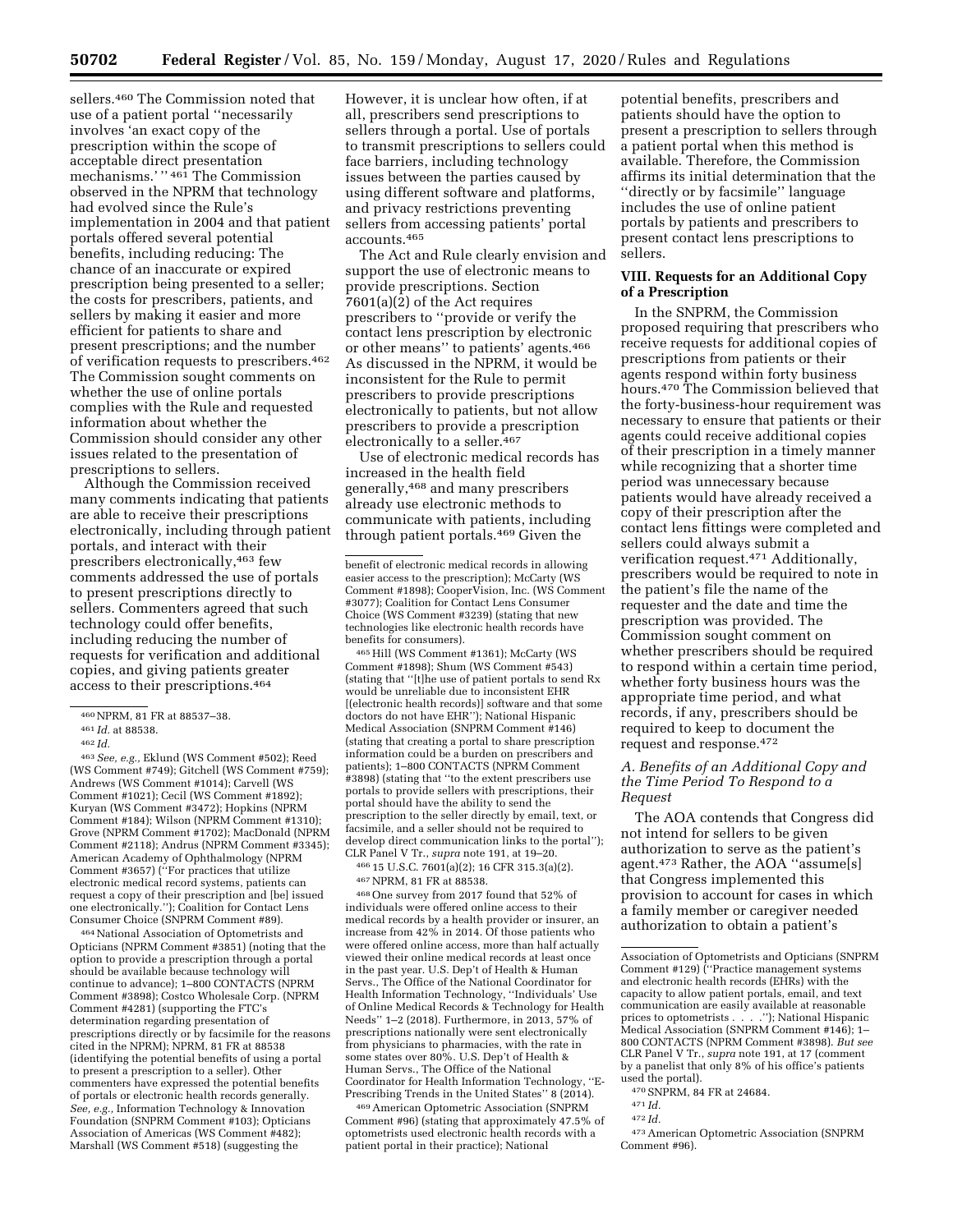sellers.[460] The Commission noted that use of a patient portal "necessarily involves 'an exact copy of the prescription within the scope of acceptable direct presentation mechanisms.'"[461] The Commission observed in the NPRM that technology had evolved since the Rule's implementation in 2004 and that patient portals offered several potential benefits, including reducing: The chance of an inaccurate or expired prescription being presented to a seller; the costs for prescribers, patients, and sellers by making it easier and more efficient for patients to share and present prescriptions; and the number of verification requests to prescribers.[462] The Commission sought comments on whether the use of online portals complies with the Rule and requested information about whether the Commission should consider any other issues related to the presentation of prescriptions to sellers.

Although the Commission received many comments indicating that patients are able to receive their prescriptions electronically, including through patient portals, and interact with their prescribers electronically,[463] few comments addressed the use of portals to present prescriptions directly to sellers. Commenters agreed that such technology could offer benefits, including reducing the number of requests for verification and additional copies, and giving patients greater access to their prescriptions.[464]

However, it is unclear how often, if at all, prescribers send prescriptions to sellers through a portal. Use of portals to transmit prescriptions to sellers could face barriers, including technology issues between the parties caused by using different software and platforms, and privacy restrictions preventing sellers from accessing patients' portal accounts.[465]

The Act and Rule clearly envision and support the use of electronic means to provide prescriptions. Section 7601(a)(2) of the Act requires prescribers to "provide or verify the contact lens prescription by electronic or other means" to patients' agents.[466] As discussed in the NPRM, it would be inconsistent for the Rule to permit prescribers to provide prescriptions electronically to patients, but not allow prescribers to provide a prescription electronically to a seller.[467]

Use of electronic medical records has increased in the health field generally,[468] and many prescribers already use electronic methods to communicate with patients, including through patient portals.[469] Given the potential benefits, prescribers and patients should have the option to present a prescription to sellers through a patient portal when this method is available. Therefore, the Commission affirms its initial determination that the "directly or by facsimile" language includes the use of online patient portals by patients and prescribers to present contact lens prescriptions to sellers.

## VIII. Requests for an Additional Copy of a Prescription

In the SNPRM, the Commission proposed requiring that prescribers who receive requests for additional copies of prescriptions from patients or their agents respond within forty business hours.[470] The Commission believed that the forty-business-hour requirement was necessary to ensure that patients or their agents could receive additional copies of their prescription in a timely manner while recognizing that a shorter time period was unnecessary because patients would have already received a copy of their prescription after the contact lens fittings were completed and sellers could always submit a verification request.[471] Additionally, prescribers would be required to note in the patient's file the name of the requester and the date and time the prescription was provided. The Commission sought comment on whether prescribers should be required to respond within a certain time period, whether forty business hours was the appropriate time period, and what records, if any, prescribers should be required to keep to document the request and response.[472]

### A. Benefits of an Additional Copy and the Time Period To Respond to a Request

The AOA contends that Congress did not intend for sellers to be given authorization to serve as the patient's agent.[473] Rather, the AOA "assume[s] that Congress implemented this provision to account for cases in which a family member or caregiver needed authorization to obtain a patient's

---

[460] NPRM, 81 FR at 88537–38.

[461] *Id.* at 88538.

[462] *Id.*

[463] *See, e.g.,* Eklund (WS Comment #502); Reed (WS Comment #749); Gitchell (WS Comment #759); Andrews (WS Comment #1014); Carvell (WS Comment #1021); Cecil (WS Comment #1892); Kuryan (WS Comment #3472); Hopkins (NPRM Comment #184); Wilson (NPRM Comment #1310); Grove (NPRM Comment #1702); MacDonald (NPRM Comment #2118); Andrus (NPRM Comment #3345); American Academy of Ophthalmology (NPRM Comment #3657) ("For practices that utilize electronic medical record systems, patients can request a copy of their prescription and [be] issued one electronically."); Coalition for Contact Lens Consumer Choice (SNPRM Comment #89).

[464] National Association of Optometrists and Opticians (NPRM Comment #3851) (noting that the option to provide a prescription through a portal should be available because technology will continue to advance); 1–800 CONTACTS (NPRM Comment #3898); Costco Wholesale Corp. (NPRM Comment #4281) (supporting the FTC's determination regarding presentation of prescriptions directly or by facsimile for the reasons cited in the NPRM); NPRM, 81 FR at 88538 (identifying the potential benefits of using a portal to present a prescription to a seller). Other commenters have expressed the potential benefits of portals or electronic health records generally. *See, e.g.,* Information Technology & Innovation Foundation (SNPRM Comment #103); Opticians Association of Americas (WS Comment #482); Marshall (WS Comment #518) (suggesting the benefit of electronic medical records in allowing easier access to the prescription); McCarty (WS Comment #1898); CooperVision, Inc. (WS Comment #3077); Coalition for Contact Lens Consumer Choice (WS Comment #3239) (stating that new technologies like electronic health records have benefits for consumers).

[465] Hill (WS Comment #1361); McCarty (WS Comment #1898); Shum (WS Comment #543) (stating that "[t]he use of patient portals to send Rx would be unreliable due to inconsistent EHR [(electronic health records)] software and that some doctors do not have EHR"); National Hispanic Medical Association (SNPRM Comment #146) (stating that creating a portal to share prescription information could be a burden on prescribers and patients); 1–800 CONTACTS (NPRM Comment #3898) (stating that "to the extent prescribers use portals to provide sellers with prescriptions, their portal should have the ability to send the prescription to the seller directly by email, text, or facsimile, and a seller should not be required to develop direct communication links to the portal"); CLR Panel V Tr., *supra* note 191, at 19–20.

[466] 15 U.S.C. 7601(a)(2); 16 CFR 315.3(a)(2).

[467] NPRM, 81 FR at 88538.

[468] One survey from 2017 found that 52% of individuals were offered online access to their medical records by a health provider or insurer, an increase from 42% in 2014. Of those patients who were offered online access, more than half actually viewed their online medical records at least once in the past year. U.S. Dep't of Health & Human Servs., The Office of the National Coordinator for Health Information Technology, "Individuals' Use of Online Medical Records & Technology for Health Needs" 1–2 (2018). Furthermore, in 2013, 57% of prescriptions nationally were sent electronically from physicians to pharmacies, with the rate in some states over 80%. U.S. Dep't of Health & Human Servs., The Office of the National Coordinator for Health Information Technology, "E-Prescribing Trends in the United States" 8 (2014).

[469] American Optometric Association (SNPRM Comment #96) (stating that approximately 47.5% of optometrists used electronic health records with a patient portal in their practice); National Association of Optometrists and Opticians (SNPRM Comment #129) ("Practice management systems and electronic health records (EHRs) with the capacity to allow patient portals, email, and text communication are easily available at reasonable prices to optometrists . . . ."); National Hispanic Medical Association (SNPRM Comment #146); 1–800 CONTACTS (NPRM Comment #3898). *But see* CLR Panel V Tr., *supra* note 191, at 17 (comment by a panelist that only 8% of his office's patients used the portal).

[470] SNPRM, 84 FR at 24684.

[471] *Id.*

[472] *Id.*

[473] American Optometric Association (SNPRM Comment #96).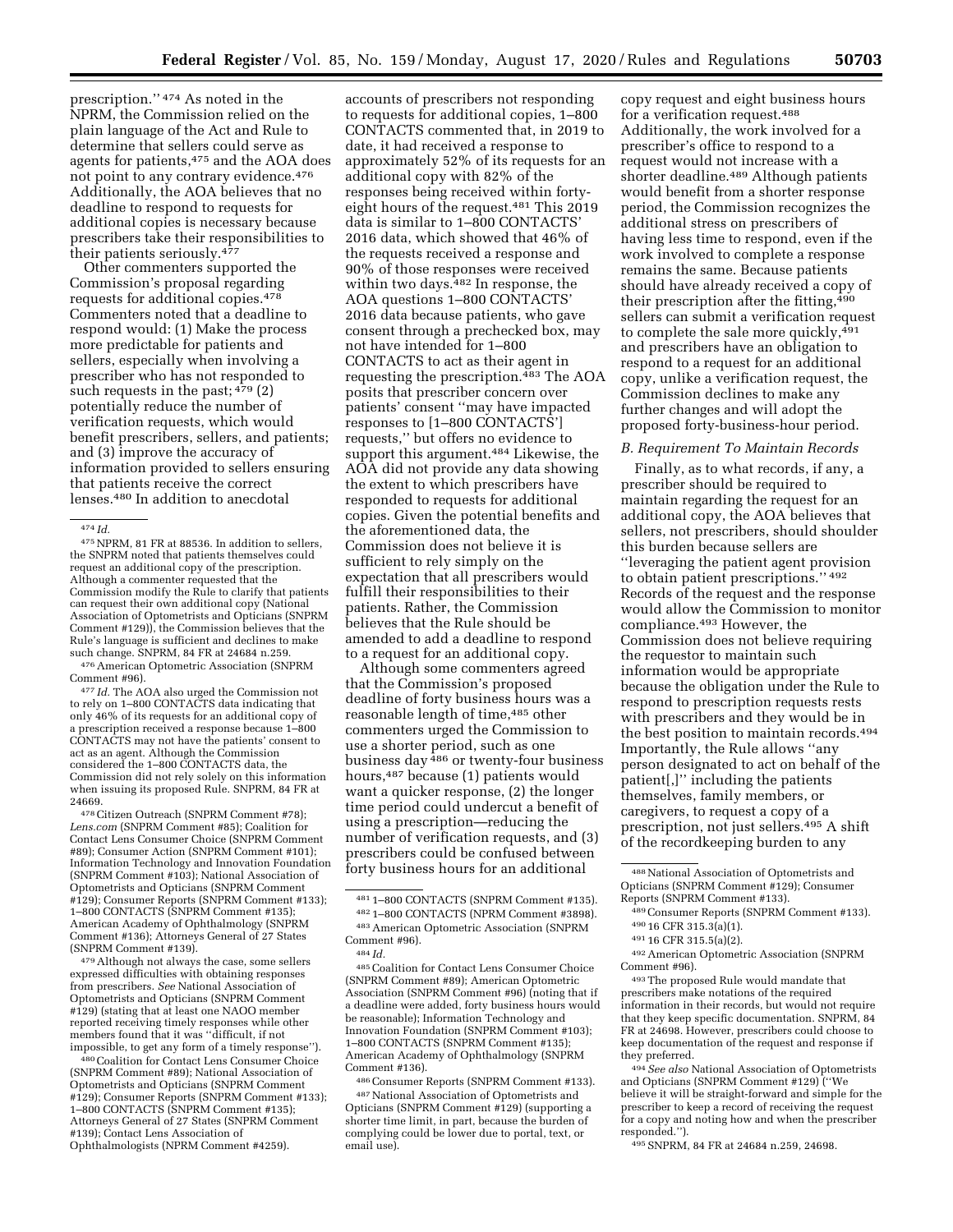prescription.'' [474] As noted in the NPRM, the Commission relied on the plain language of the Act and Rule to determine that sellers could serve as agents for patients,[475] and the AOA does not point to any contrary evidence.[476] Additionally, the AOA believes that no deadline to respond to requests for additional copies is necessary because prescribers take their responsibilities to their patients seriously.[477]

Other commenters supported the Commission's proposal regarding requests for additional copies.[478] Commenters noted that a deadline to respond would: (1) Make the process more predictable for patients and sellers, especially when involving a prescriber who has not responded to such requests in the past; [479] (2) potentially reduce the number of verification requests, which would benefit prescribers, sellers, and patients; and (3) improve the accuracy of information provided to sellers ensuring that patients receive the correct lenses.[480] In addition to anecdotal accounts of prescribers not responding to requests for additional copies, 1–800 CONTACTS commented that, in 2019 to date, it had received a response to approximately 52% of its requests for an additional copy with 82% of the responses being received within forty-eight hours of the request.[481] This 2019 data is similar to 1–800 CONTACTS' 2016 data, which showed that 46% of the requests received a response and 90% of those responses were received within two days.[482] In response, the AOA questions 1–800 CONTACTS' 2016 data because patients, who gave consent through a prechecked box, may not have intended for 1–800 CONTACTS to act as their agent in requesting the prescription.[483] The AOA posits that prescriber concern over patients' consent ''may have impacted responses to [1–800 CONTACTS'] requests,'' but offers no evidence to support this argument.[484] Likewise, the AOA did not provide any data showing the extent to which prescribers have responded to requests for additional copies. Given the potential benefits and the aforementioned data, the Commission does not believe it is sufficient to rely simply on the expectation that all prescribers would fulfill their responsibilities to their patients. Rather, the Commission believes that the Rule should be amended to add a deadline to respond to a request for an additional copy.

Although some commenters agreed that the Commission's proposed deadline of forty business hours was a reasonable length of time,[485] other commenters urged the Commission to use a shorter period, such as one business day [486] or twenty-four business hours,[487] because (1) patients would want a quicker response, (2) the longer time period could undercut a benefit of using a prescription—reducing the number of verification requests, and (3) prescribers could be confused between forty business hours for an additional copy request and eight business hours for a verification request.[488] Additionally, the work involved for a prescriber's office to respond to a request would not increase with a shorter deadline.[489] Although patients would benefit from a shorter response period, the Commission recognizes the additional stress on prescribers of having less time to respond, even if the work involved to complete a response remains the same. Because patients should have already received a copy of their prescription after the fitting,[490] sellers can submit a verification request to complete the sale more quickly,[491] and prescribers have an obligation to respond to a request for an additional copy, unlike a verification request, the Commission declines to make any further changes and will adopt the proposed forty-business-hour period.

### *B. Requirement To Maintain Records*

Finally, as to what records, if any, a prescriber should be required to maintain regarding the request for an additional copy, the AOA believes that sellers, not prescribers, should shoulder this burden because sellers are ''leveraging the patient agent provision to obtain patient prescriptions.'' [492] Records of the request and the response would allow the Commission to monitor compliance.[493] However, the Commission does not believe requiring the requestor to maintain such information would be appropriate because the obligation under the Rule to respond to prescription requests rests with prescribers and they would be in the best position to maintain records.[494] Importantly, the Rule allows ''any person designated to act on behalf of the patient[,]'' including the patients themselves, family members, or caregivers, to request a copy of a prescription, not just sellers.[495] A shift of the recordkeeping burden to any

---

[474] *Id.*

[475] NPRM, 81 FR at 88536. In addition to sellers, the SNPRM noted that patients themselves could request an additional copy of the prescription. Although a commenter requested that the Commission modify the Rule to clarify that patients can request their own additional copy (National Association of Optometrists and Opticians (SNPRM Comment #129)), the Commission believes that the Rule's language is sufficient and declines to make such change. SNPRM, 84 FR at 24684 n.259.

[476] American Optometric Association (SNPRM Comment #96).

[477] *Id.* The AOA also urged the Commission not to rely on 1–800 CONTACTS data indicating that only 46% of its requests for an additional copy of a prescription received a response because 1–800 CONTACTS may not have the patients' consent to act as an agent. Although the Commission considered the 1–800 CONTACTS data, the Commission did not rely solely on this information when issuing its proposed Rule. SNPRM, 84 FR at 24669.

[478] Citizen Outreach (SNPRM Comment #78); *Lens.com* (SNPRM Comment #85); Coalition for Contact Lens Consumer Choice (SNPRM Comment #89); Consumer Action (SNPRM Comment #101); Information Technology and Innovation Foundation (SNPRM Comment #103); National Association of Optometrists and Opticians (SNPRM Comment #129); Consumer Reports (SNPRM Comment #133); 1–800 CONTACTS (SNPRM Comment #135); American Academy of Ophthalmology (SNPRM Comment #136); Attorneys General of 27 States (SNPRM Comment #139).

[479] Although not always the case, some sellers expressed difficulties with obtaining responses from prescribers. *See* National Association of Optometrists and Opticians (SNPRM Comment #129) (stating that at least one NAOO member reported receiving timely responses while other members found that it was ''difficult, if not impossible, to get any form of a timely response'').

[480] Coalition for Contact Lens Consumer Choice (SNPRM Comment #89); National Association of Optometrists and Opticians (SNPRM Comment #129); Consumer Reports (SNPRM Comment #133); 1–800 CONTACTS (SNPRM Comment #135); Attorneys General of 27 States (SNPRM Comment #139); Contact Lens Association of Ophthalmologists (NPRM Comment #4259).

[481] 1–800 CONTACTS (SNPRM Comment #135).

[482] 1–800 CONTACTS (NPRM Comment #3898).

[483] American Optometric Association (SNPRM Comment #96).

[484] *Id.*

[485] Coalition for Contact Lens Consumer Choice (SNPRM Comment #89); American Optometric Association (SNPRM Comment #96) (noting that if a deadline were added, forty business hours would be reasonable); Information Technology and Innovation Foundation (SNPRM Comment #103); 1–800 CONTACTS (SNPRM Comment #135); American Academy of Ophthalmology (SNPRM Comment #136).

[486] Consumer Reports (SNPRM Comment #133).

[487] National Association of Optometrists and Opticians (SNPRM Comment #129) (supporting a shorter time limit, in part, because the burden of complying could be lower due to portal, text, or email use).

[488] National Association of Optometrists and Opticians (SNPRM Comment #129); Consumer Reports (SNPRM Comment #133).

[489] Consumer Reports (SNPRM Comment #133).

[490] 16 CFR 315.3(a)(1).

[491] 16 CFR 315.5(a)(2).

[492] American Optometric Association (SNPRM Comment #96).

[493] The proposed Rule would mandate that prescribers make notations of the required information in their records, but would not require that they keep specific documentation. SNPRM, 84 FR at 24698. However, prescribers could choose to keep documentation of the request and response if they preferred.

[494] *See also* National Association of Optometrists and Opticians (SNPRM Comment #129) (''We believe it will be straight-forward and simple for the prescriber to keep a record of receiving the request for a copy and noting how and when the prescriber responded.'').

[495] SNPRM, 84 FR at 24684 n.259, 24698.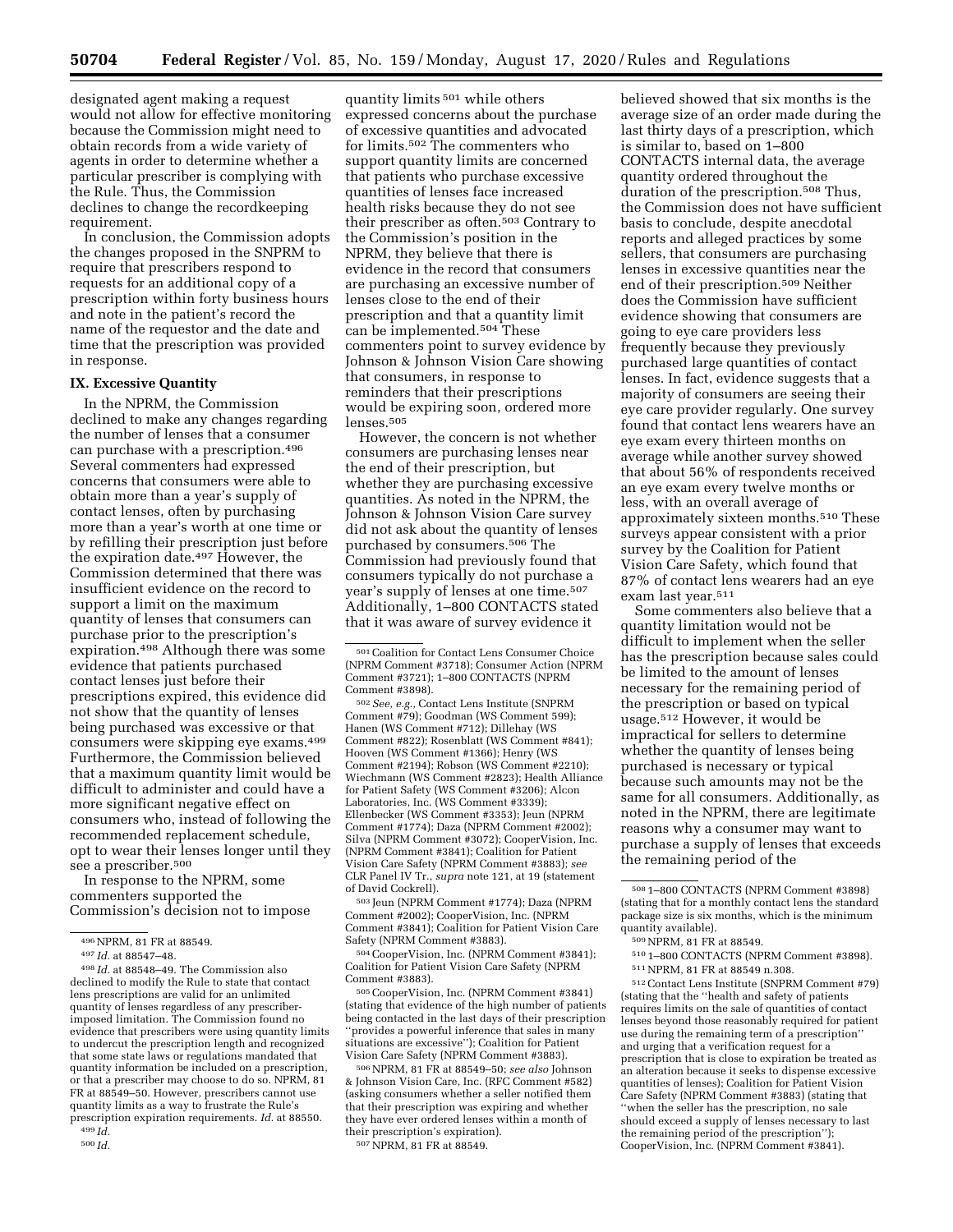designated agent making a request would not allow for effective monitoring because the Commission might need to obtain records from a wide variety of agents in order to determine whether a particular prescriber is complying with the Rule. Thus, the Commission declines to change the recordkeeping requirement.

In conclusion, the Commission adopts the changes proposed in the SNPRM to require that prescribers respond to requests for an additional copy of a prescription within forty business hours and note in the patient's record the name of the requestor and the date and time that the prescription was provided in response.

## IX. Excessive Quantity

In the NPRM, the Commission declined to make any changes regarding the number of lenses that a consumer can purchase with a prescription.[496] Several commenters had expressed concerns that consumers were able to obtain more than a year's supply of contact lenses, often by purchasing more than a year's worth at one time or by refilling their prescription just before the expiration date.[497] However, the Commission determined that there was insufficient evidence on the record to support a limit on the maximum quantity of lenses that consumers can purchase prior to the prescription's expiration.[498] Although there was some evidence that patients purchased contact lenses just before their prescriptions expired, this evidence did not show that the quantity of lenses being purchased was excessive or that consumers were skipping eye exams.[499] Furthermore, the Commission believed that a maximum quantity limit would be difficult to administer and could have a more significant negative effect on consumers who, instead of following the recommended replacement schedule, opt to wear their lenses longer until they see a prescriber.[500]

In response to the NPRM, some commenters supported the Commission's decision not to impose quantity limits[501] while others expressed concerns about the purchase of excessive quantities and advocated for limits.[502] The commenters who support quantity limits are concerned that patients who purchase excessive quantities of lenses face increased health risks because they do not see their prescriber as often.[503] Contrary to the Commission's position in the NPRM, they believe that there is evidence in the record that consumers are purchasing an excessive number of lenses close to the end of their prescription and that a quantity limit can be implemented.[504] These commenters point to survey evidence by Johnson & Johnson Vision Care showing that consumers, in response to reminders that their prescriptions would be expiring soon, ordered more lenses.[505]

However, the concern is not whether consumers are purchasing lenses near the end of their prescription, but whether they are purchasing excessive quantities. As noted in the NPRM, the Johnson & Johnson Vision Care survey did not ask about the quantity of lenses purchased by consumers.[506] The Commission had previously found that consumers typically do not purchase a year's supply of lenses at one time.[507] Additionally, 1–800 CONTACTS stated that it was aware of survey evidence it believed showed that six months is the average size of an order made during the last thirty days of a prescription, which is similar to, based on 1–800 CONTACTS internal data, the average quantity ordered throughout the duration of the prescription.[508] Thus, the Commission does not have sufficient basis to conclude, despite anecdotal reports and alleged practices by some sellers, that consumers are purchasing lenses in excessive quantities near the end of their prescription.[509] Neither does the Commission have sufficient evidence showing that consumers are going to eye care providers less frequently because they previously purchased large quantities of contact lenses. In fact, evidence suggests that a majority of consumers are seeing their eye care provider regularly. One survey found that contact lens wearers have an eye exam every thirteen months on average while another survey showed that about 56% of respondents received an eye exam every twelve months or less, with an overall average of approximately sixteen months.[510] These surveys appear consistent with a prior survey by the Coalition for Patient Vision Care Safety, which found that 87% of contact lens wearers had an eye exam last year.[511]

Some commenters also believe that a quantity limitation would not be difficult to implement when the seller has the prescription because sales could be limited to the amount of lenses necessary for the remaining period of the prescription or based on typical usage.[512] However, it would be impractical for sellers to determine whether the quantity of lenses being purchased is necessary or typical because such amounts may not be the same for all consumers. Additionally, as noted in the NPRM, there are legitimate reasons why a consumer may want to purchase a supply of lenses that exceeds the remaining period of the

---

[496] NPRM, 81 FR at 88549.

[497] *Id.* at 88547–48.

[498] *Id.* at 88548–49. The Commission also declined to modify the Rule to state that contact lens prescriptions are valid for an unlimited quantity of lenses regardless of any prescriber-imposed limitation. The Commission found no evidence that prescribers were using quantity limits to undercut the prescription length and recognized that some state laws or regulations mandated that quantity information be included on a prescription, or that a prescriber may choose to do so. NPRM, 81 FR at 88549–50. However, prescribers cannot use quantity limits as a way to frustrate the Rule's prescription expiration requirements. *Id.* at 88550.

[499] *Id.*

[500] *Id.*

[501] Coalition for Contact Lens Consumer Choice (NPRM Comment #3718); Consumer Action (NPRM Comment #3721); 1–800 CONTACTS (NPRM Comment #3898).

[502] *See, e.g.,* Contact Lens Institute (SNPRM Comment #79); Goodman (WS Comment 599); Hanen (WS Comment #712); Dillehay (WS Comment #822); Rosenblatt (WS Comment #841); Hooven (WS Comment #1366); Henry (WS Comment #2194); Robson (WS Comment #2210); Wiechmann (WS Comment #2823); Health Alliance for Patient Safety (WS Comment #3206); Alcon Laboratories, Inc. (WS Comment #3339); Ellenbecker (WS Comment #3353); Jeun (NPRM Comment #1774); Daza (NPRM Comment #2002); Silva (NPRM Comment #3072); CooperVision, Inc. (NPRM Comment #3841); Coalition for Patient Vision Care Safety (NPRM Comment #3883); *see* CLR Panel IV Tr., *supra* note 121, at 19 (statement of David Cockrell).

[503] Jeun (NPRM Comment #1774); Daza (NPRM Comment #2002); CooperVision, Inc. (NPRM Comment #3841); Coalition for Patient Vision Care Safety (NPRM Comment #3883).

[504] CooperVision, Inc. (NPRM Comment #3841); Coalition for Patient Vision Care Safety (NPRM Comment #3883).

[505] CooperVision, Inc. (NPRM Comment #3841) (stating that evidence of the high number of patients being contacted in the last days of their prescription "provides a powerful inference that sales in many situations are excessive"); Coalition for Patient Vision Care Safety (NPRM Comment #3883).

[506] NPRM, 81 FR at 88549–50; *see also* Johnson & Johnson Vision Care, Inc. (RFC Comment #582) (asking consumers whether a seller notified them that their prescription was expiring and whether they have ever ordered lenses within a month of their prescription's expiration).

[507] NPRM, 81 FR at 88549.

[508] 1–800 CONTACTS (NPRM Comment #3898) (stating that for a monthly contact lens the standard package size is six months, which is the minimum quantity available).

[509] NPRM, 81 FR at 88549.

[510] 1–800 CONTACTS (NPRM Comment #3898).

[511] NPRM, 81 FR at 88549 n.308.

[512] Contact Lens Institute (SNPRM Comment #79) (stating that the "health and safety of patients requires limits on the sale of quantities of contact lenses beyond those reasonably required for patient use during the remaining term of a prescription" and urging that a verification request for a prescription that is close to expiration be treated as an alteration because it seeks to dispense excessive quantities of lenses); Coalition for Patient Vision Care Safety (NPRM Comment #3883) (stating that "when the seller has the prescription, no sale should exceed a supply of lenses necessary to last the remaining period of the prescription"); CooperVision, Inc. (NPRM Comment #3841).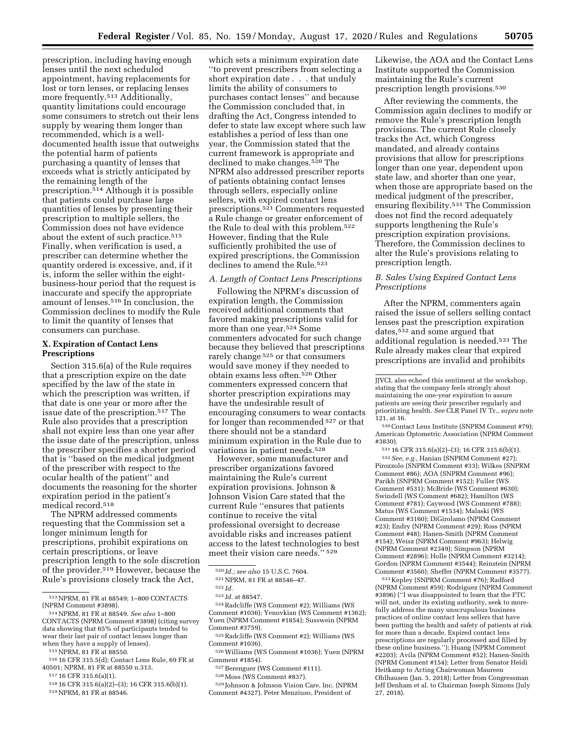prescription, including having enough lenses until the next scheduled appointment, having replacements for lost or torn lenses, or replacing lenses more frequently.[513] Additionally, quantity limitations could encourage some consumers to stretch out their lens supply by wearing them longer than recommended, which is a well-documented health issue that outweighs the potential harm of patients purchasing a quantity of lenses that exceeds what is strictly anticipated by the remaining length of the prescription.[514] Although it is possible that patients could purchase large quantities of lenses by presenting their prescription to multiple sellers, the Commission does not have evidence about the extent of such practice.[515] Finally, when verification is used, a prescriber can determine whether the quantity ordered is excessive, and, if it is, inform the seller within the eight-business-hour period that the request is inaccurate and specify the appropriate amount of lenses.[516] In conclusion, the Commission declines to modify the Rule to limit the quantity of lenses that consumers can purchase.

## X. Expiration of Contact Lens Prescriptions

Section 315.6(a) of the Rule requires that a prescription expire on the date specified by the law of the state in which the prescription was written, if that date is one year or more after the issue date of the prescription.[517] The Rule also provides that a prescription shall not expire less than one year after the issue date of the prescription, unless the prescriber specifies a shorter period that is ''based on the medical judgment of the prescriber with respect to the ocular health of the patient'' and documents the reasoning for the shorter expiration period in the patient's medical record.[518]

The NPRM addressed comments requesting that the Commission set a longer minimum length for prescriptions, prohibit expirations on certain prescriptions, or leave prescription length to the sole discretion of the provider.[519] However, because the Rule's provisions closely track the Act, which sets a minimum expiration date ''to prevent prescribers from selecting a short expiration date . . . that unduly limits the ability of consumers to purchases contact lenses'' and because the Commission concluded that, in drafting the Act, Congress intended to defer to state law except where such law establishes a period of less than one year, the Commission stated that the current framework is appropriate and declined to make changes.[520] The NPRM also addressed prescriber reports of patients obtaining contact lenses through sellers, especially online sellers, with expired contact lens prescriptions.[521] Commenters requested a Rule change or greater enforcement of the Rule to deal with this problem.[522] However, finding that the Rule sufficiently prohibited the use of expired prescriptions, the Commission declines to amend the Rule.[523]

### A. Length of Contact Lens Prescriptions

Following the NPRM's discussion of expiration length, the Commission received additional comments that favored making prescriptions valid for more than one year.[524] Some commenters advocated for such change because they believed that prescriptions rarely change[525] or that consumers would save money if they needed to obtain exams less often.[526] Other commenters expressed concern that shorter prescription expirations may have the undesirable result of encouraging consumers to wear contacts for longer than recommended[527] or that there should not be a standard minimum expiration in the Rule due to variations in patient needs.[528]

However, some manufacturer and prescriber organizations favored maintaining the Rule's current expiration provisions. Johnson & Johnson Vision Care stated that the current Rule ''ensures that patients continue to receive the vital professional oversight to decrease avoidable risks and increases patient access to the latest technologies to best meet their vision care needs.''[529] Likewise, the AOA and the Contact Lens Institute supported the Commission maintaining the Rule's current prescription length provisions.[530]

After reviewing the comments, the Commission again declines to modify or remove the Rule's prescription length provisions. The current Rule closely tracks the Act, which Congress mandated, and already contains provisions that allow for prescriptions longer than one year, dependent upon state law, and shorter than one year, when those are appropriate based on the medical judgment of the prescriber, ensuring flexibility.[531] The Commission does not find the record adequately supports lengthening the Rule's prescription expiration provisions. Therefore, the Commission declines to alter the Rule's provisions relating to prescription length.

### B. Sales Using Expired Contact Lens Prescriptions

After the NPRM, commenters again raised the issue of sellers selling contact lenses past the prescription expiration dates,[532] and some argued that additional regulation is needed.[533] The Rule already makes clear that expired prescriptions are invalid and prohibits

---

[513] NPRM, 81 FR at 88549; 1–800 CONTACTS (NPRM Comment #3898).

[514] NPRM, 81 FR at 88549. *See also* 1–800 CONTACTS (NPRM Comment #3898) (citing survey data showing that 65% of participants tended to wear their last pair of contact lenses longer than when they have a supply of lenses).

[515] NPRM, 81 FR at 88550.

[516] 16 CFR 315.5(d); Contact Lens Rule, 69 FR at 40501; NPRM, 81 FR at 88550 n.313.

[517] 16 CFR 315.6(a)(1).

[518] 16 CFR 315.6(a)(2)–(3); 16 CFR 315.6(b)(1).

[519] NPRM, 81 FR at 88546.

[520] *Id.; see also* 15 U.S.C. 7604.

[521] NPRM, 81 FR at 88546–47.

[522] *Id.*

[523] *Id.* at 88547.

[524] Radcliffe (WS Comment #2); Williams (WS Comment #1036); Yenovkian (WS Comment #1362); Yuen (NPRM Comment #1854); Susswein (NPRM Comment #3759).

[525] Radcliffe (WS Comment #2); Williams (WS Comment #1036).

[526] Williams (WS Comment #1036); Yuen (NPRM Comment #1854).

[527] Berenguer (WS Comment #111).

[528] Moss (WS Comment #837).

[529] Johnson & Johnson Vision Care, Inc. (NPRM Comment #4327). Peter Menziuso, President of JJVCI, also echoed this sentiment at the workshop, stating that the company feels strongly about maintaining the one-year expiration to assure patients are seeing their prescriber regularly and prioritizing health. *See* CLR Panel IV Tr., *supra* note 121, at 16.

[530] Contact Lens Institute (SNPRM Comment #79); American Optometric Association (NPRM Comment #3830).

[531] 16 CFR 315.6(a)(2)–(3); 16 CFR 315.6(b)(1).

[532] *See, e.g.,* Hanian (SNPRM Comment #27); Pirozzolo (SNPRM Comment #33); Wilkes (SNPRM Comment #86); AOA (SNPRM Comment #96); Parikh (SNPRM Comment #152); Fuller (WS Comment #531); McBride (WS Comment #630); Swindell (WS Comment #682); Hamilton (WS Comment #781); Caywood (WS Comment #788); Matus (WS Comment #1534); Malaski (WS Comment #3160); DiGirolamo (NPRM Comment #23); Endry (NPRM Comment #29); Ross (NPRM Comment #48); Hanen-Smith (NPRM Comment #154); Weisz (NPRM Comment #963); Helwig (NPRM Comment #2349); Simpson (NPRM Comment #2896); Holle (NPRM Comment #3214); Gordon (NPRM Comment #3544); Reinstein (NPRM Comment #3560); Sheffer (NPRM Comment #3577).

[533] Kepley (SNPRM Comment #76); Radford (NPRM Comment #59); Rodriguez (NPRM Comment #3896) (''I was disappointed to learn that the FTC will not, under its existing authority, seek to more-fully address the many unscrupulous business practices of online contact lens sellers that have been putting the health and safety of patients at risk for more than a decade. Expired contact lens prescriptions are regularly processed and filled by these online business.''); Huang (NPRM Comment #2203); Avila (NPRM Comment #52); Hanen-Smith (NPRM Comment #154); Letter from Senator Heidi Heitkamp to Acting Chairwoman Maureen Ohlhausen (Jan. 5, 2018); Letter from Congressman Jeff Denham et al. to Chairman Joseph Simons (July 27, 2018).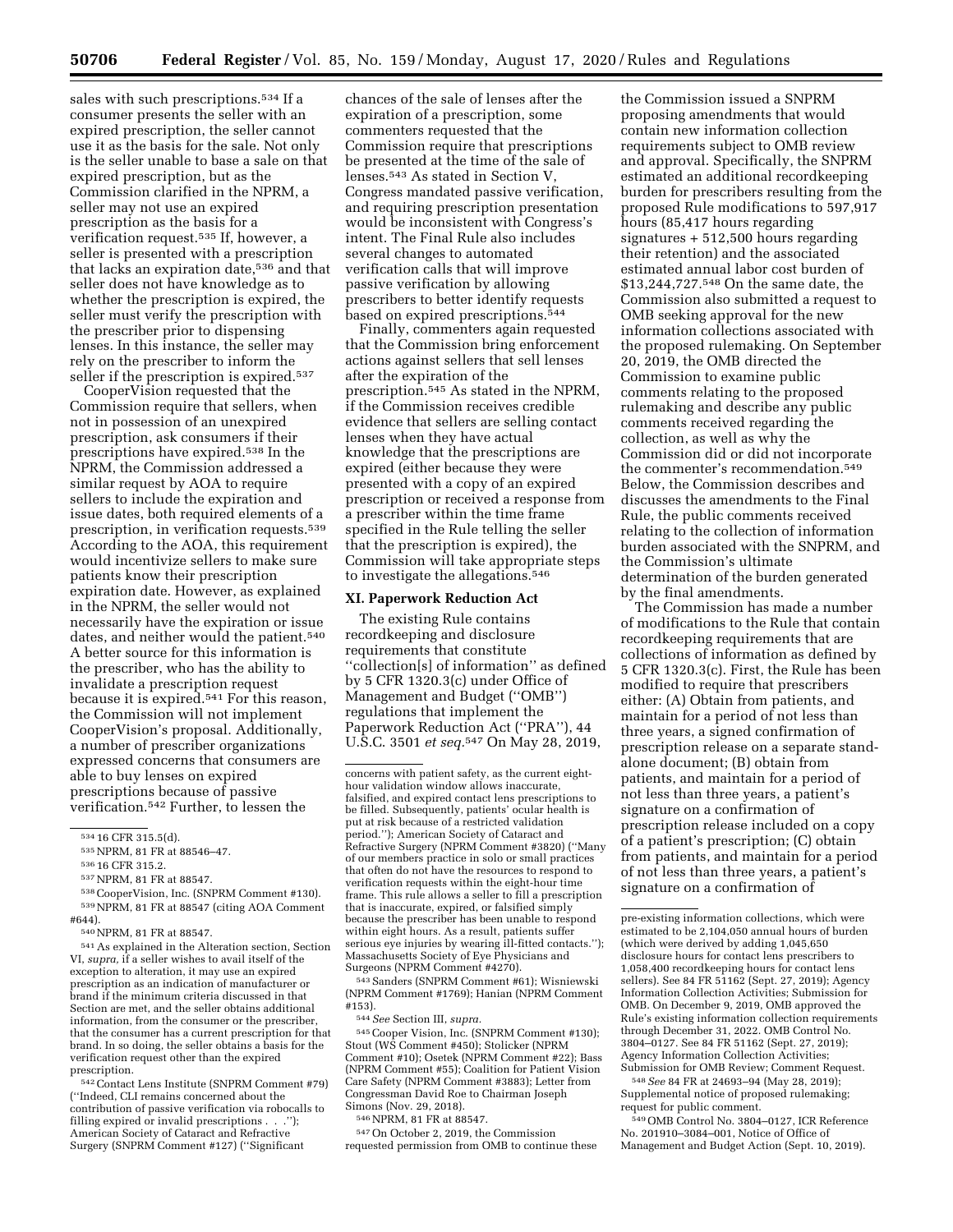sales with such prescriptions.[534] If a consumer presents the seller with an expired prescription, the seller cannot use it as the basis for the sale. Not only is the seller unable to base a sale on that expired prescription, but as the Commission clarified in the NPRM, a seller may not use an expired prescription as the basis for a verification request.[535] If, however, a seller is presented with a prescription that lacks an expiration date,[536] and that seller does not have knowledge as to whether the prescription is expired, the seller must verify the prescription with the prescriber prior to dispensing lenses. In this instance, the seller may rely on the prescriber to inform the seller if the prescription is expired.[537]

CooperVision requested that the Commission require that sellers, when not in possession of an unexpired prescription, ask consumers if their prescriptions have expired.[538] In the NPRM, the Commission addressed a similar request by AOA to require sellers to include the expiration and issue dates, both required elements of a prescription, in verification requests.[539] According to the AOA, this requirement would incentivize sellers to make sure patients know their prescription expiration date. However, as explained in the NPRM, the seller would not necessarily have the expiration or issue dates, and neither would the patient.[540] A better source for this information is the prescriber, who has the ability to invalidate a prescription request because it is expired.[541] For this reason, the Commission will not implement CooperVision's proposal. Additionally, a number of prescriber organizations expressed concerns that consumers are able to buy lenses on expired prescriptions because of passive verification.[542] Further, to lessen the chances of the sale of lenses after the expiration of a prescription, some commenters requested that the Commission require that prescriptions be presented at the time of the sale of lenses.[543] As stated in Section V, Congress mandated passive verification, and requiring prescription presentation would be inconsistent with Congress's intent. The Final Rule also includes several changes to automated verification calls that will improve passive verification by allowing prescribers to better identify requests based on expired prescriptions.[544]

Finally, commenters again requested that the Commission bring enforcement actions against sellers that sell lenses after the expiration of the prescription.[545] As stated in the NPRM, if the Commission receives credible evidence that sellers are selling contact lenses when they have actual knowledge that the prescriptions are expired (either because they were presented with a copy of an expired prescription or received a response from a prescriber within the time frame specified in the Rule telling the seller that the prescription is expired), the Commission will take appropriate steps to investigate the allegations.[546]

## XI. Paperwork Reduction Act

The existing Rule contains recordkeeping and disclosure requirements that constitute ''collection[s] of information'' as defined by 5 CFR 1320.3(c) under Office of Management and Budget (''OMB'') regulations that implement the Paperwork Reduction Act (''PRA''), 44 U.S.C. 3501 *et seq.*[547] On May 28, 2019, the Commission issued a SNPRM proposing amendments that would contain new information collection requirements subject to OMB review and approval. Specifically, the SNPRM estimated an additional recordkeeping burden for prescribers resulting from the proposed Rule modifications to 597,917 hours (85,417 hours regarding signatures + 512,500 hours regarding their retention) and the associated estimated annual labor cost burden of $13,244,727.[548] On the same date, the Commission also submitted a request to OMB seeking approval for the new information collections associated with the proposed rulemaking. On September 20, 2019, the OMB directed the Commission to examine public comments relating to the proposed rulemaking and describe any public comments received regarding the collection, as well as why the Commission did or did not incorporate the commenter's recommendation.[549] Below, the Commission describes and discusses the amendments to the Final Rule, the public comments received relating to the collection of information burden associated with the SNPRM, and the Commission's ultimate determination of the burden generated by the final amendments.

The Commission has made a number of modifications to the Rule that contain recordkeeping requirements that are collections of information as defined by 5 CFR 1320.3(c). First, the Rule has been modified to require that prescribers either: (A) Obtain from patients, and maintain for a period of not less than three years, a signed confirmation of prescription release on a separate stand-alone document; (B) obtain from patients, and maintain for a period of not less than three years, a patient's signature on a confirmation of prescription release included on a copy of a patient's prescription; (C) obtain from patients, and maintain for a period of not less than three years, a patient's signature on a confirmation of

---

[534] 16 CFR 315.5(d).

[535] NPRM, 81 FR at 88546–47.

[536] 16 CFR 315.2.

[537] NPRM, 81 FR at 88547.

[538] CooperVision, Inc. (SNPRM Comment #130).

[539] NPRM, 81 FR at 88547 (citing AOA Comment #644).

[540] NPRM, 81 FR at 88547.

[541] As explained in the Alteration section, Section VI, *supra,* if a seller wishes to avail itself of the exception to alteration, it may use an expired prescription as an indication of manufacturer or brand if the minimum criteria discussed in that Section are met, and the seller obtains additional information, from the consumer or the prescriber, that the consumer has a current prescription for that brand. In so doing, the seller obtains a basis for the verification request other than the expired prescription.

[542] Contact Lens Institute (SNPRM Comment #79) (''Indeed, CLI remains concerned about the contribution of passive verification via robocalls to filling expired or invalid prescriptions . . .''); American Society of Cataract and Refractive Surgery (SNPRM Comment #127) (''Significant concerns with patient safety, as the current eight-hour validation window allows inaccurate, falsified, and expired contact lens prescriptions to be filled. Subsequently, patients' ocular health is put at risk because of a restricted validation period.''); American Society of Cataract and Refractive Surgery (NPRM Comment #3820) (''Many of our members practice in solo or small practices that often do not have the resources to respond to verification requests within the eight-hour time frame. This rule allows a seller to fill a prescription that is inaccurate, expired, or falsified simply because the prescriber has been unable to respond within eight hours. As a result, patients suffer serious eye injuries by wearing ill-fitted contacts.''); Massachusetts Society of Eye Physicians and Surgeons (NPRM Comment #4270).

[543] Sanders (SNPRM Comment #61); Wisniewski (NPRM Comment #1769); Hanian (NPRM Comment #153).

[544] *See* Section III, *supra.*

[545] Cooper Vision, Inc. (SNPRM Comment #130); Stout (WS Comment #450); Stolicker (NPRM Comment #10); Osetek (NPRM Comment #22); Bass (NPRM Comment #55); Coalition for Patient Vision Care Safety (NPRM Comment #3883); Letter from Congressman David Roe to Chairman Joseph Simons (Nov. 29, 2018).

[546] NPRM, 81 FR at 88547.

[547] On October 2, 2019, the Commission requested permission from OMB to continue these pre-existing information collections, which were estimated to be 2,104,050 annual hours of burden (which were derived by adding 1,045,650 disclosure hours for contact lens prescribers to 1,058,400 recordkeeping hours for contact lens sellers). See 84 FR 51162 (Sept. 27, 2019); Agency Information Collection Activities; Submission for OMB. On December 9, 2019, OMB approved the Rule's existing information collection requirements through December 31, 2022. OMB Control No. 3804–0127. See 84 FR 51162 (Sept. 27, 2019); Agency Information Collection Activities; Submission for OMB Review; Comment Request.

[548] *See* 84 FR at 24693–94 (May 28, 2019); Supplemental notice of proposed rulemaking; request for public comment.

[549] OMB Control No. 3804–0127, ICR Reference No. 201910–3084–001, Notice of Office of Management and Budget Action (Sept. 10, 2019).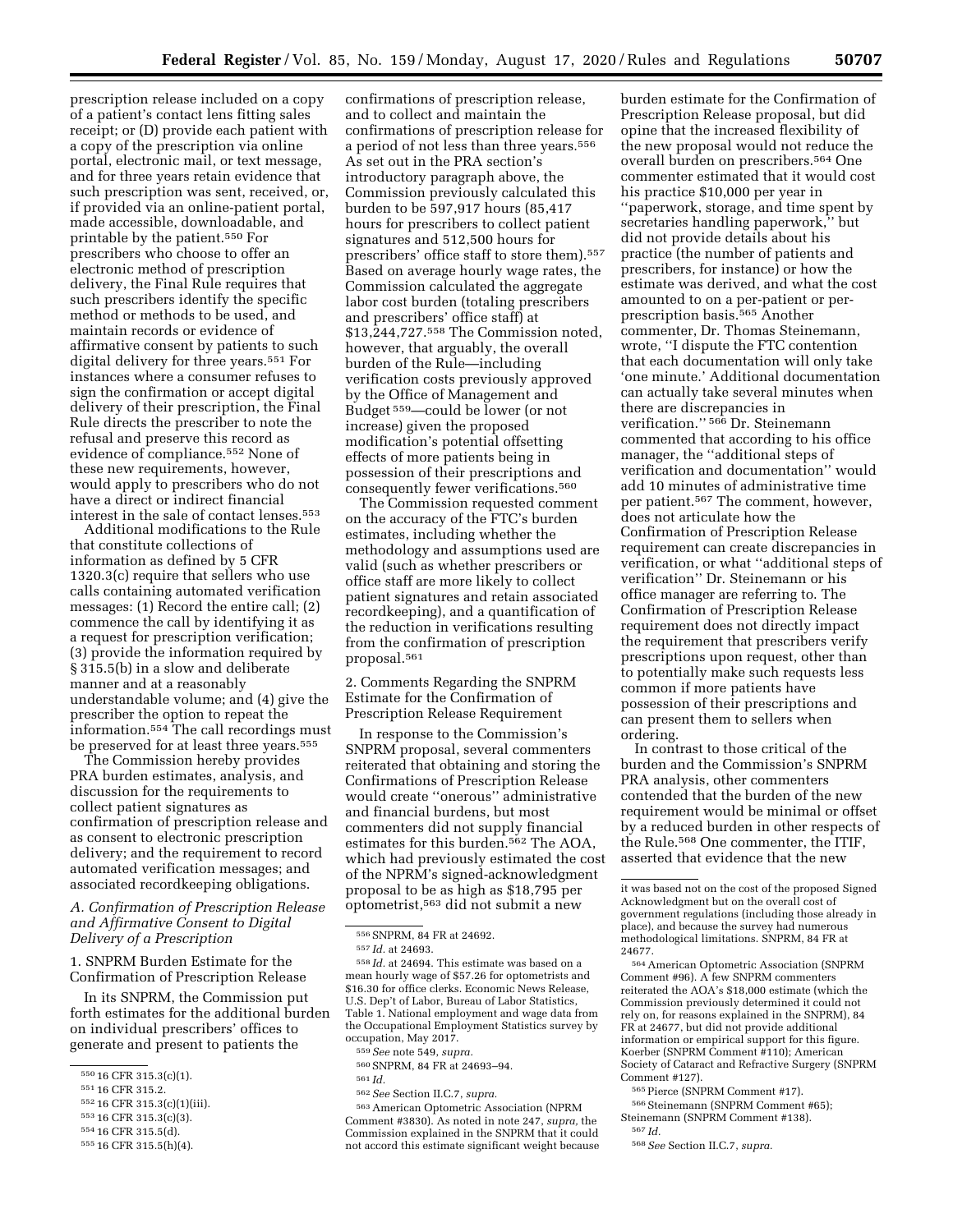prescription release included on a copy of a patient's contact lens fitting sales receipt; or (D) provide each patient with a copy of the prescription via online portal, electronic mail, or text message, and for three years retain evidence that such prescription was sent, received, or, if provided via an online-patient portal, made accessible, downloadable, and printable by the patient.[550] For prescribers who choose to offer an electronic method of prescription delivery, the Final Rule requires that such prescribers identify the specific method or methods to be used, and maintain records or evidence of affirmative consent by patients to such digital delivery for three years.[551] For instances where a consumer refuses to sign the confirmation or accept digital delivery of their prescription, the Final Rule directs the prescriber to note the refusal and preserve this record as evidence of compliance.[552] None of these new requirements, however, would apply to prescribers who do not have a direct or indirect financial interest in the sale of contact lenses.[553]

Additional modifications to the Rule that constitute collections of information as defined by 5 CFR 1320.3(c) require that sellers who use calls containing automated verification messages: (1) Record the entire call; (2) commence the call by identifying it as a request for prescription verification; (3) provide the information required by § 315.5(b) in a slow and deliberate manner and at a reasonably understandable volume; and (4) give the prescriber the option to repeat the information.[554] The call recordings must be preserved for at least three years.[555]

The Commission hereby provides PRA burden estimates, analysis, and discussion for the requirements to collect patient signatures as confirmation of prescription release and as consent to electronic prescription delivery; and the requirement to record automated verification messages; and associated recordkeeping obligations.

### *A. Confirmation of Prescription Release and Affirmative Consent to Digital Delivery of a Prescription*

#### 1. SNPRM Burden Estimate for the Confirmation of Prescription Release

In its SNPRM, the Commission put forth estimates for the additional burden on individual prescribers' offices to generate and present to patients the confirmations of prescription release, and to collect and maintain the confirmations of prescription release for a period of not less than three years.[556] As set out in the PRA section's introductory paragraph above, the Commission previously calculated this burden to be 597,917 hours (85,417 hours for prescribers to collect patient signatures and 512,500 hours for prescribers' office staff to store them).[557] Based on average hourly wage rates, the Commission calculated the aggregate labor cost burden (totaling prescribers and prescribers' office staff) at $13,244,727.[558] The Commission noted, however, that arguably, the overall burden of the Rule—including verification costs previously approved by the Office of Management and Budget[559]—could be lower (or not increase) given the proposed modification's potential offsetting effects of more patients being in possession of their prescriptions and consequently fewer verifications.[560]

The Commission requested comment on the accuracy of the FTC's burden estimates, including whether the methodology and assumptions used are valid (such as whether prescribers or office staff are more likely to collect patient signatures and retain associated recordkeeping), and a quantification of the reduction in verifications resulting from the confirmation of prescription proposal.[561]

#### 2. Comments Regarding the SNPRM Estimate for the Confirmation of Prescription Release Requirement

In response to the Commission's SNPRM proposal, several commenters reiterated that obtaining and storing the Confirmations of Prescription Release would create "onerous" administrative and financial burdens, but most commenters did not supply financial estimates for this burden.[562] The AOA, which had previously estimated the cost of the NPRM's signed-acknowledgment proposal to be as high as $18,795 per optometrist,[563] did not submit a new burden estimate for the Confirmation of Prescription Release proposal, but did opine that the increased flexibility of the new proposal would not reduce the overall burden on prescribers.[564] One commenter estimated that it would cost his practice $10,000 per year in "paperwork, storage, and time spent by secretaries handling paperwork," but did not provide details about his practice (the number of patients and prescribers, for instance) or how the estimate was derived, and what the cost amounted to on a per-patient or per-prescription basis.[565] Another commenter, Dr. Thomas Steinemann, wrote, "I dispute the FTC contention that each documentation will only take 'one minute.' Additional documentation can actually take several minutes when there are discrepancies in verification."[566] Dr. Steinemann commented that according to his office manager, the "additional steps of verification and documentation" would add 10 minutes of administrative time per patient.[567] The comment, however, does not articulate how the Confirmation of Prescription Release requirement can create discrepancies in verification, or what "additional steps of verification" Dr. Steinemann or his office manager are referring to. The Confirmation of Prescription Release requirement does not directly impact the requirement that prescribers verify prescriptions upon request, other than to potentially make such requests less common if more patients have possession of their prescriptions and can present them to sellers when ordering.

In contrast to those critical of the burden and the Commission's SNPRM PRA analysis, other commenters contended that the burden of the new requirement would be minimal or offset by a reduced burden in other respects of the Rule.[568] One commenter, the ITIF, asserted that evidence that the new

---

[550] 16 CFR 315.3(c)(1).

[551] 16 CFR 315.2.

[552] 16 CFR 315.3(c)(1)(iii).

[553] 16 CFR 315.3(c)(3).

[554] 16 CFR 315.5(d).

[555] 16 CFR 315.5(h)(4).

[556] SNPRM, 84 FR at 24692.

[557] *Id.* at 24693.

[558] *Id.* at 24694. This estimate was based on a mean hourly wage of $57.26 for optometrists and $16.30 for office clerks. Economic News Release, U.S. Dep't of Labor, Bureau of Labor Statistics, Table 1. National employment and wage data from the Occupational Employment Statistics survey by occupation, May 2017.

[559] *See* note 549, *supra.*

[560] SNPRM, 84 FR at 24693–94.

[561] *Id.*

[562] *See* Section II.C.7, *supra.*

[563] American Optometric Association (NPRM Comment #3830). As noted in note 247, *supra,* the Commission explained in the SNPRM that it could not accord this estimate significant weight because it was based not on the cost of the proposed Signed Acknowledgment but on the overall cost of government regulations (including those already in place), and because the survey had numerous methodological limitations. SNPRM, 84 FR at 24677.

[564] American Optometric Association (SNPRM Comment #96). A few SNPRM commenters reiterated the AOA's $18,000 estimate (which the Commission previously determined it could not rely on, for reasons explained in the SNPRM), 84 FR at 24677, but did not provide additional information or empirical support for this figure. Koerber (SNPRM Comment #110); American Society of Cataract and Refractive Surgery (SNPRM Comment #127).

[565] Pierce (SNPRM Comment #17).

[566] Steinemann (SNPRM Comment #65); Steinemann (SNPRM Comment #138).

[567] *Id.*

[568] *See* Section II.C.7, *supra.*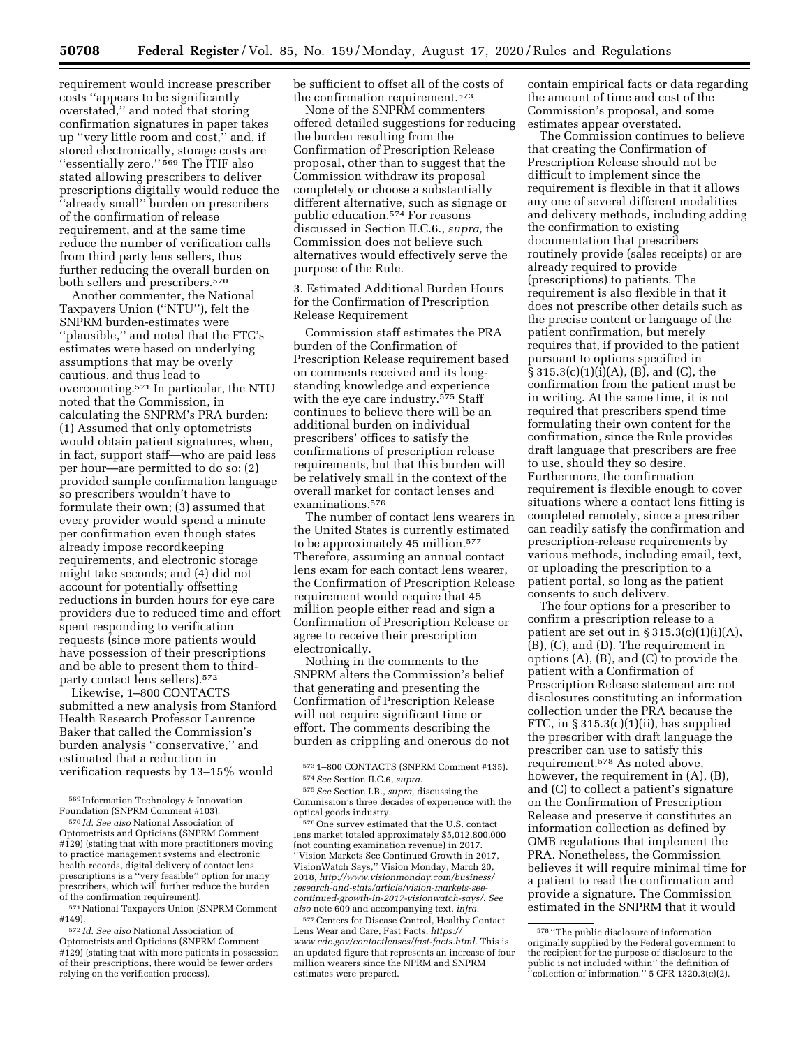requirement would increase prescriber costs ''appears to be significantly overstated,'' and noted that storing confirmation signatures in paper takes up ''very little room and cost,'' and, if stored electronically, storage costs are ''essentially zero.'' [569] The ITIF also stated allowing prescribers to deliver prescriptions digitally would reduce the ''already small'' burden on prescribers of the confirmation of release requirement, and at the same time reduce the number of verification calls from third party lens sellers, thus further reducing the overall burden on both sellers and prescribers.[570]

Another commenter, the National Taxpayers Union (''NTU''), felt the SNPRM burden-estimates were ''plausible,'' and noted that the FTC's estimates were based on underlying assumptions that may be overly cautious, and thus lead to overcounting.[571] In particular, the NTU noted that the Commission, in calculating the SNPRM's PRA burden: (1) Assumed that only optometrists would obtain patient signatures, when, in fact, support staff—who are paid less per hour—are permitted to do so; (2) provided sample confirmation language so prescribers wouldn't have to formulate their own; (3) assumed that every provider would spend a minute per confirmation even though states already impose recordkeeping requirements, and electronic storage might take seconds; and (4) did not account for potentially offsetting reductions in burden hours for eye care providers due to reduced time and effort spent responding to verification requests (since more patients would have possession of their prescriptions and be able to present them to third-party contact lens sellers).[572]

Likewise, 1–800 CONTACTS submitted a new analysis from Stanford Health Research Professor Laurence Baker that called the Commission's burden analysis ''conservative,'' and estimated that a reduction in verification requests by 13–15% would be sufficient to offset all of the costs of the confirmation requirement.[573]

None of the SNPRM commenters offered detailed suggestions for reducing the burden resulting from the Confirmation of Prescription Release proposal, other than to suggest that the Commission withdraw its proposal completely or choose a substantially different alternative, such as signage or public education.[574] For reasons discussed in Section II.C.6., *supra,* the Commission does not believe such alternatives would effectively serve the purpose of the Rule.

3. Estimated Additional Burden Hours for the Confirmation of Prescription Release Requirement

Commission staff estimates the PRA burden of the Confirmation of Prescription Release requirement based on comments received and its long-standing knowledge and experience with the eye care industry.[575] Staff continues to believe there will be an additional burden on individual prescribers' offices to satisfy the confirmations of prescription release requirements, but that this burden will be relatively small in the context of the overall market for contact lenses and examinations.[576]

The number of contact lens wearers in the United States is currently estimated to be approximately 45 million.[577] Therefore, assuming an annual contact lens exam for each contact lens wearer, the Confirmation of Prescription Release requirement would require that 45 million people either read and sign a Confirmation of Prescription Release or agree to receive their prescription electronically.

Nothing in the comments to the SNPRM alters the Commission's belief that generating and presenting the Confirmation of Prescription Release will not require significant time or effort. The comments describing the burden as crippling and onerous do not contain empirical facts or data regarding the amount of time and cost of the Commission's proposal, and some estimates appear overstated.

The Commission continues to believe that creating the Confirmation of Prescription Release should not be difficult to implement since the requirement is flexible in that it allows any one of several different modalities and delivery methods, including adding the confirmation to existing documentation that prescribers routinely provide (sales receipts) or are already required to provide (prescriptions) to patients. The requirement is also flexible in that it does not prescribe other details such as the precise content or language of the patient confirmation, but merely requires that, if provided to the patient pursuant to options specified in § 315.3(c)(1)(i)(A), (B), and (C), the confirmation from the patient must be in writing. At the same time, it is not required that prescribers spend time formulating their own content for the confirmation, since the Rule provides draft language that prescribers are free to use, should they so desire. Furthermore, the confirmation requirement is flexible enough to cover situations where a contact lens fitting is completed remotely, since a prescriber can readily satisfy the confirmation and prescription-release requirements by various methods, including email, text, or uploading the prescription to a patient portal, so long as the patient consents to such delivery.

The four options for a prescriber to confirm a prescription release to a patient are set out in § 315.3(c)(1)(i)(A), (B), (C), and (D). The requirement in options (A), (B), and (C) to provide the patient with a Confirmation of Prescription Release statement are not disclosures constituting an information collection under the PRA because the FTC, in § 315.3(c)(1)(ii), has supplied the prescriber with draft language the prescriber can use to satisfy this requirement.[578] As noted above, however, the requirement in (A), (B), and (C) to collect a patient's signature on the Confirmation of Prescription Release and preserve it constitutes an information collection as defined by OMB regulations that implement the PRA. Nonetheless, the Commission believes it will require minimal time for a patient to read the confirmation and provide a signature. The Commission estimated in the SNPRM that it would

---

[569] Information Technology & Innovation Foundation (SNPRM Comment #103).

[570] *Id. See also* National Association of Optometrists and Opticians (SNPRM Comment #129) (stating that with more practitioners moving to practice management systems and electronic health records, digital delivery of contact lens prescriptions is a ''very feasible'' option for many prescribers, which will further reduce the burden of the confirmation requirement).

[571] National Taxpayers Union (SNPRM Comment #149).

[572] *Id. See also* National Association of Optometrists and Opticians (SNPRM Comment #129) (stating that with more patients in possession of their prescriptions, there would be fewer orders relying on the verification process).

[573] 1–800 CONTACTS (SNPRM Comment #135).

[574] *See* Section II.C.6, *supra.*

[575] *See* Section I.B., *supra,* discussing the Commission's three decades of experience with the optical goods industry.

[576] One survey estimated that the U.S. contact lens market totaled approximately $5,012,800,000 (not counting examination revenue) in 2017. ''Vision Markets See Continued Growth in 2017, VisionWatch Says,'' Vision Monday, March 20, 2018, *http://www.visionmonday.com/business/research-and-stats/article/vision-markets-see-continued-growth-in-2017-visionwatch-says/. See also* note 609 and accompanying text, *infra.*

[577] Centers for Disease Control, Healthy Contact Lens Wear and Care, Fast Facts, *https://www.cdc.gov/contactlenses/fast-facts.html.* This is an updated figure that represents an increase of four million wearers since the NPRM and SNPRM estimates were prepared.

[578] ''The public disclosure of information originally supplied by the Federal government to the recipient for the purpose of disclosure to the public is not included within'' the definition of ''collection of information.'' 5 CFR 1320.3(c)(2).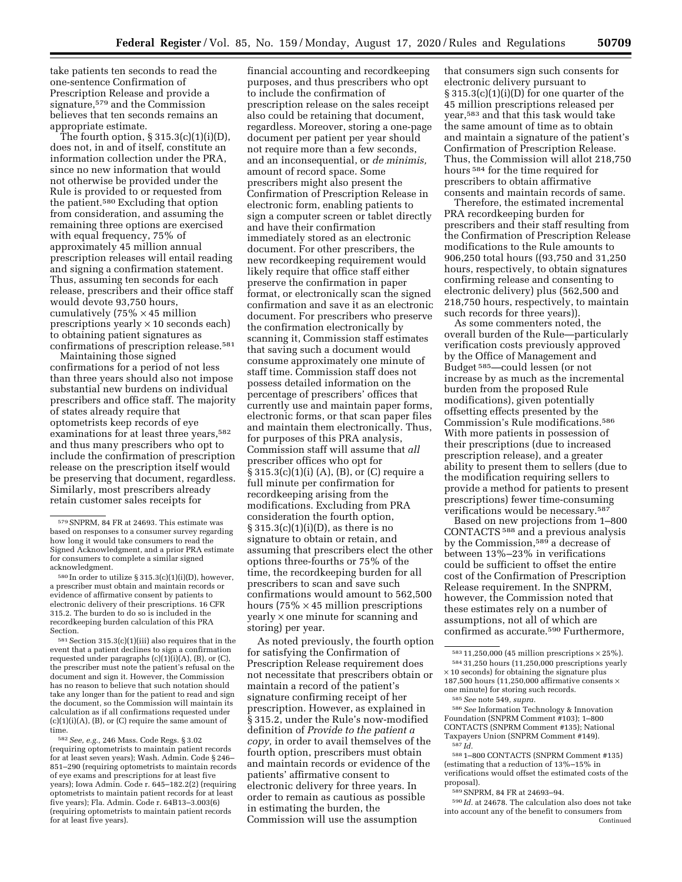take patients ten seconds to read the one-sentence Confirmation of Prescription Release and provide a signature,[579] and the Commission believes that ten seconds remains an appropriate estimate.

The fourth option, § 315.3(c)(1)(i)(D), does not, in and of itself, constitute an information collection under the PRA, since no new information that would not otherwise be provided under the Rule is provided to or requested from the patient.[580] Excluding that option from consideration, and assuming the remaining three options are exercised with equal frequency, 75% of approximately 45 million annual prescription releases will entail reading and signing a confirmation statement. Thus, assuming ten seconds for each release, prescribers and their office staff would devote 93,750 hours, cumulatively (75% × 45 million prescriptions yearly × 10 seconds each) to obtaining patient signatures as confirmations of prescription release.[581]

Maintaining those signed confirmations for a period of not less than three years should also not impose substantial new burdens on individual prescribers and office staff. The majority of states already require that optometrists keep records of eye examinations for at least three years,[582] and thus many prescribers who opt to include the confirmation of prescription release on the prescription itself would be preserving that document, regardless. Similarly, most prescribers already retain customer sales receipts for financial accounting and recordkeeping purposes, and thus prescribers who opt to include the confirmation of prescription release on the sales receipt also could be retaining that document, regardless. Moreover, storing a one-page document per patient per year should not require more than a few seconds, and an inconsequential, or *de minimis,* amount of record space. Some prescribers might also present the Confirmation of Prescription Release in electronic form, enabling patients to sign a computer screen or tablet directly and have their confirmation immediately stored as an electronic document. For other prescribers, the new recordkeeping requirement would likely require that office staff either preserve the confirmation in paper format, or electronically scan the signed confirmation and save it as an electronic document. For prescribers who preserve the confirmation electronically by scanning it, Commission staff estimates that saving such a document would consume approximately one minute of staff time. Commission staff does not possess detailed information on the percentage of prescribers' offices that currently use and maintain paper forms, electronic forms, or that scan paper files and maintain them electronically. Thus, for purposes of this PRA analysis, Commission staff will assume that *all* prescriber offices who opt for § 315.3(c)(1)(i) (A), (B), or (C) require a full minute per confirmation for recordkeeping arising from the modifications. Excluding from PRA consideration the fourth option, § 315.3(c)(1)(i)(D), as there is no signature to obtain or retain, and assuming that prescribers elect the other options three-fourths or 75% of the time, the recordkeeping burden for all prescribers to scan and save such confirmations would amount to 562,500 hours (75% × 45 million prescriptions yearly × one minute for scanning and storing) per year.

As noted previously, the fourth option for satisfying the Confirmation of Prescription Release requirement does not necessitate that prescribers obtain or maintain a record of the patient's signature confirming receipt of her prescription. However, as explained in § 315.2, under the Rule's now-modified definition of *Provide to the patient a copy,* in order to avail themselves of the fourth option, prescribers must obtain and maintain records or evidence of the patients' affirmative consent to electronic delivery for three years. In order to remain as cautious as possible in estimating the burden, the Commission will use the assumption that consumers sign such consents for electronic delivery pursuant to § 315.3(c)(1)(i)(D) for one quarter of the 45 million prescriptions released per year,[583] and that this task would take the same amount of time as to obtain and maintain a signature of the patient's Confirmation of Prescription Release. Thus, the Commission will allot 218,750 hours[584] for the time required for prescribers to obtain affirmative consents and maintain records of same.

Therefore, the estimated incremental PRA recordkeeping burden for prescribers and their staff resulting from the Confirmation of Prescription Release modifications to the Rule amounts to 906,250 total hours ((93,750 and 31,250 hours, respectively, to obtain signatures confirming release and consenting to electronic delivery) plus (562,500 and 218,750 hours, respectively, to maintain such records for three years)).

As some commenters noted, the overall burden of the Rule—particularly verification costs previously approved by the Office of Management and Budget[585]—could lessen (or not increase by as much as the incremental burden from the proposed Rule modifications), given potentially offsetting effects presented by the Commission's Rule modifications.[586] With more patients in possession of their prescriptions (due to increased prescription release), and a greater ability to present them to sellers (due to the modification requiring sellers to provide a method for patients to present prescriptions) fewer time-consuming verifications would be necessary.[587]

Based on new projections from 1–800 CONTACTS[588] and a previous analysis by the Commission,[589] a decrease of between 13%–23% in verifications could be sufficient to offset the entire cost of the Confirmation of Prescription Release requirement. In the SNPRM, however, the Commission noted that these estimates rely on a number of assumptions, not all of which are confirmed as accurate.[590] Furthermore,

---

[579] SNPRM, 84 FR at 24693. This estimate was based on responses to a consumer survey regarding how long it would take consumers to read the Signed Acknowledgment, and a prior PRA estimate for consumers to complete a similar signed acknowledgment.

[580] In order to utilize § 315.3(c)(1)(i)(D), however, a prescriber must obtain and maintain records or evidence of affirmative consent by patients to electronic delivery of their prescriptions. 16 CFR 315.2. The burden to do so is included in the recordkeeping burden calculation of this PRA Section.

[581] Section 315.3(c)(1)(iii) also requires that in the event that a patient declines to sign a confirmation requested under paragraphs (c)(1)(i)(A), (B), or (C), the prescriber must note the patient's refusal on the document and sign it. However, the Commission has no reason to believe that such notation should take any longer than for the patient to read and sign the document, so the Commission will maintain its calculation as if all confirmations requested under (c)(1)(i)(A), (B), or (C) require the same amount of time.

[582] *See, e.g.,* 246 Mass. Code Regs. § 3.02 (requiring optometrists to maintain patient records for at least seven years); Wash. Admin. Code § 246–851–290 (requiring optometrists to maintain records of eye exams and prescriptions for at least five years); Iowa Admin. Code r. 645–182.2(2) (requiring optometrists to maintain patient records for at least five years); Fla. Admin. Code r. 64B13–3.003(6) (requiring optometrists to maintain patient records for at least five years).

[583] 11,250,000 (45 million prescriptions × 25%).

[584] 31,250 hours (11,250,000 prescriptions yearly × 10 seconds) for obtaining the signature plus 187,500 hours (11,250,000 affirmative consents × one minute) for storing such records.

[585] *See* note 549, *supra.*

[586] *See* Information Technology & Innovation Foundation (SNPRM Comment #103); 1–800 CONTACTS (SNPRM Comment #135); National Taxpayers Union (SNPRM Comment #149).

[587] *Id.*

[588] 1–800 CONTACTS (SNPRM Comment #135) (estimating that a reduction of 13%–15% in verifications would offset the estimated costs of the proposal).

[589] SNPRM, 84 FR at 24693–94.

[590] *Id.* at 24678. The calculation also does not take into account any of the benefit to consumers from

Continued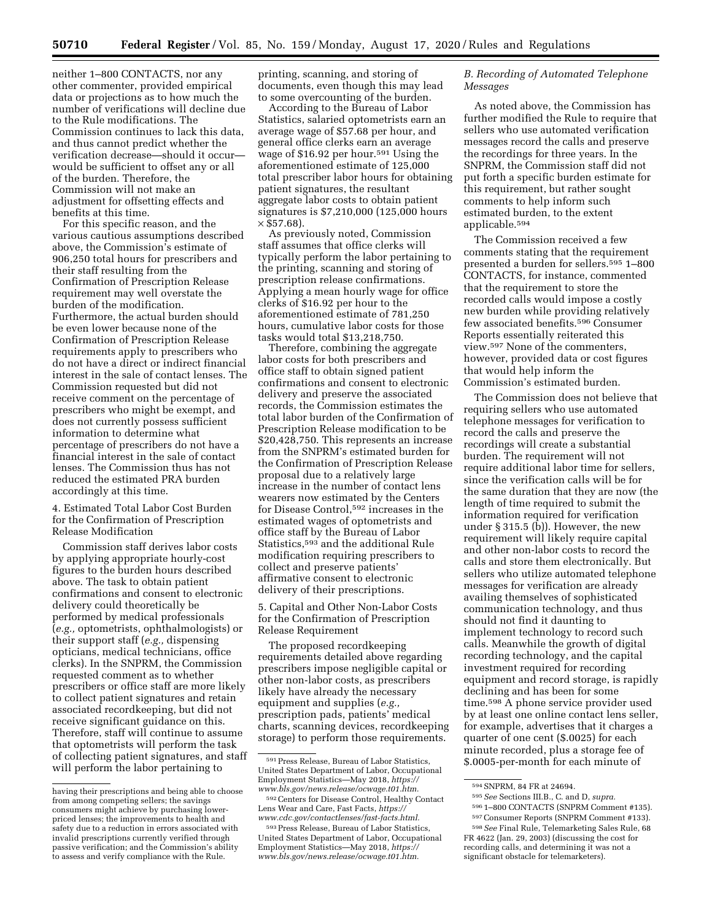neither 1–800 CONTACTS, nor any other commenter, provided empirical data or projections as to how much the number of verifications will decline due to the Rule modifications. The Commission continues to lack this data, and thus cannot predict whether the verification decrease—should it occur—would be sufficient to offset any or all of the burden. Therefore, the Commission will not make an adjustment for offsetting effects and benefits at this time.

For this specific reason, and the various cautious assumptions described above, the Commission's estimate of 906,250 total hours for prescribers and their staff resulting from the Confirmation of Prescription Release requirement may well overstate the burden of the modification. Furthermore, the actual burden should be even lower because none of the Confirmation of Prescription Release requirements apply to prescribers who do not have a direct or indirect financial interest in the sale of contact lenses. The Commission requested but did not receive comment on the percentage of prescribers who might be exempt, and does not currently possess sufficient information to determine what percentage of prescribers do not have a financial interest in the sale of contact lenses. The Commission thus has not reduced the estimated PRA burden accordingly at this time.

4. Estimated Total Labor Cost Burden for the Confirmation of Prescription Release Modification

Commission staff derives labor costs by applying appropriate hourly-cost figures to the burden hours described above. The task to obtain patient confirmations and consent to electronic delivery could theoretically be performed by medical professionals (*e.g.,* optometrists, ophthalmologists) or their support staff (*e.g.,* dispensing opticians, medical technicians, office clerks). In the SNPRM, the Commission requested comment as to whether prescribers or office staff are more likely to collect patient signatures and retain associated recordkeeping, but did not receive significant guidance on this. Therefore, staff will continue to assume that optometrists will perform the task of collecting patient signatures, and staff will perform the labor pertaining to printing, scanning, and storing of documents, even though this may lead to some overcounting of the burden.

According to the Bureau of Labor Statistics, salaried optometrists earn an average wage of $57.68 per hour, and general office clerks earn an average wage of $16.92 per hour.[591] Using the aforementioned estimate of 125,000 total prescriber labor hours for obtaining patient signatures, the resultant aggregate labor costs to obtain patient signatures is $7,210,000 (125,000 hours × $57.68).

As previously noted, Commission staff assumes that office clerks will typically perform the labor pertaining to the printing, scanning and storing of prescription release confirmations. Applying a mean hourly wage for office clerks of $16.92 per hour to the aforementioned estimate of 781,250 hours, cumulative labor costs for those tasks would total $13,218,750.

Therefore, combining the aggregate labor costs for both prescribers and office staff to obtain signed patient confirmations and consent to electronic delivery and preserve the associated records, the Commission estimates the total labor burden of the Confirmation of Prescription Release modification to be $20,428,750. This represents an increase from the SNPRM's estimated burden for the Confirmation of Prescription Release proposal due to a relatively large increase in the number of contact lens wearers now estimated by the Centers for Disease Control,[592] increases in the estimated wages of optometrists and office staff by the Bureau of Labor Statistics,[593] and the additional Rule modification requiring prescribers to collect and preserve patients' affirmative consent to electronic delivery of their prescriptions.

5. Capital and Other Non-Labor Costs for the Confirmation of Prescription Release Requirement

The proposed recordkeeping requirements detailed above regarding prescribers impose negligible capital or other non-labor costs, as prescribers likely have already the necessary equipment and supplies (*e.g.,* prescription pads, patients' medical charts, scanning devices, recordkeeping storage) to perform those requirements.

*B. Recording of Automated Telephone Messages*

As noted above, the Commission has further modified the Rule to require that sellers who use automated verification messages record the calls and preserve the recordings for three years. In the SNPRM, the Commission staff did not put forth a specific burden estimate for this requirement, but rather sought comments to help inform such estimated burden, to the extent applicable.[594]

The Commission received a few comments stating that the requirement presented a burden for sellers.[595] 1–800 CONTACTS, for instance, commented that the requirement to store the recorded calls would impose a costly new burden while providing relatively few associated benefits.[596] Consumer Reports essentially reiterated this view.[597] None of the commenters, however, provided data or cost figures that would help inform the Commission's estimated burden.

The Commission does not believe that requiring sellers who use automated telephone messages for verification to record the calls and preserve the recordings will create a substantial burden. The requirement will not require additional labor time for sellers, since the verification calls will be for the same duration that they are now (the length of time required to submit the information required for verification under § 315.5 (b)). However, the new requirement will likely require capital and other non-labor costs to record the calls and store them electronically. But sellers who utilize automated telephone messages for verification are already availing themselves of sophisticated communication technology, and thus should not find it daunting to implement technology to record such calls. Meanwhile the growth of digital recording technology, and the capital investment required for recording equipment and record storage, is rapidly declining and has been for some time.[598] A phone service provider used by at least one online contact lens seller, for example, advertises that it charges a quarter of one cent ($.0025) for each minute recorded, plus a storage fee of $.0005-per-month for each minute of

---

having their prescriptions and being able to choose from among competing sellers; the savings consumers might achieve by purchasing lower-priced lenses; the improvements to health and safety due to a reduction in errors associated with invalid prescriptions currently verified through passive verification; and the Commission's ability to assess and verify compliance with the Rule.

[591] Press Release, Bureau of Labor Statistics, United States Department of Labor, Occupational Employment Statistics—May 2018, *https://www.bls.gov/news.release/ocwage.t01.htm.*

[592] Centers for Disease Control, Healthy Contact Lens Wear and Care, Fast Facts, *https://www.cdc.gov/contactlenses/fast-facts.html.*

[593] Press Release, Bureau of Labor Statistics, United States Department of Labor, Occupational Employment Statistics—May 2018, *https://www.bls.gov/news.release/ocwage.t01.htm.*

[594] SNPRM, 84 FR at 24694.

[595] *See* Sections III.B., C. and D, *supra.*

[596] 1–800 CONTACTS (SNPRM Comment #135).

[597] Consumer Reports (SNPRM Comment #133).

[598] *See* Final Rule, Telemarketing Sales Rule, 68 FR 4622 (Jan. 29, 2003) (discussing the cost for recording calls, and determining it was not a significant obstacle for telemarketers).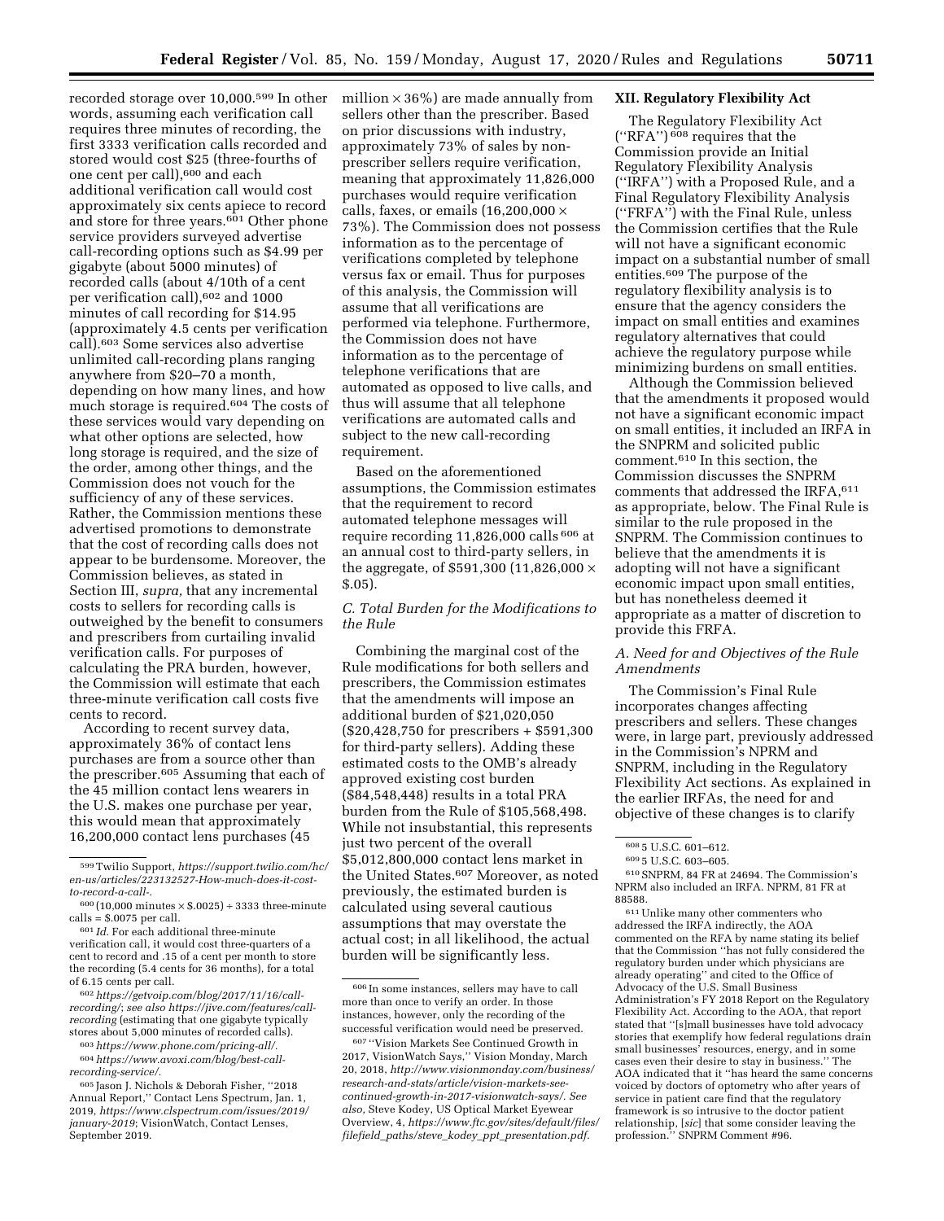recorded storage over 10,000.[599] In other words, assuming each verification call requires three minutes of recording, the first 3333 verification calls recorded and stored would cost $25 (three-fourths of one cent per call),[600] and each additional verification call would cost approximately six cents apiece to record and store for three years.[601] Other phone service providers surveyed advertise call-recording options such as $4.99 per gigabyte (about 5000 minutes) of recorded calls (about 4/10th of a cent per verification call),[602] and 1000 minutes of call recording for $14.95 (approximately 4.5 cents per verification call).[603] Some services also advertise unlimited call-recording plans ranging anywhere from $20–70 a month, depending on how many lines, and how much storage is required.[604] The costs of these services would vary depending on what other options are selected, how long storage is required, and the size of the order, among other things, and the Commission does not vouch for the sufficiency of any of these services. Rather, the Commission mentions these advertised promotions to demonstrate that the cost of recording calls does not appear to be burdensome. Moreover, the Commission believes, as stated in Section III, *supra,* that any incremental costs to sellers for recording calls is outweighed by the benefit to consumers and prescribers from curtailing invalid verification calls. For purposes of calculating the PRA burden, however, the Commission will estimate that each three-minute verification call costs five cents to record.

According to recent survey data, approximately 36% of contact lens purchases are from a source other than the prescriber.[605] Assuming that each of the 45 million contact lens wearers in the U.S. makes one purchase per year, this would mean that approximately 16,200,000 contact lens purchases (45 million × 36%) are made annually from sellers other than the prescriber. Based on prior discussions with industry, approximately 73% of sales by non-prescriber sellers require verification, meaning that approximately 11,826,000 purchases would require verification calls, faxes, or emails (16,200,000 × 73%). The Commission does not possess information as to the percentage of verifications completed by telephone versus fax or email. Thus for purposes of this analysis, the Commission will assume that all verifications are performed via telephone. Furthermore, the Commission does not have information as to the percentage of telephone verifications that are automated as opposed to live calls, and thus will assume that all telephone verifications are automated calls and subject to the new call-recording requirement.

Based on the aforementioned assumptions, the Commission estimates that the requirement to record automated telephone messages will require recording 11,826,000 calls[606] at an annual cost to third-party sellers, in the aggregate, of $591,300 (11,826,000 × $.05).

### *C. Total Burden for the Modifications to the Rule*

Combining the marginal cost of the Rule modifications for both sellers and prescribers, the Commission estimates that the amendments will impose an additional burden of $21,020,050 ($20,428,750 for prescribers + $591,300 for third-party sellers). Adding these estimated costs to the OMB's already approved existing cost burden ($84,548,448) results in a total PRA burden from the Rule of $105,568,498. While not insubstantial, this represents just two percent of the overall $5,012,800,000 contact lens market in the United States.[607] Moreover, as noted previously, the estimated burden is calculated using several cautious assumptions that may overstate the actual cost; in all likelihood, the actual burden will be significantly less.

## XII. Regulatory Flexibility Act

The Regulatory Flexibility Act (''RFA'')[608] requires that the Commission provide an Initial Regulatory Flexibility Analysis (''IRFA'') with a Proposed Rule, and a Final Regulatory Flexibility Analysis (''FRFA'') with the Final Rule, unless the Commission certifies that the Rule will not have a significant economic impact on a substantial number of small entities.[609] The purpose of the regulatory flexibility analysis is to ensure that the agency considers the impact on small entities and examines regulatory alternatives that could achieve the regulatory purpose while minimizing burdens on small entities.

Although the Commission believed that the amendments it proposed would not have a significant economic impact on small entities, it included an IRFA in the SNPRM and solicited public comment.[610] In this section, the Commission discusses the SNPRM comments that addressed the IRFA,[611] as appropriate, below. The Final Rule is similar to the rule proposed in the SNPRM. The Commission continues to believe that the amendments it is adopting will not have a significant economic impact upon small entities, but has nonetheless deemed it appropriate as a matter of discretion to provide this FRFA.

### *A. Need for and Objectives of the Rule Amendments*

The Commission's Final Rule incorporates changes affecting prescribers and sellers. These changes were, in large part, previously addressed in the Commission's NPRM and SNPRM, including in the Regulatory Flexibility Act sections. As explained in the earlier IRFAs, the need for and objective of these changes is to clarify

---

[599] Twilio Support, *https://support.twilio.com/hc/en-us/articles/223132527-How-much-does-it-cost-to-record-a-call-.*

[600] (10,000 minutes × $.0025) ÷ 3333 three-minute calls = $.0075 per call.

[601] *Id.* For each additional three-minute verification call, it would cost three-quarters of a cent to record and .15 of a cent per month to store the recording (5.4 cents for 36 months), for a total of 6.15 cents per call.

[602] *https://getvoip.com/blog/2017/11/16/call-recording/*; *see also https://jive.com/features/call-recording* (estimating that one gigabyte typically stores about 5,000 minutes of recorded calls).

[603] *https://www.phone.com/pricing-all/.*

[604] *https://www.avoxi.com/blog/best-call-recording-service/.*

[605] Jason J. Nichols & Deborah Fisher, ''2018 Annual Report,'' Contact Lens Spectrum, Jan. 1, 2019, *https://www.clspectrum.com/issues/2019/january-2019*; VisionWatch, Contact Lenses, September 2019.

[606] In some instances, sellers may have to call more than once to verify an order. In those instances, however, only the recording of the successful verification would need be preserved.

[607] ''Vision Markets See Continued Growth in 2017, VisionWatch Says,'' Vision Monday, March 20, 2018, *http://www.visionmonday.com/business/research-and-stats/article/vision-markets-see-continued-growth-in-2017-visionwatch-says/. See also,* Steve Kodey, US Optical Market Eyewear Overview, 4, *https://www.ftc.gov/sites/default/files/filefield_paths/steve_kodey_ppt_presentation.pdf.*

[608] 5 U.S.C. 601–612.

[609] 5 U.S.C. 603–605.

[610] SNPRM, 84 FR at 24694. The Commission's NPRM also included an IRFA. NPRM, 81 FR at 88588.

[611] Unlike many other commenters who addressed the IRFA indirectly, the AOA commented on the RFA by name stating its belief that the Commission ''has not fully considered the regulatory burden under which physicians are already operating'' and cited to the Office of Advocacy of the U.S. Small Business Administration's FY 2018 Report on the Regulatory Flexibility Act. According to the AOA, that report stated that ''[s]mall businesses have told advocacy stories that exemplify how federal regulations drain small businesses' resources, energy, and in some cases even their desire to stay in business.'' The AOA indicated that it ''has heard the same concerns voiced by doctors of optometry who after years of service in patient care find that the regulatory framework is so intrusive to the doctor patient relationship, [*sic*] that some consider leaving the profession.'' SNPRM Comment #96.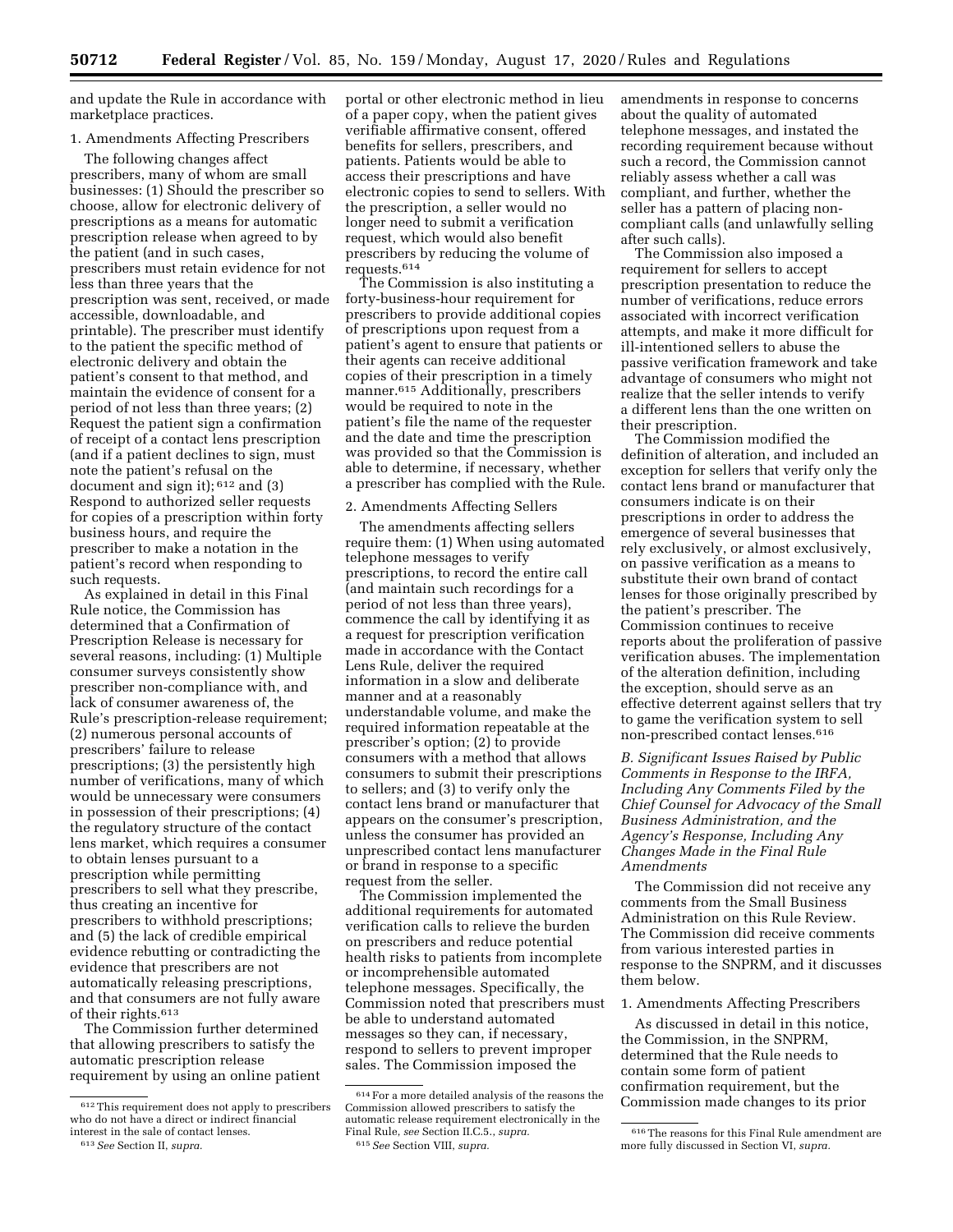and update the Rule in accordance with marketplace practices.

1. Amendments Affecting Prescribers

The following changes affect prescribers, many of whom are small businesses: (1) Should the prescriber so choose, allow for electronic delivery of prescriptions as a means for automatic prescription release when agreed to by the patient (and in such cases, prescribers must retain evidence for not less than three years that the prescription was sent, received, or made accessible, downloadable, and printable). The prescriber must identify to the patient the specific method of electronic delivery and obtain the patient's consent to that method, and maintain the evidence of consent for a period of not less than three years; (2) Request the patient sign a confirmation of receipt of a contact lens prescription (and if a patient declines to sign, must note the patient's refusal on the document and sign it); [612] and (3) Respond to authorized seller requests for copies of a prescription within forty business hours, and require the prescriber to make a notation in the patient's record when responding to such requests.

As explained in detail in this Final Rule notice, the Commission has determined that a Confirmation of Prescription Release is necessary for several reasons, including: (1) Multiple consumer surveys consistently show prescriber non-compliance with, and lack of consumer awareness of, the Rule's prescription-release requirement; (2) numerous personal accounts of prescribers' failure to release prescriptions; (3) the persistently high number of verifications, many of which would be unnecessary were consumers in possession of their prescriptions; (4) the regulatory structure of the contact lens market, which requires a consumer to obtain lenses pursuant to a prescription while permitting prescribers to sell what they prescribe, thus creating an incentive for prescribers to withhold prescriptions; and (5) the lack of credible empirical evidence rebutting or contradicting the evidence that prescribers are not automatically releasing prescriptions, and that consumers are not fully aware of their rights.[613]

The Commission further determined that allowing prescribers to satisfy the automatic prescription release requirement by using an online patient portal or other electronic method in lieu of a paper copy, when the patient gives verifiable affirmative consent, offered benefits for sellers, prescribers, and patients. Patients would be able to access their prescriptions and have electronic copies to send to sellers. With the prescription, a seller would no longer need to submit a verification request, which would also benefit prescribers by reducing the volume of requests.[614]

The Commission is also instituting a forty-business-hour requirement for prescribers to provide additional copies of prescriptions upon request from a patient's agent to ensure that patients or their agents can receive additional copies of their prescription in a timely manner.[615] Additionally, prescribers would be required to note in the patient's file the name of the requester and the date and time the prescription was provided so that the Commission is able to determine, if necessary, whether a prescriber has complied with the Rule.

2. Amendments Affecting Sellers

The amendments affecting sellers require them: (1) When using automated telephone messages to verify prescriptions, to record the entire call (and maintain such recordings for a period of not less than three years), commence the call by identifying it as a request for prescription verification made in accordance with the Contact Lens Rule, deliver the required information in a slow and deliberate manner and at a reasonably understandable volume, and make the required information repeatable at the prescriber's option; (2) to provide consumers with a method that allows consumers to submit their prescriptions to sellers; and (3) to verify only the contact lens brand or manufacturer that appears on the consumer's prescription, unless the consumer has provided an unprescribed contact lens manufacturer or brand in response to a specific request from the seller.

The Commission implemented the additional requirements for automated verification calls to relieve the burden on prescribers and reduce potential health risks to patients from incomplete or incomprehensible automated telephone messages. Specifically, the Commission noted that prescribers must be able to understand automated messages so they can, if necessary, respond to sellers to prevent improper sales. The Commission imposed the amendments in response to concerns about the quality of automated telephone messages, and instated the recording requirement because without such a record, the Commission cannot reliably assess whether a call was compliant, and further, whether the seller has a pattern of placing non-compliant calls (and unlawfully selling after such calls).

The Commission also imposed a requirement for sellers to accept prescription presentation to reduce the number of verifications, reduce errors associated with incorrect verification attempts, and make it more difficult for ill-intentioned sellers to abuse the passive verification framework and take advantage of consumers who might not realize that the seller intends to verify a different lens than the one written on their prescription.

The Commission modified the definition of alteration, and included an exception for sellers that verify only the contact lens brand or manufacturer that consumers indicate is on their prescriptions in order to address the emergence of several businesses that rely exclusively, or almost exclusively, on passive verification as a means to substitute their own brand of contact lenses for those originally prescribed by the patient's prescriber. The Commission continues to receive reports about the proliferation of passive verification abuses. The implementation of the alteration definition, including the exception, should serve as an effective deterrent against sellers that try to game the verification system to sell non-prescribed contact lenses.[616]

### *B. Significant Issues Raised by Public Comments in Response to the IRFA, Including Any Comments Filed by the Chief Counsel for Advocacy of the Small Business Administration, and the Agency's Response, Including Any Changes Made in the Final Rule Amendments*

The Commission did not receive any comments from the Small Business Administration on this Rule Review. The Commission did receive comments from various interested parties in response to the SNPRM, and it discusses them below.

1. Amendments Affecting Prescribers

As discussed in detail in this notice, the Commission, in the SNPRM, determined that the Rule needs to contain some form of patient confirmation requirement, but the Commission made changes to its prior

---

[612] This requirement does not apply to prescribers who do not have a direct or indirect financial interest in the sale of contact lenses.

[613] *See* Section II, *supra.*

[614] For a more detailed analysis of the reasons the Commission allowed prescribers to satisfy the automatic release requirement electronically in the Final Rule, *see* Section II.C.5., *supra.*

[615] *See* Section VIII, *supra.*

[616] The reasons for this Final Rule amendment are more fully discussed in Section VI, *supra.*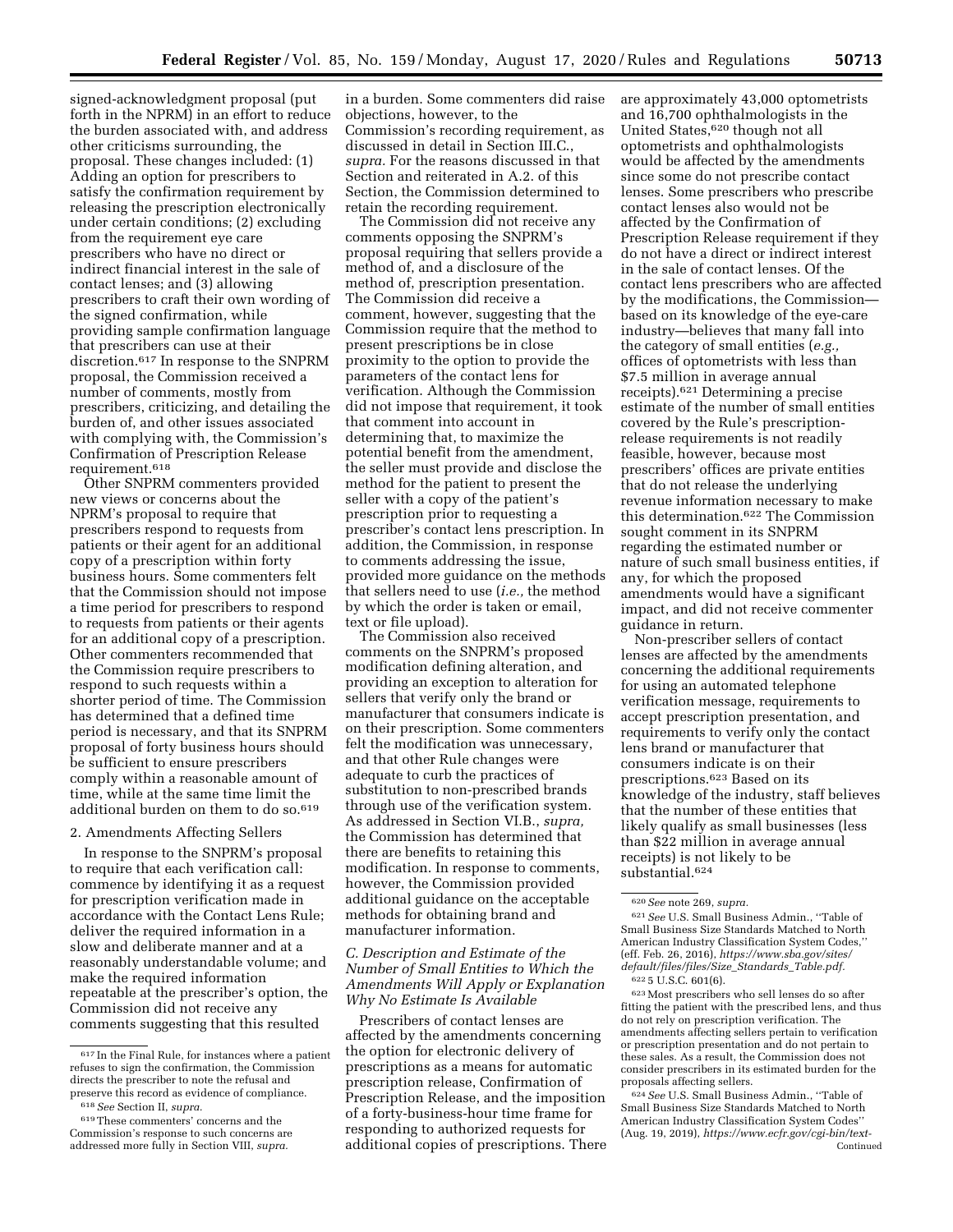signed-acknowledgment proposal (put forth in the NPRM) in an effort to reduce the burden associated with, and address other criticisms surrounding, the proposal. These changes included: (1) Adding an option for prescribers to satisfy the confirmation requirement by releasing the prescription electronically under certain conditions; (2) excluding from the requirement eye care prescribers who have no direct or indirect financial interest in the sale of contact lenses; and (3) allowing prescribers to craft their own wording of the signed confirmation, while providing sample confirmation language that prescribers can use at their discretion.[617] In response to the SNPRM proposal, the Commission received a number of comments, mostly from prescribers, criticizing, and detailing the burden of, and other issues associated with complying with, the Commission's Confirmation of Prescription Release requirement.[618]

Other SNPRM commenters provided new views or concerns about the NPRM's proposal to require that prescribers respond to requests from patients or their agent for an additional copy of a prescription within forty business hours. Some commenters felt that the Commission should not impose a time period for prescribers to respond to requests from patients or their agents for an additional copy of a prescription. Other commenters recommended that the Commission require prescribers to respond to such requests within a shorter period of time. The Commission has determined that a defined time period is necessary, and that its SNPRM proposal of forty business hours should be sufficient to ensure prescribers comply within a reasonable amount of time, while at the same time limit the additional burden on them to do so.[619]

2. Amendments Affecting Sellers

In response to the SNPRM's proposal to require that each verification call: commence by identifying it as a request for prescription verification made in accordance with the Contact Lens Rule; deliver the required information in a slow and deliberate manner and at a reasonably understandable volume; and make the required information repeatable at the prescriber's option, the Commission did not receive any comments suggesting that this resulted in a burden. Some commenters did raise objections, however, to the Commission's recording requirement, as discussed in detail in Section III.C., *supra.* For the reasons discussed in that Section and reiterated in A.2. of this Section, the Commission determined to retain the recording requirement.

The Commission did not receive any comments opposing the SNPRM's proposal requiring that sellers provide a method of, and a disclosure of the method of, prescription presentation. The Commission did receive a comment, however, suggesting that the Commission require that the method to present prescriptions be in close proximity to the option to provide the parameters of the contact lens for verification. Although the Commission did not impose that requirement, it took that comment into account in determining that, to maximize the potential benefit from the amendment, the seller must provide and disclose the method for the patient to present the seller with a copy of the patient's prescription prior to requesting a prescriber's contact lens prescription. In addition, the Commission, in response to comments addressing the issue, provided more guidance on the methods that sellers need to use (*i.e.,* the method by which the order is taken or email, text or file upload).

The Commission also received comments on the SNPRM's proposed modification defining alteration, and providing an exception to alteration for sellers that verify only the brand or manufacturer that consumers indicate is on their prescription. Some commenters felt the modification was unnecessary, and that other Rule changes were adequate to curb the practices of substitution to non-prescribed brands through use of the verification system. As addressed in Section VI.B., *supra,* the Commission has determined that there are benefits to retaining this modification. In response to comments, however, the Commission provided additional guidance on the acceptable methods for obtaining brand and manufacturer information.

### C. Description and Estimate of the Number of Small Entities to Which the Amendments Will Apply or Explanation Why No Estimate Is Available

Prescribers of contact lenses are affected by the amendments concerning the option for electronic delivery of prescriptions as a means for automatic prescription release, Confirmation of Prescription Release, and the imposition of a forty-business-hour time frame for responding to authorized requests for additional copies of prescriptions. There are approximately 43,000 optometrists and 16,700 ophthalmologists in the United States,[620] though not all optometrists and ophthalmologists would be affected by the amendments since some do not prescribe contact lenses. Some prescribers who prescribe contact lenses also would not be affected by the Confirmation of Prescription Release requirement if they do not have a direct or indirect interest in the sale of contact lenses. Of the contact lens prescribers who are affected by the modifications, the Commission—based on its knowledge of the eye-care industry—believes that many fall into the category of small entities (*e.g.,* offices of optometrists with less than $7.5 million in average annual receipts).[621] Determining a precise estimate of the number of small entities covered by the Rule's prescription-release requirements is not readily feasible, however, because most prescribers' offices are private entities that do not release the underlying revenue information necessary to make this determination.[622] The Commission sought comment in its SNPRM regarding the estimated number or nature of such small business entities, if any, for which the proposed amendments would have a significant impact, and did not receive commenter guidance in return.

Non-prescriber sellers of contact lenses are affected by the amendments concerning the additional requirements for using an automated telephone verification message, requirements to accept prescription presentation, and requirements to verify only the contact lens brand or manufacturer that consumers indicate is on their prescriptions.[623] Based on its knowledge of the industry, staff believes that the number of these entities that likely qualify as small businesses (less than $22 million in average annual receipts) is not likely to be substantial.[624]

---

[617] In the Final Rule, for instances where a patient refuses to sign the confirmation, the Commission directs the prescriber to note the refusal and preserve this record as evidence of compliance.

[618] *See* Section II, *supra.*

[619] These commenters' concerns and the Commission's response to such concerns are addressed more fully in Section VIII, *supra.*

[620] *See* note 269, *supra.*

[621] *See* U.S. Small Business Admin., ''Table of Small Business Size Standards Matched to North American Industry Classification System Codes,'' (eff. Feb. 26, 2016), *https://www.sba.gov/sites/default/files/files/Size_Standards_Table.pdf.*

[622] 5 U.S.C. 601(6).

[623] Most prescribers who sell lenses do so after fitting the patient with the prescribed lens, and thus do not rely on prescription verification. The amendments affecting sellers pertain to verification or prescription presentation and do not pertain to these sales. As a result, the Commission does not consider prescribers in its estimated burden for the proposals affecting sellers.

[624] *See* U.S. Small Business Admin., ''Table of Small Business Size Standards Matched to North American Industry Classification System Codes'' (Aug. 19, 2019), *https://www.ecfr.gov/cgi-bin/text-* Continued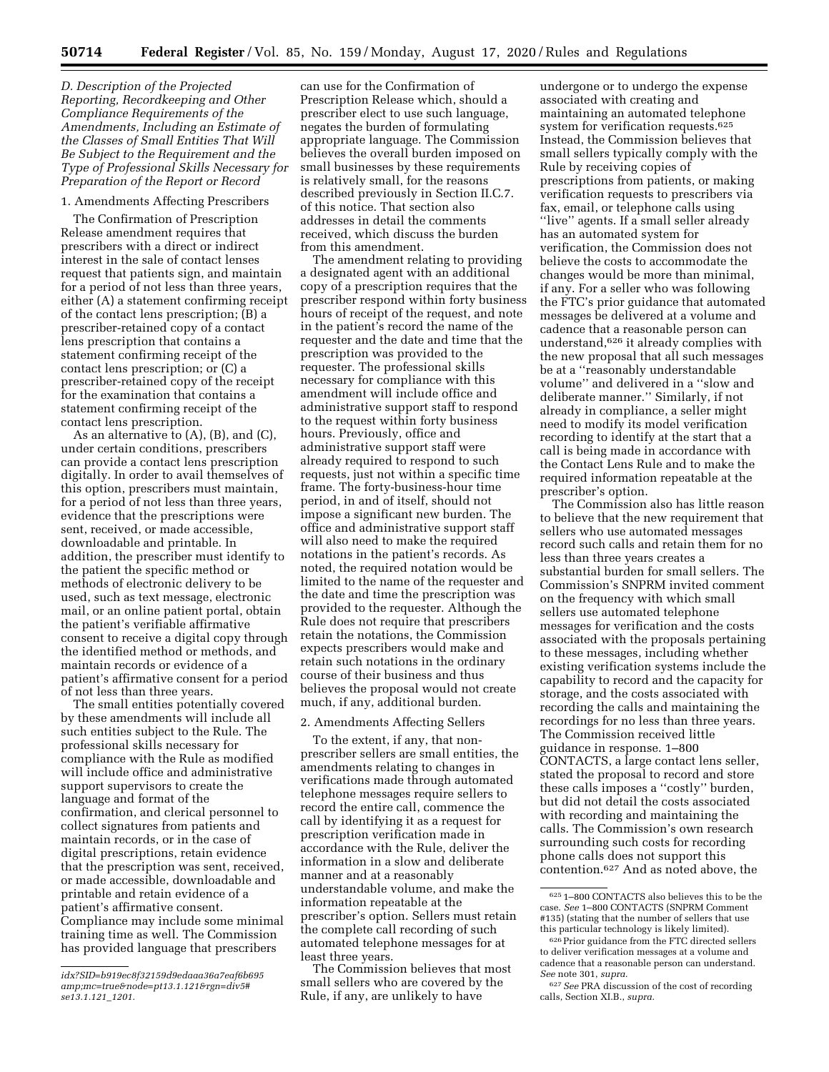*D. Description of the Projected Reporting, Recordkeeping and Other Compliance Requirements of the Amendments, Including an Estimate of the Classes of Small Entities That Will Be Subject to the Requirement and the Type of Professional Skills Necessary for Preparation of the Report or Record*

1. Amendments Affecting Prescribers

The Confirmation of Prescription Release amendment requires that prescribers with a direct or indirect interest in the sale of contact lenses request that patients sign, and maintain for a period of not less than three years, either (A) a statement confirming receipt of the contact lens prescription; (B) a prescriber-retained copy of a contact lens prescription that contains a statement confirming receipt of the contact lens prescription; or (C) a prescriber-retained copy of the receipt for the examination that contains a statement confirming receipt of the contact lens prescription.

As an alternative to (A), (B), and (C), under certain conditions, prescribers can provide a contact lens prescription digitally. In order to avail themselves of this option, prescribers must maintain, for a period of not less than three years, evidence that the prescriptions were sent, received, or made accessible, downloadable and printable. In addition, the prescriber must identify to the patient the specific method or methods of electronic delivery to be used, such as text message, electronic mail, or an online patient portal, obtain the patient's verifiable affirmative consent to receive a digital copy through the identified method or methods, and maintain records or evidence of a patient's affirmative consent for a period of not less than three years.

The small entities potentially covered by these amendments will include all such entities subject to the Rule. The professional skills necessary for compliance with the Rule as modified will include office and administrative support supervisors to create the language and format of the confirmation, and clerical personnel to collect signatures from patients and maintain records, or in the case of digital prescriptions, retain evidence that the prescription was sent, received, or made accessible, downloadable and printable and retain evidence of a patient's affirmative consent. Compliance may include some minimal training time as well. The Commission has provided language that prescribers can use for the Confirmation of Prescription Release which, should a prescriber elect to use such language, negates the burden of formulating appropriate language. The Commission believes the overall burden imposed on small businesses by these requirements is relatively small, for the reasons described previously in Section II.C.7. of this notice. That section also addresses in detail the comments received, which discuss the burden from this amendment.

The amendment relating to providing a designated agent with an additional copy of a prescription requires that the prescriber respond within forty business hours of receipt of the request, and note in the patient's record the name of the requester and the date and time that the prescription was provided to the requester. The professional skills necessary for compliance with this amendment will include office and administrative support staff to respond to the request within forty business hours. Previously, office and administrative support staff were already required to respond to such requests, just not within a specific time frame. The forty-business-hour time period, in and of itself, should not impose a significant new burden. The office and administrative support staff will also need to make the required notations in the patient's records. As noted, the required notation would be limited to the name of the requester and the date and time the prescription was provided to the requester. Although the Rule does not require that prescribers retain the notations, the Commission expects prescribers would make and retain such notations in the ordinary course of their business and thus believes the proposal would not create much, if any, additional burden.

2. Amendments Affecting Sellers

To the extent, if any, that non-prescriber sellers are small entities, the amendments relating to changes in verifications made through automated telephone messages require sellers to record the entire call, commence the call by identifying it as a request for prescription verification made in accordance with the Rule, deliver the information in a slow and deliberate manner and at a reasonably understandable volume, and make the information repeatable at the prescriber's option. Sellers must retain the complete call recording of such automated telephone messages for at least three years.

The Commission believes that most small sellers who are covered by the Rule, if any, are unlikely to have undergone or to undergo the expense associated with creating and maintaining an automated telephone system for verification requests.[625] Instead, the Commission believes that small sellers typically comply with the Rule by receiving copies of prescriptions from patients, or making verification requests to prescribers via fax, email, or telephone calls using "live" agents. If a small seller already has an automated system for verification, the Commission does not believe the costs to accommodate the changes would be more than minimal, if any. For a seller who was following the FTC's prior guidance that automated messages be delivered at a volume and cadence that a reasonable person can understand,[626] it already complies with the new proposal that all such messages be at a "reasonably understandable volume" and delivered in a "slow and deliberate manner." Similarly, if not already in compliance, a seller might need to modify its model verification recording to identify at the start that a call is being made in accordance with the Contact Lens Rule and to make the required information repeatable at the prescriber's option.

The Commission also has little reason to believe that the new requirement that sellers who use automated messages record such calls and retain them for no less than three years creates a substantial burden for small sellers. The Commission's SNPRM invited comment on the frequency with which small sellers use automated telephone messages for verification and the costs associated with the proposals pertaining to these messages, including whether existing verification systems include the capability to record and the capacity for storage, and the costs associated with recording the calls and maintaining the recordings for no less than three years. The Commission received little guidance in response. 1–800 CONTACTS, a large contact lens seller, stated the proposal to record and store these calls imposes a "costly" burden, but did not detail the costs associated with recording and maintaining the calls. The Commission's own research surrounding such costs for recording phone calls does not support this contention.[627] And as noted above, the

---

*idx?SID=b919ec8f32159d9edaaa36a7eaf6b695 amp;mc=true&node=pt13.1.121&rgn=div5# se13.1.121_1201.*

[625] 1–800 CONTACTS also believes this to be the case. *See* 1–800 CONTACTS (SNPRM Comment #135) (stating that the number of sellers that use this particular technology is likely limited).

[626] Prior guidance from the FTC directed sellers to deliver verification messages at a volume and cadence that a reasonable person can understand. *See* note 301, *supra.*

[627] *See* PRA discussion of the cost of recording calls, Section XI.B., *supra.*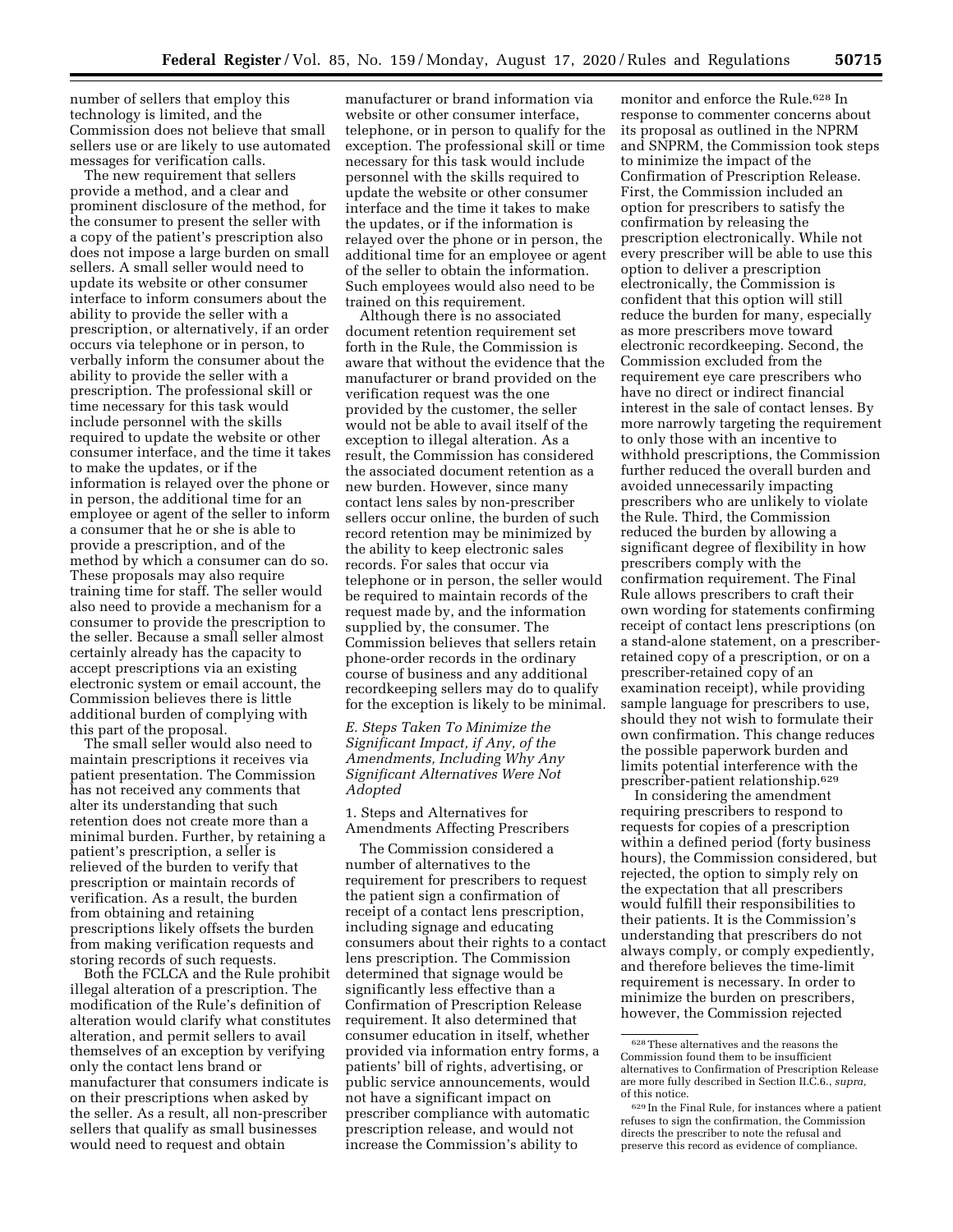number of sellers that employ this technology is limited, and the Commission does not believe that small sellers use or are likely to use automated messages for verification calls.

The new requirement that sellers provide a method, and a clear and prominent disclosure of the method, for the consumer to present the seller with a copy of the patient's prescription also does not impose a large burden on small sellers. A small seller would need to update its website or other consumer interface to inform consumers about the ability to provide the seller with a prescription, or alternatively, if an order occurs via telephone or in person, to verbally inform the consumer about the ability to provide the seller with a prescription. The professional skill or time necessary for this task would include personnel with the skills required to update the website or other consumer interface, and the time it takes to make the updates, or if the information is relayed over the phone or in person, the additional time for an employee or agent of the seller to inform a consumer that he or she is able to provide a prescription, and of the method by which a consumer can do so. These proposals may also require training time for staff. The seller would also need to provide a mechanism for a consumer to provide the prescription to the seller. Because a small seller almost certainly already has the capacity to accept prescriptions via an existing electronic system or email account, the Commission believes there is little additional burden of complying with this part of the proposal.

The small seller would also need to maintain prescriptions it receives via patient presentation. The Commission has not received any comments that alter its understanding that such retention does not create more than a minimal burden. Further, by retaining a patient's prescription, a seller is relieved of the burden to verify that prescription or maintain records of verification. As a result, the burden from obtaining and retaining prescriptions likely offsets the burden from making verification requests and storing records of such requests.

Both the FCLCA and the Rule prohibit illegal alteration of a prescription. The modification of the Rule's definition of alteration would clarify what constitutes alteration, and permit sellers to avail themselves of an exception by verifying only the contact lens brand or manufacturer that consumers indicate is on their prescriptions when asked by the seller. As a result, all non-prescriber sellers that qualify as small businesses would need to request and obtain manufacturer or brand information via website or other consumer interface, telephone, or in person to qualify for the exception. The professional skill or time necessary for this task would include personnel with the skills required to update the website or other consumer interface and the time it takes to make the updates, or if the information is relayed over the phone or in person, the additional time for an employee or agent of the seller to obtain the information. Such employees would also need to be trained on this requirement.

Although there is no associated document retention requirement set forth in the Rule, the Commission is aware that without the evidence that the manufacturer or brand provided on the verification request was the one provided by the customer, the seller would not be able to avail itself of the exception to illegal alteration. As a result, the Commission has considered the associated document retention as a new burden. However, since many contact lens sales by non-prescriber sellers occur online, the burden of such record retention may be minimized by the ability to keep electronic sales records. For sales that occur via telephone or in person, the seller would be required to maintain records of the request made by, and the information supplied by, the consumer. The Commission believes that sellers retain phone-order records in the ordinary course of business and any additional recordkeeping sellers may do to qualify for the exception is likely to be minimal.

### *E. Steps Taken To Minimize the Significant Impact, if Any, of the Amendments, Including Why Any Significant Alternatives Were Not Adopted*

#### 1. Steps and Alternatives for Amendments Affecting Prescribers

The Commission considered a number of alternatives to the requirement for prescribers to request the patient sign a confirmation of receipt of a contact lens prescription, including signage and educating consumers about their rights to a contact lens prescription. The Commission determined that signage would be significantly less effective than a Confirmation of Prescription Release requirement. It also determined that consumer education in itself, whether provided via information entry forms, a patients' bill of rights, advertising, or public service announcements, would not have a significant impact on prescriber compliance with automatic prescription release, and would not increase the Commission's ability to monitor and enforce the Rule.[628] In response to commenter concerns about its proposal as outlined in the NPRM and SNPRM, the Commission took steps to minimize the impact of the Confirmation of Prescription Release. First, the Commission included an option for prescribers to satisfy the confirmation by releasing the prescription electronically. While not every prescriber will be able to use this option to deliver a prescription electronically, the Commission is confident that this option will still reduce the burden for many, especially as more prescribers move toward electronic recordkeeping. Second, the Commission excluded from the requirement eye care prescribers who have no direct or indirect financial interest in the sale of contact lenses. By more narrowly targeting the requirement to only those with an incentive to withhold prescriptions, the Commission further reduced the overall burden and avoided unnecessarily impacting prescribers who are unlikely to violate the Rule. Third, the Commission reduced the burden by allowing a significant degree of flexibility in how prescribers comply with the confirmation requirement. The Final Rule allows prescribers to craft their own wording for statements confirming receipt of contact lens prescriptions (on a stand-alone statement, on a prescriber-retained copy of a prescription, or on a prescriber-retained copy of an examination receipt), while providing sample language for prescribers to use, should they not wish to formulate their own confirmation. This change reduces the possible paperwork burden and limits potential interference with the prescriber-patient relationship.[629]

In considering the amendment requiring prescribers to respond to requests for copies of a prescription within a defined period (forty business hours), the Commission considered, but rejected, the option to simply rely on the expectation that all prescribers would fulfill their responsibilities to their patients. It is the Commission's understanding that prescribers do not always comply, or comply expeditiously, and therefore believes the time-limit requirement is necessary. In order to minimize the burden on prescribers, however, the Commission rejected

---

[628] These alternatives and the reasons the Commission found them to be insufficient alternatives to Confirmation of Prescription Release are more fully described in Section II.C.6., *supra,* of this notice.

[629] In the Final Rule, for instances where a patient refuses to sign the confirmation, the Commission directs the prescriber to note the refusal and preserve this record as evidence of compliance.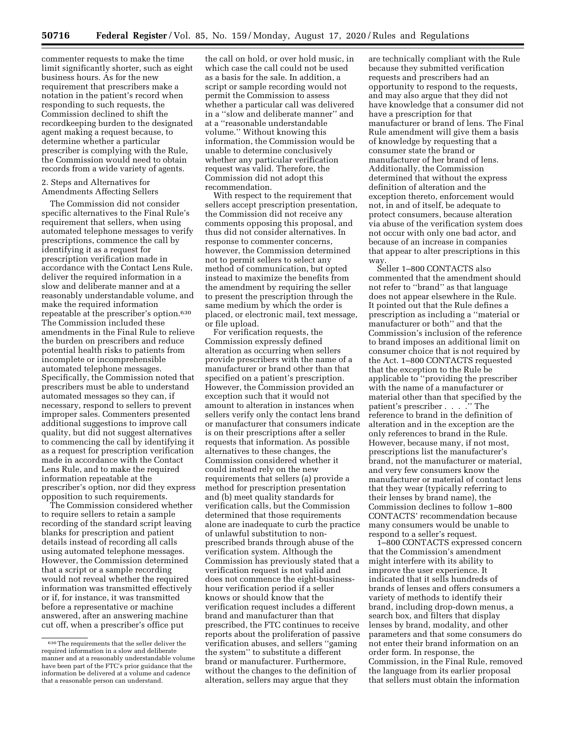commenter requests to make the time limit significantly shorter, such as eight business hours. As for the new requirement that prescribers make a notation in the patient's record when responding to such requests, the Commission declined to shift the recordkeeping burden to the designated agent making a request because, to determine whether a particular prescriber is complying with the Rule, the Commission would need to obtain records from a wide variety of agents.

2. Steps and Alternatives for Amendments Affecting Sellers

The Commission did not consider specific alternatives to the Final Rule's requirement that sellers, when using automated telephone messages to verify prescriptions, commence the call by identifying it as a request for prescription verification made in accordance with the Contact Lens Rule, deliver the required information in a slow and deliberate manner and at a reasonably understandable volume, and make the required information repeatable at the prescriber's option.[630] The Commission included these amendments in the Final Rule to relieve the burden on prescribers and reduce potential health risks to patients from incomplete or incomprehensible automated telephone messages. Specifically, the Commission noted that prescribers must be able to understand automated messages so they can, if necessary, respond to sellers to prevent improper sales. Commenters presented additional suggestions to improve call quality, but did not suggest alternatives to commencing the call by identifying it as a request for prescription verification made in accordance with the Contact Lens Rule, and to make the required information repeatable at the prescriber's option, nor did they express opposition to such requirements.

The Commission considered whether to require sellers to retain a sample recording of the standard script leaving blanks for prescription and patient details instead of recording all calls using automated telephone messages. However, the Commission determined that a script or a sample recording would not reveal whether the required information was transmitted effectively or if, for instance, it was transmitted before a representative or machine answered, after an answering machine cut off, when a prescriber's office put the call on hold, or over hold music, in which case the call could not be used as a basis for the sale. In addition, a script or sample recording would not permit the Commission to assess whether a particular call was delivered in a "slow and deliberate manner" and at a "reasonable understandable volume." Without knowing this information, the Commission would be unable to determine conclusively whether any particular verification request was valid. Therefore, the Commission did not adopt this recommendation.

With respect to the requirement that sellers accept prescription presentation, the Commission did not receive any comments opposing this proposal, and thus did not consider alternatives. In response to commenter concerns, however, the Commission determined not to permit sellers to select any method of communication, but opted instead to maximize the benefits from the amendment by requiring the seller to present the prescription through the same medium by which the order is placed, or electronic mail, text message, or file upload.

For verification requests, the Commission expressly defined alteration as occurring when sellers provide prescribers with the name of a manufacturer or brand other than that specified on a patient's prescription. However, the Commission provided an exception such that it would not amount to alteration in instances when sellers verify only the contact lens brand or manufacturer that consumers indicate is on their prescriptions after a seller requests that information. As possible alternatives to these changes, the Commission considered whether it could instead rely on the new requirements that sellers (a) provide a method for prescription presentation and (b) meet quality standards for verification calls, but the Commission determined that those requirements alone are inadequate to curb the practice of unlawful substitution to non-prescribed brands through abuse of the verification system. Although the Commission has previously stated that a verification request is not valid and does not commence the eight-business-hour verification period if a seller knows or should know that the verification request includes a different brand and manufacturer than that prescribed, the FTC continues to receive reports about the proliferation of passive verification abuses, and sellers "gaming the system" to substitute a different brand or manufacturer. Furthermore, without the changes to the definition of alteration, sellers may argue that they are technically compliant with the Rule because they submitted verification requests and prescribers had an opportunity to respond to the requests, and may also argue that they did not have knowledge that a consumer did not have a prescription for that manufacturer or brand of lens. The Final Rule amendment will give them a basis of knowledge by requesting that a consumer state the brand or manufacturer of her brand of lens. Additionally, the Commission determined that without the express definition of alteration and the exception thereto, enforcement would not, in and of itself, be adequate to protect consumers, because alteration via abuse of the verification system does not occur with only one bad actor, and because of an increase in companies that appear to alter prescriptions in this way.

Seller 1–800 CONTACTS also commented that the amendment should not refer to "brand" as that language does not appear elsewhere in the Rule. It pointed out that the Rule defines a prescription as including a "material or manufacturer or both" and that the Commission's inclusion of the reference to brand imposes an additional limit on consumer choice that is not required by the Act. 1–800 CONTACTS requested that the exception to the Rule be applicable to "providing the prescriber with the name of a manufacturer or material other than that specified by the patient's prescriber . . . ." The reference to brand in the definition of alteration and in the exception are the only references to brand in the Rule. However, because many, if not most, prescriptions list the manufacturer's brand, not the manufacturer or material, and very few consumers know the manufacturer or material of contact lens that they wear (typically referring to their lenses by brand name), the Commission declines to follow 1–800 CONTACTS' recommendation because many consumers would be unable to respond to a seller's request.

1–800 CONTACTS expressed concern that the Commission's amendment might interfere with its ability to improve the user experience. It indicated that it sells hundreds of brands of lenses and offers consumers a variety of methods to identify their brand, including drop-down menus, a search box, and filters that display lenses by brand, modality, and other parameters and that some consumers do not enter their brand information on an order form. In response, the Commission, in the Final Rule, removed the language from its earlier proposal that sellers must obtain the information

[630] The requirements that the seller deliver the required information in a slow and deliberate manner and at a reasonably understandable volume have been part of the FTC's prior guidance that the information be delivered at a volume and cadence that a reasonable person can understand.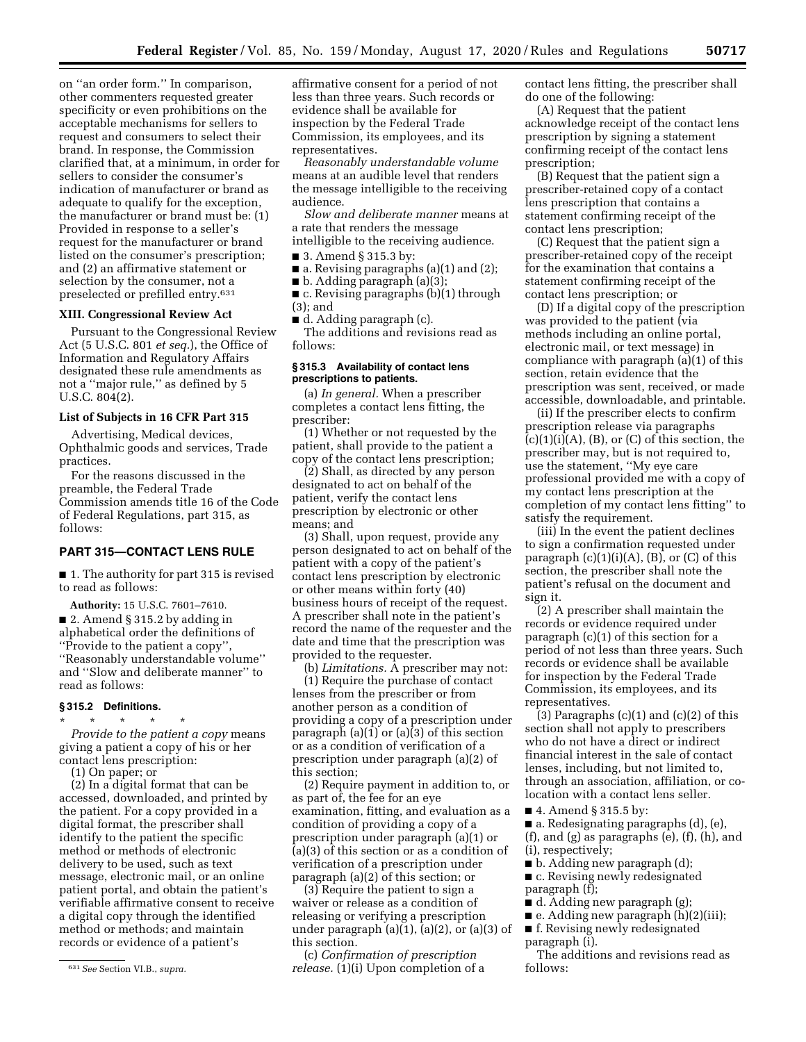on "an order form." In comparison, other commenters requested greater specificity or even prohibitions on the acceptable mechanisms for sellers to request and consumers to select their brand. In response, the Commission clarified that, at a minimum, in order for sellers to consider the consumer's indication of manufacturer or brand as adequate to qualify for the exception, the manufacturer or brand must be: (1) Provided in response to a seller's request for the manufacturer or brand listed on the consumer's prescription; and (2) an affirmative statement or selection by the consumer, not a preselected or prefilled entry.[631]

### XIII. Congressional Review Act

Pursuant to the Congressional Review Act (5 U.S.C. 801 *et seq.*), the Office of Information and Regulatory Affairs designated these rule amendments as not a "major rule," as defined by 5 U.S.C. 804(2).

### List of Subjects in 16 CFR Part 315

Advertising, Medical devices, Ophthalmic goods and services, Trade practices.

For the reasons discussed in the preamble, the Federal Trade Commission amends title 16 of the Code of Federal Regulations, part 315, as follows:

## PART 315—CONTACT LENS RULE

■ 1. The authority for part 315 is revised to read as follows:

**Authority:** 15 U.S.C. 7601–7610.

■ 2. Amend § 315.2 by adding in alphabetical order the definitions of "Provide to the patient a copy", "Reasonably understandable volume" and "Slow and deliberate manner" to read as follows:

### § 315.2 Definitions.

\* \* \* \* \*

*Provide to the patient a copy* means giving a patient a copy of his or her contact lens prescription:

(1) On paper; or

(2) In a digital format that can be accessed, downloaded, and printed by the patient. For a copy provided in a digital format, the prescriber shall identify to the patient the specific method or methods of electronic delivery to be used, such as text message, electronic mail, or an online patient portal, and obtain the patient's verifiable affirmative consent to receive a digital copy through the identified method or methods; and maintain records or evidence of a patient's affirmative consent for a period of not less than three years. Such records or evidence shall be available for inspection by the Federal Trade Commission, its employees, and its representatives.

*Reasonably understandable volume* means at an audible level that renders the message intelligible to the receiving audience.

*Slow and deliberate manner* means at a rate that renders the message intelligible to the receiving audience.

■ 3. Amend § 315.3 by:

■ a. Revising paragraphs (a)(1) and (2);

■ b. Adding paragraph (a)(3);

■ c. Revising paragraphs (b)(1) through (3); and

■ d. Adding paragraph (c).

The additions and revisions read as follows:

### § 315.3 Availability of contact lens prescriptions to patients.

(a) *In general.* When a prescriber completes a contact lens fitting, the prescriber:

(1) Whether or not requested by the patient, shall provide to the patient a copy of the contact lens prescription;

(2) Shall, as directed by any person designated to act on behalf of the patient, verify the contact lens prescription by electronic or other means; and

(3) Shall, upon request, provide any person designated to act on behalf of the patient with a copy of the patient's contact lens prescription by electronic or other means within forty (40) business hours of receipt of the request. A prescriber shall note in the patient's record the name of the requester and the date and time that the prescription was provided to the requester.

(b) *Limitations.* A prescriber may not:

(1) Require the purchase of contact lenses from the prescriber or from another person as a condition of providing a copy of a prescription under paragraph (a)(1) or (a)(3) of this section or as a condition of verification of a prescription under paragraph (a)(2) of this section;

(2) Require payment in addition to, or as part of, the fee for an eye examination, fitting, and evaluation as a condition of providing a copy of a prescription under paragraph (a)(1) or (a)(3) of this section or as a condition of verification of a prescription under paragraph (a)(2) of this section; or

(3) Require the patient to sign a waiver or release as a condition of releasing or verifying a prescription under paragraph (a)(1), (a)(2), or (a)(3) of this section.

(c) *Confirmation of prescription release.* (1)(i) Upon completion of a contact lens fitting, the prescriber shall do one of the following:

(A) Request that the patient acknowledge receipt of the contact lens prescription by signing a statement confirming receipt of the contact lens prescription;

(B) Request that the patient sign a prescriber-retained copy of a contact lens prescription that contains a statement confirming receipt of the contact lens prescription;

(C) Request that the patient sign a prescriber-retained copy of the receipt for the examination that contains a statement confirming receipt of the contact lens prescription; or

(D) If a digital copy of the prescription was provided to the patient (via methods including an online portal, electronic mail, or text message) in compliance with paragraph (a)(1) of this section, retain evidence that the prescription was sent, received, or made accessible, downloadable, and printable.

(ii) If the prescriber elects to confirm prescription release via paragraphs (c)(1)(i)(A), (B), or (C) of this section, the prescriber may, but is not required to, use the statement, "My eye care professional provided me with a copy of my contact lens prescription at the completion of my contact lens fitting" to satisfy the requirement.

(iii) In the event the patient declines to sign a confirmation requested under paragraph (c)(1)(i)(A), (B), or (C) of this section, the prescriber shall note the patient's refusal on the document and sign it.

(2) A prescriber shall maintain the records or evidence required under paragraph (c)(1) of this section for a period of not less than three years. Such records or evidence shall be available for inspection by the Federal Trade Commission, its employees, and its representatives.

(3) Paragraphs (c)(1) and (c)(2) of this section shall not apply to prescribers who do not have a direct or indirect financial interest in the sale of contact lenses, including, but not limited to, through an association, affiliation, or co-location with a contact lens seller.

■ 4. Amend § 315.5 by:

■ a. Redesignating paragraphs (d), (e), (f), and (g) as paragraphs (e), (f), (h), and (i), respectively;

■ b. Adding new paragraph (d);

■ c. Revising newly redesignated paragraph (f);

■ d. Adding new paragraph (g);

■ e. Adding new paragraph (h)(2)(iii);

■ f. Revising newly redesignated paragraph (i).

The additions and revisions read as follows:

[631] *See* Section VI.B., *supra.*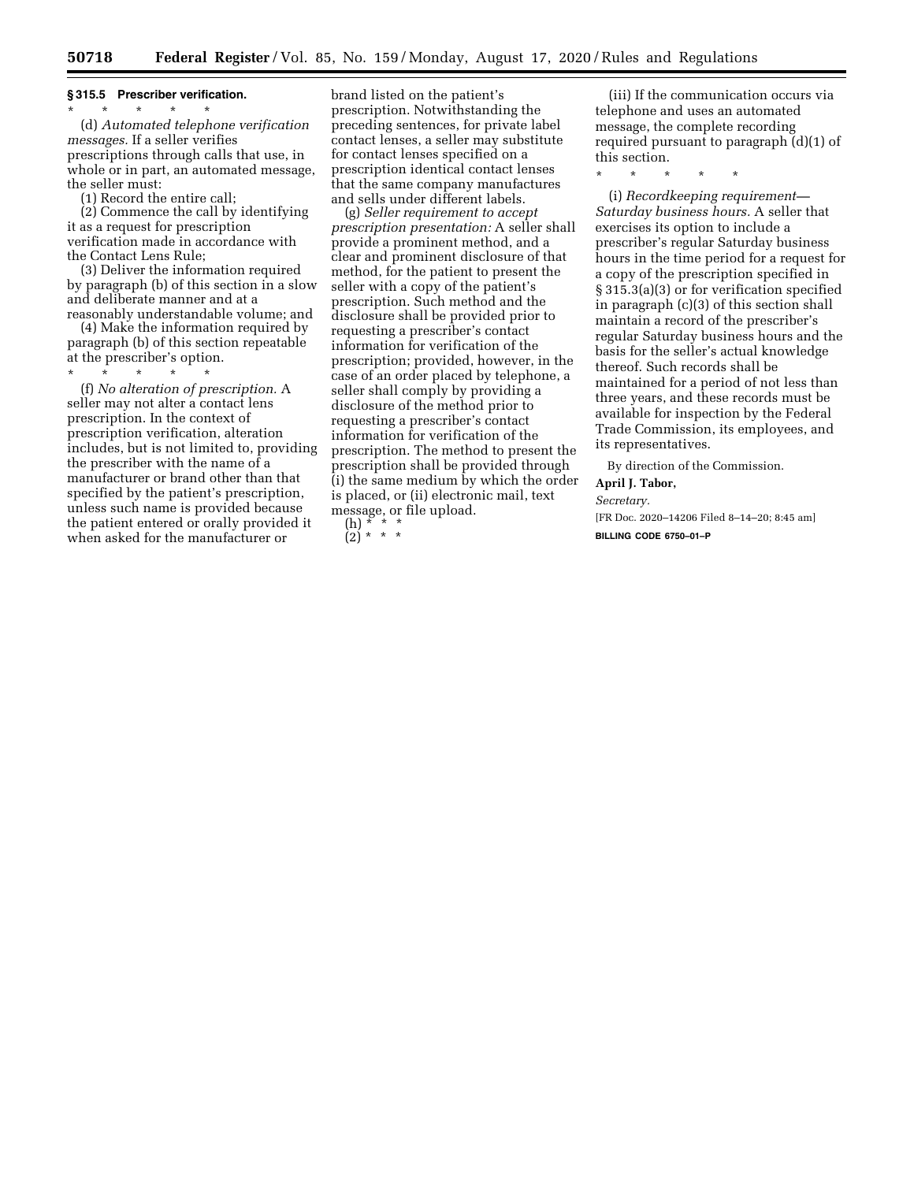### § 315.5 Prescriber verification.

\* \* \* \* \*

(d) *Automated telephone verification messages.* If a seller verifies prescriptions through calls that use, in whole or in part, an automated message, the seller must:

(1) Record the entire call;

(2) Commence the call by identifying it as a request for prescription verification made in accordance with the Contact Lens Rule;

(3) Deliver the information required by paragraph (b) of this section in a slow and deliberate manner and at a reasonably understandable volume; and

(4) Make the information required by paragraph (b) of this section repeatable at the prescriber's option.

\* \* \* \* \*

(f) *No alteration of prescription.* A seller may not alter a contact lens prescription. In the context of prescription verification, alteration includes, but is not limited to, providing the prescriber with the name of a manufacturer or brand other than that specified by the patient's prescription, unless such name is provided because the patient entered or orally provided it when asked for the manufacturer or brand listed on the patient's prescription. Notwithstanding the preceding sentences, for private label contact lenses, a seller may substitute for contact lenses specified on a prescription identical contact lenses that the same company manufactures and sells under different labels.

(g) *Seller requirement to accept prescription presentation:* A seller shall provide a prominent method, and a clear and prominent disclosure of that method, for the patient to present the seller with a copy of the patient's prescription. Such method and the disclosure shall be provided prior to requesting a prescriber's contact information for verification of the prescription; provided, however, in the case of an order placed by telephone, a seller shall comply by providing a disclosure of the method prior to requesting a prescriber's contact information for verification of the prescription. The method to present the prescription shall be provided through (i) the same medium by which the order is placed, or (ii) electronic mail, text message, or file upload.

(h) \* \* \*

(2) \* \* \*

(iii) If the communication occurs via telephone and uses an automated message, the complete recording required pursuant to paragraph (d)(1) of this section.

\* \* \* \* \*

(i) *Recordkeeping requirement—Saturday business hours.* A seller that exercises its option to include a prescriber's regular Saturday business hours in the time period for a request for a copy of the prescription specified in § 315.3(a)(3) or for verification specified in paragraph (c)(3) of this section shall maintain a record of the prescriber's regular Saturday business hours and the basis for the seller's actual knowledge thereof. Such records shall be maintained for a period of not less than three years, and these records must be available for inspection by the Federal Trade Commission, its employees, and its representatives.

By direction of the Commission.

**April J. Tabor,**

*Secretary.*

[FR Doc. 2020–14206 Filed 8–14–20; 8:45 am]

**BILLING CODE 6750–01–P**